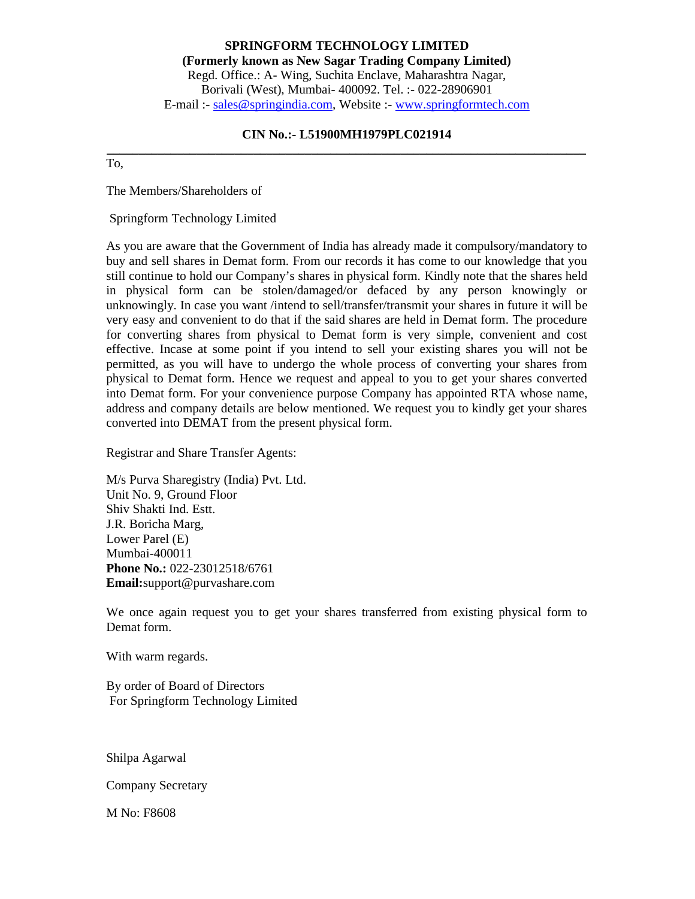**SPRINGFORM TECHNOLOGY LIMITED**
**(Formerly known as New Sagar Trading Company Limited)**
Regd. Office.: A- Wing, Suchita Enclave, Maharashtra Nagar,
Borivali (West), Mumbai- 400092. Tel. :- 022-28906901
E-mail :- sales@springindia.com, Website :- www.springformtech.com

**CIN No.:- L51900MH1979PLC021914**

---

To,

The Members/Shareholders of

Springform Technology Limited

As you are aware that the Government of India has already made it compulsory/mandatory to buy and sell shares in Demat form. From our records it has come to our knowledge that you still continue to hold our Company's shares in physical form. Kindly note that the shares held in physical form can be stolen/damaged/or defaced by any person knowingly or unknowingly. In case you want /intend to sell/transfer/transmit your shares in future it will be very easy and convenient to do that if the said shares are held in Demat form. The procedure for converting shares from physical to Demat form is very simple, convenient and cost effective. Incase at some point if you intend to sell your existing shares you will not be permitted, as you will have to undergo the whole process of converting your shares from physical to Demat form. Hence we request and appeal to you to get your shares converted into Demat form. For your convenience purpose Company has appointed RTA whose name, address and company details are below mentioned. We request you to kindly get your shares converted into DEMAT from the present physical form.

Registrar and Share Transfer Agents:

M/s Purva Sharegistry (India) Pvt. Ltd.
Unit No. 9, Ground Floor
Shiv Shakti Ind. Estt.
J.R. Boricha Marg,
Lower Parel (E)
Mumbai-400011
**Phone No.:** 022-23012518/6761
**Email:**support@purvashare.com

We once again request you to get your shares transferred from existing physical form to Demat form.

With warm regards.

By order of Board of Directors
For Springform Technology Limited

Shilpa Agarwal

Company Secretary

M No: F8608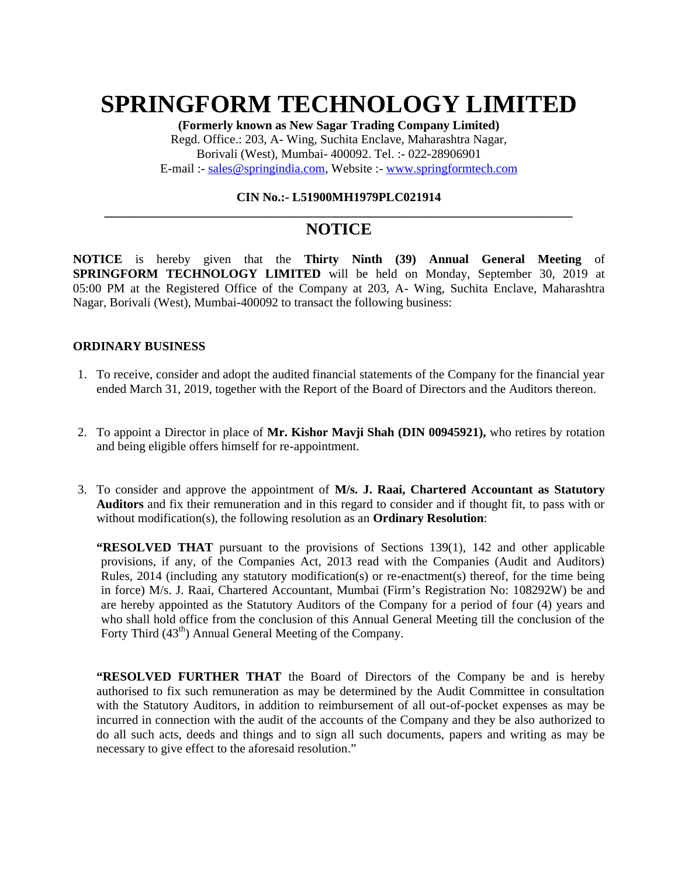# SPRINGFORM TECHNOLOGY LIMITED

**(Formerly known as New Sagar Trading Company Limited)**
Regd. Office.: 203, A- Wing, Suchita Enclave, Maharashtra Nagar,
Borivali (West), Mumbai- 400092. Tel. :- 022-28906901
E-mail :- sales@springindia.com, Website :- www.springformtech.com

**CIN No.:- L51900MH1979PLC021914**

## NOTICE

**NOTICE** is hereby given that the **Thirty Ninth (39) Annual General Meeting** of **SPRINGFORM TECHNOLOGY LIMITED** will be held on Monday, September 30, 2019 at 05:00 PM at the Registered Office of the Company at 203, A- Wing, Suchita Enclave, Maharashtra Nagar, Borivali (West), Mumbai-400092 to transact the following business:

**ORDINARY BUSINESS**

1. To receive, consider and adopt the audited financial statements of the Company for the financial year ended March 31, 2019, together with the Report of the Board of Directors and the Auditors thereon.

2. To appoint a Director in place of **Mr. Kishor Mavji Shah (DIN 00945921),** who retires by rotation and being eligible offers himself for re-appointment.

3. To consider and approve the appointment of **M/s. J. Raai, Chartered Accountant as Statutory Auditors** and fix their remuneration and in this regard to consider and if thought fit, to pass with or without modification(s), the following resolution as an **Ordinary Resolution**:

   **"RESOLVED THAT** pursuant to the provisions of Sections 139(1), 142 and other applicable provisions, if any, of the Companies Act, 2013 read with the Companies (Audit and Auditors) Rules, 2014 (including any statutory modification(s) or re-enactment(s) thereof, for the time being in force) M/s. J. Raai, Chartered Accountant, Mumbai (Firm's Registration No: 108292W) be and are hereby appointed as the Statutory Auditors of the Company for a period of four (4) years and who shall hold office from the conclusion of this Annual General Meeting till the conclusion of the Forty Third (43rd) Annual General Meeting of the Company.

   **"RESOLVED FURTHER THAT** the Board of Directors of the Company be and is hereby authorised to fix such remuneration as may be determined by the Audit Committee in consultation with the Statutory Auditors, in addition to reimbursement of all out-of-pocket expenses as may be incurred in connection with the audit of the accounts of the Company and they be also authorized to do all such acts, deeds and things and to sign all such documents, papers and writing as may be necessary to give effect to the aforesaid resolution."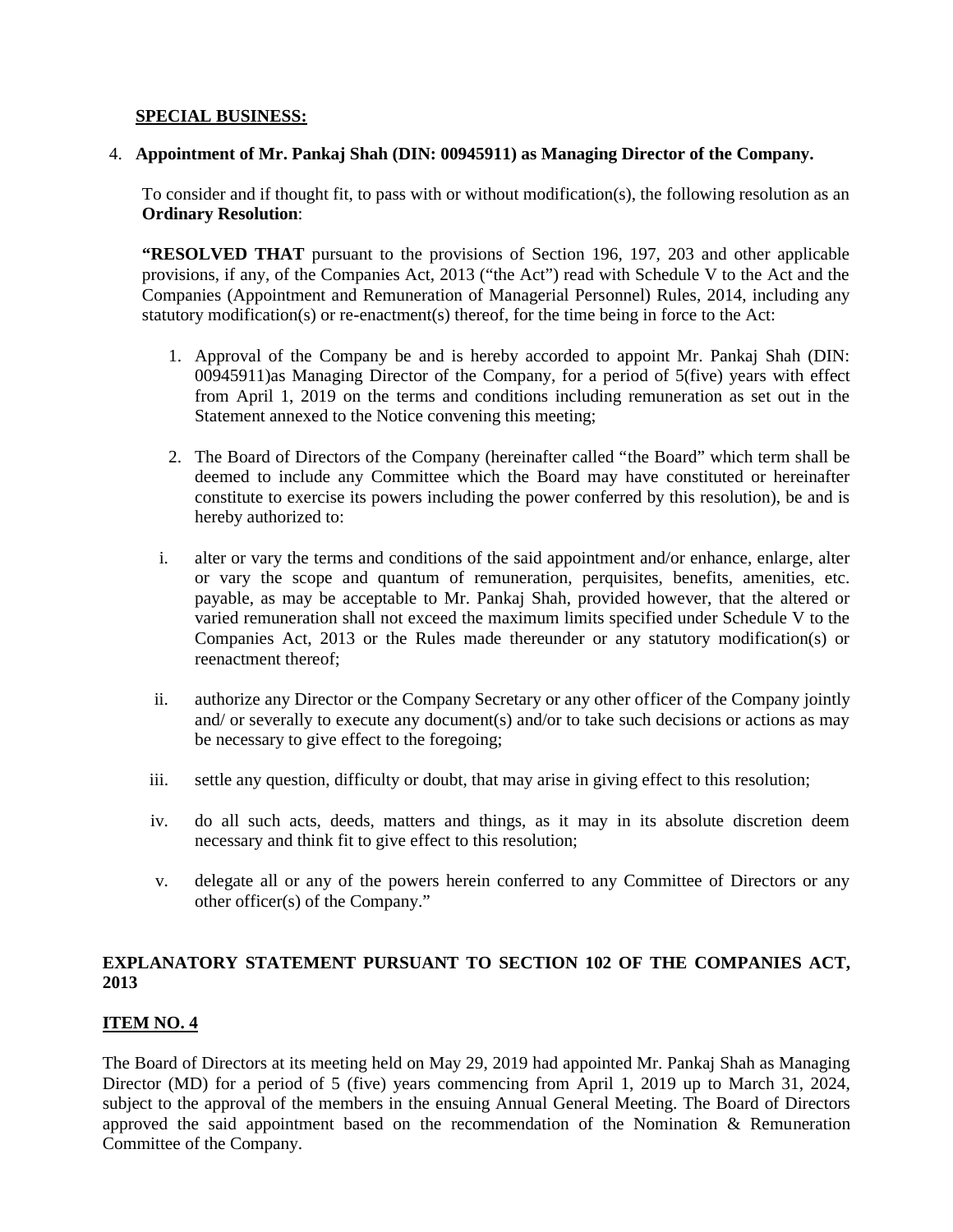**SPECIAL BUSINESS:**

4. **Appointment of Mr. Pankaj Shah (DIN: 00945911) as Managing Director of the Company.**

To consider and if thought fit, to pass with or without modification(s), the following resolution as an **Ordinary Resolution**:

**"RESOLVED THAT** pursuant to the provisions of Section 196, 197, 203 and other applicable provisions, if any, of the Companies Act, 2013 ("the Act") read with Schedule V to the Act and the Companies (Appointment and Remuneration of Managerial Personnel) Rules, 2014, including any statutory modification(s) or re-enactment(s) thereof, for the time being in force to the Act:

1. Approval of the Company be and is hereby accorded to appoint Mr. Pankaj Shah (DIN: 00945911)as Managing Director of the Company, for a period of 5(five) years with effect from April 1, 2019 on the terms and conditions including remuneration as set out in the Statement annexed to the Notice convening this meeting;

2. The Board of Directors of the Company (hereinafter called "the Board" which term shall be deemed to include any Committee which the Board may have constituted or hereinafter constitute to exercise its powers including the power conferred by this resolution), be and is hereby authorized to:

i. alter or vary the terms and conditions of the said appointment and/or enhance, enlarge, alter or vary the scope and quantum of remuneration, perquisites, benefits, amenities, etc. payable, as may be acceptable to Mr. Pankaj Shah, provided however, that the altered or varied remuneration shall not exceed the maximum limits specified under Schedule V to the Companies Act, 2013 or the Rules made thereunder or any statutory modification(s) or reenactment thereof;

ii. authorize any Director or the Company Secretary or any other officer of the Company jointly and/ or severally to execute any document(s) and/or to take such decisions or actions as may be necessary to give effect to the foregoing;

iii. settle any question, difficulty or doubt, that may arise in giving effect to this resolution;

iv. do all such acts, deeds, matters and things, as it may in its absolute discretion deem necessary and think fit to give effect to this resolution;

v. delegate all or any of the powers herein conferred to any Committee of Directors or any other officer(s) of the Company."

**EXPLANATORY STATEMENT PURSUANT TO SECTION 102 OF THE COMPANIES ACT, 2013**

**ITEM NO. 4**

The Board of Directors at its meeting held on May 29, 2019 had appointed Mr. Pankaj Shah as Managing Director (MD) for a period of 5 (five) years commencing from April 1, 2019 up to March 31, 2024, subject to the approval of the members in the ensuing Annual General Meeting. The Board of Directors approved the said appointment based on the recommendation of the Nomination & Remuneration Committee of the Company.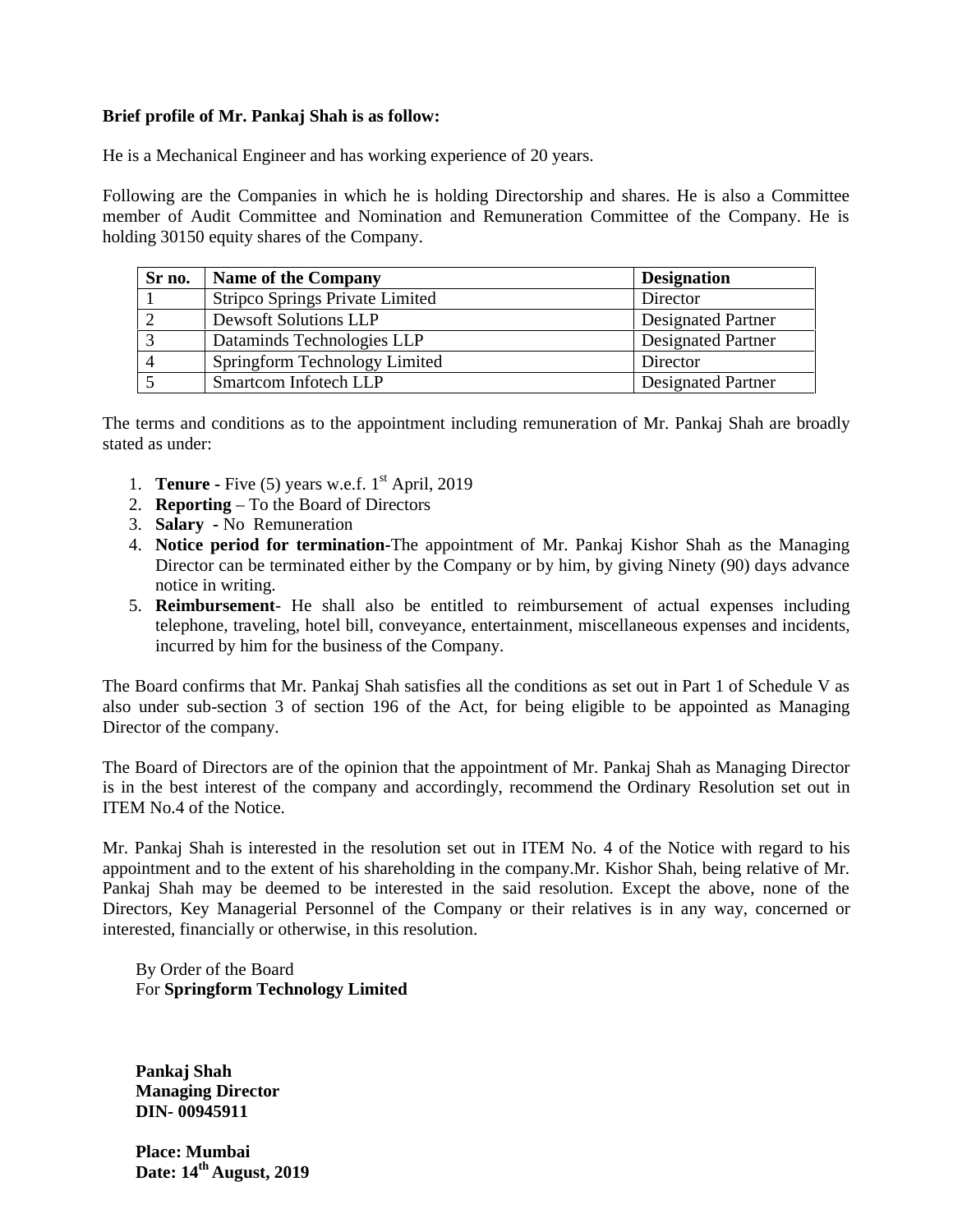**Brief profile of Mr. Pankaj Shah is as follow:**

He is a Mechanical Engineer and has working experience of 20 years.

Following are the Companies in which he is holding Directorship and shares. He is also a Committee member of Audit Committee and Nomination and Remuneration Committee of the Company. He is holding 30150 equity shares of the Company.

| Sr no. | Name of the Company | Designation |
|---|---|---|
| 1 | Stripco Springs Private Limited | Director |
| 2 | Dewsoft Solutions LLP | Designated Partner |
| 3 | Dataminds Technologies LLP | Designated Partner |
| 4 | Springform Technology Limited | Director |
| 5 | Smartcom Infotech LLP | Designated Partner |

The terms and conditions as to the appointment including remuneration of Mr. Pankaj Shah are broadly stated as under:

1. **Tenure -** Five (5) years w.e.f. 1st April, 2019
2. **Reporting** – To the Board of Directors
3. **Salary** - No Remuneration
4. **Notice period for termination-**The appointment of Mr. Pankaj Kishor Shah as the Managing Director can be terminated either by the Company or by him, by giving Ninety (90) days advance notice in writing.
5. **Reimbursement**- He shall also be entitled to reimbursement of actual expenses including telephone, traveling, hotel bill, conveyance, entertainment, miscellaneous expenses and incidents, incurred by him for the business of the Company.

The Board confirms that Mr. Pankaj Shah satisfies all the conditions as set out in Part 1 of Schedule V as also under sub-section 3 of section 196 of the Act, for being eligible to be appointed as Managing Director of the company.

The Board of Directors are of the opinion that the appointment of Mr. Pankaj Shah as Managing Director is in the best interest of the company and accordingly, recommend the Ordinary Resolution set out in ITEM No.4 of the Notice.

Mr. Pankaj Shah is interested in the resolution set out in ITEM No. 4 of the Notice with regard to his appointment and to the extent of his shareholding in the company.Mr. Kishor Shah, being relative of Mr. Pankaj Shah may be deemed to be interested in the said resolution. Except the above, none of the Directors, Key Managerial Personnel of the Company or their relatives is in any way, concerned or interested, financially or otherwise, in this resolution.

By Order of the Board
For **Springform Technology Limited**

**Pankaj Shah**
**Managing Director**
**DIN- 00945911**

**Place: Mumbai**
**Date: 14th August, 2019**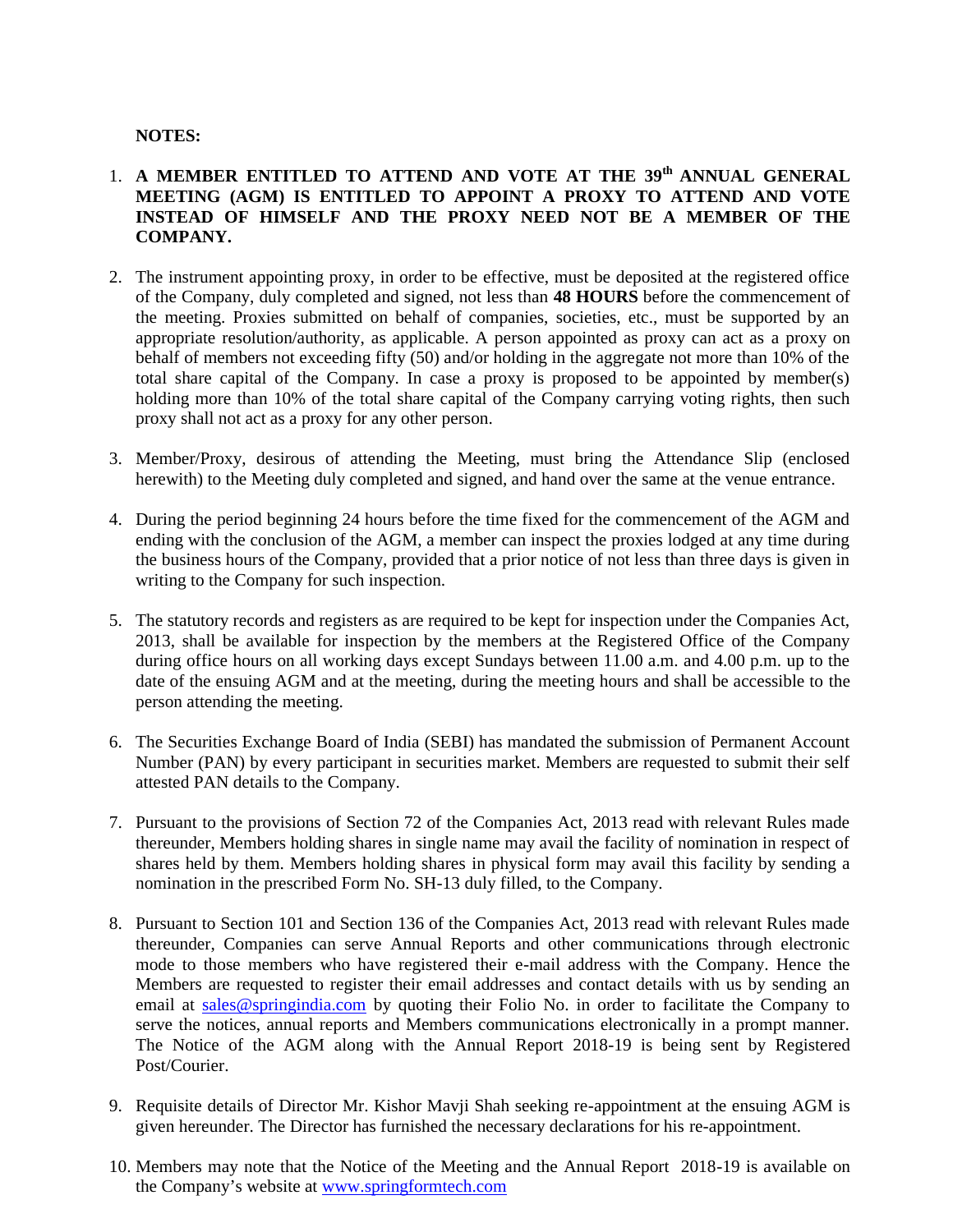**NOTES:**

1. **A MEMBER ENTITLED TO ATTEND AND VOTE AT THE 39th ANNUAL GENERAL MEETING (AGM) IS ENTITLED TO APPOINT A PROXY TO ATTEND AND VOTE INSTEAD OF HIMSELF AND THE PROXY NEED NOT BE A MEMBER OF THE COMPANY.**

2. The instrument appointing proxy, in order to be effective, must be deposited at the registered office of the Company, duly completed and signed, not less than **48 HOURS** before the commencement of the meeting. Proxies submitted on behalf of companies, societies, etc., must be supported by an appropriate resolution/authority, as applicable. A person appointed as proxy can act as a proxy on behalf of members not exceeding fifty (50) and/or holding in the aggregate not more than 10% of the total share capital of the Company. In case a proxy is proposed to be appointed by member(s) holding more than 10% of the total share capital of the Company carrying voting rights, then such proxy shall not act as a proxy for any other person.

3. Member/Proxy, desirous of attending the Meeting, must bring the Attendance Slip (enclosed herewith) to the Meeting duly completed and signed, and hand over the same at the venue entrance.

4. During the period beginning 24 hours before the time fixed for the commencement of the AGM and ending with the conclusion of the AGM, a member can inspect the proxies lodged at any time during the business hours of the Company, provided that a prior notice of not less than three days is given in writing to the Company for such inspection.

5. The statutory records and registers as are required to be kept for inspection under the Companies Act, 2013, shall be available for inspection by the members at the Registered Office of the Company during office hours on all working days except Sundays between 11.00 a.m. and 4.00 p.m. up to the date of the ensuing AGM and at the meeting, during the meeting hours and shall be accessible to the person attending the meeting.

6. The Securities Exchange Board of India (SEBI) has mandated the submission of Permanent Account Number (PAN) by every participant in securities market. Members are requested to submit their self attested PAN details to the Company.

7. Pursuant to the provisions of Section 72 of the Companies Act, 2013 read with relevant Rules made thereunder, Members holding shares in single name may avail the facility of nomination in respect of shares held by them. Members holding shares in physical form may avail this facility by sending a nomination in the prescribed Form No. SH-13 duly filled, to the Company.

8. Pursuant to Section 101 and Section 136 of the Companies Act, 2013 read with relevant Rules made thereunder, Companies can serve Annual Reports and other communications through electronic mode to those members who have registered their e-mail address with the Company. Hence the Members are requested to register their email addresses and contact details with us by sending an email at sales@springindia.com by quoting their Folio No. in order to facilitate the Company to serve the notices, annual reports and Members communications electronically in a prompt manner. The Notice of the AGM along with the Annual Report 2018-19 is being sent by Registered Post/Courier.

9. Requisite details of Director Mr. Kishor Mavji Shah seeking re-appointment at the ensuing AGM is given hereunder. The Director has furnished the necessary declarations for his re-appointment.

10. Members may note that the Notice of the Meeting and the Annual Report 2018-19 is available on the Company's website at www.springformtech.com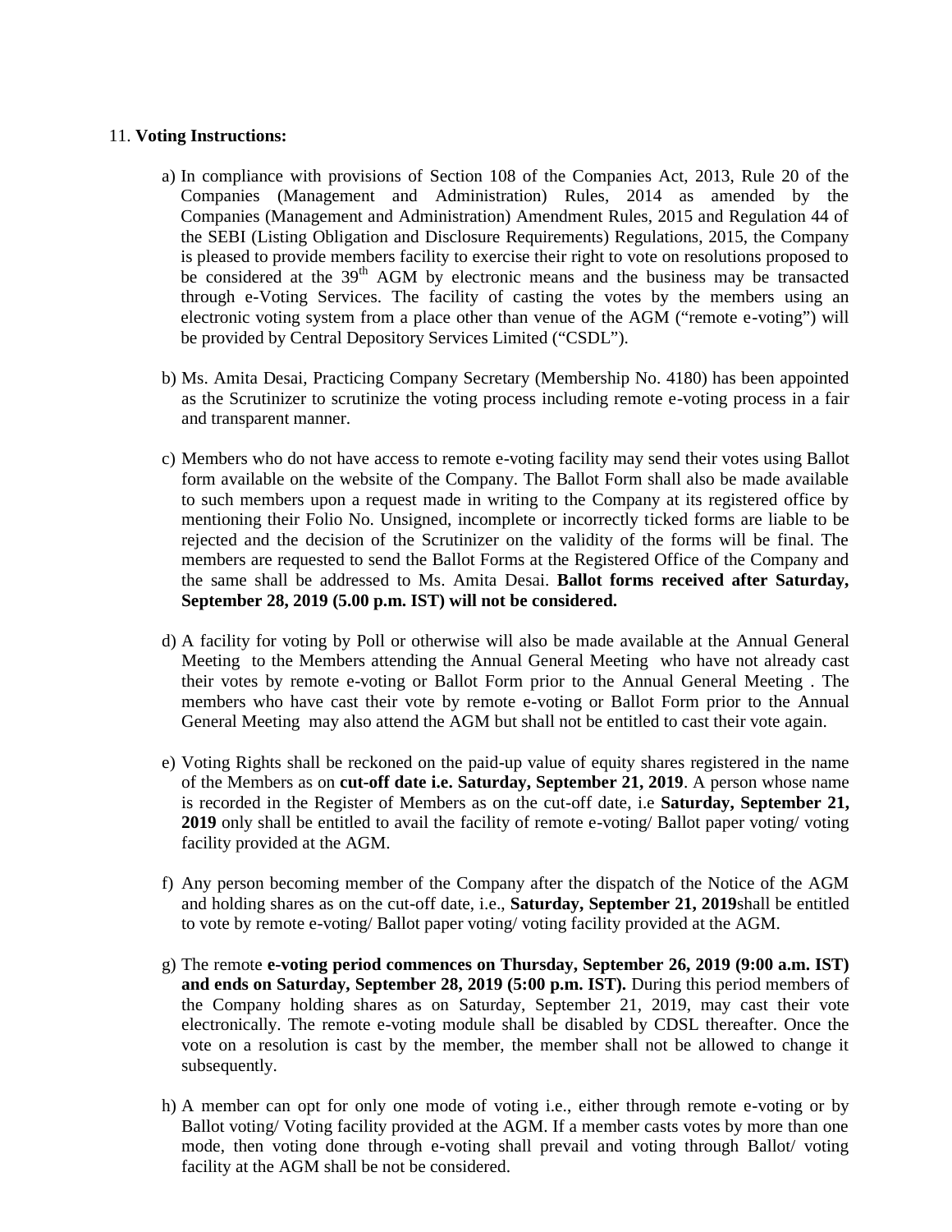11. **Voting Instructions:**

a) In compliance with provisions of Section 108 of the Companies Act, 2013, Rule 20 of the Companies (Management and Administration) Rules, 2014 as amended by the Companies (Management and Administration) Amendment Rules, 2015 and Regulation 44 of the SEBI (Listing Obligation and Disclosure Requirements) Regulations, 2015, the Company is pleased to provide members facility to exercise their right to vote on resolutions proposed to be considered at the 39th AGM by electronic means and the business may be transacted through e-Voting Services. The facility of casting the votes by the members using an electronic voting system from a place other than venue of the AGM ("remote e-voting") will be provided by Central Depository Services Limited ("CSDL").

b) Ms. Amita Desai, Practicing Company Secretary (Membership No. 4180) has been appointed as the Scrutinizer to scrutinize the voting process including remote e-voting process in a fair and transparent manner.

c) Members who do not have access to remote e-voting facility may send their votes using Ballot form available on the website of the Company. The Ballot Form shall also be made available to such members upon a request made in writing to the Company at its registered office by mentioning their Folio No. Unsigned, incomplete or incorrectly ticked forms are liable to be rejected and the decision of the Scrutinizer on the validity of the forms will be final. The members are requested to send the Ballot Forms at the Registered Office of the Company and the same shall be addressed to Ms. Amita Desai. **Ballot forms received after Saturday, September 28, 2019 (5.00 p.m. IST) will not be considered.**

d) A facility for voting by Poll or otherwise will also be made available at the Annual General Meeting to the Members attending the Annual General Meeting who have not already cast their votes by remote e-voting or Ballot Form prior to the Annual General Meeting . The members who have cast their vote by remote e-voting or Ballot Form prior to the Annual General Meeting may also attend the AGM but shall not be entitled to cast their vote again.

e) Voting Rights shall be reckoned on the paid-up value of equity shares registered in the name of the Members as on **cut-off date i.e. Saturday, September 21, 2019**. A person whose name is recorded in the Register of Members as on the cut-off date, i.e **Saturday, September 21, 2019** only shall be entitled to avail the facility of remote e-voting/ Ballot paper voting/ voting facility provided at the AGM.

f) Any person becoming member of the Company after the dispatch of the Notice of the AGM and holding shares as on the cut-off date, i.e., **Saturday, September 21, 2019**shall be entitled to vote by remote e-voting/ Ballot paper voting/ voting facility provided at the AGM.

g) The remote **e-voting period commences on Thursday, September 26, 2019 (9:00 a.m. IST) and ends on Saturday, September 28, 2019 (5:00 p.m. IST).** During this period members of the Company holding shares as on Saturday, September 21, 2019, may cast their vote electronically. The remote e-voting module shall be disabled by CDSL thereafter. Once the vote on a resolution is cast by the member, the member shall not be allowed to change it subsequently.

h) A member can opt for only one mode of voting i.e., either through remote e-voting or by Ballot voting/ Voting facility provided at the AGM. If a member casts votes by more than one mode, then voting done through e-voting shall prevail and voting through Ballot/ voting facility at the AGM shall be not be considered.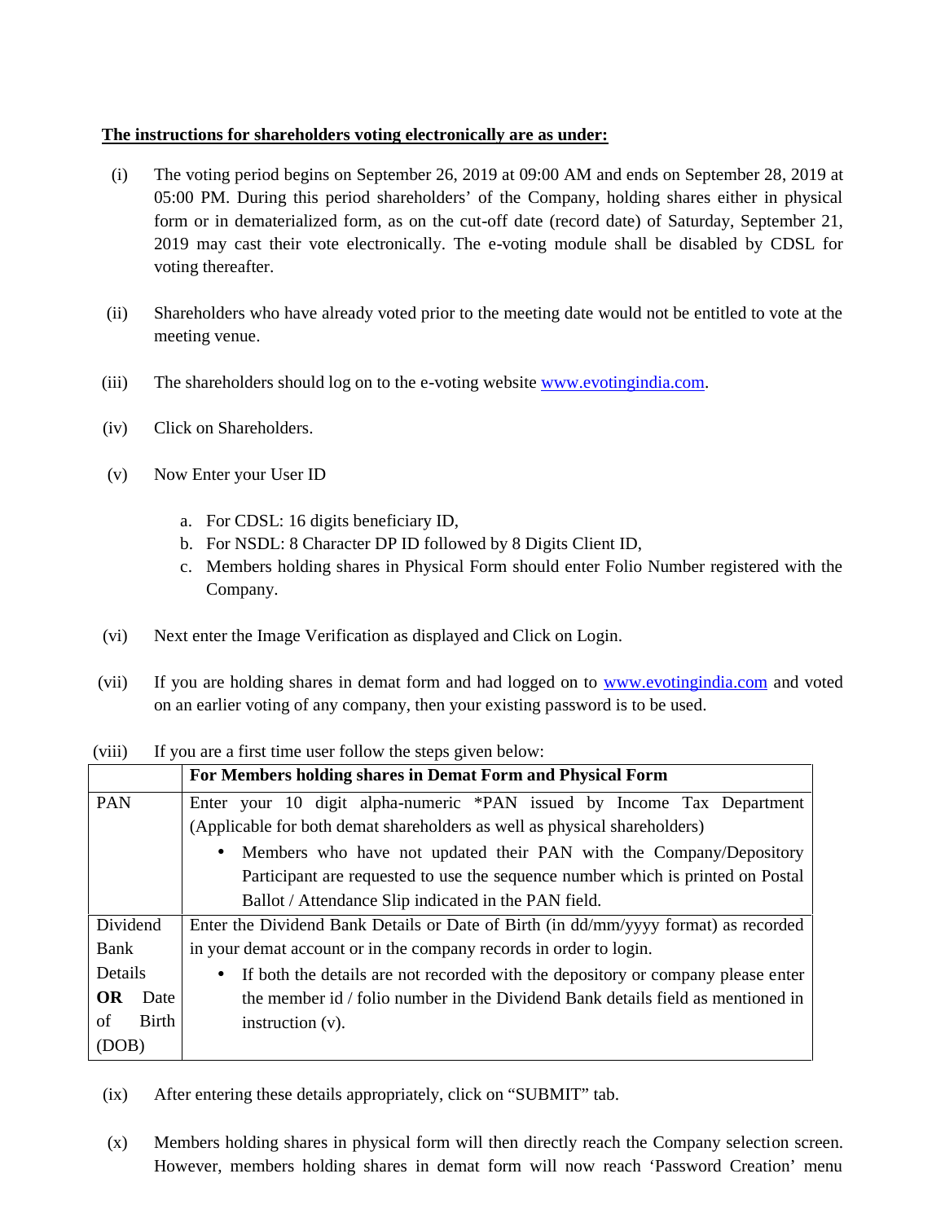**The instructions for shareholders voting electronically are as under:**

(i) The voting period begins on September 26, 2019 at 09:00 AM and ends on September 28, 2019 at 05:00 PM. During this period shareholders' of the Company, holding shares either in physical form or in dematerialized form, as on the cut-off date (record date) of Saturday, September 21, 2019 may cast their vote electronically. The e-voting module shall be disabled by CDSL for voting thereafter.

(ii) Shareholders who have already voted prior to the meeting date would not be entitled to vote at the meeting venue.

(iii) The shareholders should log on to the e-voting website www.evotingindia.com.

(iv) Click on Shareholders.

(v) Now Enter your User ID

a. For CDSL: 16 digits beneficiary ID,
b. For NSDL: 8 Character DP ID followed by 8 Digits Client ID,
c. Members holding shares in Physical Form should enter Folio Number registered with the Company.

(vi) Next enter the Image Verification as displayed and Click on Login.

(vii) If you are holding shares in demat form and had logged on to www.evotingindia.com and voted on an earlier voting of any company, then your existing password is to be used.

(viii) If you are a first time user follow the steps given below:

| | **For Members holding shares in Demat Form and Physical Form** |
|---|---|
| PAN | Enter your 10 digit alpha-numeric *PAN issued by Income Tax Department (Applicable for both demat shareholders as well as physical shareholders)<br>• Members who have not updated their PAN with the Company/Depository Participant are requested to use the sequence number which is printed on Postal Ballot / Attendance Slip indicated in the PAN field. |
| Dividend Bank Details **OR** Date of Birth (DOB) | Enter the Dividend Bank Details or Date of Birth (in dd/mm/yyyy format) as recorded in your demat account or in the company records in order to login.<br>• If both the details are not recorded with the depository or company please enter the member id / folio number in the Dividend Bank details field as mentioned in instruction (v). |

(ix) After entering these details appropriately, click on "SUBMIT" tab.

(x) Members holding shares in physical form will then directly reach the Company selection screen. However, members holding shares in demat form will now reach 'Password Creation' menu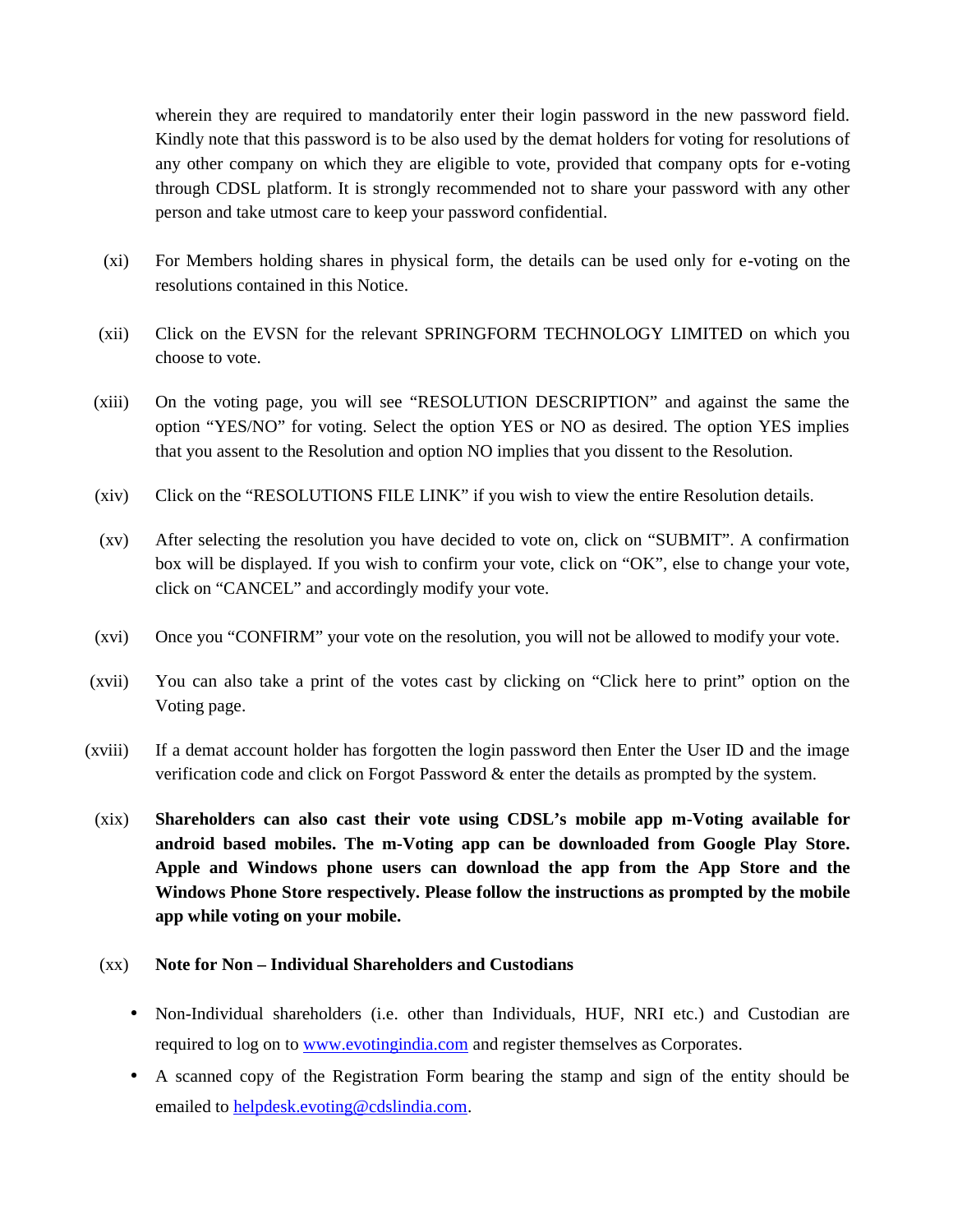wherein they are required to mandatorily enter their login password in the new password field. Kindly note that this password is to be also used by the demat holders for voting for resolutions of any other company on which they are eligible to vote, provided that company opts for e-voting through CDSL platform. It is strongly recommended not to share your password with any other person and take utmost care to keep your password confidential.

(xi) For Members holding shares in physical form, the details can be used only for e-voting on the resolutions contained in this Notice.

(xii) Click on the EVSN for the relevant SPRINGFORM TECHNOLOGY LIMITED on which you choose to vote.

(xiii) On the voting page, you will see "RESOLUTION DESCRIPTION" and against the same the option "YES/NO" for voting. Select the option YES or NO as desired. The option YES implies that you assent to the Resolution and option NO implies that you dissent to the Resolution.

(xiv) Click on the "RESOLUTIONS FILE LINK" if you wish to view the entire Resolution details.

(xv) After selecting the resolution you have decided to vote on, click on "SUBMIT". A confirmation box will be displayed. If you wish to confirm your vote, click on "OK", else to change your vote, click on "CANCEL" and accordingly modify your vote.

(xvi) Once you "CONFIRM" your vote on the resolution, you will not be allowed to modify your vote.

(xvii) You can also take a print of the votes cast by clicking on "Click here to print" option on the Voting page.

(xviii) If a demat account holder has forgotten the login password then Enter the User ID and the image verification code and click on Forgot Password & enter the details as prompted by the system.

(xix) **Shareholders can also cast their vote using CDSL's mobile app m-Voting available for android based mobiles. The m-Voting app can be downloaded from Google Play Store. Apple and Windows phone users can download the app from the App Store and the Windows Phone Store respectively. Please follow the instructions as prompted by the mobile app while voting on your mobile.**

(xx) **Note for Non – Individual Shareholders and Custodians**

- Non-Individual shareholders (i.e. other than Individuals, HUF, NRI etc.) and Custodian are required to log on to www.evotingindia.com and register themselves as Corporates.
- A scanned copy of the Registration Form bearing the stamp and sign of the entity should be emailed to helpdesk.evoting@cdslindia.com.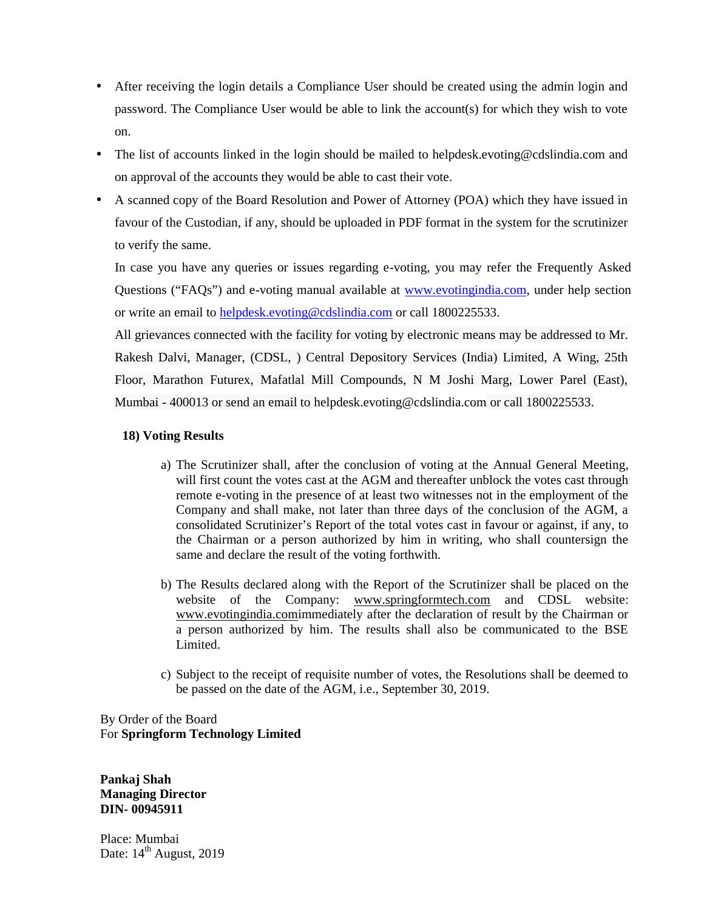- After receiving the login details a Compliance User should be created using the admin login and password. The Compliance User would be able to link the account(s) for which they wish to vote on.
- The list of accounts linked in the login should be mailed to helpdesk.evoting@cdslindia.com and on approval of the accounts they would be able to cast their vote.
- A scanned copy of the Board Resolution and Power of Attorney (POA) which they have issued in favour of the Custodian, if any, should be uploaded in PDF format in the system for the scrutinizer to verify the same.

  In case you have any queries or issues regarding e-voting, you may refer the Frequently Asked Questions ("FAQs") and e-voting manual available at www.evotingindia.com, under help section or write an email to helpdesk.evoting@cdslindia.com or call 1800225533.

  All grievances connected with the facility for voting by electronic means may be addressed to Mr. Rakesh Dalvi, Manager, (CDSL, ) Central Depository Services (India) Limited, A Wing, 25th Floor, Marathon Futurex, Mafatlal Mill Compounds, N M Joshi Marg, Lower Parel (East), Mumbai - 400013 or send an email to helpdesk.evoting@cdslindia.com or call 1800225533.

**18) Voting Results**

a) The Scrutinizer shall, after the conclusion of voting at the Annual General Meeting, will first count the votes cast at the AGM and thereafter unblock the votes cast through remote e-voting in the presence of at least two witnesses not in the employment of the Company and shall make, not later than three days of the conclusion of the AGM, a consolidated Scrutinizer's Report of the total votes cast in favour or against, if any, to the Chairman or a person authorized by him in writing, who shall countersign the same and declare the result of the voting forthwith.

b) The Results declared along with the Report of the Scrutinizer shall be placed on the website of the Company: www.springformtech.com and CDSL website: www.evotingindia.comimmediately after the declaration of result by the Chairman or a person authorized by him. The results shall also be communicated to the BSE Limited.

c) Subject to the receipt of requisite number of votes, the Resolutions shall be deemed to be passed on the date of the AGM, i.e., September 30, 2019.

By Order of the Board
For **Springform Technology Limited**

**Pankaj Shah**
**Managing Director**
**DIN- 00945911**

Place: Mumbai
Date: 14th August, 2019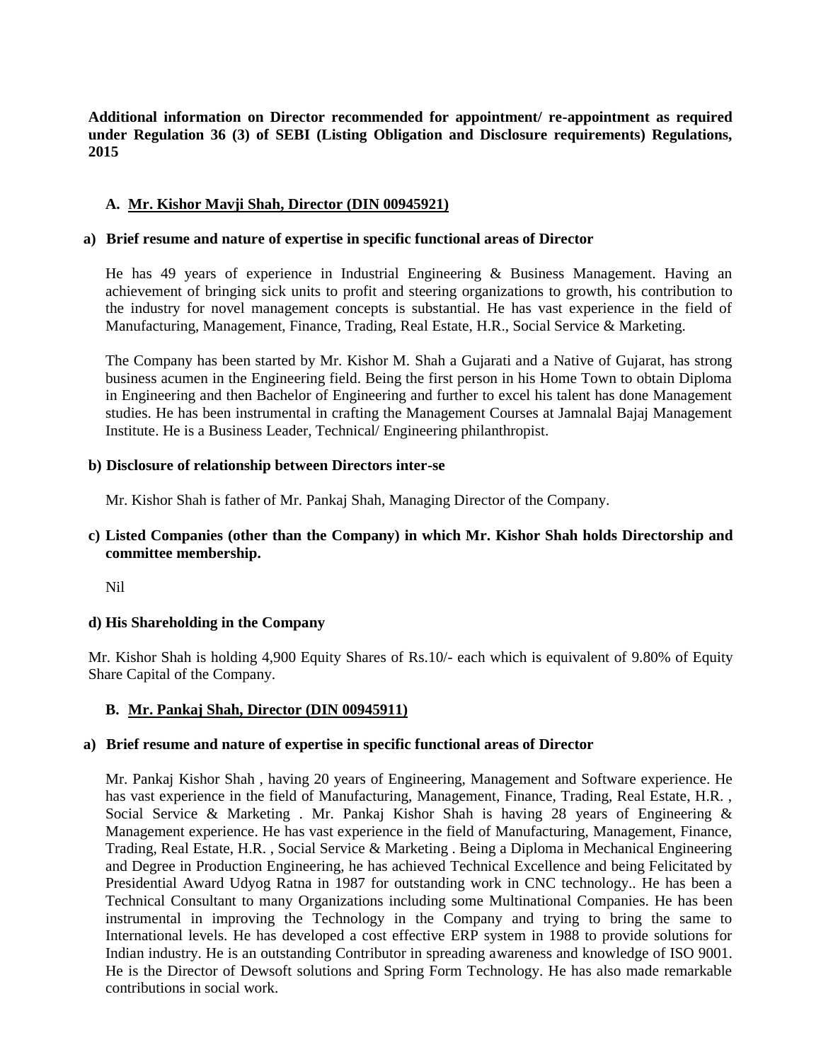**Additional information on Director recommended for appointment/ re-appointment as required under Regulation 36 (3) of SEBI (Listing Obligation and Disclosure requirements) Regulations, 2015**

### A. Mr. Kishor Mavji Shah, Director (DIN 00945921)

**a) Brief resume and nature of expertise in specific functional areas of Director**

He has 49 years of experience in Industrial Engineering & Business Management. Having an achievement of bringing sick units to profit and steering organizations to growth, his contribution to the industry for novel management concepts is substantial. He has vast experience in the field of Manufacturing, Management, Finance, Trading, Real Estate, H.R., Social Service & Marketing.

The Company has been started by Mr. Kishor M. Shah a Gujarati and a Native of Gujarat, has strong business acumen in the Engineering field. Being the first person in his Home Town to obtain Diploma in Engineering and then Bachelor of Engineering and further to excel his talent has done Management studies. He has been instrumental in crafting the Management Courses at Jamnalal Bajaj Management Institute. He is a Business Leader, Technical/ Engineering philanthropist.

**b) Disclosure of relationship between Directors inter-se**

Mr. Kishor Shah is father of Mr. Pankaj Shah, Managing Director of the Company.

**c) Listed Companies (other than the Company) in which Mr. Kishor Shah holds Directorship and committee membership.**

Nil

**d) His Shareholding in the Company**

Mr. Kishor Shah is holding 4,900 Equity Shares of Rs.10/- each which is equivalent of 9.80% of Equity Share Capital of the Company.

### B. Mr. Pankaj Shah, Director (DIN 00945911)

**a) Brief resume and nature of expertise in specific functional areas of Director**

Mr. Pankaj Kishor Shah , having 20 years of Engineering, Management and Software experience. He has vast experience in the field of Manufacturing, Management, Finance, Trading, Real Estate, H.R. , Social Service & Marketing . Mr. Pankaj Kishor Shah is having 28 years of Engineering & Management experience. He has vast experience in the field of Manufacturing, Management, Finance, Trading, Real Estate, H.R. , Social Service & Marketing . Being a Diploma in Mechanical Engineering and Degree in Production Engineering, he has achieved Technical Excellence and being Felicitated by Presidential Award Udyog Ratna in 1987 for outstanding work in CNC technology.. He has been a Technical Consultant to many Organizations including some Multinational Companies. He has been instrumental in improving the Technology in the Company and trying to bring the same to International levels. He has developed a cost effective ERP system in 1988 to provide solutions for Indian industry. He is an outstanding Contributor in spreading awareness and knowledge of ISO 9001. He is the Director of Dewsoft solutions and Spring Form Technology. He has also made remarkable contributions in social work.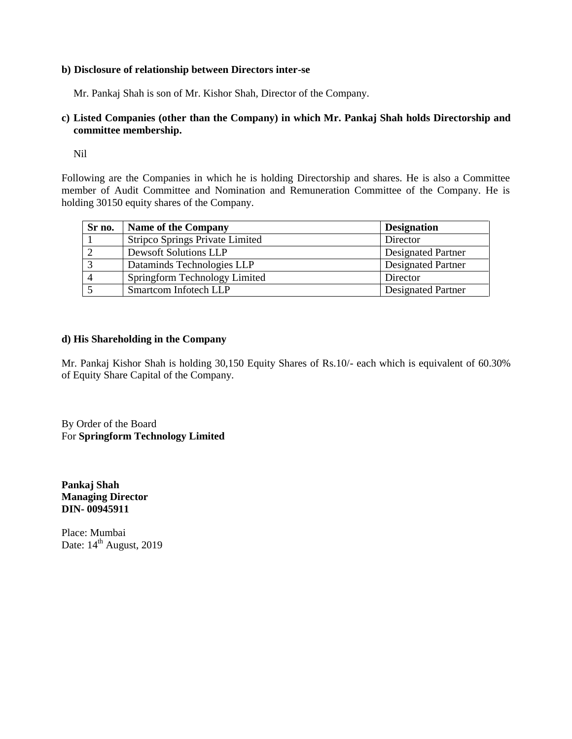**b) Disclosure of relationship between Directors inter-se**

Mr. Pankaj Shah is son of Mr. Kishor Shah, Director of the Company.

**c) Listed Companies (other than the Company) in which Mr. Pankaj Shah holds Directorship and committee membership.**

Nil

Following are the Companies in which he is holding Directorship and shares. He is also a Committee member of Audit Committee and Nomination and Remuneration Committee of the Company. He is holding 30150 equity shares of the Company.

| Sr no. | Name of the Company | Designation |
|---|---|---|
| 1 | Stripco Springs Private Limited | Director |
| 2 | Dewsoft Solutions LLP | Designated Partner |
| 3 | Dataminds Technologies LLP | Designated Partner |
| 4 | Springform Technology Limited | Director |
| 5 | Smartcom Infotech LLP | Designated Partner |

**d) His Shareholding in the Company**

Mr. Pankaj Kishor Shah is holding 30,150 Equity Shares of Rs.10/- each which is equivalent of 60.30% of Equity Share Capital of the Company.

By Order of the Board
For **Springform Technology Limited**

**Pankaj Shah**
**Managing Director**
**DIN- 00945911**

Place: Mumbai
Date: 14th August, 2019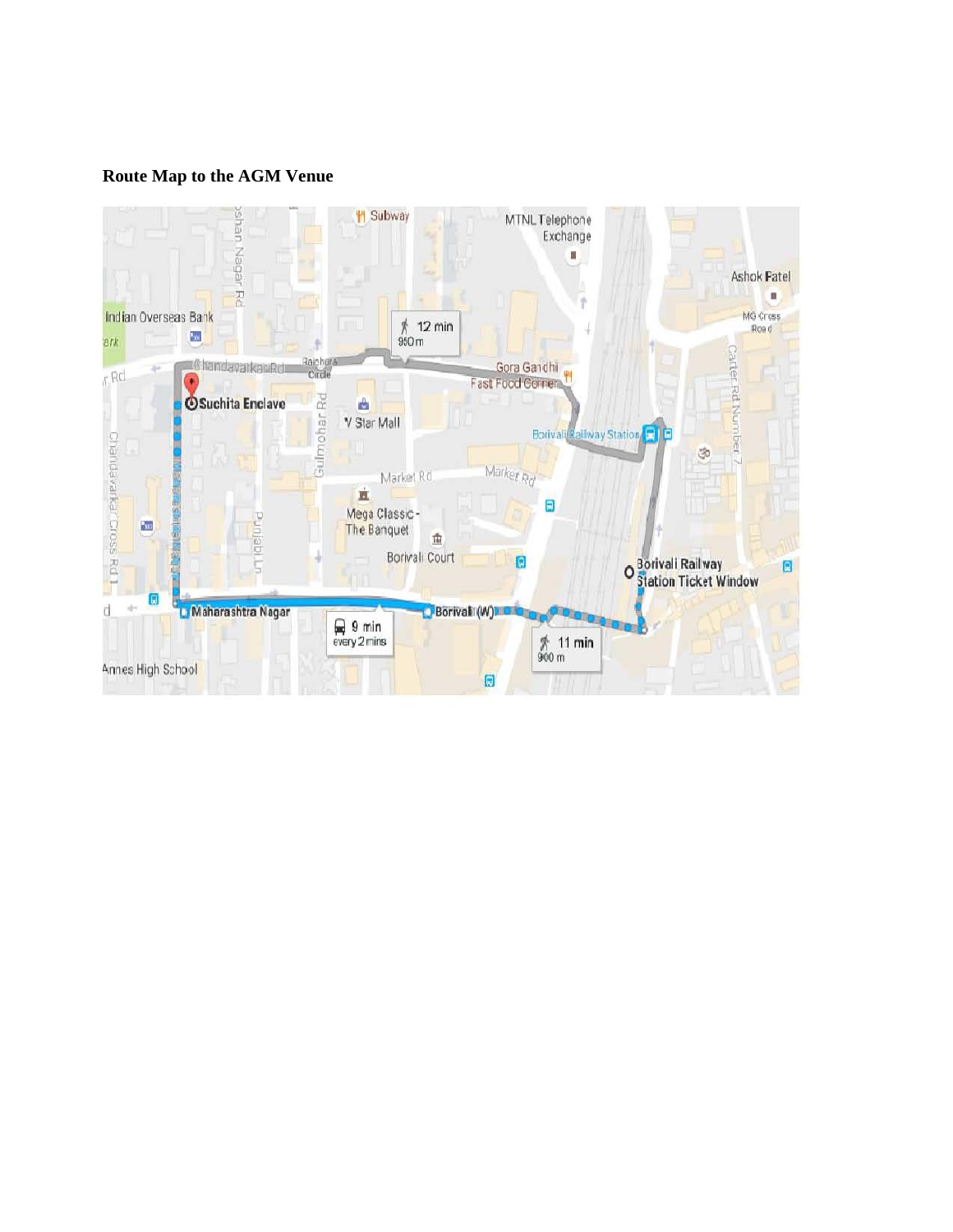**Route Map to the AGM Venue**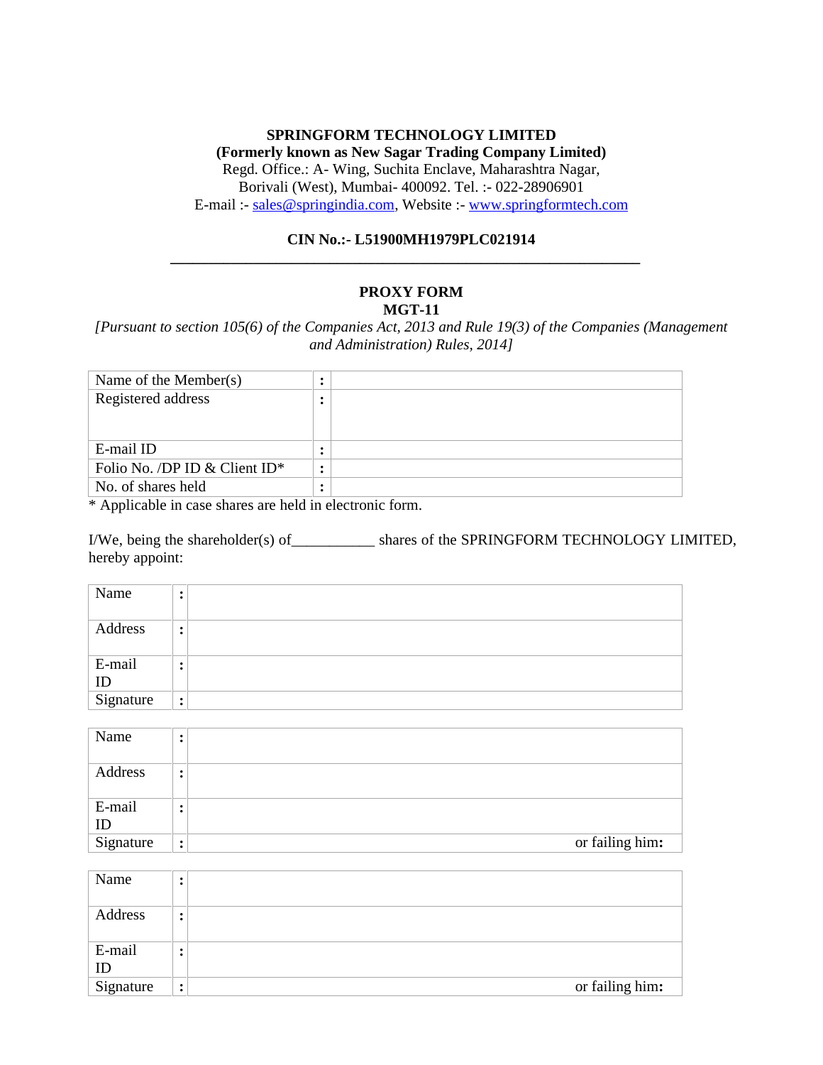**SPRINGFORM TECHNOLOGY LIMITED**
**(Formerly known as New Sagar Trading Company Limited)**
Regd. Office.: A- Wing, Suchita Enclave, Maharashtra Nagar,
Borivali (West), Mumbai- 400092. Tel. :- 022-28906901
E-mail :- sales@springindia.com, Website :- www.springformtech.com

**CIN No.:- L51900MH1979PLC021914**

---

## PROXY FORM
## MGT-11

*[Pursuant to section 105(6) of the Companies Act, 2013 and Rule 19(3) of the Companies (Management and Administration) Rules, 2014]*

| | | |
|---|---|---|
| Name of the Member(s) | : | |
| Registered address | : | |
| E-mail ID | : | |
| Folio No. /DP ID & Client ID* | : | |
| No. of shares held | : | |

* Applicable in case shares are held in electronic form.

I/We, being the shareholder(s) of___________ shares of the SPRINGFORM TECHNOLOGY LIMITED, hereby appoint:

| | | |
|---|---|---|
| Name | : | |
| Address | : | |
| E-mail ID | : | |
| Signature | : | |

| | | |
|---|---|---|
| Name | : | |
| Address | : | |
| E-mail ID | : | |
| Signature | : | or failing him: |

| | | |
|---|---|---|
| Name | : | |
| Address | : | |
| E-mail ID | : | |
| Signature | : | or failing him: |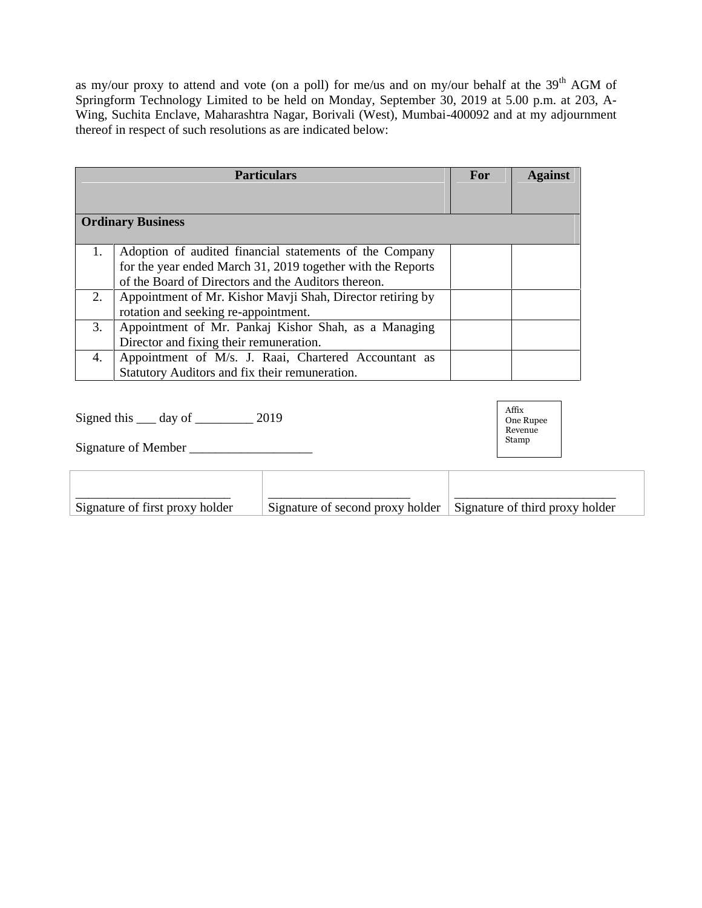as my/our proxy to attend and vote (on a poll) for me/us and on my/our behalf at the 39th AGM of Springform Technology Limited to be held on Monday, September 30, 2019 at 5.00 p.m. at 203, A-Wing, Suchita Enclave, Maharashtra Nagar, Borivali (West), Mumbai-400092 and at my adjournment thereof in respect of such resolutions as are indicated below:

| | **Particulars** | **For** | **Against** |
|---|---|---|---|
| **Ordinary Business** | | | |
| 1. | Adoption of audited financial statements of the Company for the year ended March 31, 2019 together with the Reports of the Board of Directors and the Auditors thereon. | | |
| 2. | Appointment of Mr. Kishor Mavji Shah, Director retiring by rotation and seeking re-appointment. | | |
| 3. | Appointment of Mr. Pankaj Kishor Shah, as a Managing Director and fixing their remuneration. | | |
| 4. | Appointment of M/s. J. Raai, Chartered Accountant as Statutory Auditors and fix their remuneration. | | |

Signed this ___ day of _________ 2019

Signature of Member ___________________

Affix One Rupee Revenue Stamp

| _______________________ | _____________________ | ________________________ |
|---|---|---|
| Signature of first proxy holder | Signature of second proxy holder | Signature of third proxy holder |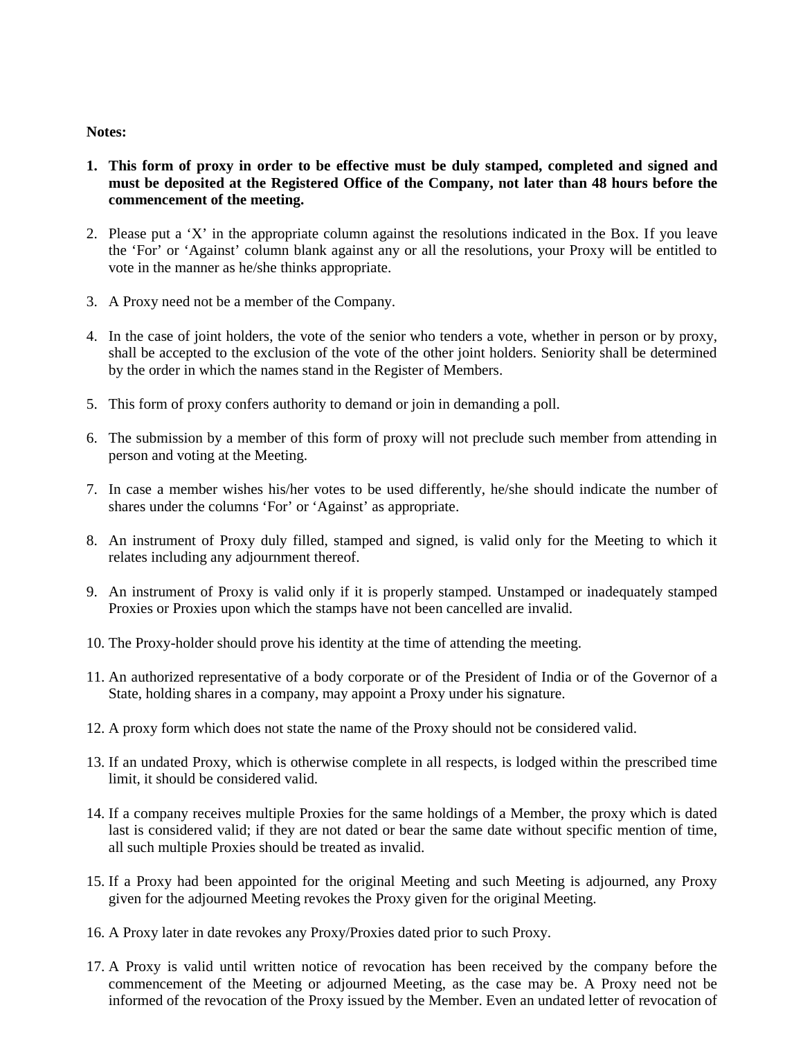**Notes:**

1. **This form of proxy in order to be effective must be duly stamped, completed and signed and must be deposited at the Registered Office of the Company, not later than 48 hours before the commencement of the meeting.**

2. Please put a 'X' in the appropriate column against the resolutions indicated in the Box. If you leave the 'For' or 'Against' column blank against any or all the resolutions, your Proxy will be entitled to vote in the manner as he/she thinks appropriate.

3. A Proxy need not be a member of the Company.

4. In the case of joint holders, the vote of the senior who tenders a vote, whether in person or by proxy, shall be accepted to the exclusion of the vote of the other joint holders. Seniority shall be determined by the order in which the names stand in the Register of Members.

5. This form of proxy confers authority to demand or join in demanding a poll.

6. The submission by a member of this form of proxy will not preclude such member from attending in person and voting at the Meeting.

7. In case a member wishes his/her votes to be used differently, he/she should indicate the number of shares under the columns 'For' or 'Against' as appropriate.

8. An instrument of Proxy duly filled, stamped and signed, is valid only for the Meeting to which it relates including any adjournment thereof.

9. An instrument of Proxy is valid only if it is properly stamped. Unstamped or inadequately stamped Proxies or Proxies upon which the stamps have not been cancelled are invalid.

10. The Proxy-holder should prove his identity at the time of attending the meeting.

11. An authorized representative of a body corporate or of the President of India or of the Governor of a State, holding shares in a company, may appoint a Proxy under his signature.

12. A proxy form which does not state the name of the Proxy should not be considered valid.

13. If an undated Proxy, which is otherwise complete in all respects, is lodged within the prescribed time limit, it should be considered valid.

14. If a company receives multiple Proxies for the same holdings of a Member, the proxy which is dated last is considered valid; if they are not dated or bear the same date without specific mention of time, all such multiple Proxies should be treated as invalid.

15. If a Proxy had been appointed for the original Meeting and such Meeting is adjourned, any Proxy given for the adjourned Meeting revokes the Proxy given for the original Meeting.

16. A Proxy later in date revokes any Proxy/Proxies dated prior to such Proxy.

17. A Proxy is valid until written notice of revocation has been received by the company before the commencement of the Meeting or adjourned Meeting, as the case may be. A Proxy need not be informed of the revocation of the Proxy issued by the Member. Even an undated letter of revocation of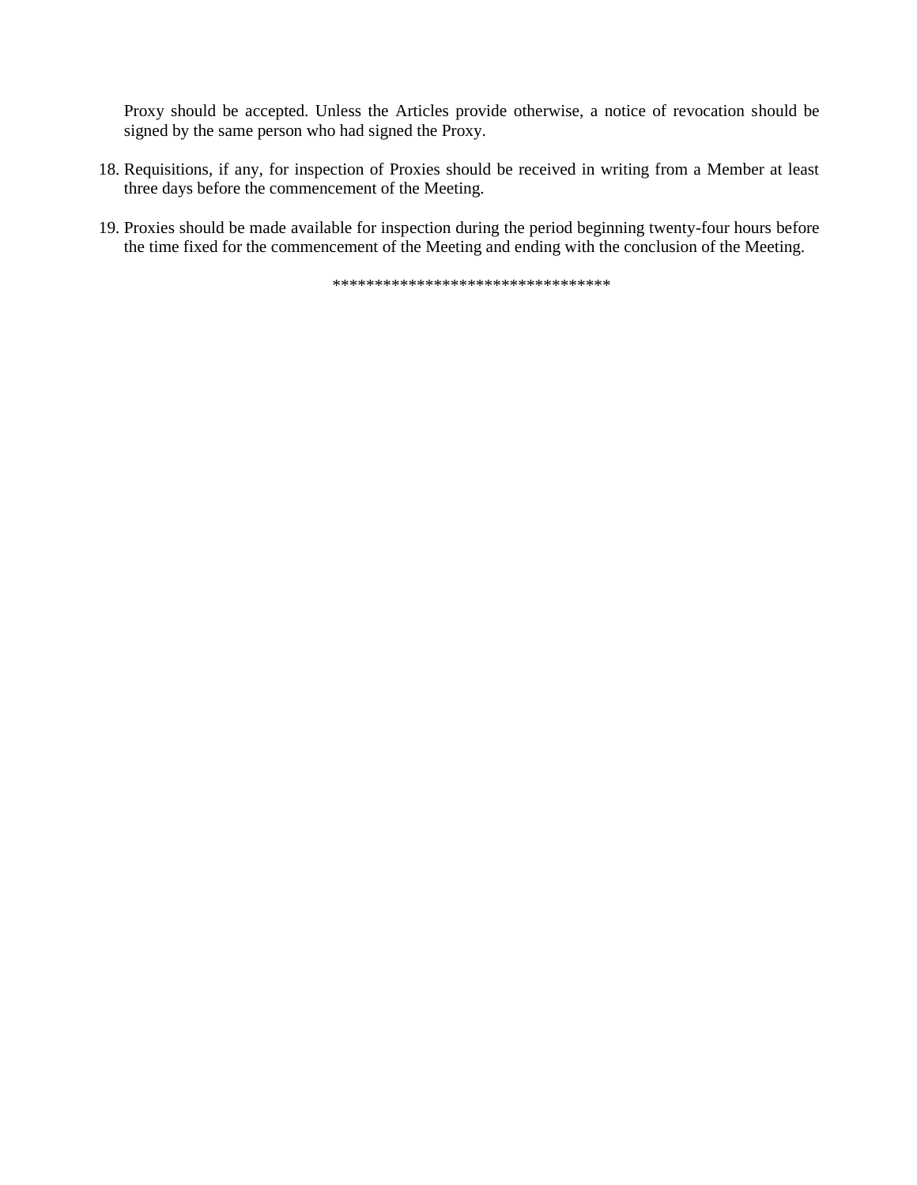Proxy should be accepted. Unless the Articles provide otherwise, a notice of revocation should be signed by the same person who had signed the Proxy.

18. Requisitions, if any, for inspection of Proxies should be received in writing from a Member at least three days before the commencement of the Meeting.

19. Proxies should be made available for inspection during the period beginning twenty-four hours before the time fixed for the commencement of the Meeting and ending with the conclusion of the Meeting.

*********************************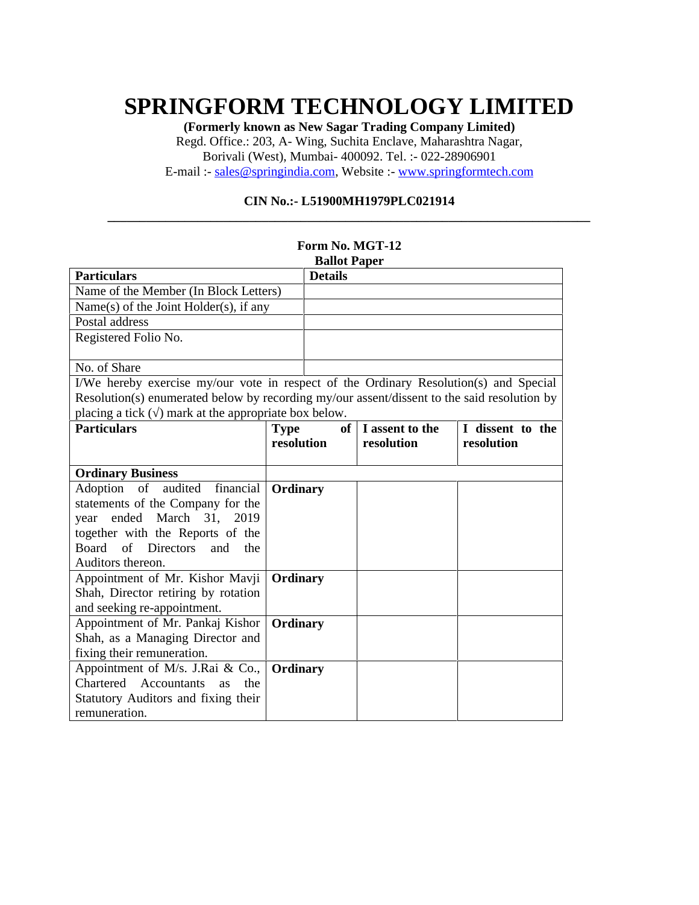# SPRINGFORM TECHNOLOGY LIMITED

**(Formerly known as New Sagar Trading Company Limited)**

Regd. Office.: 203, A- Wing, Suchita Enclave, Maharashtra Nagar, Borivali (West), Mumbai- 400092. Tel. :- 022-28906901

E-mail :- sales@springindia.com, Website :- www.springformtech.com

**CIN No.:- L51900MH1979PLC021914**

---

**Form No. MGT-12**

**Ballot Paper**

| **Particulars** | **Details** |
|---|---|
| Name of the Member (In Block Letters) | |
| Name(s) of the Joint Holder(s), if any | |
| Postal address | |
| Registered Folio No. | |
| No. of Share | |

I/We hereby exercise my/our vote in respect of the Ordinary Resolution(s) and Special Resolution(s) enumerated below by recording my/our assent/dissent to the said resolution by placing a tick (√) mark at the appropriate box below.

| **Particulars** | **Type of resolution** | **I assent to the resolution** | **I dissent to the resolution** |
|---|---|---|---|
| **Ordinary Business** | | | |
| Adoption of audited financial statements of the Company for the year ended March 31, 2019 together with the Reports of the Board of Directors and the Auditors thereon. | **Ordinary** | | |
| Appointment of Mr. Kishor Mavji Shah, Director retiring by rotation and seeking re-appointment. | **Ordinary** | | |
| Appointment of Mr. Pankaj Kishor Shah, as a Managing Director and fixing their remuneration. | **Ordinary** | | |
| Appointment of M/s. J.Rai & Co., Chartered Accountants as the Statutory Auditors and fixing their remuneration. | **Ordinary** | | |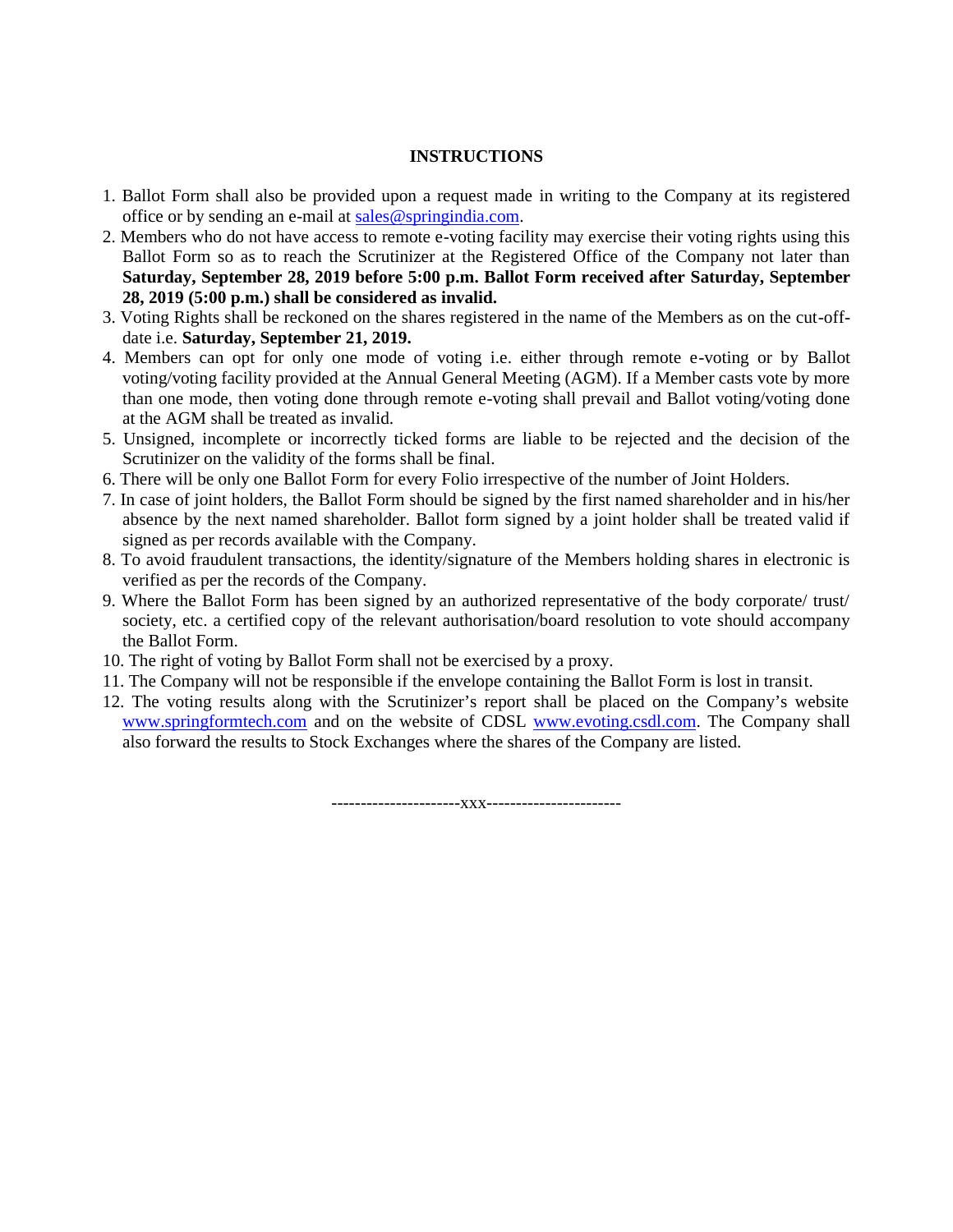## INSTRUCTIONS

1. Ballot Form shall also be provided upon a request made in writing to the Company at its registered office or by sending an e-mail at sales@springindia.com.
2. Members who do not have access to remote e-voting facility may exercise their voting rights using this Ballot Form so as to reach the Scrutinizer at the Registered Office of the Company not later than **Saturday, September 28, 2019 before 5:00 p.m. Ballot Form received after Saturday, September 28, 2019 (5:00 p.m.) shall be considered as invalid.**
3. Voting Rights shall be reckoned on the shares registered in the name of the Members as on the cut-off-date i.e. **Saturday, September 21, 2019.**
4. Members can opt for only one mode of voting i.e. either through remote e-voting or by Ballot voting/voting facility provided at the Annual General Meeting (AGM). If a Member casts vote by more than one mode, then voting done through remote e-voting shall prevail and Ballot voting/voting done at the AGM shall be treated as invalid.
5. Unsigned, incomplete or incorrectly ticked forms are liable to be rejected and the decision of the Scrutinizer on the validity of the forms shall be final.
6. There will be only one Ballot Form for every Folio irrespective of the number of Joint Holders.
7. In case of joint holders, the Ballot Form should be signed by the first named shareholder and in his/her absence by the next named shareholder. Ballot form signed by a joint holder shall be treated valid if signed as per records available with the Company.
8. To avoid fraudulent transactions, the identity/signature of the Members holding shares in electronic is verified as per the records of the Company.
9. Where the Ballot Form has been signed by an authorized representative of the body corporate/ trust/ society, etc. a certified copy of the relevant authorisation/board resolution to vote should accompany the Ballot Form.
10. The right of voting by Ballot Form shall not be exercised by a proxy.
11. The Company will not be responsible if the envelope containing the Ballot Form is lost in transit.
12. The voting results along with the Scrutinizer's report shall be placed on the Company's website www.springformtech.com and on the website of CDSL www.evoting.csdl.com. The Company shall also forward the results to Stock Exchanges where the shares of the Company are listed.

---------------------xxx----------------------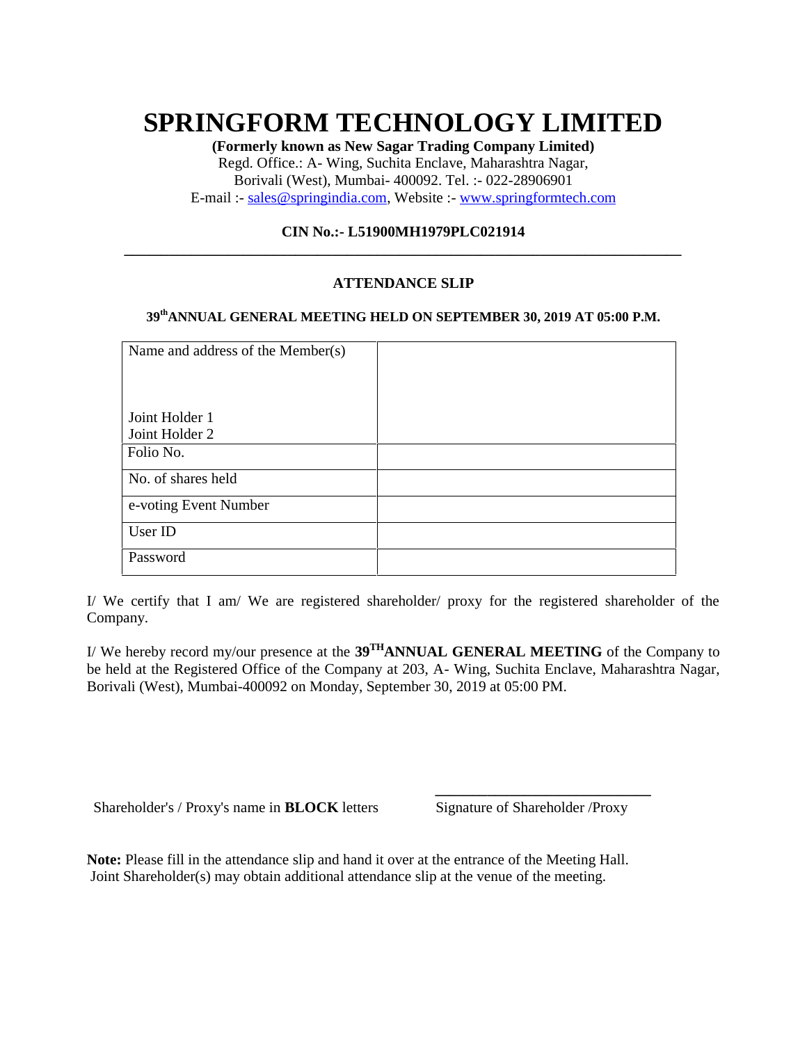# SPRINGFORM TECHNOLOGY LIMITED

**(Formerly known as New Sagar Trading Company Limited)**

Regd. Office.: A- Wing, Suchita Enclave, Maharashtra Nagar, Borivali (West), Mumbai- 400092. Tel. :- 022-28906901

E-mail :- sales@springindia.com, Website :- www.springformtech.com

**CIN No.:- L51900MH1979PLC021914**

---

## ATTENDANCE SLIP

**39th ANNUAL GENERAL MEETING HELD ON SEPTEMBER 30, 2019 AT 05:00 P.M.**

| | |
|---|---|
| Name and address of the Member(s)<br><br>Joint Holder 1<br>Joint Holder 2 | |
| Folio No. | |
| No. of shares held | |
| e-voting Event Number | |
| User ID | |
| Password | |

I/ We certify that I am/ We are registered shareholder/ proxy for the registered shareholder of the Company.

I/ We hereby record my/our presence at the **39TH ANNUAL GENERAL MEETING** of the Company to be held at the Registered Office of the Company at 203, A- Wing, Suchita Enclave, Maharashtra Nagar, Borivali (West), Mumbai-400092 on Monday, September 30, 2019 at 05:00 PM.

Shareholder's / Proxy's name in **BLOCK** letters

______________________________

Signature of Shareholder /Proxy

**Note:** Please fill in the attendance slip and hand it over at the entrance of the Meeting Hall. Joint Shareholder(s) may obtain additional attendance slip at the venue of the meeting.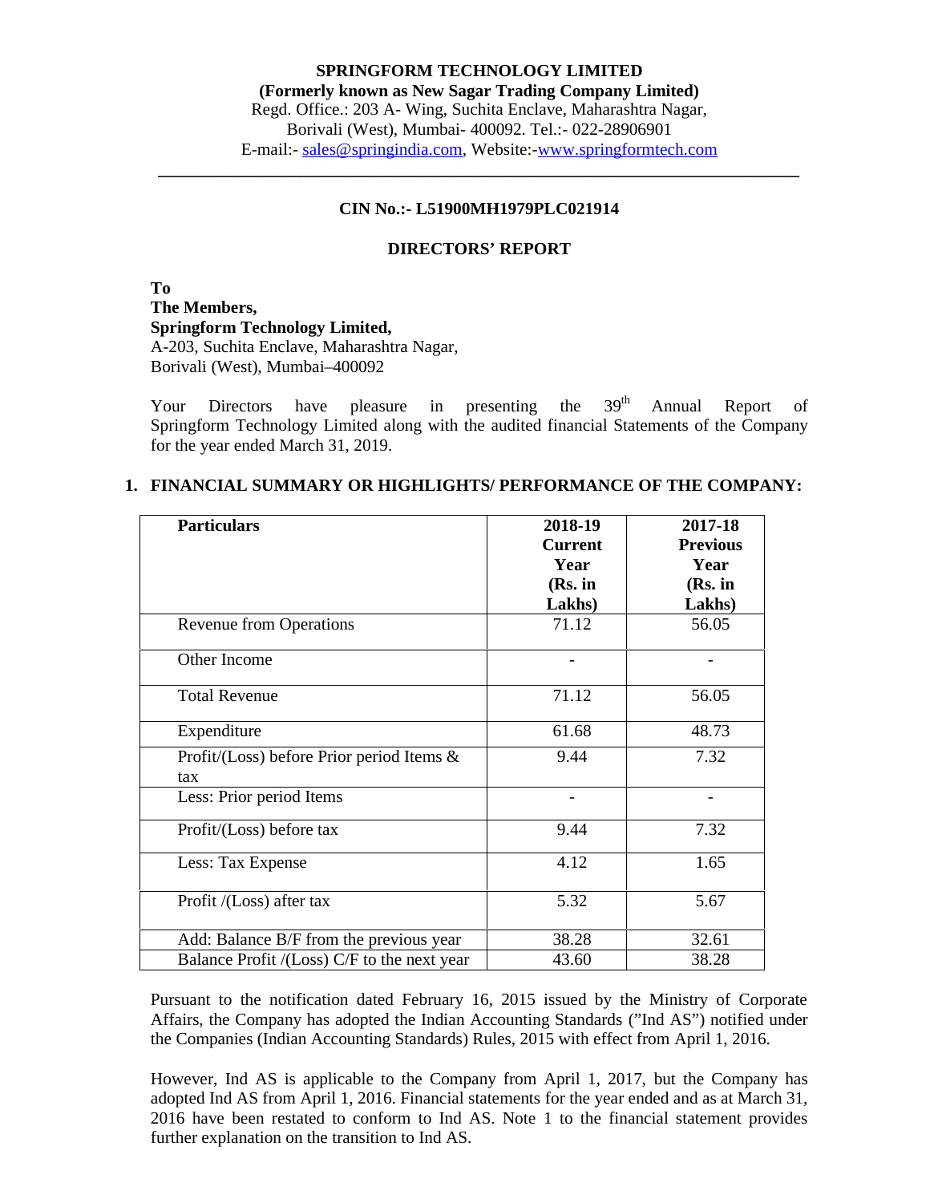**SPRINGFORM TECHNOLOGY LIMITED**
**(Formerly known as New Sagar Trading Company Limited)**
Regd. Office.: 203 A- Wing, Suchita Enclave, Maharashtra Nagar,
Borivali (West), Mumbai- 400092. Tel.:- 022-28906901
E-mail:- sales@springindia.com, Website:-www.springformtech.com

**CIN No.:- L51900MH1979PLC021914**

## DIRECTORS' REPORT

**To**
**The Members,**
**Springform Technology Limited,**
A-203, Suchita Enclave, Maharashtra Nagar,
Borivali (West), Mumbai–400092

Your Directors have pleasure in presenting the 39th Annual Report of Springform Technology Limited along with the audited financial Statements of the Company for the year ended March 31, 2019.

### 1. FINANCIAL SUMMARY OR HIGHLIGHTS/ PERFORMANCE OF THE COMPANY:

| Particulars | 2018-19 Current Year (Rs. in Lakhs) | 2017-18 Previous Year (Rs. in Lakhs) |
|---|---|---|
| Revenue from Operations | 71.12 | 56.05 |
| Other Income | - | - |
| Total Revenue | 71.12 | 56.05 |
| Expenditure | 61.68 | 48.73 |
| Profit/(Loss) before Prior period Items & tax | 9.44 | 7.32 |
| Less: Prior period Items | - | - |
| Profit/(Loss) before tax | 9.44 | 7.32 |
| Less: Tax Expense | 4.12 | 1.65 |
| Profit /(Loss) after tax | 5.32 | 5.67 |
| Add: Balance B/F from the previous year | 38.28 | 32.61 |
| Balance Profit /(Loss) C/F to the next year | 43.60 | 38.28 |

Pursuant to the notification dated February 16, 2015 issued by the Ministry of Corporate Affairs, the Company has adopted the Indian Accounting Standards ("Ind AS") notified under the Companies (Indian Accounting Standards) Rules, 2015 with effect from April 1, 2016.

However, Ind AS is applicable to the Company from April 1, 2017, but the Company has adopted Ind AS from April 1, 2016. Financial statements for the year ended and as at March 31, 2016 have been restated to conform to Ind AS. Note 1 to the financial statement provides further explanation on the transition to Ind AS.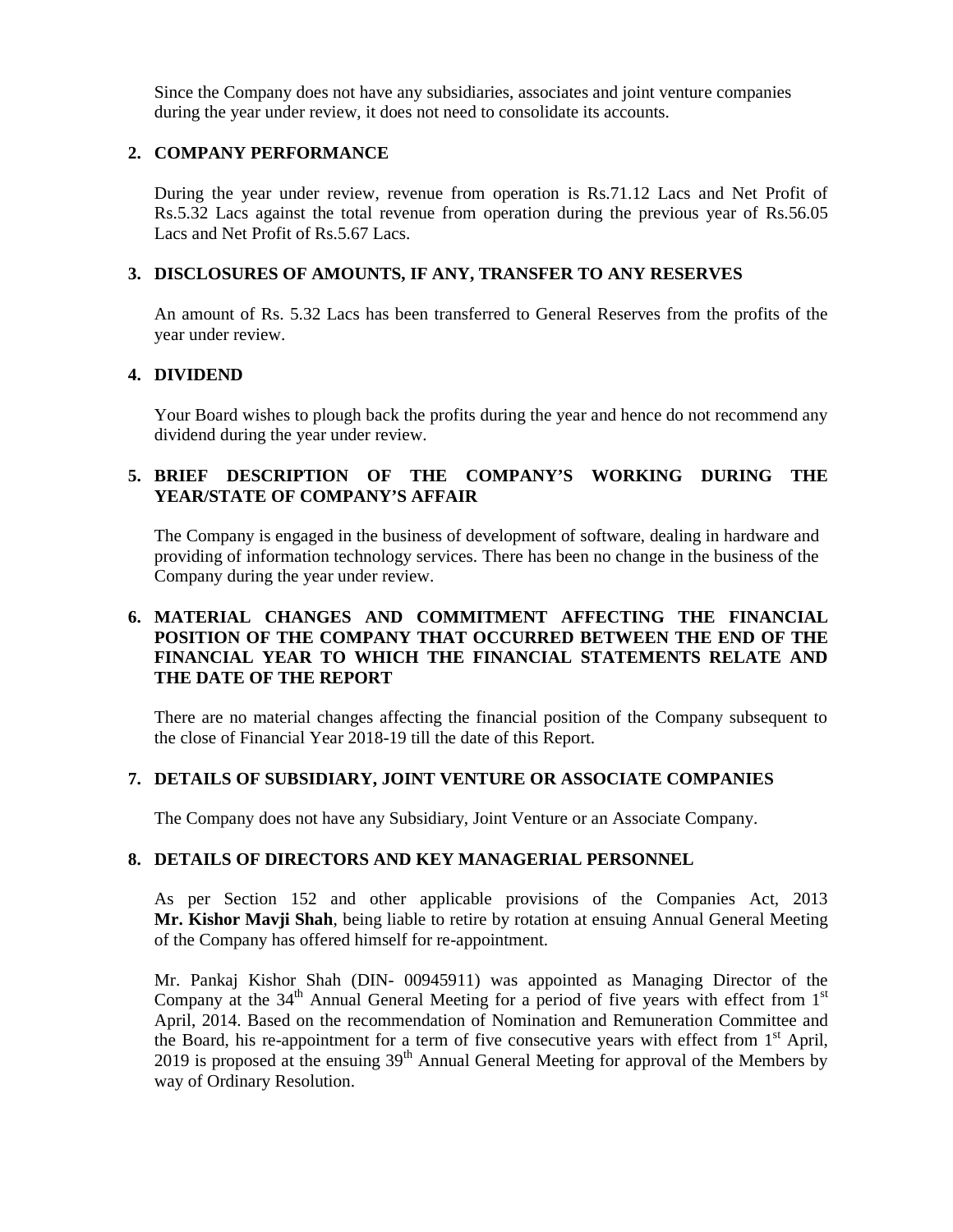Since the Company does not have any subsidiaries, associates and joint venture companies during the year under review, it does not need to consolidate its accounts.

## 2. COMPANY PERFORMANCE

During the year under review, revenue from operation is Rs.71.12 Lacs and Net Profit of Rs.5.32 Lacs against the total revenue from operation during the previous year of Rs.56.05 Lacs and Net Profit of Rs.5.67 Lacs.

## 3. DISCLOSURES OF AMOUNTS, IF ANY, TRANSFER TO ANY RESERVES

An amount of Rs. 5.32 Lacs has been transferred to General Reserves from the profits of the year under review.

## 4. DIVIDEND

Your Board wishes to plough back the profits during the year and hence do not recommend any dividend during the year under review.

## 5. BRIEF DESCRIPTION OF THE COMPANY'S WORKING DURING THE YEAR/STATE OF COMPANY'S AFFAIR

The Company is engaged in the business of development of software, dealing in hardware and providing of information technology services. There has been no change in the business of the Company during the year under review.

## 6. MATERIAL CHANGES AND COMMITMENT AFFECTING THE FINANCIAL POSITION OF THE COMPANY THAT OCCURRED BETWEEN THE END OF THE FINANCIAL YEAR TO WHICH THE FINANCIAL STATEMENTS RELATE AND THE DATE OF THE REPORT

There are no material changes affecting the financial position of the Company subsequent to the close of Financial Year 2018-19 till the date of this Report.

## 7. DETAILS OF SUBSIDIARY, JOINT VENTURE OR ASSOCIATE COMPANIES

The Company does not have any Subsidiary, Joint Venture or an Associate Company.

## 8. DETAILS OF DIRECTORS AND KEY MANAGERIAL PERSONNEL

As per Section 152 and other applicable provisions of the Companies Act, 2013 **Mr. Kishor Mavji Shah**, being liable to retire by rotation at ensuing Annual General Meeting of the Company has offered himself for re-appointment.

Mr. Pankaj Kishor Shah (DIN- 00945911) was appointed as Managing Director of the Company at the 34th Annual General Meeting for a period of five years with effect from 1st April, 2014. Based on the recommendation of Nomination and Remuneration Committee and the Board, his re-appointment for a term of five consecutive years with effect from 1st April, 2019 is proposed at the ensuing 39th Annual General Meeting for approval of the Members by way of Ordinary Resolution.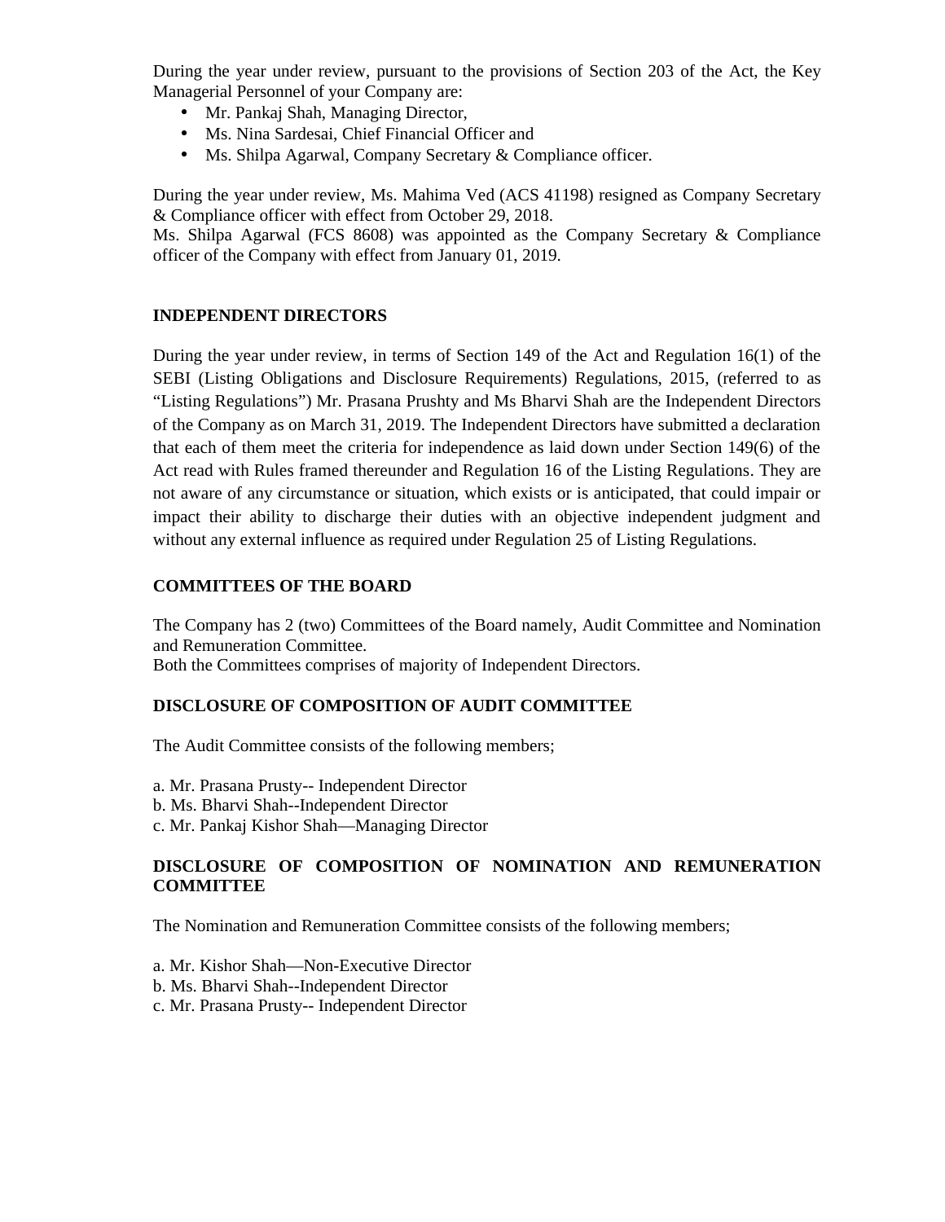During the year under review, pursuant to the provisions of Section 203 of the Act, the Key Managerial Personnel of your Company are:

- Mr. Pankaj Shah, Managing Director,
- Ms. Nina Sardesai, Chief Financial Officer and
- Ms. Shilpa Agarwal, Company Secretary & Compliance officer.

During the year under review, Ms. Mahima Ved (ACS 41198) resigned as Company Secretary & Compliance officer with effect from October 29, 2018.
Ms. Shilpa Agarwal (FCS 8608) was appointed as the Company Secretary & Compliance officer of the Company with effect from January 01, 2019.

**INDEPENDENT DIRECTORS**

During the year under review, in terms of Section 149 of the Act and Regulation 16(1) of the SEBI (Listing Obligations and Disclosure Requirements) Regulations, 2015, (referred to as "Listing Regulations") Mr. Prasana Prushty and Ms Bharvi Shah are the Independent Directors of the Company as on March 31, 2019. The Independent Directors have submitted a declaration that each of them meet the criteria for independence as laid down under Section 149(6) of the Act read with Rules framed thereunder and Regulation 16 of the Listing Regulations. They are not aware of any circumstance or situation, which exists or is anticipated, that could impair or impact their ability to discharge their duties with an objective independent judgment and without any external influence as required under Regulation 25 of Listing Regulations.

**COMMITTEES OF THE BOARD**

The Company has 2 (two) Committees of the Board namely, Audit Committee and Nomination and Remuneration Committee.
Both the Committees comprises of majority of Independent Directors.

**DISCLOSURE OF COMPOSITION OF AUDIT COMMITTEE**

The Audit Committee consists of the following members;

a. Mr. Prasana Prusty-- Independent Director
b. Ms. Bharvi Shah--Independent Director
c. Mr. Pankaj Kishor Shah—Managing Director

**DISCLOSURE OF COMPOSITION OF NOMINATION AND REMUNERATION COMMITTEE**

The Nomination and Remuneration Committee consists of the following members;

a. Mr. Kishor Shah—Non-Executive Director
b. Ms. Bharvi Shah--Independent Director
c. Mr. Prasana Prusty-- Independent Director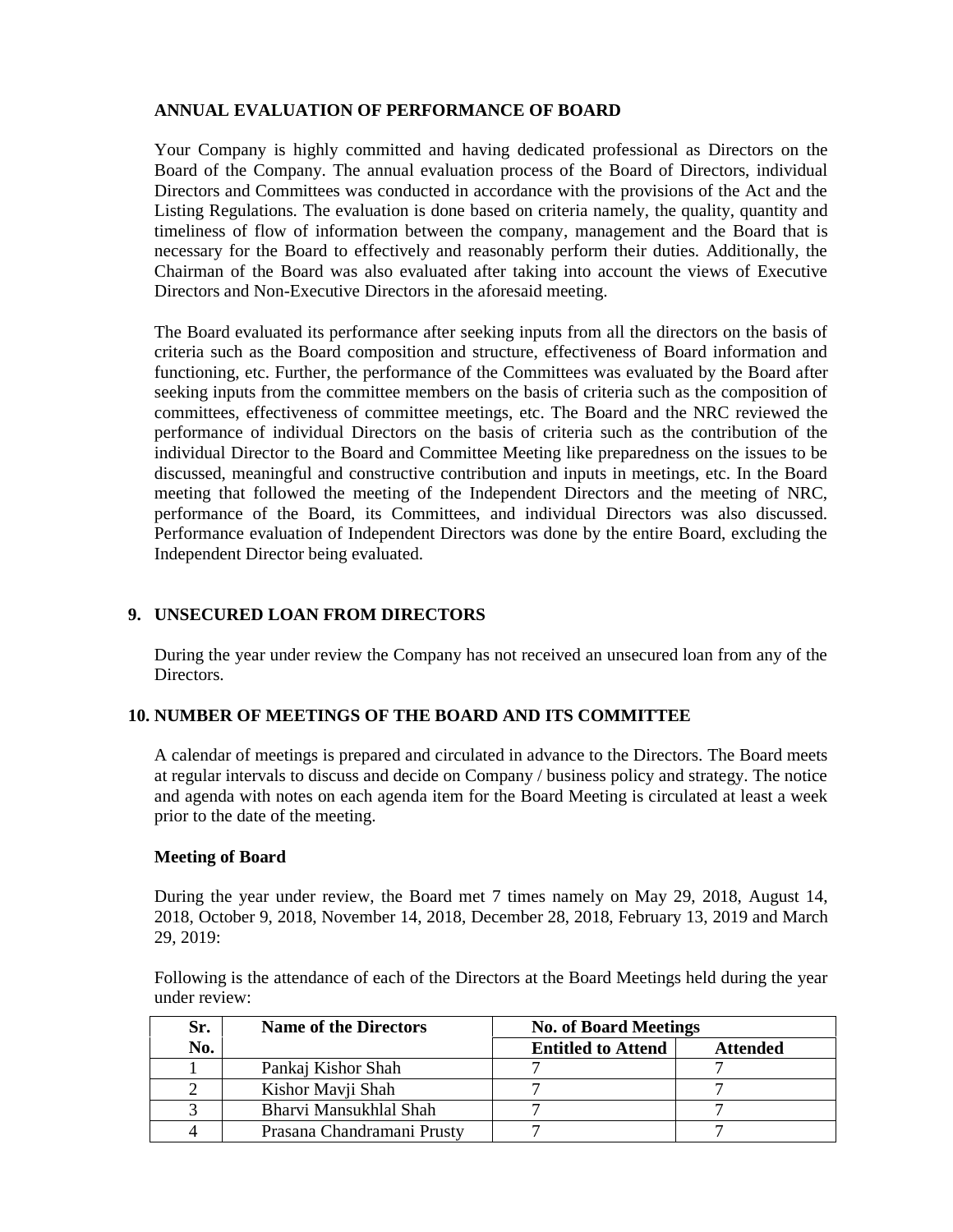**ANNUAL EVALUATION OF PERFORMANCE OF BOARD**

Your Company is highly committed and having dedicated professional as Directors on the Board of the Company. The annual evaluation process of the Board of Directors, individual Directors and Committees was conducted in accordance with the provisions of the Act and the Listing Regulations. The evaluation is done based on criteria namely, the quality, quantity and timeliness of flow of information between the company, management and the Board that is necessary for the Board to effectively and reasonably perform their duties. Additionally, the Chairman of the Board was also evaluated after taking into account the views of Executive Directors and Non-Executive Directors in the aforesaid meeting.

The Board evaluated its performance after seeking inputs from all the directors on the basis of criteria such as the Board composition and structure, effectiveness of Board information and functioning, etc. Further, the performance of the Committees was evaluated by the Board after seeking inputs from the committee members on the basis of criteria such as the composition of committees, effectiveness of committee meetings, etc. The Board and the NRC reviewed the performance of individual Directors on the basis of criteria such as the contribution of the individual Director to the Board and Committee Meeting like preparedness on the issues to be discussed, meaningful and constructive contribution and inputs in meetings, etc. In the Board meeting that followed the meeting of the Independent Directors and the meeting of NRC, performance of the Board, its Committees, and individual Directors was also discussed. Performance evaluation of Independent Directors was done by the entire Board, excluding the Independent Director being evaluated.

## 9. UNSECURED LOAN FROM DIRECTORS

During the year under review the Company has not received an unsecured loan from any of the Directors.

## 10. NUMBER OF MEETINGS OF THE BOARD AND ITS COMMITTEE

A calendar of meetings is prepared and circulated in advance to the Directors. The Board meets at regular intervals to discuss and decide on Company / business policy and strategy. The notice and agenda with notes on each agenda item for the Board Meeting is circulated at least a week prior to the date of the meeting.

**Meeting of Board**

During the year under review, the Board met 7 times namely on May 29, 2018, August 14, 2018, October 9, 2018, November 14, 2018, December 28, 2018, February 13, 2019 and March 29, 2019:

Following is the attendance of each of the Directors at the Board Meetings held during the year under review:

| Sr. No. | Name of the Directors | No. of Board Meetings | |
|---|---|---|---|
| | | Entitled to Attend | Attended |
| 1 | Pankaj Kishor Shah | 7 | 7 |
| 2 | Kishor Mavji Shah | 7 | 7 |
| 3 | Bharvi Mansukhlal Shah | 7 | 7 |
| 4 | Prasana Chandramani Prusty | 7 | 7 |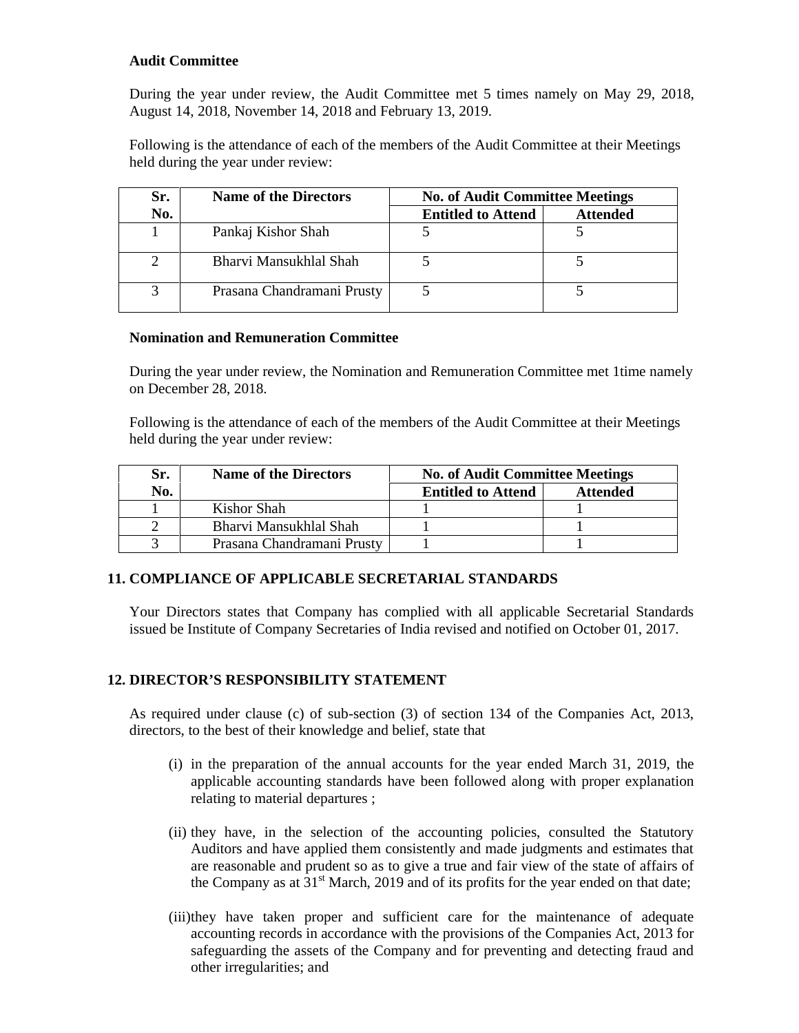**Audit Committee**

During the year under review, the Audit Committee met 5 times namely on May 29, 2018, August 14, 2018, November 14, 2018 and February 13, 2019.

Following is the attendance of each of the members of the Audit Committee at their Meetings held during the year under review:

| Sr. No. | Name of the Directors | No. of Audit Committee Meetings | |
|---|---|---|---|
| | | Entitled to Attend | Attended |
| 1 | Pankaj Kishor Shah | 5 | 5 |
| 2 | Bharvi Mansukhlal Shah | 5 | 5 |
| 3 | Prasana Chandramani Prusty | 5 | 5 |

**Nomination and Remuneration Committee**

During the year under review, the Nomination and Remuneration Committee met 1time namely on December 28, 2018.

Following is the attendance of each of the members of the Audit Committee at their Meetings held during the year under review:

| Sr. No. | Name of the Directors | No. of Audit Committee Meetings | |
|---|---|---|---|
| | | Entitled to Attend | Attended |
| 1 | Kishor Shah | 1 | 1 |
| 2 | Bharvi Mansukhlal Shah | 1 | 1 |
| 3 | Prasana Chandramani Prusty | 1 | 1 |

## 11. COMPLIANCE OF APPLICABLE SECRETARIAL STANDARDS

Your Directors states that Company has complied with all applicable Secretarial Standards issued be Institute of Company Secretaries of India revised and notified on October 01, 2017.

## 12. DIRECTOR'S RESPONSIBILITY STATEMENT

As required under clause (c) of sub-section (3) of section 134 of the Companies Act, 2013, directors, to the best of their knowledge and belief, state that

(i) in the preparation of the annual accounts for the year ended March 31, 2019, the applicable accounting standards have been followed along with proper explanation relating to material departures ;

(ii) they have, in the selection of the accounting policies, consulted the Statutory Auditors and have applied them consistently and made judgments and estimates that are reasonable and prudent so as to give a true and fair view of the state of affairs of the Company as at 31st March, 2019 and of its profits for the year ended on that date;

(iii) they have taken proper and sufficient care for the maintenance of adequate accounting records in accordance with the provisions of the Companies Act, 2013 for safeguarding the assets of the Company and for preventing and detecting fraud and other irregularities; and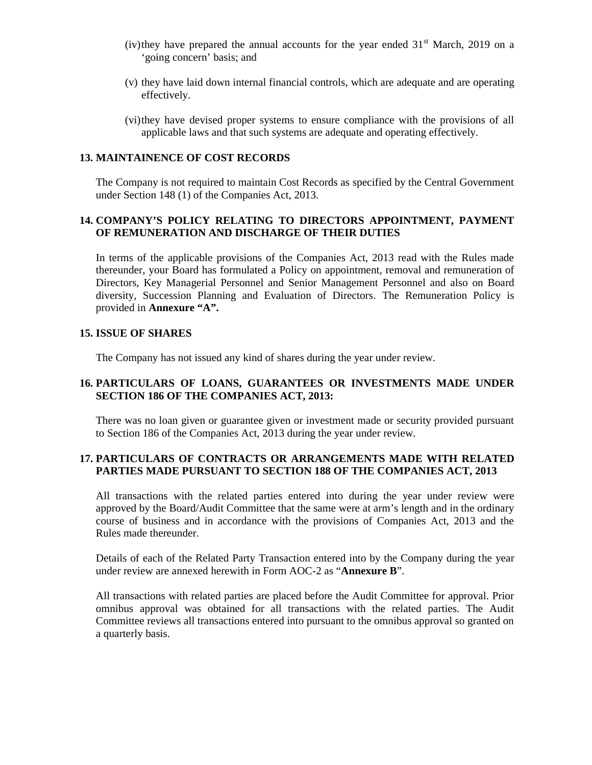(iv) they have prepared the annual accounts for the year ended 31st March, 2019 on a 'going concern' basis; and

(v) they have laid down internal financial controls, which are adequate and are operating effectively.

(vi) they have devised proper systems to ensure compliance with the provisions of all applicable laws and that such systems are adequate and operating effectively.

## 13. MAINTAINENCE OF COST RECORDS

The Company is not required to maintain Cost Records as specified by the Central Government under Section 148 (1) of the Companies Act, 2013.

## 14. COMPANY'S POLICY RELATING TO DIRECTORS APPOINTMENT, PAYMENT OF REMUNERATION AND DISCHARGE OF THEIR DUTIES

In terms of the applicable provisions of the Companies Act, 2013 read with the Rules made thereunder, your Board has formulated a Policy on appointment, removal and remuneration of Directors, Key Managerial Personnel and Senior Management Personnel and also on Board diversity, Succession Planning and Evaluation of Directors. The Remuneration Policy is provided in **Annexure "A".**

## 15. ISSUE OF SHARES

The Company has not issued any kind of shares during the year under review.

## 16. PARTICULARS OF LOANS, GUARANTEES OR INVESTMENTS MADE UNDER SECTION 186 OF THE COMPANIES ACT, 2013:

There was no loan given or guarantee given or investment made or security provided pursuant to Section 186 of the Companies Act, 2013 during the year under review.

## 17. PARTICULARS OF CONTRACTS OR ARRANGEMENTS MADE WITH RELATED PARTIES MADE PURSUANT TO SECTION 188 OF THE COMPANIES ACT, 2013

All transactions with the related parties entered into during the year under review were approved by the Board/Audit Committee that the same were at arm's length and in the ordinary course of business and in accordance with the provisions of Companies Act, 2013 and the Rules made thereunder.

Details of each of the Related Party Transaction entered into by the Company during the year under review are annexed herewith in Form AOC-2 as "**Annexure B**".

All transactions with related parties are placed before the Audit Committee for approval. Prior omnibus approval was obtained for all transactions with the related parties. The Audit Committee reviews all transactions entered into pursuant to the omnibus approval so granted on a quarterly basis.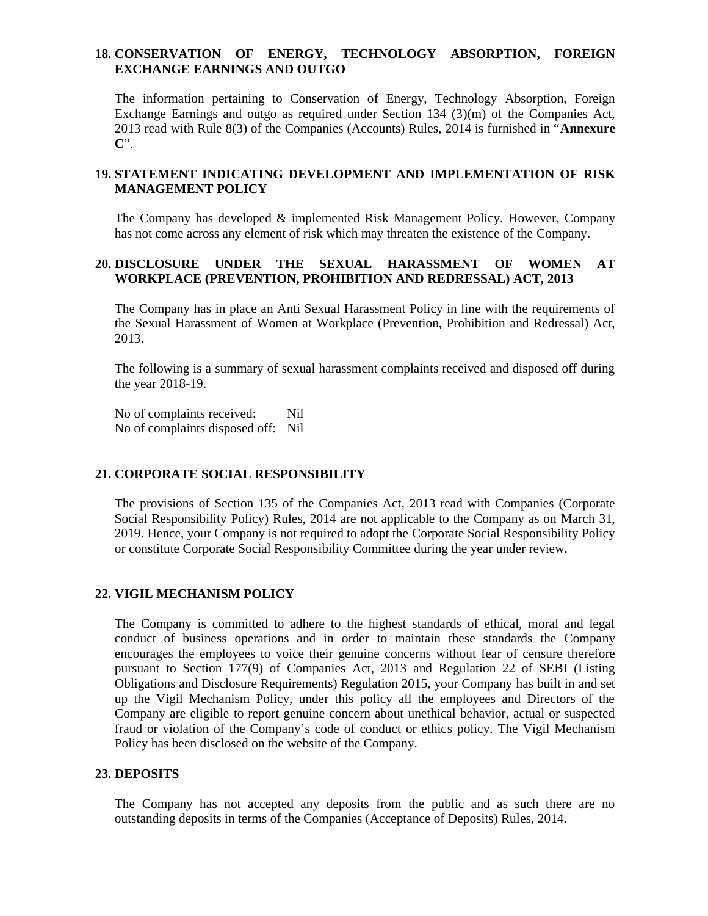## 18. CONSERVATION OF ENERGY, TECHNOLOGY ABSORPTION, FOREIGN EXCHANGE EARNINGS AND OUTGO

The information pertaining to Conservation of Energy, Technology Absorption, Foreign Exchange Earnings and outgo as required under Section 134 (3)(m) of the Companies Act, 2013 read with Rule 8(3) of the Companies (Accounts) Rules, 2014 is furnished in "**Annexure C**".

## 19. STATEMENT INDICATING DEVELOPMENT AND IMPLEMENTATION OF RISK MANAGEMENT POLICY

The Company has developed & implemented Risk Management Policy. However, Company has not come across any element of risk which may threaten the existence of the Company.

## 20. DISCLOSURE UNDER THE SEXUAL HARASSMENT OF WOMEN AT WORKPLACE (PREVENTION, PROHIBITION AND REDRESSAL) ACT, 2013

The Company has in place an Anti Sexual Harassment Policy in line with the requirements of the Sexual Harassment of Women at Workplace (Prevention, Prohibition and Redressal) Act, 2013.

The following is a summary of sexual harassment complaints received and disposed off during the year 2018-19.

No of complaints received: Nil
No of complaints disposed off: Nil

## 21. CORPORATE SOCIAL RESPONSIBILITY

The provisions of Section 135 of the Companies Act, 2013 read with Companies (Corporate Social Responsibility Policy) Rules, 2014 are not applicable to the Company as on March 31, 2019. Hence, your Company is not required to adopt the Corporate Social Responsibility Policy or constitute Corporate Social Responsibility Committee during the year under review.

## 22. VIGIL MECHANISM POLICY

The Company is committed to adhere to the highest standards of ethical, moral and legal conduct of business operations and in order to maintain these standards the Company encourages the employees to voice their genuine concerns without fear of censure therefore pursuant to Section 177(9) of Companies Act, 2013 and Regulation 22 of SEBI (Listing Obligations and Disclosure Requirements) Regulation 2015, your Company has built in and set up the Vigil Mechanism Policy, under this policy all the employees and Directors of the Company are eligible to report genuine concern about unethical behavior, actual or suspected fraud or violation of the Company's code of conduct or ethics policy. The Vigil Mechanism Policy has been disclosed on the website of the Company.

## 23. DEPOSITS

The Company has not accepted any deposits from the public and as such there are no outstanding deposits in terms of the Companies (Acceptance of Deposits) Rules, 2014.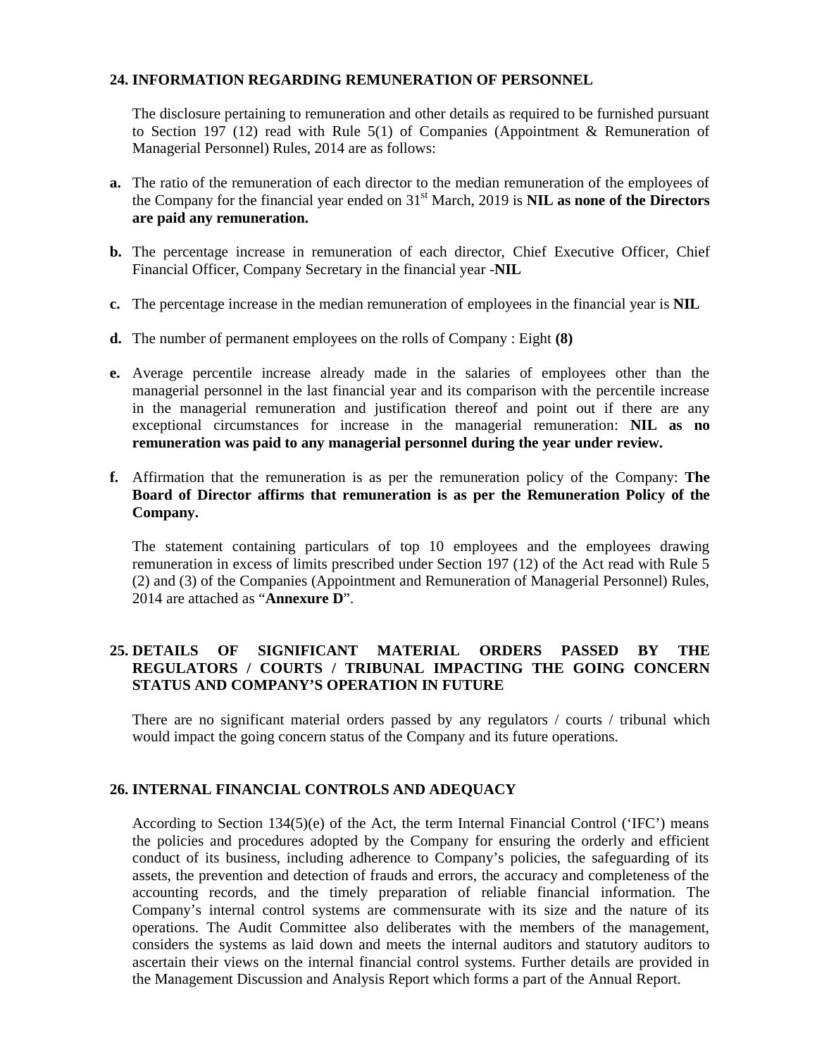## 24. INFORMATION REGARDING REMUNERATION OF PERSONNEL

The disclosure pertaining to remuneration and other details as required to be furnished pursuant to Section 197 (12) read with Rule 5(1) of Companies (Appointment & Remuneration of Managerial Personnel) Rules, 2014 are as follows:

**a.** The ratio of the remuneration of each director to the median remuneration of the employees of the Company for the financial year ended on 31st March, 2019 is **NIL as none of the Directors are paid any remuneration.**

**b.** The percentage increase in remuneration of each director, Chief Executive Officer, Chief Financial Officer, Company Secretary in the financial year -**NIL**

**c.** The percentage increase in the median remuneration of employees in the financial year is **NIL**

**d.** The number of permanent employees on the rolls of Company : Eight **(8)**

**e.** Average percentile increase already made in the salaries of employees other than the managerial personnel in the last financial year and its comparison with the percentile increase in the managerial remuneration and justification thereof and point out if there are any exceptional circumstances for increase in the managerial remuneration: **NIL as no remuneration was paid to any managerial personnel during the year under review.**

**f.** Affirmation that the remuneration is as per the remuneration policy of the Company: **The Board of Director affirms that remuneration is as per the Remuneration Policy of the Company.**

The statement containing particulars of top 10 employees and the employees drawing remuneration in excess of limits prescribed under Section 197 (12) of the Act read with Rule 5 (2) and (3) of the Companies (Appointment and Remuneration of Managerial Personnel) Rules, 2014 are attached as "**Annexure D**".

## 25. DETAILS OF SIGNIFICANT MATERIAL ORDERS PASSED BY THE REGULATORS / COURTS / TRIBUNAL IMPACTING THE GOING CONCERN STATUS AND COMPANY'S OPERATION IN FUTURE

There are no significant material orders passed by any regulators / courts / tribunal which would impact the going concern status of the Company and its future operations.

## 26. INTERNAL FINANCIAL CONTROLS AND ADEQUACY

According to Section 134(5)(e) of the Act, the term Internal Financial Control ('IFC') means the policies and procedures adopted by the Company for ensuring the orderly and efficient conduct of its business, including adherence to Company's policies, the safeguarding of its assets, the prevention and detection of frauds and errors, the accuracy and completeness of the accounting records, and the timely preparation of reliable financial information. The Company's internal control systems are commensurate with its size and the nature of its operations. The Audit Committee also deliberates with the members of the management, considers the systems as laid down and meets the internal auditors and statutory auditors to ascertain their views on the internal financial control systems. Further details are provided in the Management Discussion and Analysis Report which forms a part of the Annual Report.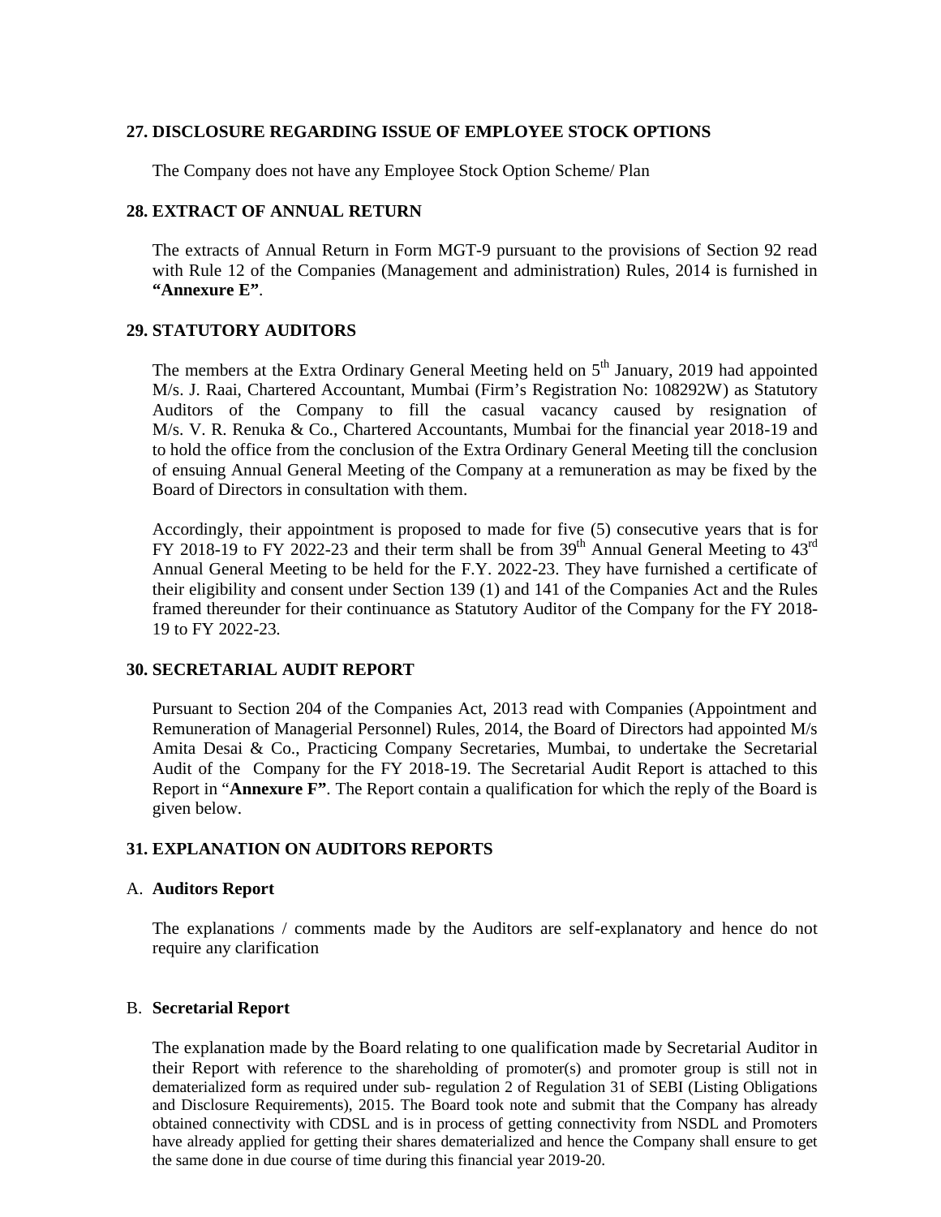## 27. DISCLOSURE REGARDING ISSUE OF EMPLOYEE STOCK OPTIONS

The Company does not have any Employee Stock Option Scheme/ Plan

## 28. EXTRACT OF ANNUAL RETURN

The extracts of Annual Return in Form MGT-9 pursuant to the provisions of Section 92 read with Rule 12 of the Companies (Management and administration) Rules, 2014 is furnished in **"Annexure E"**.

## 29. STATUTORY AUDITORS

The members at the Extra Ordinary General Meeting held on 5th January, 2019 had appointed M/s. J. Raai, Chartered Accountant, Mumbai (Firm's Registration No: 108292W) as Statutory Auditors of the Company to fill the casual vacancy caused by resignation of M/s. V. R. Renuka & Co., Chartered Accountants, Mumbai for the financial year 2018-19 and to hold the office from the conclusion of the Extra Ordinary General Meeting till the conclusion of ensuing Annual General Meeting of the Company at a remuneration as may be fixed by the Board of Directors in consultation with them.

Accordingly, their appointment is proposed to made for five (5) consecutive years that is for FY 2018-19 to FY 2022-23 and their term shall be from 39th Annual General Meeting to 43rd Annual General Meeting to be held for the F.Y. 2022-23. They have furnished a certificate of their eligibility and consent under Section 139 (1) and 141 of the Companies Act and the Rules framed thereunder for their continuance as Statutory Auditor of the Company for the FY 2018-19 to FY 2022-23.

## 30. SECRETARIAL AUDIT REPORT

Pursuant to Section 204 of the Companies Act, 2013 read with Companies (Appointment and Remuneration of Managerial Personnel) Rules, 2014, the Board of Directors had appointed M/s Amita Desai & Co., Practicing Company Secretaries, Mumbai, to undertake the Secretarial Audit of the Company for the FY 2018-19. The Secretarial Audit Report is attached to this Report in "**Annexure F"**. The Report contain a qualification for which the reply of the Board is given below.

## 31. EXPLANATION ON AUDITORS REPORTS

A. **Auditors Report**

The explanations / comments made by the Auditors are self-explanatory and hence do not require any clarification

B. **Secretarial Report**

The explanation made by the Board relating to one qualification made by Secretarial Auditor in their Report with reference to the shareholding of promoter(s) and promoter group is still not in dematerialized form as required under sub- regulation 2 of Regulation 31 of SEBI (Listing Obligations and Disclosure Requirements), 2015. The Board took note and submit that the Company has already obtained connectivity with CDSL and is in process of getting connectivity from NSDL and Promoters have already applied for getting their shares dematerialized and hence the Company shall ensure to get the same done in due course of time during this financial year 2019-20.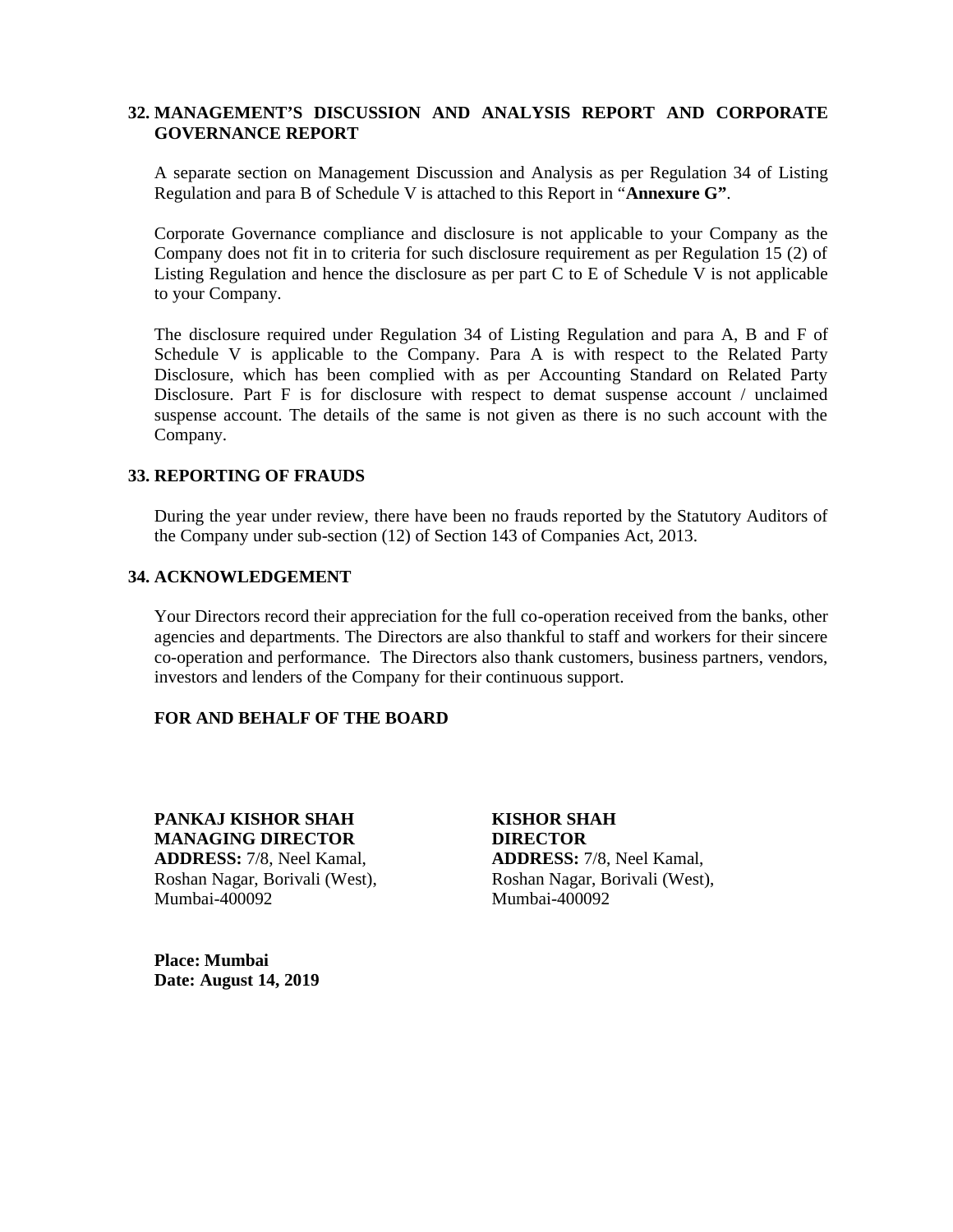## 32. MANAGEMENT'S DISCUSSION AND ANALYSIS REPORT AND CORPORATE GOVERNANCE REPORT

A separate section on Management Discussion and Analysis as per Regulation 34 of Listing Regulation and para B of Schedule V is attached to this Report in "**Annexure G"**.

Corporate Governance compliance and disclosure is not applicable to your Company as the Company does not fit in to criteria for such disclosure requirement as per Regulation 15 (2) of Listing Regulation and hence the disclosure as per part C to E of Schedule V is not applicable to your Company.

The disclosure required under Regulation 34 of Listing Regulation and para A, B and F of Schedule V is applicable to the Company. Para A is with respect to the Related Party Disclosure, which has been complied with as per Accounting Standard on Related Party Disclosure. Part F is for disclosure with respect to demat suspense account / unclaimed suspense account. The details of the same is not given as there is no such account with the Company.

## 33. REPORTING OF FRAUDS

During the year under review, there have been no frauds reported by the Statutory Auditors of the Company under sub-section (12) of Section 143 of Companies Act, 2013.

## 34. ACKNOWLEDGEMENT

Your Directors record their appreciation for the full co-operation received from the banks, other agencies and departments. The Directors are also thankful to staff and workers for their sincere co-operation and performance. The Directors also thank customers, business partners, vendors, investors and lenders of the Company for their continuous support.

**FOR AND BEHALF OF THE BOARD**

**PANKAJ KISHOR SHAH**
**MANAGING DIRECTOR**
**ADDRESS:** 7/8, Neel Kamal,
Roshan Nagar, Borivali (West),
Mumbai-400092

**KISHOR SHAH**
**DIRECTOR**
**ADDRESS:** 7/8, Neel Kamal,
Roshan Nagar, Borivali (West),
Mumbai-400092

**Place: Mumbai**
**Date: August 14, 2019**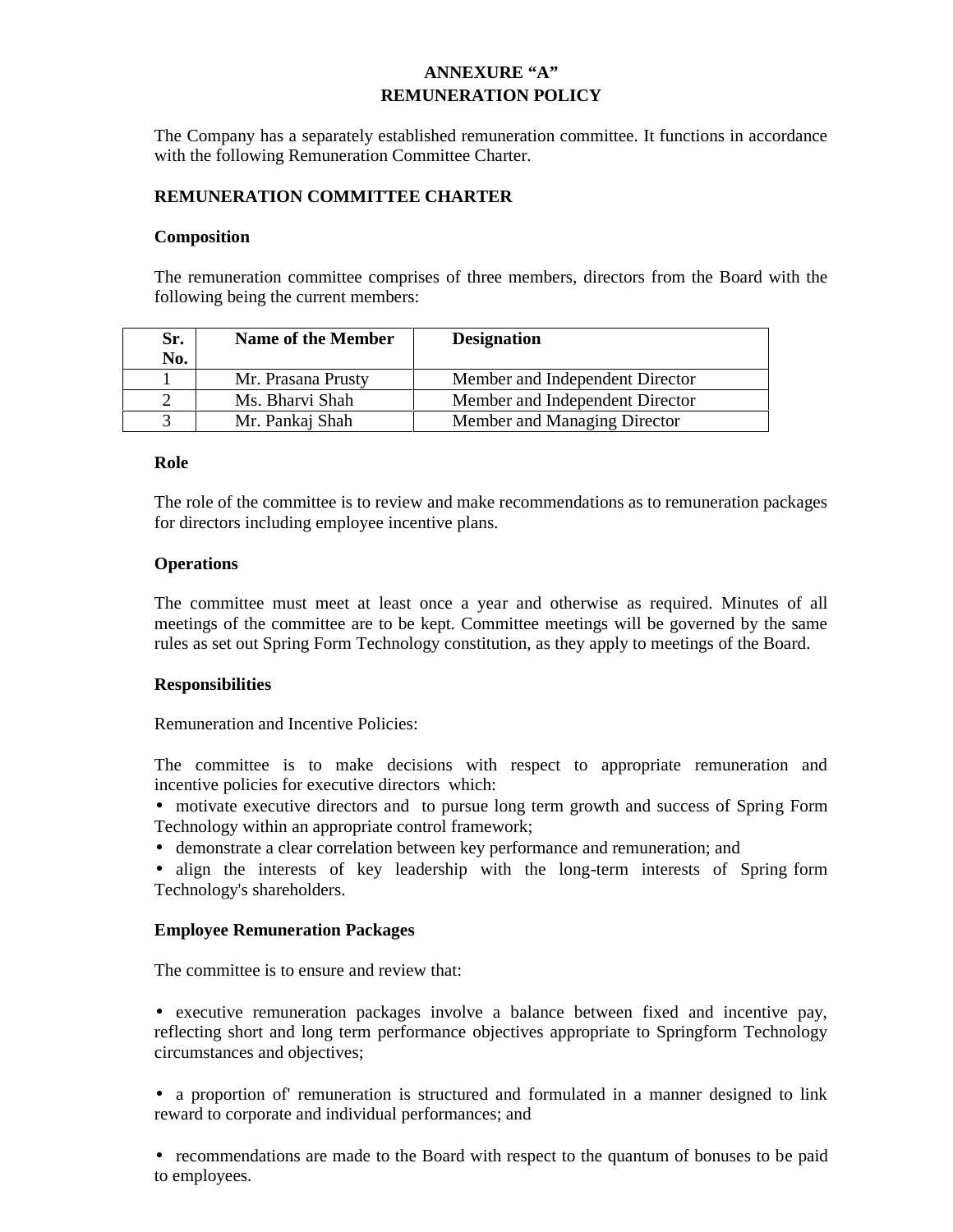## ANNEXURE "A"
## REMUNERATION POLICY

The Company has a separately established remuneration committee. It functions in accordance with the following Remuneration Committee Charter.

**REMUNERATION COMMITTEE CHARTER**

**Composition**

The remuneration committee comprises of three members, directors from the Board with the following being the current members:

| Sr. No. | Name of the Member | Designation |
|---|---|---|
| 1 | Mr. Prasana Prusty | Member and Independent Director |
| 2 | Ms. Bharvi Shah | Member and Independent Director |
| 3 | Mr. Pankaj Shah | Member and Managing Director |

**Role**

The role of the committee is to review and make recommendations as to remuneration packages for directors including employee incentive plans.

**Operations**

The committee must meet at least once a year and otherwise as required. Minutes of all meetings of the committee are to be kept. Committee meetings will be governed by the same rules as set out Spring Form Technology constitution, as they apply to meetings of the Board.

**Responsibilities**

Remuneration and Incentive Policies:

The committee is to make decisions with respect to appropriate remuneration and incentive policies for executive directors which:

- motivate executive directors and to pursue long term growth and success of Spring Form Technology within an appropriate control framework;
- demonstrate a clear correlation between key performance and remuneration; and
- align the interests of key leadership with the long-term interests of Spring form Technology's shareholders.

**Employee Remuneration Packages**

The committee is to ensure and review that:

- executive remuneration packages involve a balance between fixed and incentive pay, reflecting short and long term performance objectives appropriate to Springform Technology circumstances and objectives;
- a proportion of' remuneration is structured and formulated in a manner designed to link reward to corporate and individual performances; and
- recommendations are made to the Board with respect to the quantum of bonuses to be paid to employees.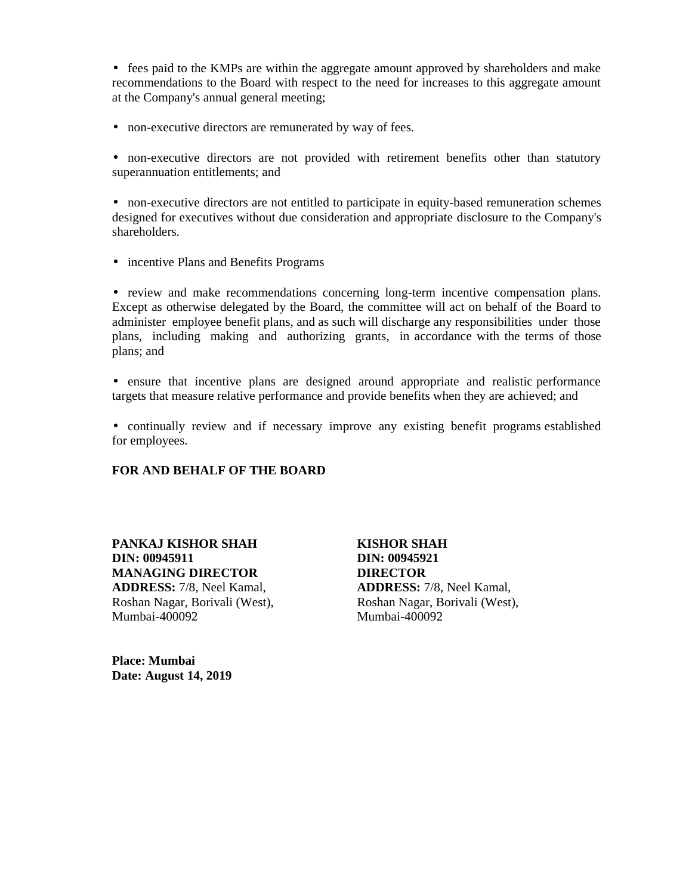- fees paid to the KMPs are within the aggregate amount approved by shareholders and make recommendations to the Board with respect to the need for increases to this aggregate amount at the Company's annual general meeting;

- non-executive directors are remunerated by way of fees.

- non-executive directors are not provided with retirement benefits other than statutory superannuation entitlements; and

- non-executive directors are not entitled to participate in equity-based remuneration schemes designed for executives without due consideration and appropriate disclosure to the Company's shareholders.

- incentive Plans and Benefits Programs

- review and make recommendations concerning long-term incentive compensation plans. Except as otherwise delegated by the Board, the committee will act on behalf of the Board to administer employee benefit plans, and as such will discharge any responsibilities under those plans, including making and authorizing grants, in accordance with the terms of those plans; and

- ensure that incentive plans are designed around appropriate and realistic performance targets that measure relative performance and provide benefits when they are achieved; and

- continually review and if necessary improve any existing benefit programs established for employees.

**FOR AND BEHALF OF THE BOARD**

**PANKAJ KISHOR SHAH**
**DIN: 00945911**
**MANAGING DIRECTOR**
**ADDRESS:** 7/8, Neel Kamal,
Roshan Nagar, Borivali (West),
Mumbai-400092

**KISHOR SHAH**
**DIN: 00945921**
**DIRECTOR**
**ADDRESS:** 7/8, Neel Kamal,
Roshan Nagar, Borivali (West),
Mumbai-400092

**Place: Mumbai**
**Date: August 14, 2019**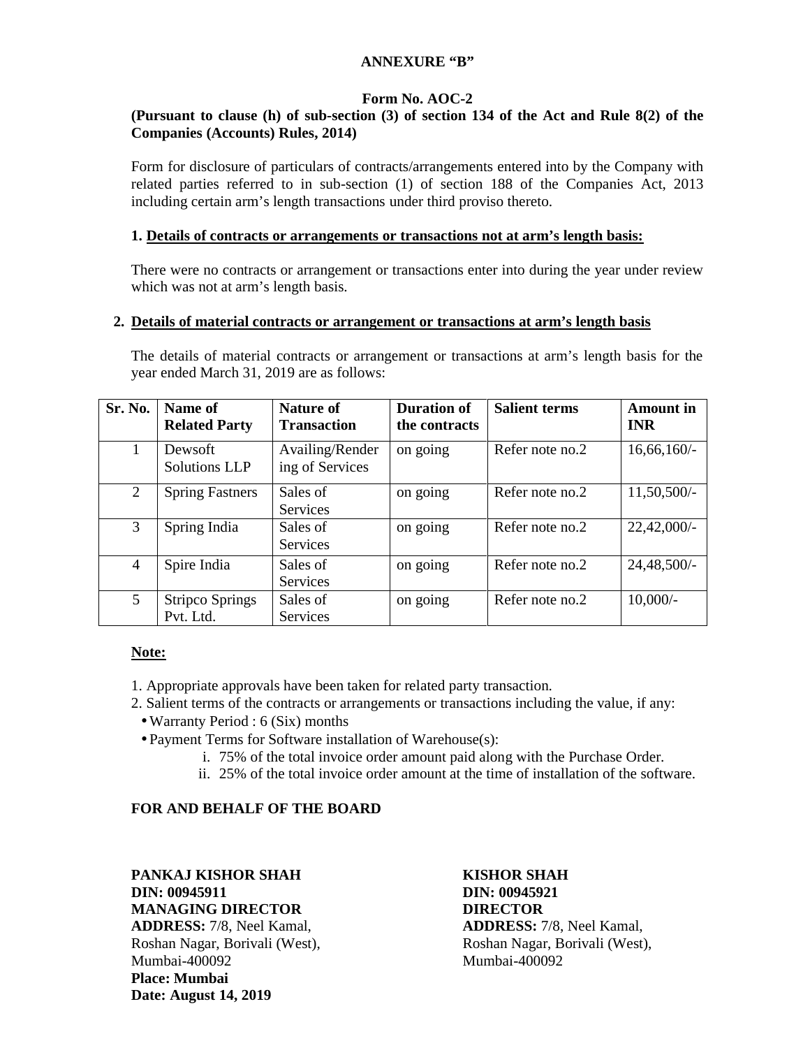**ANNEXURE "B"**

**Form No. AOC-2**

**(Pursuant to clause (h) of sub-section (3) of section 134 of the Act and Rule 8(2) of the Companies (Accounts) Rules, 2014)**

Form for disclosure of particulars of contracts/arrangements entered into by the Company with related parties referred to in sub-section (1) of section 188 of the Companies Act, 2013 including certain arm's length transactions under third proviso thereto.

**1. Details of contracts or arrangements or transactions not at arm's length basis:**

There were no contracts or arrangement or transactions enter into during the year under review which was not at arm's length basis.

**2. Details of material contracts or arrangement or transactions at arm's length basis**

The details of material contracts or arrangement or transactions at arm's length basis for the year ended March 31, 2019 are as follows:

| Sr. No. | Name of Related Party | Nature of Transaction | Duration of the contracts | Salient terms | Amount in INR |
|---|---|---|---|---|---|
| 1 | Dewsoft Solutions LLP | Availing/Rendering of Services | on going | Refer note no.2 | 16,66,160/- |
| 2 | Spring Fastners | Sales of Services | on going | Refer note no.2 | 11,50,500/- |
| 3 | Spring India | Sales of Services | on going | Refer note no.2 | 22,42,000/- |
| 4 | Spire India | Sales of Services | on going | Refer note no.2 | 24,48,500/- |
| 5 | Stripco Springs Pvt. Ltd. | Sales of Services | on going | Refer note no.2 | 10,000/- |

**Note:**

1. Appropriate approvals have been taken for related party transaction.
2. Salient terms of the contracts or arrangements or transactions including the value, if any:
   - Warranty Period : 6 (Six) months
   - Payment Terms for Software installation of Warehouse(s):
     i. 75% of the total invoice order amount paid along with the Purchase Order.
     ii. 25% of the total invoice order amount at the time of installation of the software.

**FOR AND BEHALF OF THE BOARD**

**PANKAJ KISHOR SHAH**
**DIN: 00945911**
**MANAGING DIRECTOR**
**ADDRESS:** 7/8, Neel Kamal,
Roshan Nagar, Borivali (West),
Mumbai-400092
**Place: Mumbai**
**Date: August 14, 2019**

**KISHOR SHAH**
**DIN: 00945921**
**DIRECTOR**
**ADDRESS:** 7/8, Neel Kamal,
Roshan Nagar, Borivali (West),
Mumbai-400092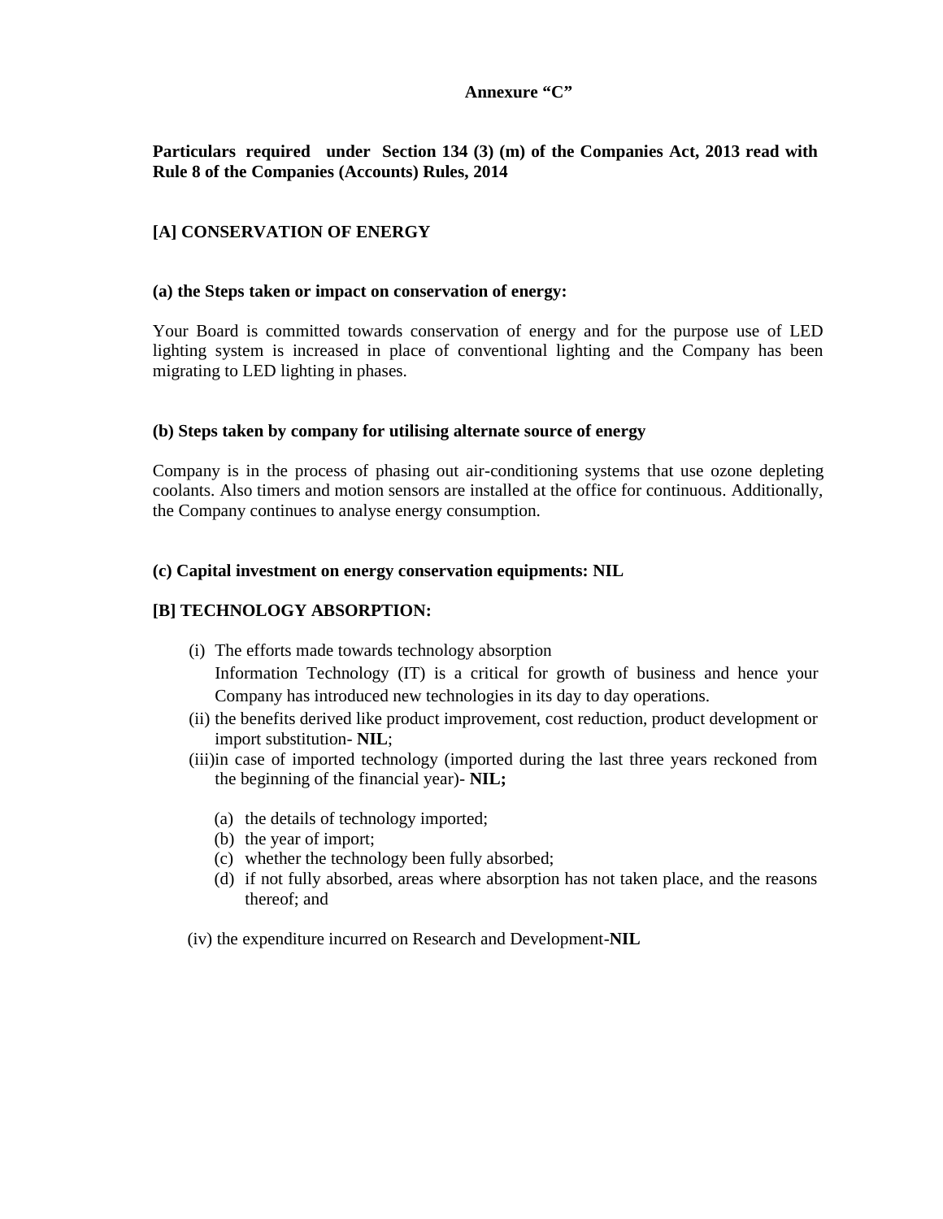**Annexure "C"**

**Particulars required under Section 134 (3) (m) of the Companies Act, 2013 read with Rule 8 of the Companies (Accounts) Rules, 2014**

**[A] CONSERVATION OF ENERGY**

**(a) the Steps taken or impact on conservation of energy:**

Your Board is committed towards conservation of energy and for the purpose use of LED lighting system is increased in place of conventional lighting and the Company has been migrating to LED lighting in phases.

**(b) Steps taken by company for utilising alternate source of energy**

Company is in the process of phasing out air-conditioning systems that use ozone depleting coolants. Also timers and motion sensors are installed at the office for continuous. Additionally, the Company continues to analyse energy consumption.

**(c) Capital investment on energy conservation equipments: NIL**

**[B] TECHNOLOGY ABSORPTION:**

(i) The efforts made towards technology absorption
Information Technology (IT) is a critical for growth of business and hence your Company has introduced new technologies in its day to day operations.

(ii) the benefits derived like product improvement, cost reduction, product development or import substitution- **NIL**;

(iii) in case of imported technology (imported during the last three years reckoned from the beginning of the financial year)- **NIL;**

(a) the details of technology imported;
(b) the year of import;
(c) whether the technology been fully absorbed;
(d) if not fully absorbed, areas where absorption has not taken place, and the reasons thereof; and

(iv) the expenditure incurred on Research and Development-**NIL**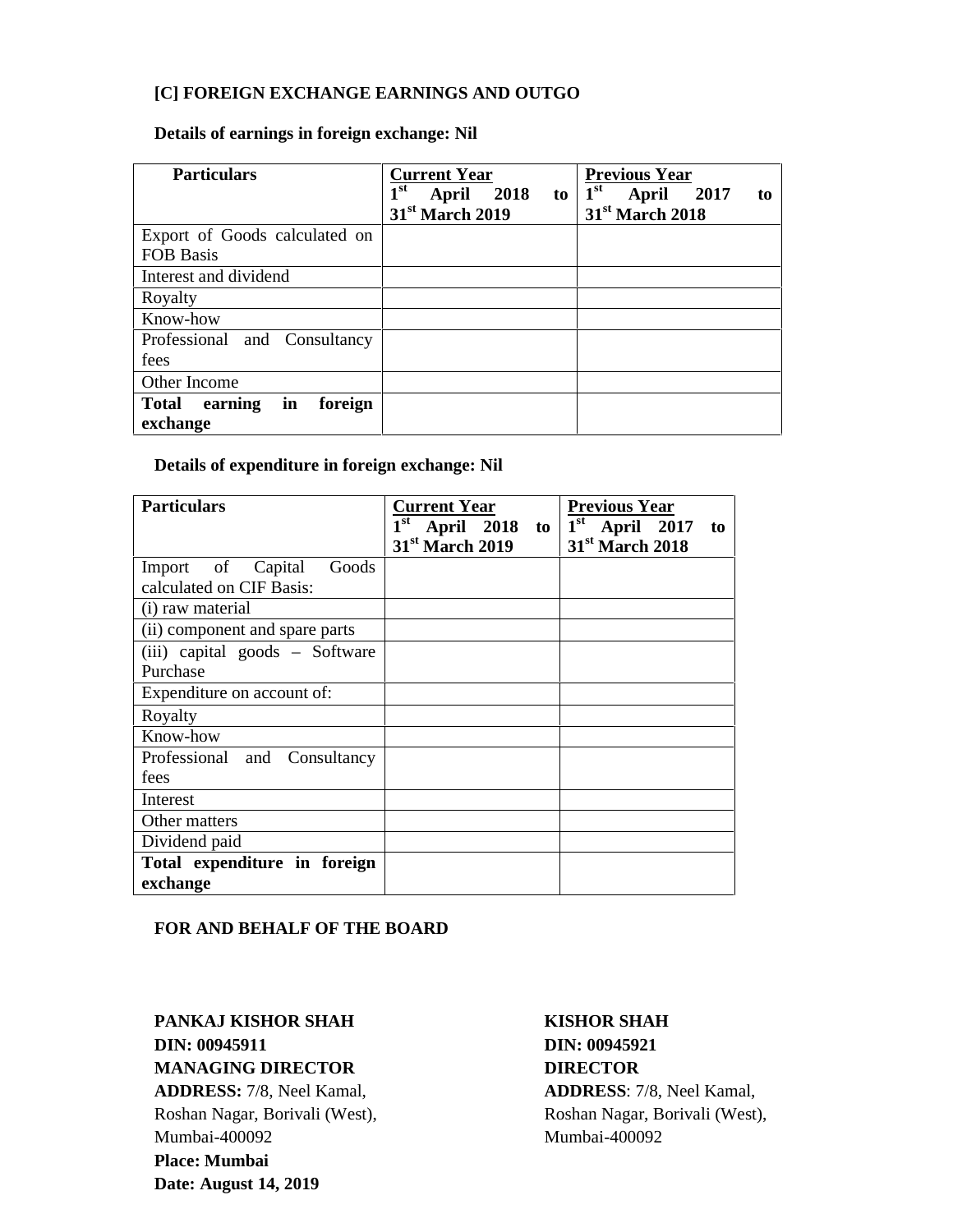### [C] FOREIGN EXCHANGE EARNINGS AND OUTGO

**Details of earnings in foreign exchange: Nil**

| Particulars | Current Year 1st April 2018 to 31st March 2019 | Previous Year 1st April 2017 to 31st March 2018 |
|---|---|---|
| Export of Goods calculated on FOB Basis | | |
| Interest and dividend | | |
| Royalty | | |
| Know-how | | |
| Professional and Consultancy fees | | |
| Other Income | | |
| **Total earning in foreign exchange** | | |

**Details of expenditure in foreign exchange: Nil**

| Particulars | Current Year 1st April 2018 to 31st March 2019 | Previous Year 1st April 2017 to 31st March 2018 |
|---|---|---|
| Import of Capital Goods calculated on CIF Basis: | | |
| (i) raw material | | |
| (ii) component and spare parts | | |
| (iii) capital goods – Software Purchase | | |
| Expenditure on account of: | | |
| Royalty | | |
| Know-how | | |
| Professional and Consultancy fees | | |
| Interest | | |
| Other matters | | |
| Dividend paid | | |
| **Total expenditure in foreign exchange** | | |

**FOR AND BEHALF OF THE BOARD**

**PANKAJ KISHOR SHAH**
**DIN: 00945911**
**MANAGING DIRECTOR**
**ADDRESS:** 7/8, Neel Kamal, Roshan Nagar, Borivali (West), Mumbai-400092

**KISHOR SHAH**
**DIN: 00945921**
**DIRECTOR**
**ADDRESS**: 7/8, Neel Kamal, Roshan Nagar, Borivali (West), Mumbai-400092

**Place: Mumbai**
**Date: August 14, 2019**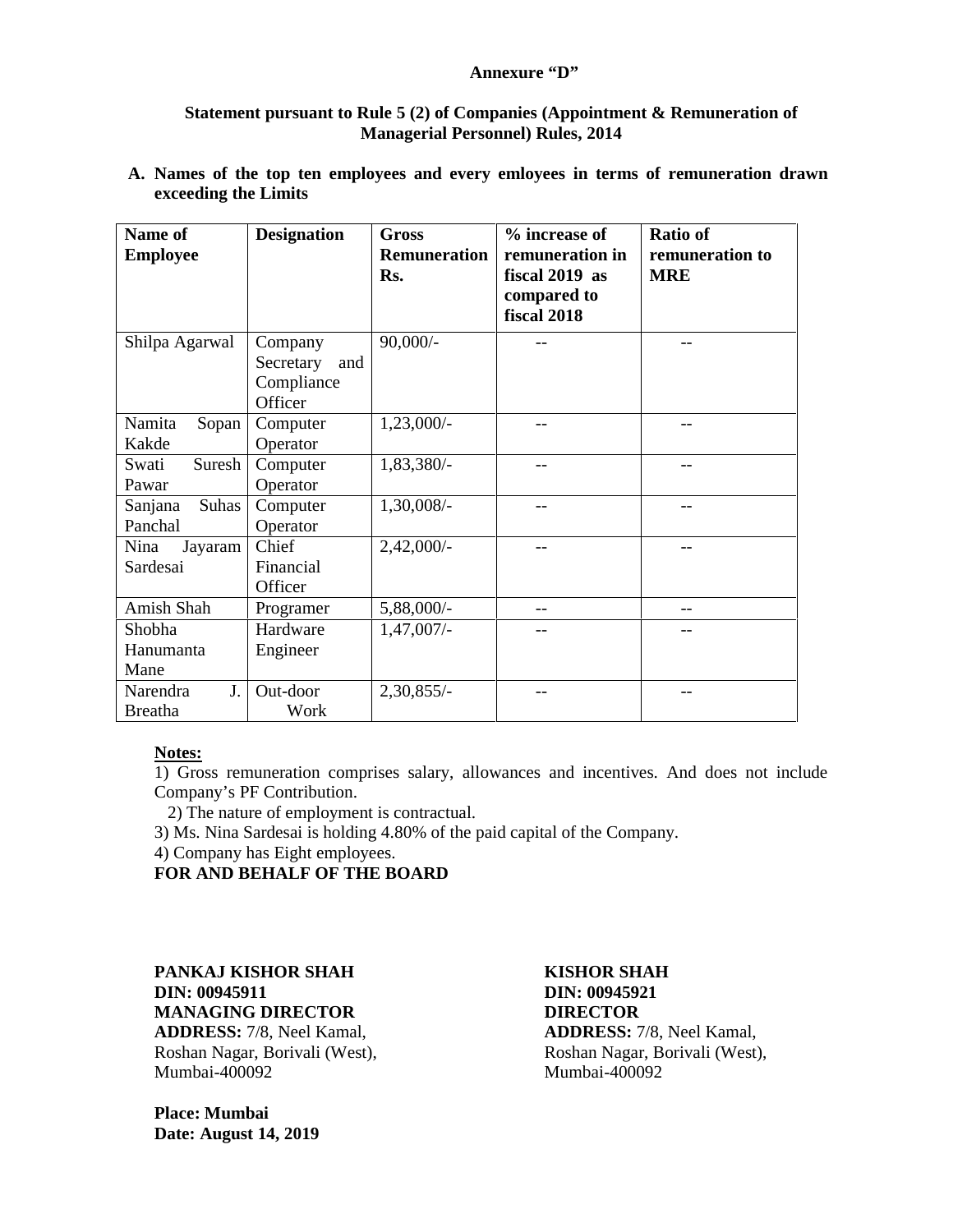**Annexure "D"**

**Statement pursuant to Rule 5 (2) of Companies (Appointment & Remuneration of Managerial Personnel) Rules, 2014**

**A. Names of the top ten employees and every emloyees in terms of remuneration drawn exceeding the Limits**

| **Name of Employee** | **Designation** | **Gross Remuneration Rs.** | **% increase of remuneration in fiscal 2019 as compared to fiscal 2018** | **Ratio of remuneration to MRE** |
|---|---|---|---|---|
| Shilpa Agarwal | Company Secretary and Compliance Officer | 90,000/- | -- | -- |
| Namita Sopan Kakde | Computer Operator | 1,23,000/- | -- | -- |
| Swati Suresh Pawar | Computer Operator | 1,83,380/- | -- | -- |
| Sanjana Suhas Panchal | Computer Operator | 1,30,008/- | -- | -- |
| Nina Jayaram Sardesai | Chief Financial Officer | 2,42,000/- | -- | -- |
| Amish Shah | Programer | 5,88,000/- | -- | -- |
| Shobha Hanumanta Mane | Hardware Engineer | 1,47,007/- | -- | -- |
| Narendra J. Breatha | Out-door Work | 2,30,855/- | -- | -- |

**Notes:**

1) Gross remuneration comprises salary, allowances and incentives. And does not include Company's PF Contribution.

2) The nature of employment is contractual.

3) Ms. Nina Sardesai is holding 4.80% of the paid capital of the Company.

4) Company has Eight employees.

**FOR AND BEHALF OF THE BOARD**

**PANKAJ KISHOR SHAH**
**DIN: 00945911**
**MANAGING DIRECTOR**
**ADDRESS:** 7/8, Neel Kamal,
Roshan Nagar, Borivali (West),
Mumbai-400092

**KISHOR SHAH**
**DIN: 00945921**
**DIRECTOR**
**ADDRESS:** 7/8, Neel Kamal,
Roshan Nagar, Borivali (West),
Mumbai-400092

**Place: Mumbai**
**Date: August 14, 2019**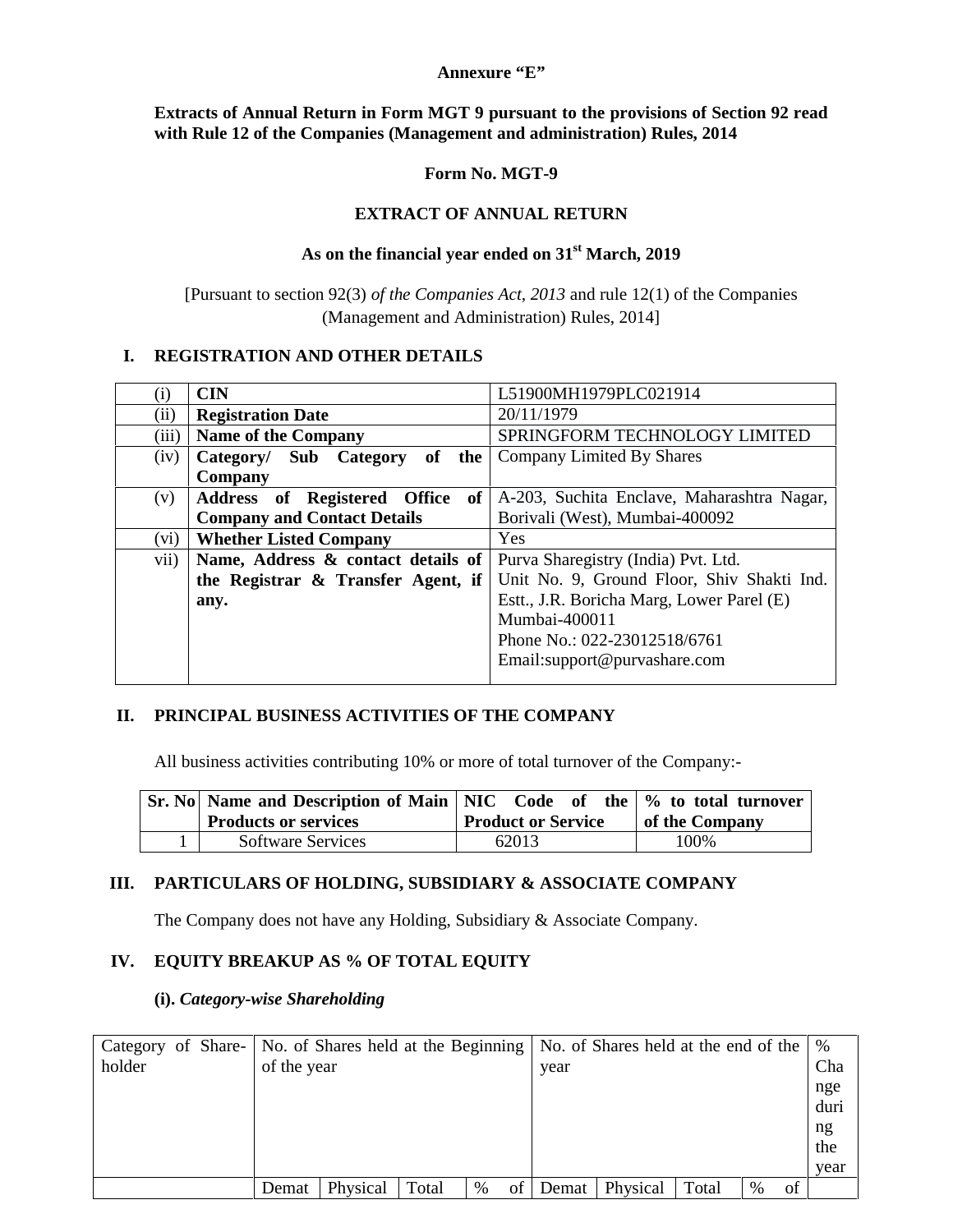**Annexure "E"**

**Extracts of Annual Return in Form MGT 9 pursuant to the provisions of Section 92 read with Rule 12 of the Companies (Management and administration) Rules, 2014**

**Form No. MGT-9**

**EXTRACT OF ANNUAL RETURN**

**As on the financial year ended on 31st March, 2019**

[Pursuant to section 92(3) *of the Companies Act, 2013* and rule 12(1) of the Companies (Management and Administration) Rules, 2014]

## I. REGISTRATION AND OTHER DETAILS

| | | |
|---|---|---|
| (i) | **CIN** | L51900MH1979PLC021914 |
| (ii) | **Registration Date** | 20/11/1979 |
| (iii) | **Name of the Company** | SPRINGFORM TECHNOLOGY LIMITED |
| (iv) | **Category/ Sub Category of the Company** | Company Limited By Shares |
| (v) | **Address of Registered Office of Company and Contact Details** | A-203, Suchita Enclave, Maharashtra Nagar, Borivali (West), Mumbai-400092 |
| (vi) | **Whether Listed Company** | Yes |
| vii) | **Name, Address & contact details of the Registrar & Transfer Agent, if any.** | Purva Sharegistry (India) Pvt. Ltd.<br>Unit No. 9, Ground Floor, Shiv Shakti Ind. Estt., J.R. Boricha Marg, Lower Parel (E)<br>Mumbai-400011<br>Phone No.: 022-23012518/6761<br>Email:support@purvashare.com |

## II. PRINCIPAL BUSINESS ACTIVITIES OF THE COMPANY

All business activities contributing 10% or more of total turnover of the Company:-

| Sr. No | Name and Description of Main Products or services | NIC Code of the Product or Service | % to total turnover of the Company |
|---|---|---|---|
| 1 | Software Services | 62013 | 100% |

## III. PARTICULARS OF HOLDING, SUBSIDIARY & ASSOCIATE COMPANY

The Company does not have any Holding, Subsidiary & Associate Company.

## IV. EQUITY BREAKUP AS % OF TOTAL EQUITY

**(i).** ***Category-wise Shareholding***

| Category of Share-holder | No. of Shares held at the Beginning of the year | | | | No. of Shares held at the end of the year | | | | % Change during the year |
|---|---|---|---|---|---|---|---|---|---|
| | Demat | Physical | Total | % of | Demat | Physical | Total | % of | |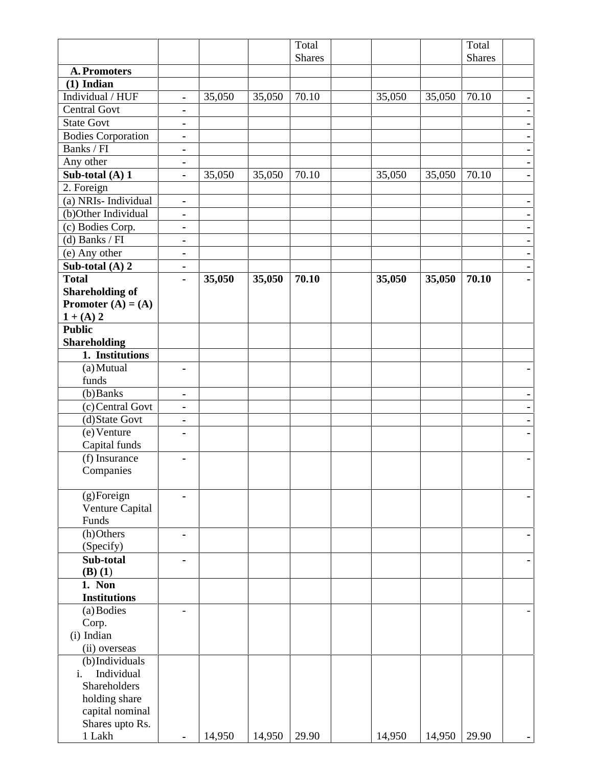|  |  |  |  | Total Shares |  |  |  | Total Shares |  |
|---|---|---|---|---|---|---|---|---|---|
| **A. Promoters** |  |  |  |  |  |  |  |  |  |
| **(1) Indian** |  |  |  |  |  |  |  |  |  |
| Individual / HUF | - | 35,050 | 35,050 | 70.10 |  | 35,050 | 35,050 | 70.10 | - |
| Central Govt | - |  |  |  |  |  |  |  | - |
| State Govt | - |  |  |  |  |  |  |  | - |
| Bodies Corporation | - |  |  |  |  |  |  |  | - |
| Banks / FI | - |  |  |  |  |  |  |  | - |
| Any other | - |  |  |  |  |  |  |  | - |
| **Sub-total (A) 1** | - | 35,050 | 35,050 | 70.10 |  | 35,050 | 35,050 | 70.10 | - |
| 2. Foreign |  |  |  |  |  |  |  |  |  |
| (a) NRIs- Individual | - |  |  |  |  |  |  |  | - |
| (b)Other Individual | - |  |  |  |  |  |  |  | - |
| (c) Bodies Corp. | - |  |  |  |  |  |  |  | - |
| (d) Banks / FI | - |  |  |  |  |  |  |  | - |
| (e) Any other | - |  |  |  |  |  |  |  | - |
| **Sub-total (A) 2** | - |  |  |  |  |  |  |  | - |
| **Total Shareholding of Promoter (A) = (A) 1 + (A) 2** | - | **35,050** | **35,050** | **70.10** |  | **35,050** | **35,050** | **70.10** | - |
| **Public Shareholding** |  |  |  |  |  |  |  |  |  |
| **1. Institutions** |  |  |  |  |  |  |  |  |  |
| (a) Mutual funds | - |  |  |  |  |  |  |  | - |
| (b) Banks | - |  |  |  |  |  |  |  | - |
| (c) Central Govt | - |  |  |  |  |  |  |  | - |
| (d) State Govt | - |  |  |  |  |  |  |  | - |
| (e) Venture Capital funds | - |  |  |  |  |  |  |  | - |
| (f) Insurance Companies | - |  |  |  |  |  |  |  | - |
| (g) Foreign Venture Capital Funds | - |  |  |  |  |  |  |  | - |
| (h) Others (Specify) | - |  |  |  |  |  |  |  | - |
| **Sub-total (B) (1)** | - |  |  |  |  |  |  |  | - |
| **1. Non Institutions** |  |  |  |  |  |  |  |  |  |
| (a) Bodies Corp. (i) Indian (ii) overseas | - |  |  |  |  |  |  |  | - |
| (b) Individuals i. Individual Shareholders holding share capital nominal Shares upto Rs. 1 Lakh | - | 14,950 | 14,950 | 29.90 |  | 14,950 | 14,950 | 29.90 | - |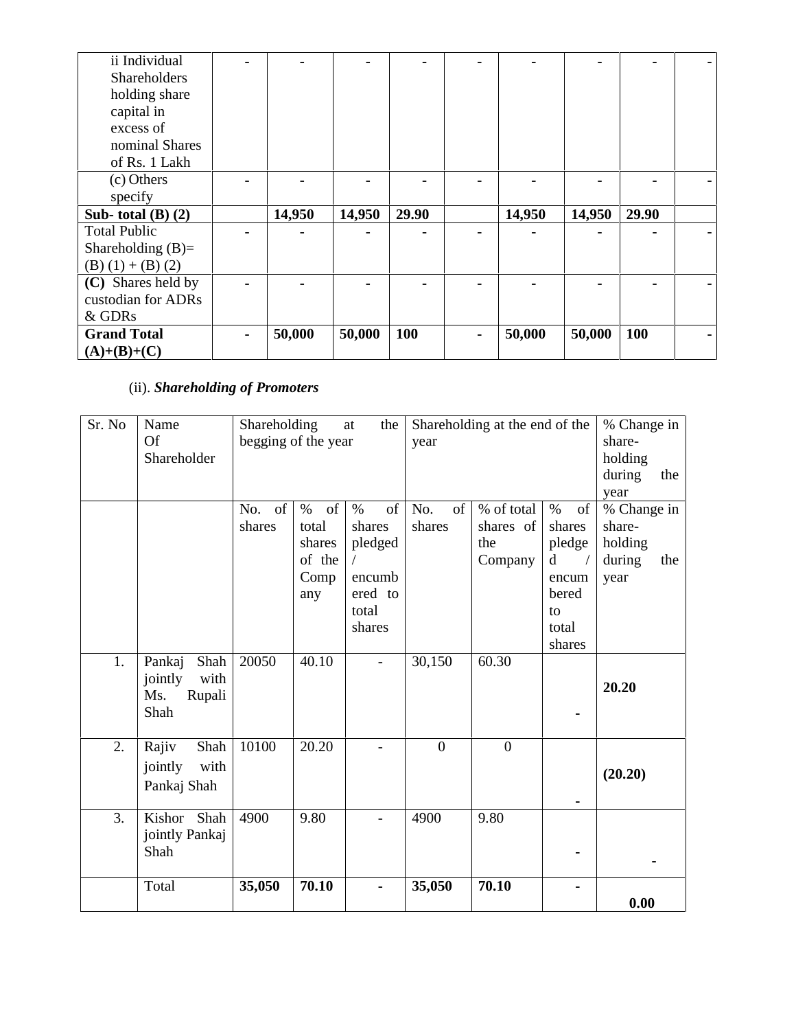| ii Individual Shareholders holding share capital in excess of nominal Shares of Rs. 1 Lakh | - | - | - | - | - | - | - | - | - |
|---|---|---|---|---|---|---|---|---|---|
| (c) Others specify | - | - | - | - | - | - | - | - | - |
| **Sub- total (B) (2)** | | **14,950** | **14,950** | **29.90** | | **14,950** | **14,950** | **29.90** | |
| Total Public Shareholding (B)= (B) (1) + (B) (2) | - | - | - | - | - | - | - | - | - |
| **(C)** Shares held by custodian for ADRs & GDRs | - | - | - | - | - | - | - | - | - |
| **Grand Total (A)+(B)+(C)** | - | **50,000** | **50,000** | **100** | - | **50,000** | **50,000** | **100** | - |

(ii). ***Shareholding of Promoters***

| Sr. No | Name Of Shareholder | Shareholding at the begging of the year | | | Shareholding at the end of the year | | | % Change in share-holding during the year |
|---|---|---|---|---|---|---|---|---|
| | | No. of shares | % of total shares of the Company | % of shares pledged / encumbered to total shares | No. of shares | % of total shares of the Company | % of shares pledged / encumbered to total shares | % Change in share-holding during the year |
| 1. | Pankaj Shah jointly with Ms. Rupali Shah | 20050 | 40.10 | - | 30,150 | 60.30 | - | **20.20** |
| 2. | Rajiv Shah jointly with Pankaj Shah | 10100 | 20.20 | - | 0 | 0 | - | **(20.20)** |
| 3. | Kishor Shah jointly Pankaj Shah | 4900 | 9.80 | - | 4900 | 9.80 | - | - |
| | Total | **35,050** | **70.10** | **-** | **35,050** | **70.10** | **-** | **0.00** |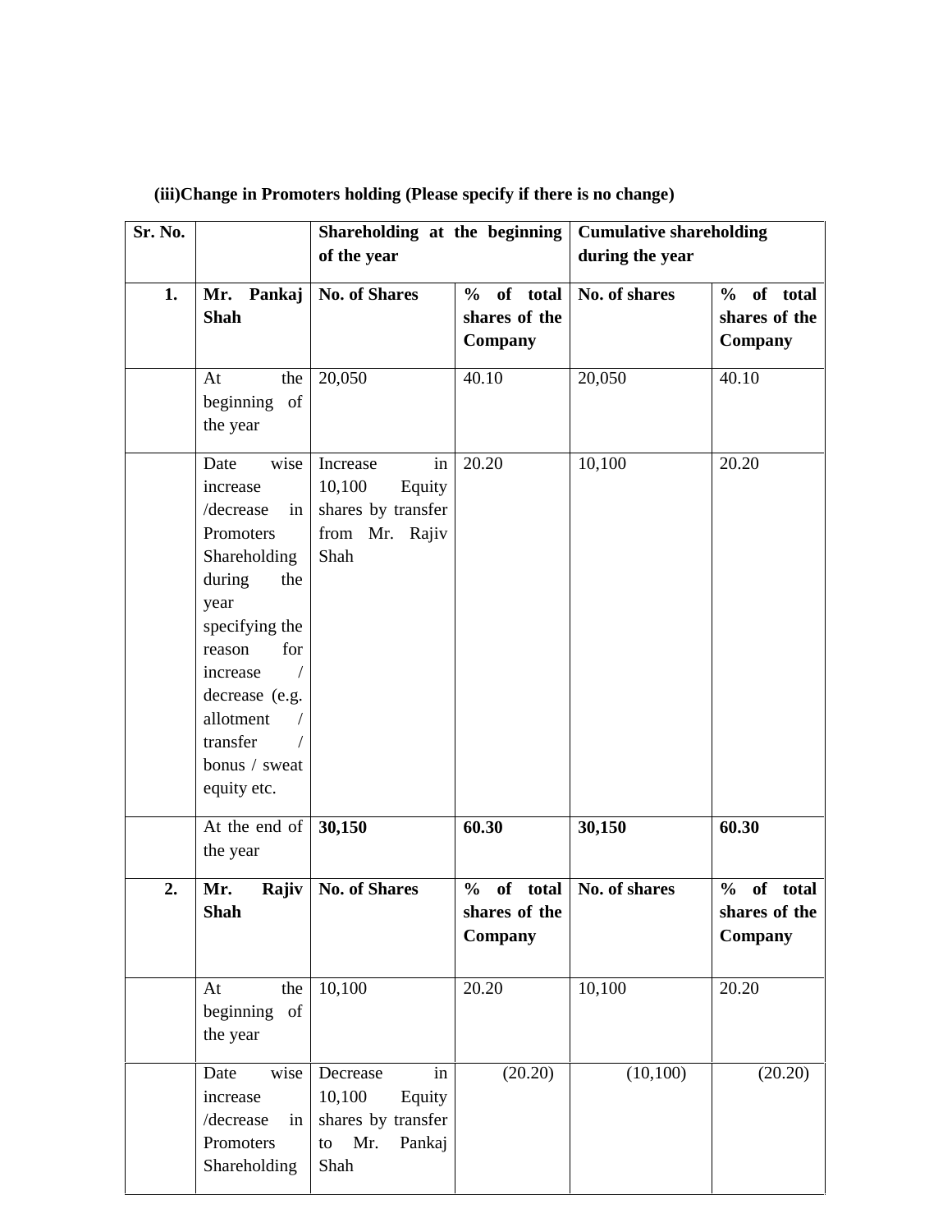**(iii)Change in Promoters holding (Please specify if there is no change)**

| Sr. No. | | Shareholding at the beginning of the year | | Cumulative shareholding during the year | |
|---|---|---|---|---|---|
| **1.** | **Mr. Pankaj Shah** | **No. of Shares** | **% of total shares of the Company** | **No. of shares** | **% of total shares of the Company** |
| | At the beginning of the year | 20,050 | 40.10 | 20,050 | 40.10 |
| | Date wise increase /decrease in Promoters Shareholding during the year specifying the reason for increase / decrease (e.g. allotment / transfer / bonus / sweat equity etc. | Increase in 10,100 Equity shares by transfer from Mr. Rajiv Shah | 20.20 | 10,100 | 20.20 |
| | At the end of the year | **30,150** | **60.30** | **30,150** | **60.30** |
| **2.** | **Mr. Rajiv Shah** | **No. of Shares** | **% of total shares of the Company** | **No. of shares** | **% of total shares of the Company** |
| | At the beginning of the year | 10,100 | 20.20 | 10,100 | 20.20 |
| | Date wise increase /decrease in Promoters Shareholding | Decrease in 10,100 Equity shares by transfer to Mr. Pankaj Shah | (20.20) | (10,100) | (20.20) |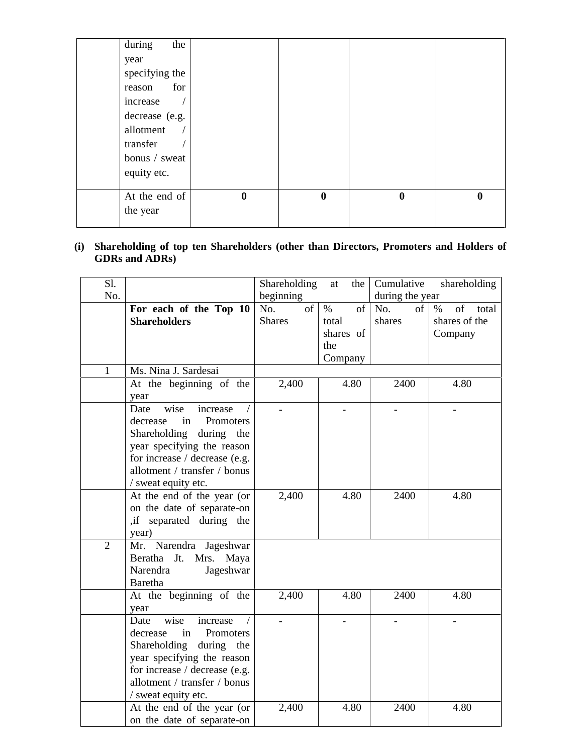| | during the year specifying the reason for increase / decrease (e.g. allotment / transfer / bonus / sweat equity etc. | | | | |
|---|---|---|---|---|---|
| | At the end of the year | **0** | **0** | **0** | **0** |

**(i) Shareholding of top ten Shareholders (other than Directors, Promoters and Holders of GDRs and ADRs)**

| Sl. No. | | Shareholding at the beginning | | Cumulative shareholding during the year | |
|---|---|---|---|---|---|
| | **For each of the Top 10 Shareholders** | No. of Shares | % of total shares of the Company | No. of shares | % of total shares of the Company |
| 1 | Ms. Nina J. Sardesai | | | | |
| | At the beginning of the year | 2,400 | 4.80 | 2400 | 4.80 |
| | Date wise increase / decrease in Promoters Shareholding during the year specifying the reason for increase / decrease (e.g. allotment / transfer / bonus / sweat equity etc. | - | - | - | - |
| | At the end of the year (or on the date of separate-on ,if separated during the year) | 2,400 | 4.80 | 2400 | 4.80 |
| 2 | Mr. Narendra Jageshwar Beratha Jt. Mrs. Maya Narendra Jageshwar Baretha | | | | |
| | At the beginning of the year | 2,400 | 4.80 | 2400 | 4.80 |
| | Date wise increase / decrease in Promoters Shareholding during the year specifying the reason for increase / decrease (e.g. allotment / transfer / bonus / sweat equity etc. | - | - | - | - |
| | At the end of the year (or on the date of separate-on | 2,400 | 4.80 | 2400 | 4.80 |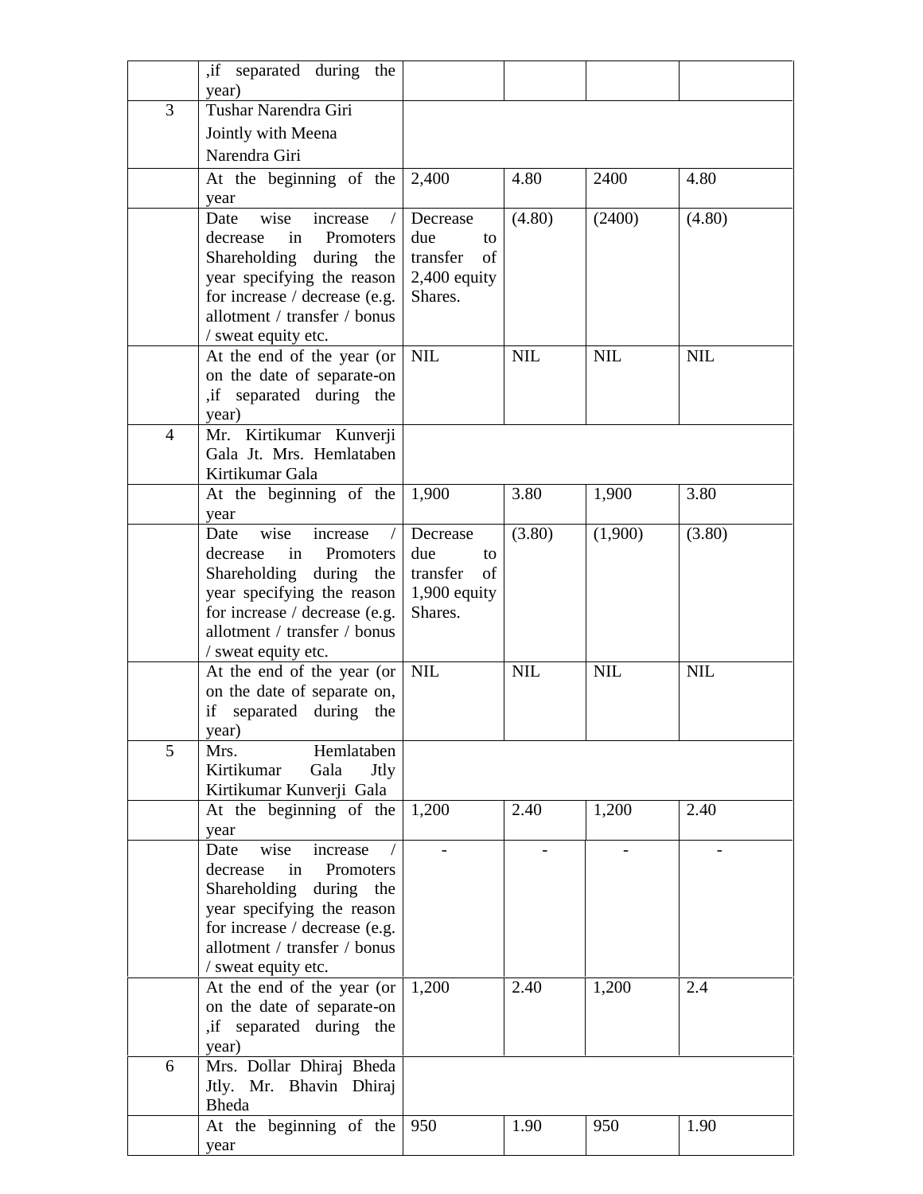| | ,if separated during the year) | | | | |
|---|---|---|---|---|---|
| 3 | Tushar Narendra Giri Jointly with Meena Narendra Giri | | | | |
| | At the beginning of the year | 2,400 | 4.80 | 2400 | 4.80 |
| | Date wise increase / decrease in Promoters Shareholding during the year specifying the reason for increase / decrease (e.g. allotment / transfer / bonus / sweat equity etc. | Decrease due to transfer of 2,400 equity Shares. | (4.80) | (2400) | (4.80) |
| | At the end of the year (or on the date of separate-on ,if separated during the year) | NIL | NIL | NIL | NIL |
| 4 | Mr. Kirtikumar Kunverji Gala Jt. Mrs. Hemlataben Kirtikumar Gala | | | | |
| | At the beginning of the year | 1,900 | 3.80 | 1,900 | 3.80 |
| | Date wise increase / decrease in Promoters Shareholding during the year specifying the reason for increase / decrease (e.g. allotment / transfer / bonus / sweat equity etc. | Decrease due to transfer of 1,900 equity Shares. | (3.80) | (1,900) | (3.80) |
| | At the end of the year (or on the date of separate on, if separated during the year) | NIL | NIL | NIL | NIL |
| 5 | Mrs. Hemlataben Kirtikumar Gala Jtly Kirtikumar Kunverji Gala | | | | |
| | At the beginning of the year | 1,200 | 2.40 | 1,200 | 2.40 |
| | Date wise increase / decrease in Promoters Shareholding during the year specifying the reason for increase / decrease (e.g. allotment / transfer / bonus / sweat equity etc. | - | - | - | - |
| | At the end of the year (or on the date of separate-on ,if separated during the year) | 1,200 | 2.40 | 1,200 | 2.4 |
| 6 | Mrs. Dollar Dhiraj Bheda Jtly. Mr. Bhavin Dhiraj Bheda | | | | |
| | At the beginning of the year | 950 | 1.90 | 950 | 1.90 |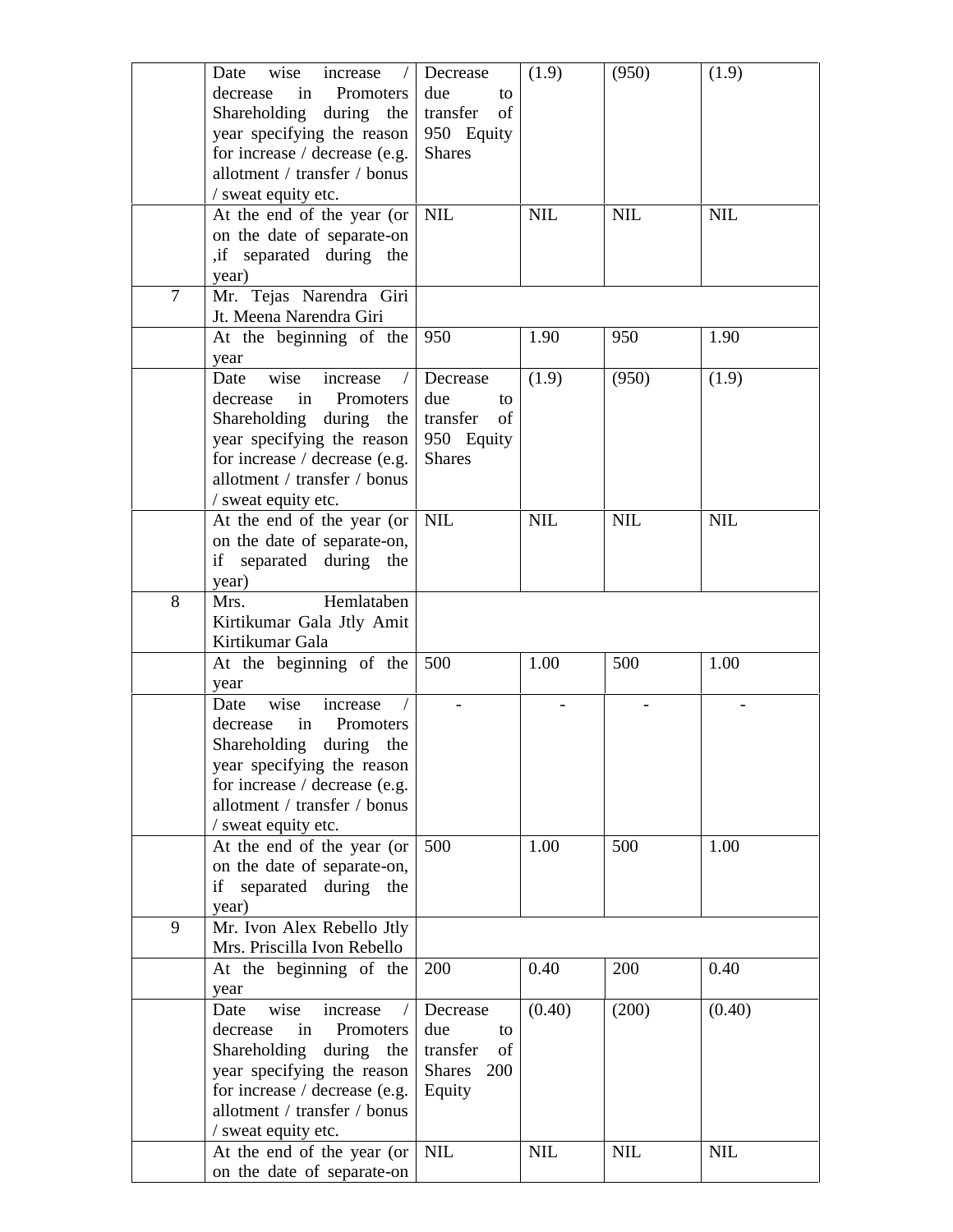| | | | | | |
|---|---|---|---|---|---|
| | Date wise increase / decrease in Promoters Shareholding during the year specifying the reason for increase / decrease (e.g. allotment / transfer / bonus / sweat equity etc. | Decrease due to transfer of 950 Equity Shares | (1.9) | (950) | (1.9) |
| | At the end of the year (or on the date of separate-on ,if separated during the year) | NIL | NIL | NIL | NIL |
| 7 | Mr. Tejas Narendra Giri Jt. Meena Narendra Giri | | | | |
| | At the beginning of the year | 950 | 1.90 | 950 | 1.90 |
| | Date wise increase / decrease in Promoters Shareholding during the year specifying the reason for increase / decrease (e.g. allotment / transfer / bonus / sweat equity etc. | Decrease due to transfer of 950 Equity Shares | (1.9) | (950) | (1.9) |
| | At the end of the year (or on the date of separate-on, if separated during the year) | NIL | NIL | NIL | NIL |
| 8 | Mrs. Hemlataben Kirtikumar Gala Jtly Amit Kirtikumar Gala | | | | |
| | At the beginning of the year | 500 | 1.00 | 500 | 1.00 |
| | Date wise increase / decrease in Promoters Shareholding during the year specifying the reason for increase / decrease (e.g. allotment / transfer / bonus / sweat equity etc. | - | - | - | - |
| | At the end of the year (or on the date of separate-on, if separated during the year) | 500 | 1.00 | 500 | 1.00 |
| 9 | Mr. Ivon Alex Rebello Jtly Mrs. Priscilla Ivon Rebello | | | | |
| | At the beginning of the year | 200 | 0.40 | 200 | 0.40 |
| | Date wise increase / decrease in Promoters Shareholding during the year specifying the reason for increase / decrease (e.g. allotment / transfer / bonus / sweat equity etc. | Decrease due to transfer of Shares 200 Equity | (0.40) | (200) | (0.40) |
| | At the end of the year (or on the date of separate-on | NIL | NIL | NIL | NIL |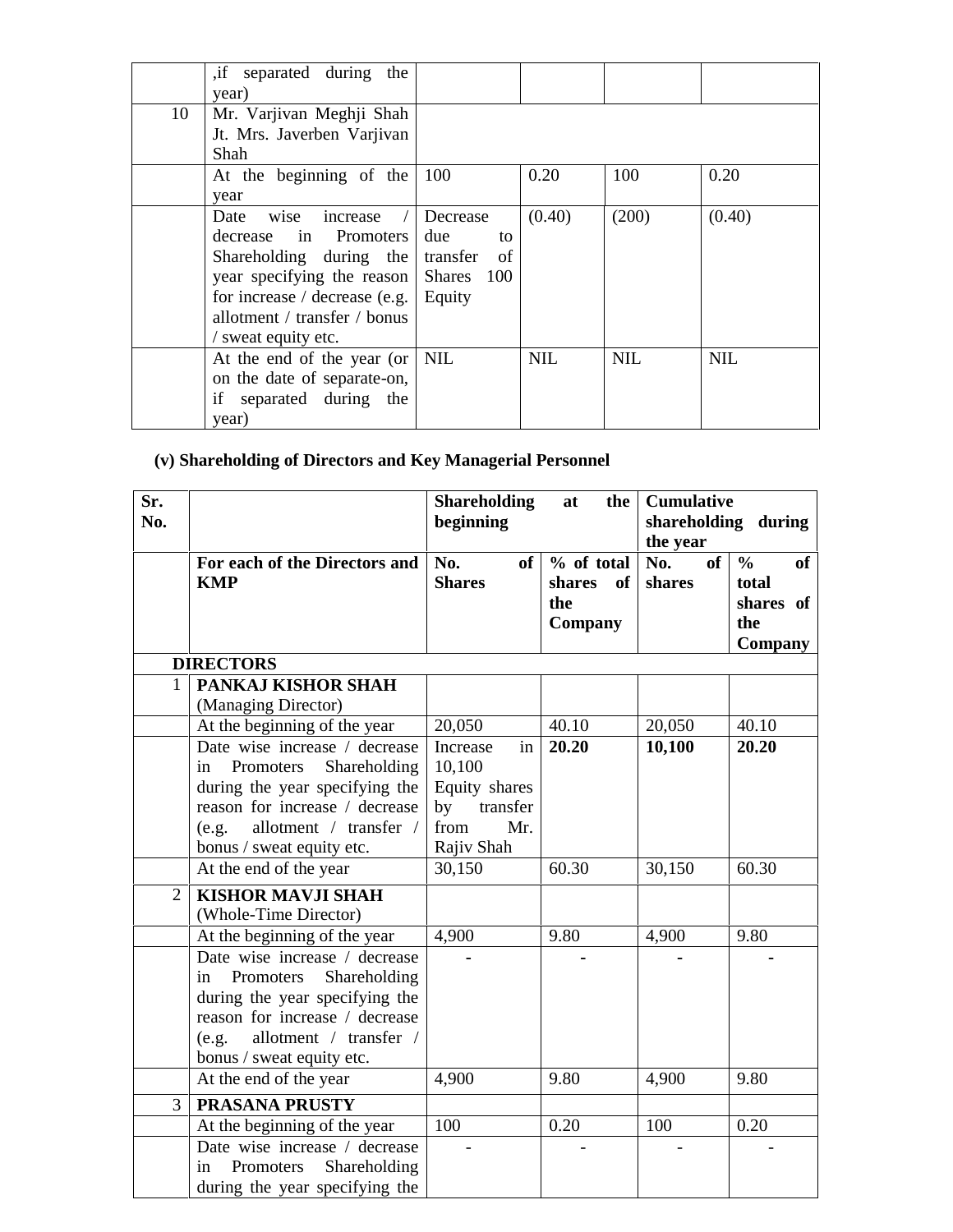| | | | | | |
|---|---|---|---|---|---|
| | ,if separated during the year) | | | | |
| 10 | Mr. Varjivan Meghji Shah Jt. Mrs. Javerben Varjivan Shah | | | | |
| | At the beginning of the year | 100 | 0.20 | 100 | 0.20 |
| | Date wise increase / decrease in Promoters Shareholding during the year specifying the reason for increase / decrease (e.g. allotment / transfer / bonus / sweat equity etc. | Decrease due to transfer of Shares 100 Equity | (0.40) | (200) | (0.40) |
| | At the end of the year (or on the date of separate-on, if separated during the year) | NIL | NIL | NIL | NIL |

**(v) Shareholding of Directors and Key Managerial Personnel**

| Sr. No. | | Shareholding at the beginning | | Cumulative shareholding during the year | |
|---|---|---|---|---|---|
| | **For each of the Directors and KMP** | **No. of Shares** | **% of total shares of the Company** | **No. of shares** | **% of total shares of the Company** |
| | **DIRECTORS** | | | | |
| 1 | **PANKAJ KISHOR SHAH** (Managing Director) | | | | |
| | At the beginning of the year | 20,050 | 40.10 | 20,050 | 40.10 |
| | Date wise increase / decrease in Promoters Shareholding during the year specifying the reason for increase / decrease (e.g. allotment / transfer / bonus / sweat equity etc. | Increase in 10,100 Equity shares by transfer from Mr. Rajiv Shah | **20.20** | **10,100** | **20.20** |
| | At the end of the year | 30,150 | 60.30 | 30,150 | 60.30 |
| 2 | **KISHOR MAVJI SHAH** (Whole-Time Director) | | | | |
| | At the beginning of the year | 4,900 | 9.80 | 4,900 | 9.80 |
| | Date wise increase / decrease in Promoters Shareholding during the year specifying the reason for increase / decrease (e.g. allotment / transfer / bonus / sweat equity etc. | - | - | - | - |
| | At the end of the year | 4,900 | 9.80 | 4,900 | 9.80 |
| 3 | **PRASANA PRUSTY** | | | | |
| | At the beginning of the year | 100 | 0.20 | 100 | 0.20 |
| | Date wise increase / decrease in Promoters Shareholding during the year specifying the | - | - | - | - |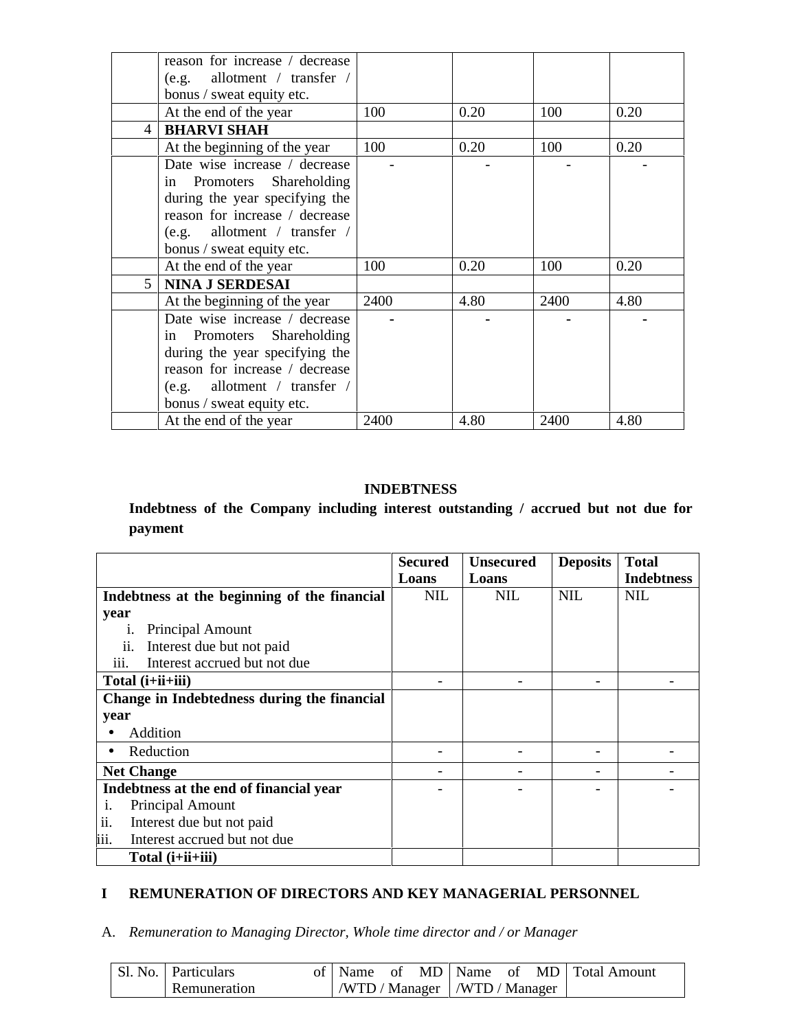| | reason for increase / decrease (e.g. allotment / transfer / bonus / sweat equity etc. | | | | |
|---|---|---|---|---|---|
| | At the end of the year | 100 | 0.20 | 100 | 0.20 |
| 4 | **BHARVI SHAH** | | | | |
| | At the beginning of the year | 100 | 0.20 | 100 | 0.20 |
| | Date wise increase / decrease in Promoters Shareholding during the year specifying the reason for increase / decrease (e.g. allotment / transfer / bonus / sweat equity etc. | - | - | - | - |
| | At the end of the year | 100 | 0.20 | 100 | 0.20 |
| 5 | **NINA J SERDESAI** | | | | |
| | At the beginning of the year | 2400 | 4.80 | 2400 | 4.80 |
| | Date wise increase / decrease in Promoters Shareholding during the year specifying the reason for increase / decrease (e.g. allotment / transfer / bonus / sweat equity etc. | - | - | - | - |
| | At the end of the year | 2400 | 4.80 | 2400 | 4.80 |

## INDEBTNESS

**Indebtness of the Company including interest outstanding / accrued but not due for payment**

| | Secured Loans | Unsecured Loans | Deposits | Total Indebtness |
|---|---|---|---|---|
| **Indebtness at the beginning of the financial year**<br>i. Principal Amount<br>ii. Interest due but not paid<br>iii. Interest accrued but not due | NIL | NIL | NIL | NIL |
| **Total (i+ii+iii)** | - | - | - | - |
| **Change in Indebtedness during the financial year**<br>• Addition | | | | |
| • Reduction | - | - | - | - |
| **Net Change** | - | - | - | - |
| **Indebtness at the end of financial year**<br>i. Principal Amount<br>ii. Interest due but not paid<br>iii. Interest accrued but not due | - | - | - | - |
| **Total (i+ii+iii)** | | | | |

## I REMUNERATION OF DIRECTORS AND KEY MANAGERIAL PERSONNEL

A. *Remuneration to Managing Director, Whole time director and / or Manager*

| Sl. No. | Particulars of Remuneration | Name of MD /WTD / Manager | Name of MD /WTD / Manager | Total Amount |
|---|---|---|---|---|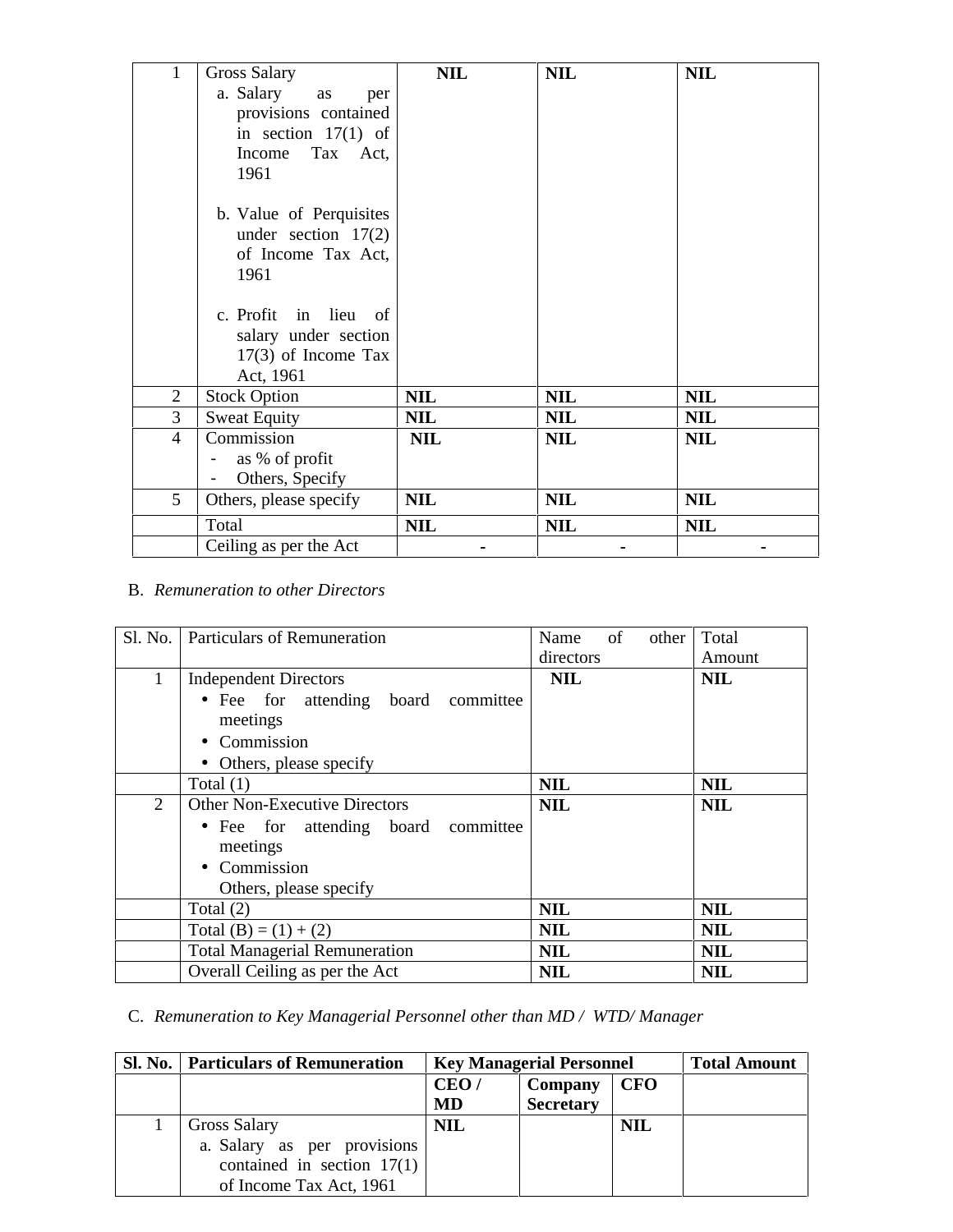| 1 | Gross Salary<br>a. Salary as per provisions contained in section 17(1) of Income Tax Act, 1961<br><br>b. Value of Perquisites under section 17(2) of Income Tax Act, 1961<br><br>c. Profit in lieu of salary under section 17(3) of Income Tax Act, 1961 | **NIL** | **NIL** | **NIL** |
|---|---|---|---|---|
| 2 | Stock Option | **NIL** | **NIL** | **NIL** |
| 3 | Sweat Equity | **NIL** | **NIL** | **NIL** |
| 4 | Commission<br>- as % of profit<br>- Others, Specify | **NIL** | **NIL** | **NIL** |
| 5 | Others, please specify | **NIL** | **NIL** | **NIL** |
| | Total | **NIL** | **NIL** | **NIL** |
| | Ceiling as per the Act | **-** | **-** | **-** |

B. *Remuneration to other Directors*

| Sl. No. | Particulars of Remuneration | Name of other directors | Total Amount |
|---|---|---|---|
| 1 | Independent Directors<br>• Fee for attending board committee meetings<br>• Commission<br>• Others, please specify | **NIL** | **NIL** |
| | Total (1) | **NIL** | **NIL** |
| 2 | Other Non-Executive Directors<br>• Fee for attending board committee meetings<br>• Commission<br>Others, please specify | **NIL** | **NIL** |
| | Total (2) | **NIL** | **NIL** |
| | Total (B) = (1) + (2) | **NIL** | **NIL** |
| | Total Managerial Remuneration | **NIL** | **NIL** |
| | Overall Ceiling as per the Act | **NIL** | **NIL** |

C. *Remuneration to Key Managerial Personnel other than MD / WTD/ Manager*

| **Sl. No.** | **Particulars of Remuneration** | **Key Managerial Personnel** | | | **Total Amount** |
|---|---|---|---|---|---|
| | | **CEO / MD** | **Company Secretary** | **CFO** | |
| 1 | Gross Salary<br>a. Salary as per provisions contained in section 17(1) of Income Tax Act, 1961 | **NIL** | | **NIL** | |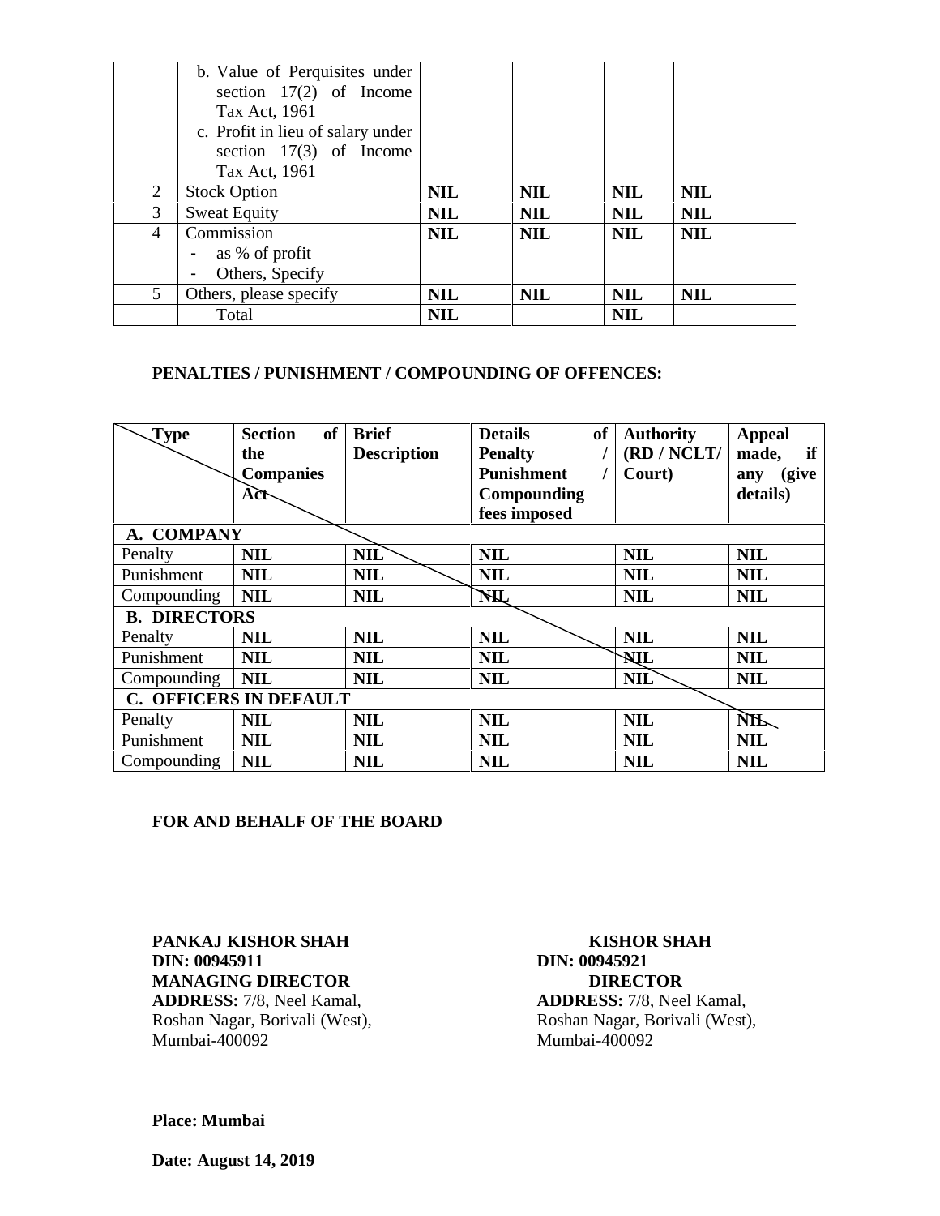| | | | | | |
|---|---|---|---|---|---|
| | b. Value of Perquisites under section 17(2) of Income Tax Act, 1961<br>c. Profit in lieu of salary under section 17(3) of Income Tax Act, 1961 | | | | |
| 2 | Stock Option | **NIL** | **NIL** | **NIL** | **NIL** |
| 3 | Sweat Equity | **NIL** | **NIL** | **NIL** | **NIL** |
| 4 | Commission<br>- as % of profit<br>- Others, Specify | **NIL** | **NIL** | **NIL** | **NIL** |
| 5 | Others, please specify | **NIL** | **NIL** | **NIL** | **NIL** |
| | Total | **NIL** | | **NIL** | |

**PENALTIES / PUNISHMENT / COMPOUNDING OF OFFENCES:**

| **Type** | **Section of the Companies Act** | **Brief Description** | **Details of Penalty / Punishment / Compounding fees imposed** | **Authority (RD / NCLT/ Court)** | **Appeal made, if any (give details)** |
|---|---|---|---|---|---|
| **A. COMPANY** | | | | | |
| Penalty | **NIL** | **NIL** | **NIL** | **NIL** | **NIL** |
| Punishment | **NIL** | **NIL** | **NIL** | **NIL** | **NIL** |
| Compounding | **NIL** | **NIL** | **NIL** | **NIL** | **NIL** |
| **B. DIRECTORS** | | | | | |
| Penalty | **NIL** | **NIL** | **NIL** | **NIL** | **NIL** |
| Punishment | **NIL** | **NIL** | **NIL** | **NIL** | **NIL** |
| Compounding | **NIL** | **NIL** | **NIL** | **NIL** | **NIL** |
| **C. OFFICERS IN DEFAULT** | | | | | |
| Penalty | **NIL** | **NIL** | **NIL** | **NIL** | **NIL** |
| Punishment | **NIL** | **NIL** | **NIL** | **NIL** | **NIL** |
| Compounding | **NIL** | **NIL** | **NIL** | **NIL** | **NIL** |

**FOR AND BEHALF OF THE BOARD**

**PANKAJ KISHOR SHAH**
**DIN: 00945911**
**MANAGING DIRECTOR**
**ADDRESS:** 7/8, Neel Kamal,
Roshan Nagar, Borivali (West),
Mumbai-400092

**KISHOR SHAH**
**DIN: 00945921**
**DIRECTOR**
**ADDRESS:** 7/8, Neel Kamal,
Roshan Nagar, Borivali (West),
Mumbai-400092

**Place: Mumbai**

**Date: August 14, 2019**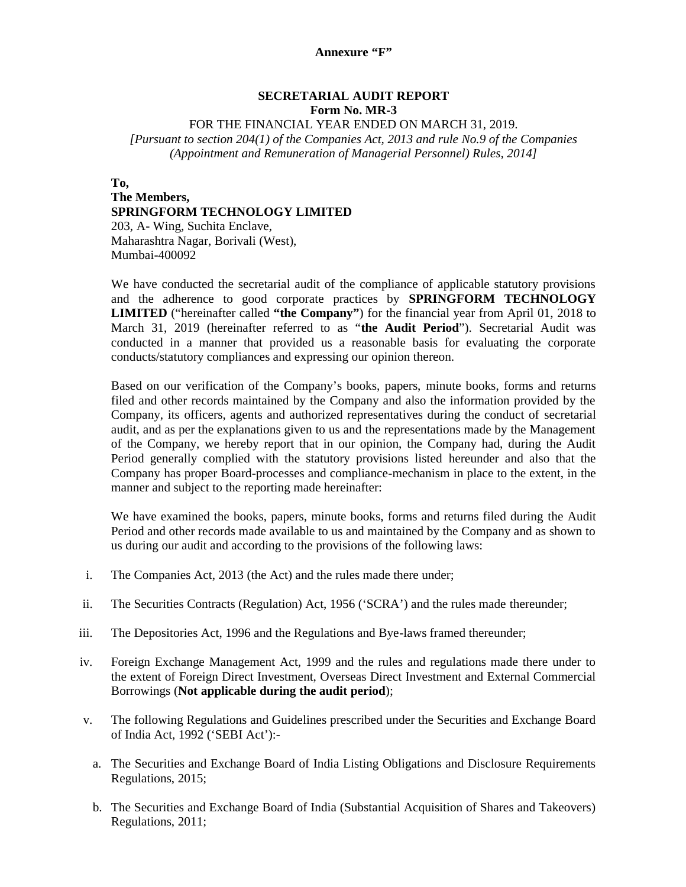**Annexure "F"**

**SECRETARIAL AUDIT REPORT**
**Form No. MR-3**
FOR THE FINANCIAL YEAR ENDED ON MARCH 31, 2019.
*[Pursuant to section 204(1) of the Companies Act, 2013 and rule No.9 of the Companies (Appointment and Remuneration of Managerial Personnel) Rules, 2014]*

**To,**
**The Members,**
**SPRINGFORM TECHNOLOGY LIMITED**
203, A- Wing, Suchita Enclave,
Maharashtra Nagar, Borivali (West),
Mumbai-400092

We have conducted the secretarial audit of the compliance of applicable statutory provisions and the adherence to good corporate practices by **SPRINGFORM TECHNOLOGY LIMITED** ("hereinafter called **"the Company"**) for the financial year from April 01, 2018 to March 31, 2019 (hereinafter referred to as "**the Audit Period**"). Secretarial Audit was conducted in a manner that provided us a reasonable basis for evaluating the corporate conducts/statutory compliances and expressing our opinion thereon.

Based on our verification of the Company's books, papers, minute books, forms and returns filed and other records maintained by the Company and also the information provided by the Company, its officers, agents and authorized representatives during the conduct of secretarial audit, and as per the explanations given to us and the representations made by the Management of the Company, we hereby report that in our opinion, the Company had, during the Audit Period generally complied with the statutory provisions listed hereunder and also that the Company has proper Board-processes and compliance-mechanism in place to the extent, in the manner and subject to the reporting made hereinafter:

We have examined the books, papers, minute books, forms and returns filed during the Audit Period and other records made available to us and maintained by the Company and as shown to us during our audit and according to the provisions of the following laws:

i. The Companies Act, 2013 (the Act) and the rules made there under;

ii. The Securities Contracts (Regulation) Act, 1956 ('SCRA') and the rules made thereunder;

iii. The Depositories Act, 1996 and the Regulations and Bye-laws framed thereunder;

iv. Foreign Exchange Management Act, 1999 and the rules and regulations made there under to the extent of Foreign Direct Investment, Overseas Direct Investment and External Commercial Borrowings (**Not applicable during the audit period**);

v. The following Regulations and Guidelines prescribed under the Securities and Exchange Board of India Act, 1992 ('SEBI Act'):-

   a. The Securities and Exchange Board of India Listing Obligations and Disclosure Requirements Regulations, 2015;

   b. The Securities and Exchange Board of India (Substantial Acquisition of Shares and Takeovers) Regulations, 2011;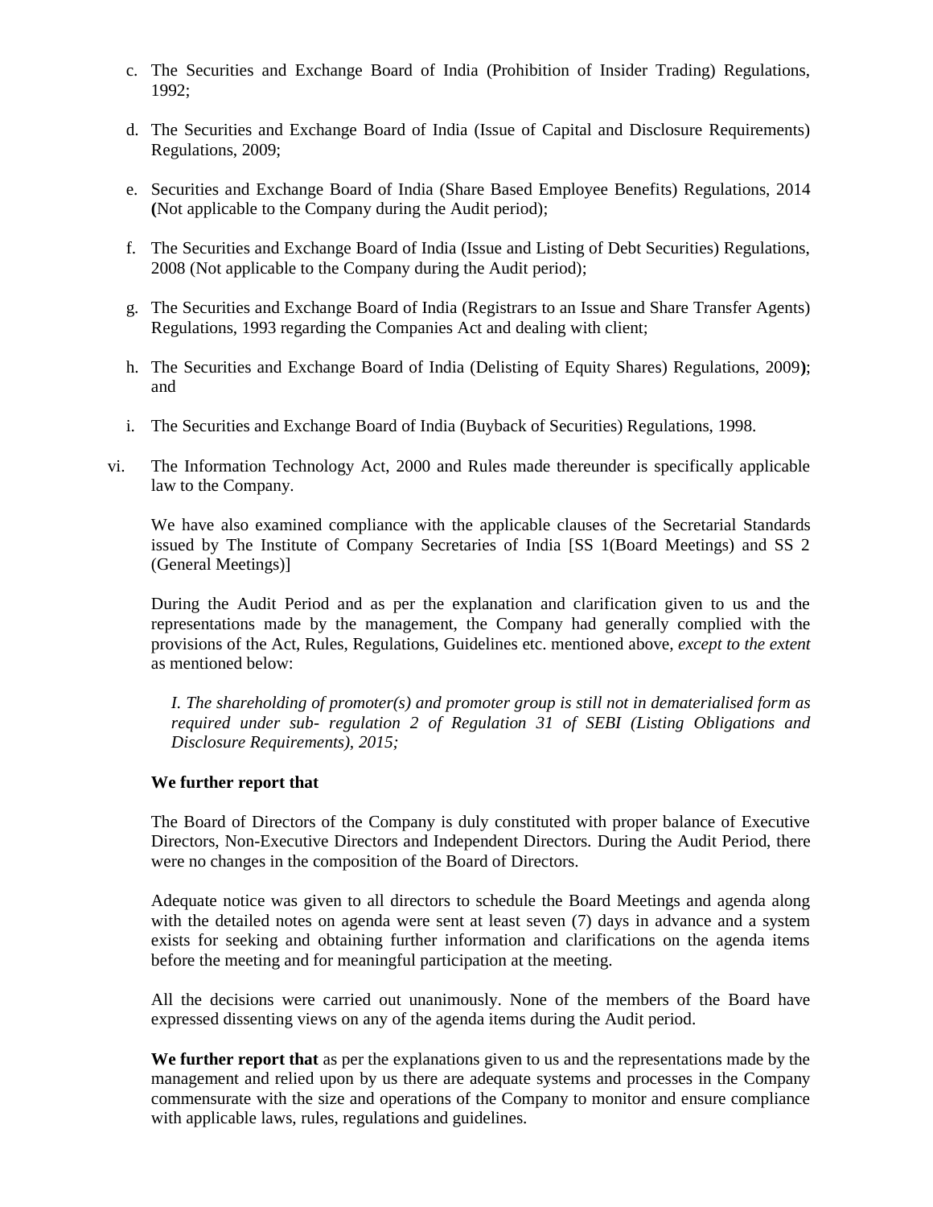c. The Securities and Exchange Board of India (Prohibition of Insider Trading) Regulations, 1992;

d. The Securities and Exchange Board of India (Issue of Capital and Disclosure Requirements) Regulations, 2009;

e. Securities and Exchange Board of India (Share Based Employee Benefits) Regulations, 2014 **(**Not applicable to the Company during the Audit period);

f. The Securities and Exchange Board of India (Issue and Listing of Debt Securities) Regulations, 2008 (Not applicable to the Company during the Audit period);

g. The Securities and Exchange Board of India (Registrars to an Issue and Share Transfer Agents) Regulations, 1993 regarding the Companies Act and dealing with client;

h. The Securities and Exchange Board of India (Delisting of Equity Shares) Regulations, 2009**)**; and

i. The Securities and Exchange Board of India (Buyback of Securities) Regulations, 1998.

vi. The Information Technology Act, 2000 and Rules made thereunder is specifically applicable law to the Company.

We have also examined compliance with the applicable clauses of the Secretarial Standards issued by The Institute of Company Secretaries of India [SS 1(Board Meetings) and SS 2 (General Meetings)]

During the Audit Period and as per the explanation and clarification given to us and the representations made by the management, the Company had generally complied with the provisions of the Act, Rules, Regulations, Guidelines etc. mentioned above, *except to the extent* as mentioned below:

*I. The shareholding of promoter(s) and promoter group is still not in dematerialised form as required under sub- regulation 2 of Regulation 31 of SEBI (Listing Obligations and Disclosure Requirements), 2015;*

**We further report that**

The Board of Directors of the Company is duly constituted with proper balance of Executive Directors, Non-Executive Directors and Independent Directors. During the Audit Period, there were no changes in the composition of the Board of Directors.

Adequate notice was given to all directors to schedule the Board Meetings and agenda along with the detailed notes on agenda were sent at least seven (7) days in advance and a system exists for seeking and obtaining further information and clarifications on the agenda items before the meeting and for meaningful participation at the meeting.

All the decisions were carried out unanimously. None of the members of the Board have expressed dissenting views on any of the agenda items during the Audit period.

**We further report that** as per the explanations given to us and the representations made by the management and relied upon by us there are adequate systems and processes in the Company commensurate with the size and operations of the Company to monitor and ensure compliance with applicable laws, rules, regulations and guidelines.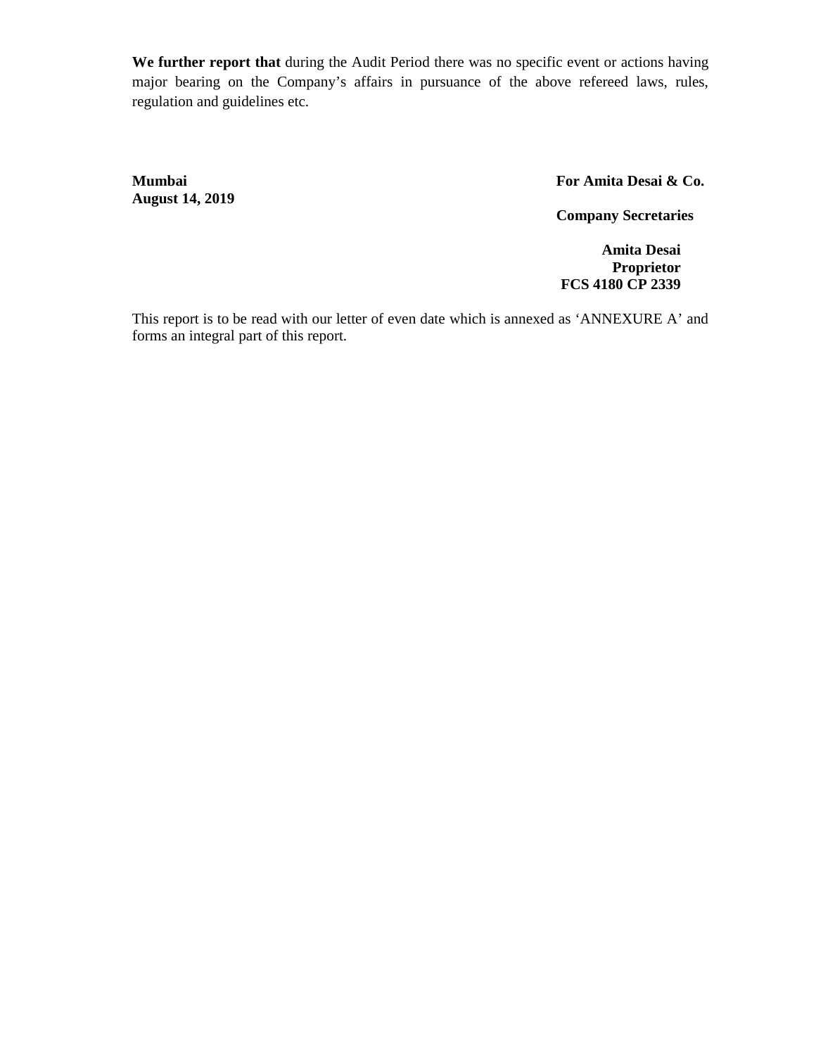**We further report that** during the Audit Period there was no specific event or actions having major bearing on the Company's affairs in pursuance of the above refereed laws, rules, regulation and guidelines etc.

**Mumbai**
**August 14, 2019**

**For Amita Desai & Co.**

**Company Secretaries**

**Amita Desai**
**Proprietor**
**FCS 4180 CP 2339**

This report is to be read with our letter of even date which is annexed as 'ANNEXURE A' and forms an integral part of this report.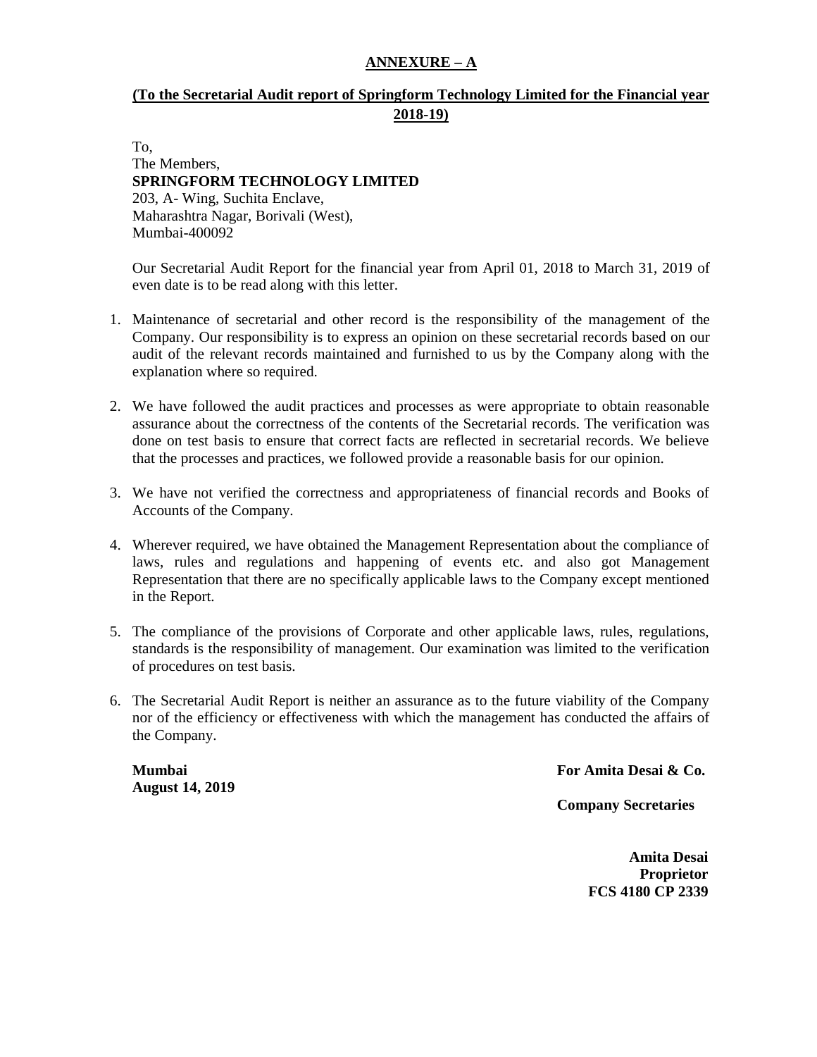## ANNEXURE – A

### (To the Secretarial Audit report of Springform Technology Limited for the Financial year 2018-19)

To,
The Members,
**SPRINGFORM TECHNOLOGY LIMITED**
203, A- Wing, Suchita Enclave,
Maharashtra Nagar, Borivali (West),
Mumbai-400092

Our Secretarial Audit Report for the financial year from April 01, 2018 to March 31, 2019 of even date is to be read along with this letter.

1. Maintenance of secretarial and other record is the responsibility of the management of the Company. Our responsibility is to express an opinion on these secretarial records based on our audit of the relevant records maintained and furnished to us by the Company along with the explanation where so required.

2. We have followed the audit practices and processes as were appropriate to obtain reasonable assurance about the correctness of the contents of the Secretarial records. The verification was done on test basis to ensure that correct facts are reflected in secretarial records. We believe that the processes and practices, we followed provide a reasonable basis for our opinion.

3. We have not verified the correctness and appropriateness of financial records and Books of Accounts of the Company.

4. Wherever required, we have obtained the Management Representation about the compliance of laws, rules and regulations and happening of events etc. and also got Management Representation that there are no specifically applicable laws to the Company except mentioned in the Report.

5. The compliance of the provisions of Corporate and other applicable laws, rules, regulations, standards is the responsibility of management. Our examination was limited to the verification of procedures on test basis.

6. The Secretarial Audit Report is neither an assurance as to the future viability of the Company nor of the efficiency or effectiveness with which the management has conducted the affairs of the Company.

**Mumbai**
**August 14, 2019**

**For Amita Desai & Co.**

**Company Secretaries**

**Amita Desai**
**Proprietor**
**FCS 4180 CP 2339**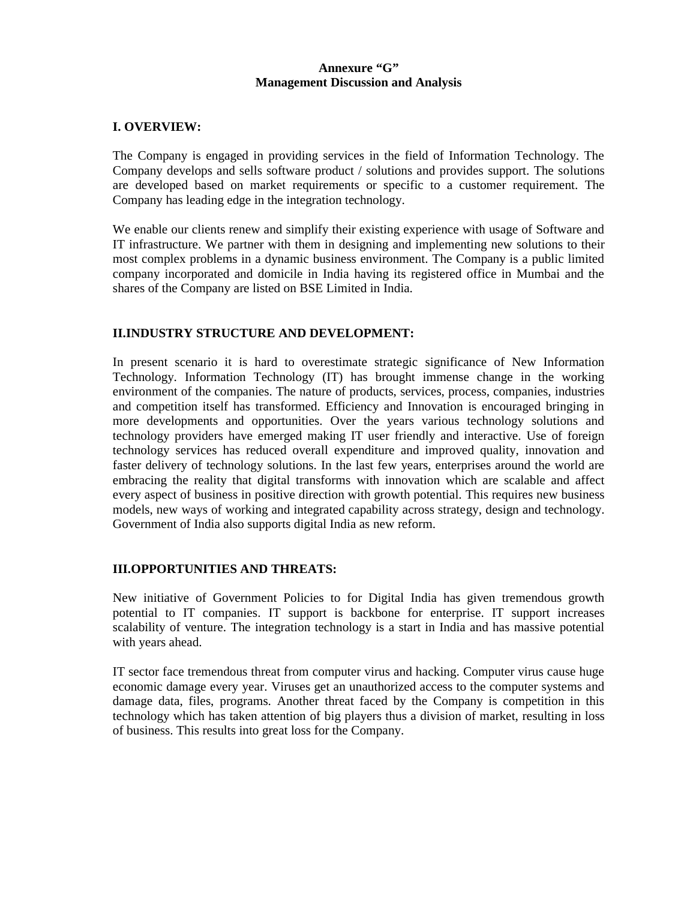# Annexure "G"
# Management Discussion and Analysis

## I. OVERVIEW:

The Company is engaged in providing services in the field of Information Technology. The Company develops and sells software product / solutions and provides support. The solutions are developed based on market requirements or specific to a customer requirement. The Company has leading edge in the integration technology.

We enable our clients renew and simplify their existing experience with usage of Software and IT infrastructure. We partner with them in designing and implementing new solutions to their most complex problems in a dynamic business environment. The Company is a public limited company incorporated and domicile in India having its registered office in Mumbai and the shares of the Company are listed on BSE Limited in India.

## II.INDUSTRY STRUCTURE AND DEVELOPMENT:

In present scenario it is hard to overestimate strategic significance of New Information Technology. Information Technology (IT) has brought immense change in the working environment of the companies. The nature of products, services, process, companies, industries and competition itself has transformed. Efficiency and Innovation is encouraged bringing in more developments and opportunities. Over the years various technology solutions and technology providers have emerged making IT user friendly and interactive. Use of foreign technology services has reduced overall expenditure and improved quality, innovation and faster delivery of technology solutions. In the last few years, enterprises around the world are embracing the reality that digital transforms with innovation which are scalable and affect every aspect of business in positive direction with growth potential. This requires new business models, new ways of working and integrated capability across strategy, design and technology. Government of India also supports digital India as new reform.

## III.OPPORTUNITIES AND THREATS:

New initiative of Government Policies to for Digital India has given tremendous growth potential to IT companies. IT support is backbone for enterprise. IT support increases scalability of venture. The integration technology is a start in India and has massive potential with years ahead.

IT sector face tremendous threat from computer virus and hacking. Computer virus cause huge economic damage every year. Viruses get an unauthorized access to the computer systems and damage data, files, programs. Another threat faced by the Company is competition in this technology which has taken attention of big players thus a division of market, resulting in loss of business. This results into great loss for the Company.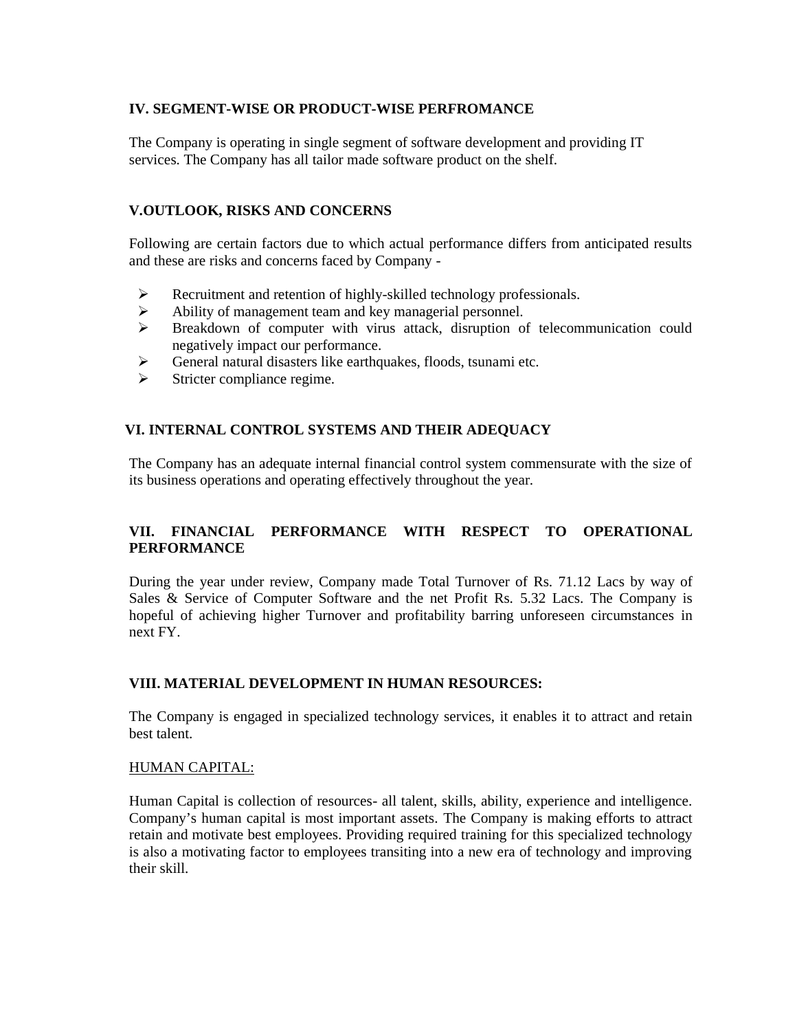## IV. SEGMENT-WISE OR PRODUCT-WISE PERFROMANCE

The Company is operating in single segment of software development and providing IT services. The Company has all tailor made software product on the shelf.

## V.OUTLOOK, RISKS AND CONCERNS

Following are certain factors due to which actual performance differs from anticipated results and these are risks and concerns faced by Company -

- Recruitment and retention of highly-skilled technology professionals.
- Ability of management team and key managerial personnel.
- Breakdown of computer with virus attack, disruption of telecommunication could negatively impact our performance.
- General natural disasters like earthquakes, floods, tsunami etc.
- Stricter compliance regime.

## VI. INTERNAL CONTROL SYSTEMS AND THEIR ADEQUACY

The Company has an adequate internal financial control system commensurate with the size of its business operations and operating effectively throughout the year.

## VII. FINANCIAL PERFORMANCE WITH RESPECT TO OPERATIONAL PERFORMANCE

During the year under review, Company made Total Turnover of Rs. 71.12 Lacs by way of Sales & Service of Computer Software and the net Profit Rs. 5.32 Lacs. The Company is hopeful of achieving higher Turnover and profitability barring unforeseen circumstances in next FY.

## VIII. MATERIAL DEVELOPMENT IN HUMAN RESOURCES:

The Company is engaged in specialized technology services, it enables it to attract and retain best talent.

<u>HUMAN CAPITAL:</u>

Human Capital is collection of resources- all talent, skills, ability, experience and intelligence. Company's human capital is most important assets. The Company is making efforts to attract retain and motivate best employees. Providing required training for this specialized technology is also a motivating factor to employees transiting into a new era of technology and improving their skill.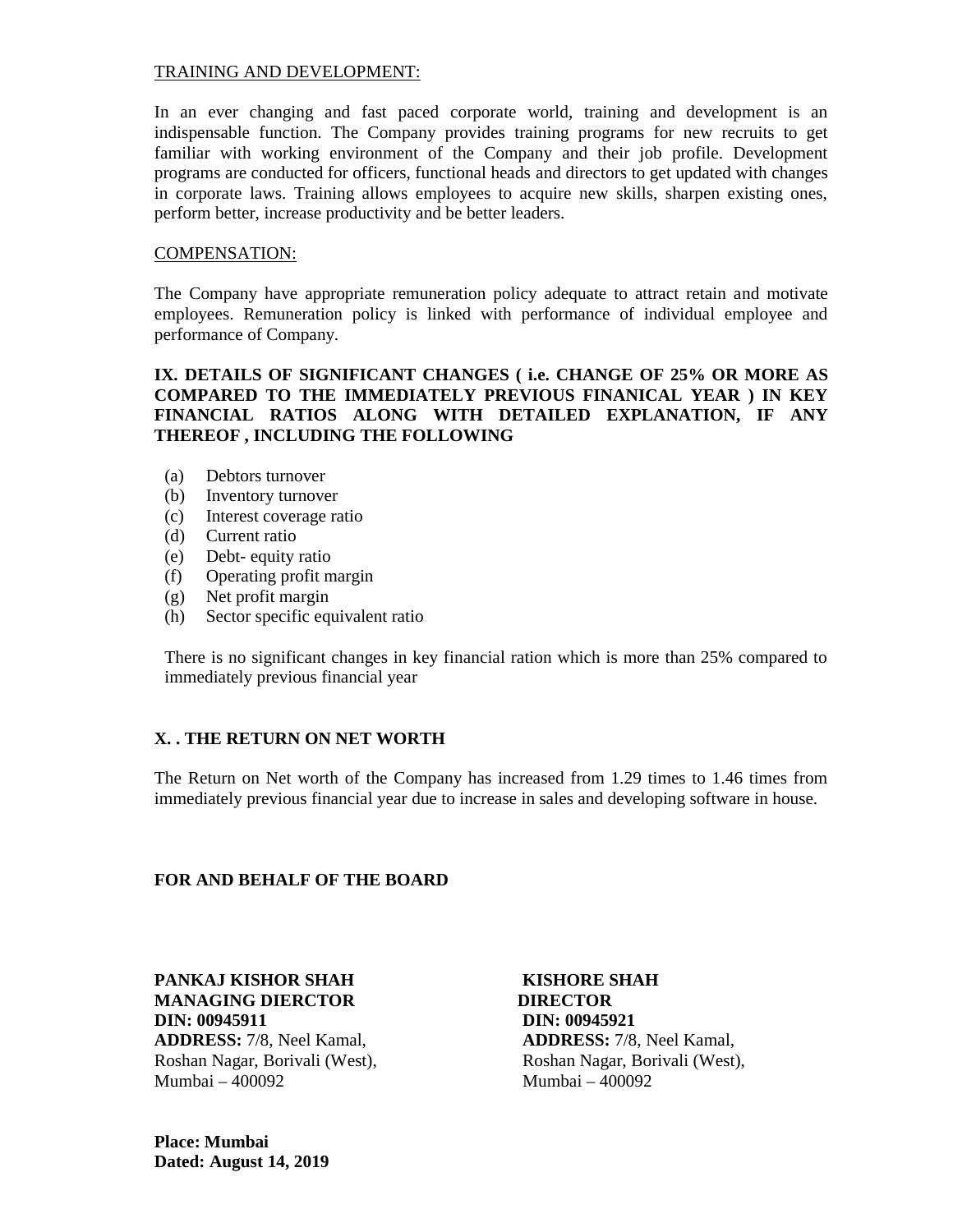<u>TRAINING AND DEVELOPMENT:</u>

In an ever changing and fast paced corporate world, training and development is an indispensable function. The Company provides training programs for new recruits to get familiar with working environment of the Company and their job profile. Development programs are conducted for officers, functional heads and directors to get updated with changes in corporate laws. Training allows employees to acquire new skills, sharpen existing ones, perform better, increase productivity and be better leaders.

<u>COMPENSATION:</u>

The Company have appropriate remuneration policy adequate to attract retain and motivate employees. Remuneration policy is linked with performance of individual employee and performance of Company.

**IX. DETAILS OF SIGNIFICANT CHANGES ( i.e. CHANGE OF 25% OR MORE AS COMPARED TO THE IMMEDIATELY PREVIOUS FINANICAL YEAR ) IN KEY FINANCIAL RATIOS ALONG WITH DETAILED EXPLANATION, IF ANY THEREOF , INCLUDING THE FOLLOWING**

(a) Debtors turnover
(b) Inventory turnover
(c) Interest coverage ratio
(d) Current ratio
(e) Debt- equity ratio
(f) Operating profit margin
(g) Net profit margin
(h) Sector specific equivalent ratio

There is no significant changes in key financial ration which is more than 25% compared to immediately previous financial year

**X. . THE RETURN ON NET WORTH**

The Return on Net worth of the Company has increased from 1.29 times to 1.46 times from immediately previous financial year due to increase in sales and developing software in house.

**FOR AND BEHALF OF THE BOARD**

**PANKAJ KISHOR SHAH**
**MANAGING DIERCTOR**
**DIN: 00945911**
**ADDRESS:** 7/8, Neel Kamal,
Roshan Nagar, Borivali (West),
Mumbai – 400092

**KISHORE SHAH**
**DIRECTOR**
**DIN: 00945921**
**ADDRESS:** 7/8, Neel Kamal,
Roshan Nagar, Borivali (West),
Mumbai – 400092

**Place: Mumbai**
**Dated: August 14, 2019**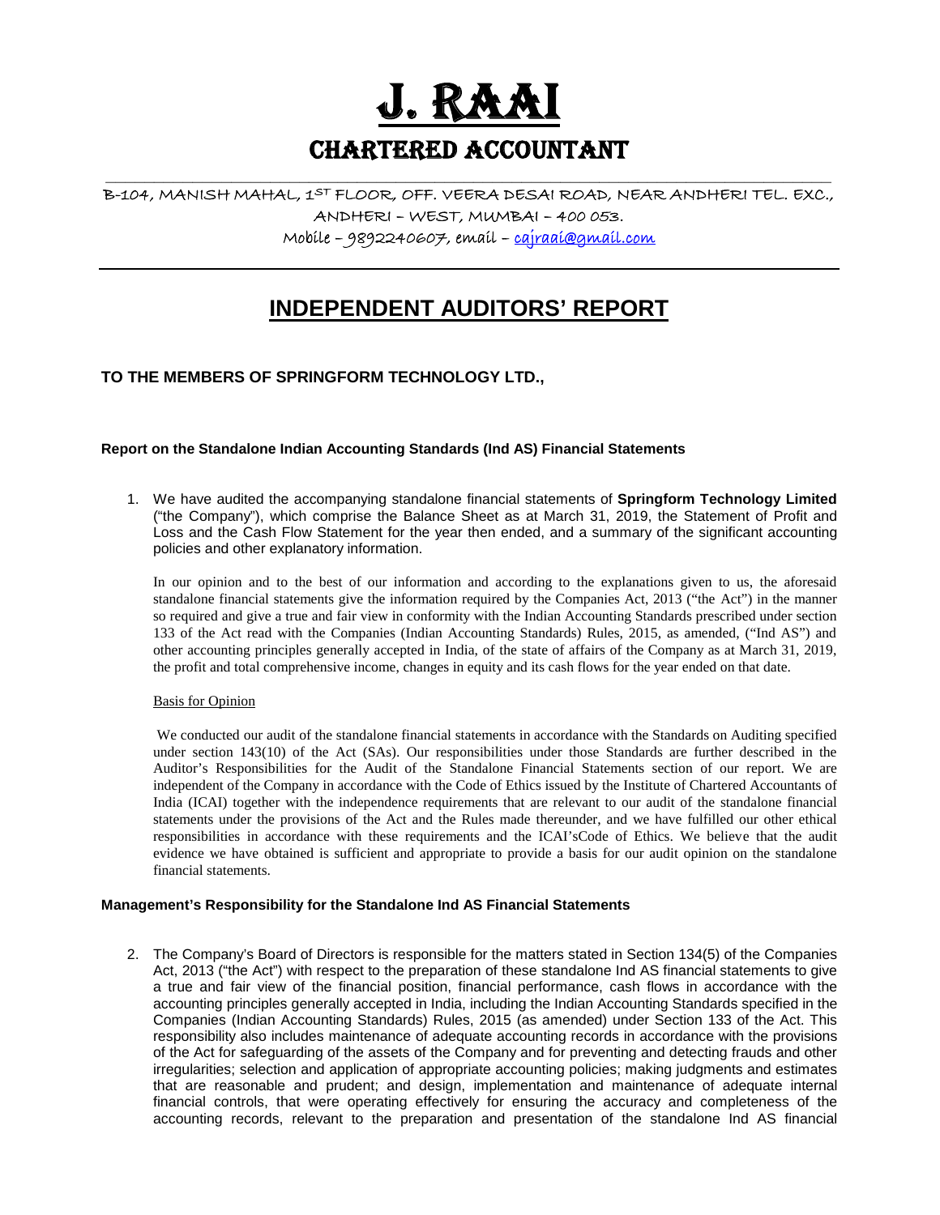# J. RAAI

## CHARTERED ACCOUNTANT

B-104, MANISH MAHAL, 1ST FLOOR, OFF. VEERA DESAI ROAD, NEAR ANDHERI TEL. EXC., ANDHERI – WEST, MUMBAI – 400 053.
Mobile – 9892240607, email – cajraai@gmail.com

---

# INDEPENDENT AUDITORS' REPORT

### TO THE MEMBERS OF SPRINGFORM TECHNOLOGY LTD.,

**Report on the Standalone Indian Accounting Standards (Ind AS) Financial Statements**

1. We have audited the accompanying standalone financial statements of **Springform Technology Limited** ("the Company"), which comprise the Balance Sheet as at March 31, 2019, the Statement of Profit and Loss and the Cash Flow Statement for the year then ended, and a summary of the significant accounting policies and other explanatory information.

   In our opinion and to the best of our information and according to the explanations given to us, the aforesaid standalone financial statements give the information required by the Companies Act, 2013 ("the Act") in the manner so required and give a true and fair view in conformity with the Indian Accounting Standards prescribed under section 133 of the Act read with the Companies (Indian Accounting Standards) Rules, 2015, as amended, ("Ind AS") and other accounting principles generally accepted in India, of the state of affairs of the Company as at March 31, 2019, the profit and total comprehensive income, changes in equity and its cash flows for the year ended on that date.

   Basis for Opinion

   We conducted our audit of the standalone financial statements in accordance with the Standards on Auditing specified under section 143(10) of the Act (SAs). Our responsibilities under those Standards are further described in the Auditor's Responsibilities for the Audit of the Standalone Financial Statements section of our report. We are independent of the Company in accordance with the Code of Ethics issued by the Institute of Chartered Accountants of India (ICAI) together with the independence requirements that are relevant to our audit of the standalone financial statements under the provisions of the Act and the Rules made thereunder, and we have fulfilled our other ethical responsibilities in accordance with these requirements and the ICAI'sCode of Ethics. We believe that the audit evidence we have obtained is sufficient and appropriate to provide a basis for our audit opinion on the standalone financial statements.

**Management's Responsibility for the Standalone Ind AS Financial Statements**

2. The Company's Board of Directors is responsible for the matters stated in Section 134(5) of the Companies Act, 2013 ("the Act") with respect to the preparation of these standalone Ind AS financial statements to give a true and fair view of the financial position, financial performance, cash flows in accordance with the accounting principles generally accepted in India, including the Indian Accounting Standards specified in the Companies (Indian Accounting Standards) Rules, 2015 (as amended) under Section 133 of the Act. This responsibility also includes maintenance of adequate accounting records in accordance with the provisions of the Act for safeguarding of the assets of the Company and for preventing and detecting frauds and other irregularities; selection and application of appropriate accounting policies; making judgments and estimates that are reasonable and prudent; and design, implementation and maintenance of adequate internal financial controls, that were operating effectively for ensuring the accuracy and completeness of the accounting records, relevant to the preparation and presentation of the standalone Ind AS financial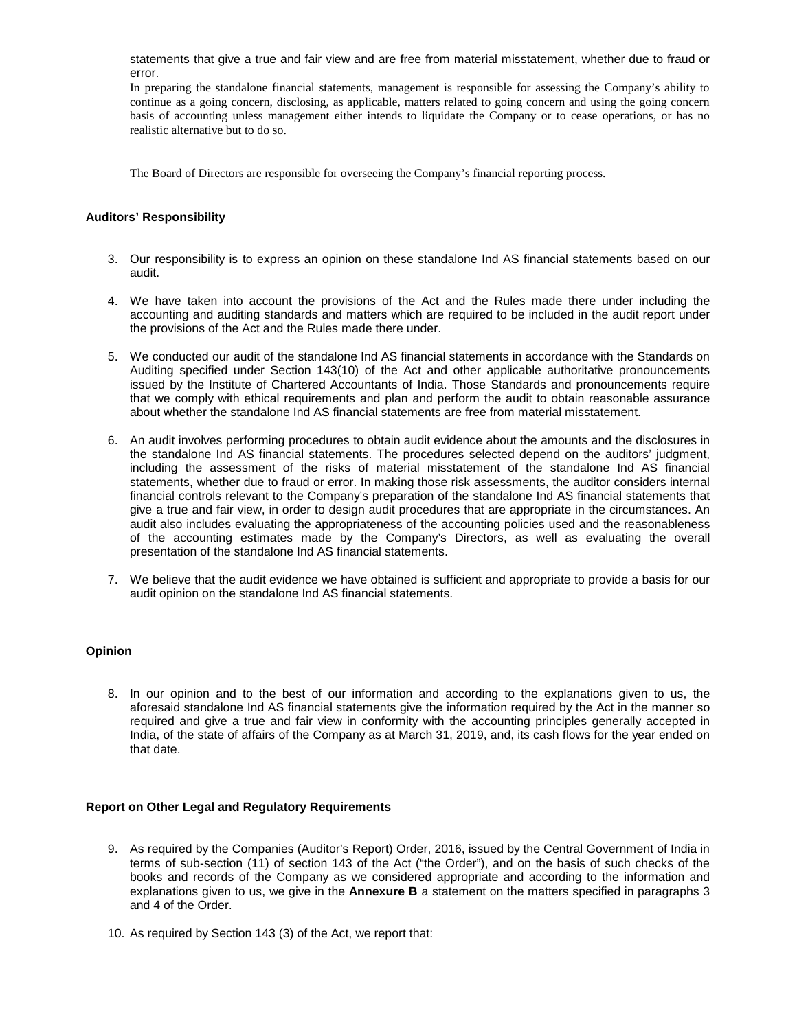statements that give a true and fair view and are free from material misstatement, whether due to fraud or error.

In preparing the standalone financial statements, management is responsible for assessing the Company's ability to continue as a going concern, disclosing, as applicable, matters related to going concern and using the going concern basis of accounting unless management either intends to liquidate the Company or to cease operations, or has no realistic alternative but to do so.

The Board of Directors are responsible for overseeing the Company's financial reporting process.

**Auditors' Responsibility**

3. Our responsibility is to express an opinion on these standalone Ind AS financial statements based on our audit.

4. We have taken into account the provisions of the Act and the Rules made there under including the accounting and auditing standards and matters which are required to be included in the audit report under the provisions of the Act and the Rules made there under.

5. We conducted our audit of the standalone Ind AS financial statements in accordance with the Standards on Auditing specified under Section 143(10) of the Act and other applicable authoritative pronouncements issued by the Institute of Chartered Accountants of India. Those Standards and pronouncements require that we comply with ethical requirements and plan and perform the audit to obtain reasonable assurance about whether the standalone Ind AS financial statements are free from material misstatement.

6. An audit involves performing procedures to obtain audit evidence about the amounts and the disclosures in the standalone Ind AS financial statements. The procedures selected depend on the auditors' judgment, including the assessment of the risks of material misstatement of the standalone Ind AS financial statements, whether due to fraud or error. In making those risk assessments, the auditor considers internal financial controls relevant to the Company's preparation of the standalone Ind AS financial statements that give a true and fair view, in order to design audit procedures that are appropriate in the circumstances. An audit also includes evaluating the appropriateness of the accounting policies used and the reasonableness of the accounting estimates made by the Company's Directors, as well as evaluating the overall presentation of the standalone Ind AS financial statements.

7. We believe that the audit evidence we have obtained is sufficient and appropriate to provide a basis for our audit opinion on the standalone Ind AS financial statements.

**Opinion**

8. In our opinion and to the best of our information and according to the explanations given to us, the aforesaid standalone Ind AS financial statements give the information required by the Act in the manner so required and give a true and fair view in conformity with the accounting principles generally accepted in India, of the state of affairs of the Company as at March 31, 2019, and, its cash flows for the year ended on that date.

**Report on Other Legal and Regulatory Requirements**

9. As required by the Companies (Auditor's Report) Order, 2016, issued by the Central Government of India in terms of sub-section (11) of section 143 of the Act ("the Order"), and on the basis of such checks of the books and records of the Company as we considered appropriate and according to the information and explanations given to us, we give in the **Annexure B** a statement on the matters specified in paragraphs 3 and 4 of the Order.

10. As required by Section 143 (3) of the Act, we report that: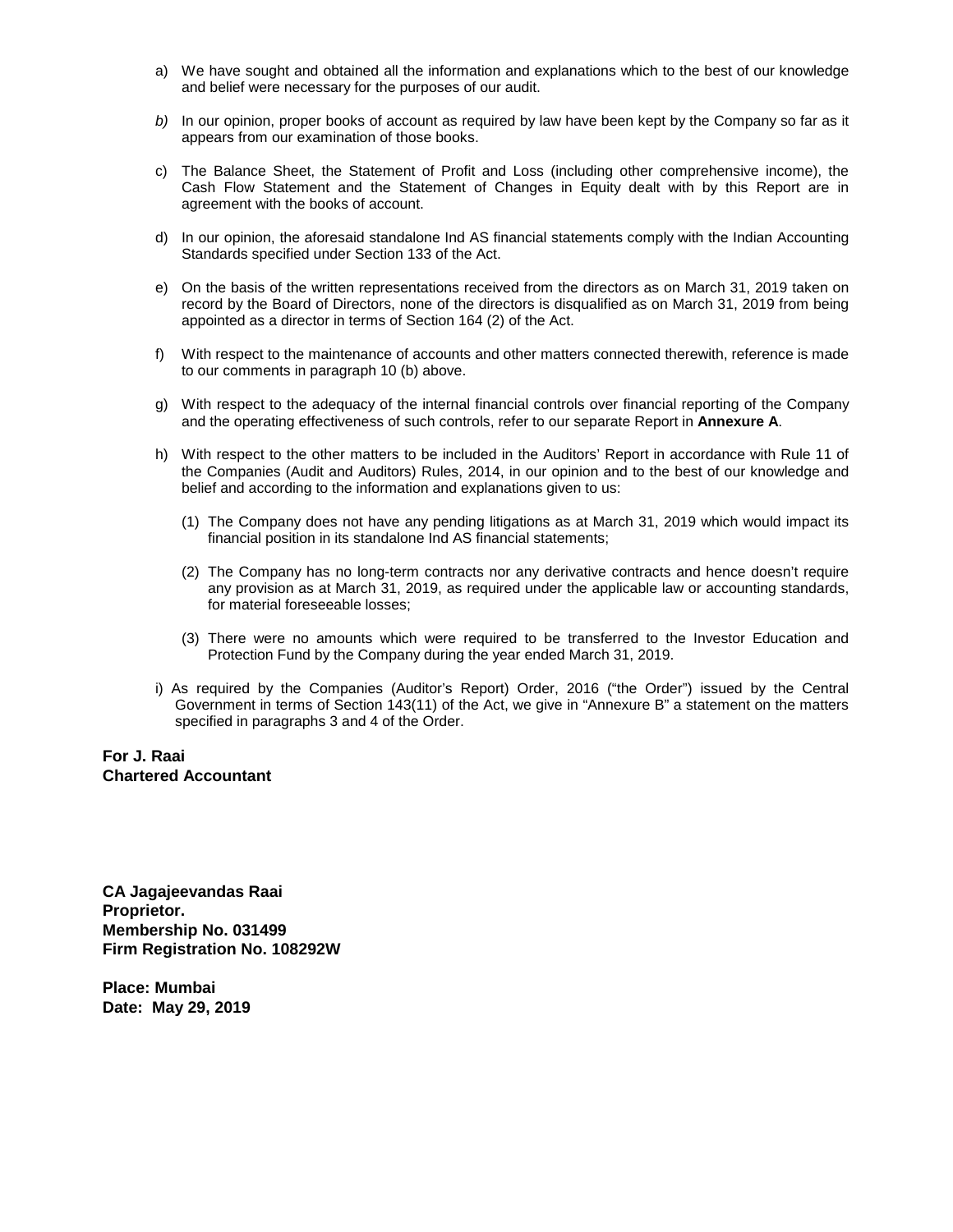a) We have sought and obtained all the information and explanations which to the best of our knowledge and belief were necessary for the purposes of our audit.

*b)* In our opinion, proper books of account as required by law have been kept by the Company so far as it appears from our examination of those books.

c) The Balance Sheet, the Statement of Profit and Loss (including other comprehensive income), the Cash Flow Statement and the Statement of Changes in Equity dealt with by this Report are in agreement with the books of account.

d) In our opinion, the aforesaid standalone Ind AS financial statements comply with the Indian Accounting Standards specified under Section 133 of the Act.

e) On the basis of the written representations received from the directors as on March 31, 2019 taken on record by the Board of Directors, none of the directors is disqualified as on March 31, 2019 from being appointed as a director in terms of Section 164 (2) of the Act.

f) With respect to the maintenance of accounts and other matters connected therewith, reference is made to our comments in paragraph 10 (b) above.

g) With respect to the adequacy of the internal financial controls over financial reporting of the Company and the operating effectiveness of such controls, refer to our separate Report in **Annexure A**.

h) With respect to the other matters to be included in the Auditors' Report in accordance with Rule 11 of the Companies (Audit and Auditors) Rules, 2014, in our opinion and to the best of our knowledge and belief and according to the information and explanations given to us:

   (1) The Company does not have any pending litigations as at March 31, 2019 which would impact its financial position in its standalone Ind AS financial statements;

   (2) The Company has no long-term contracts nor any derivative contracts and hence doesn't require any provision as at March 31, 2019, as required under the applicable law or accounting standards, for material foreseeable losses;

   (3) There were no amounts which were required to be transferred to the Investor Education and Protection Fund by the Company during the year ended March 31, 2019.

i) As required by the Companies (Auditor's Report) Order, 2016 ("the Order") issued by the Central Government in terms of Section 143(11) of the Act, we give in "Annexure B" a statement on the matters specified in paragraphs 3 and 4 of the Order.

**For J. Raai**
**Chartered Accountant**

**CA Jagajeevandas Raai**
**Proprietor.**
**Membership No. 031499**
**Firm Registration No. 108292W**

**Place: Mumbai**
**Date: May 29, 2019**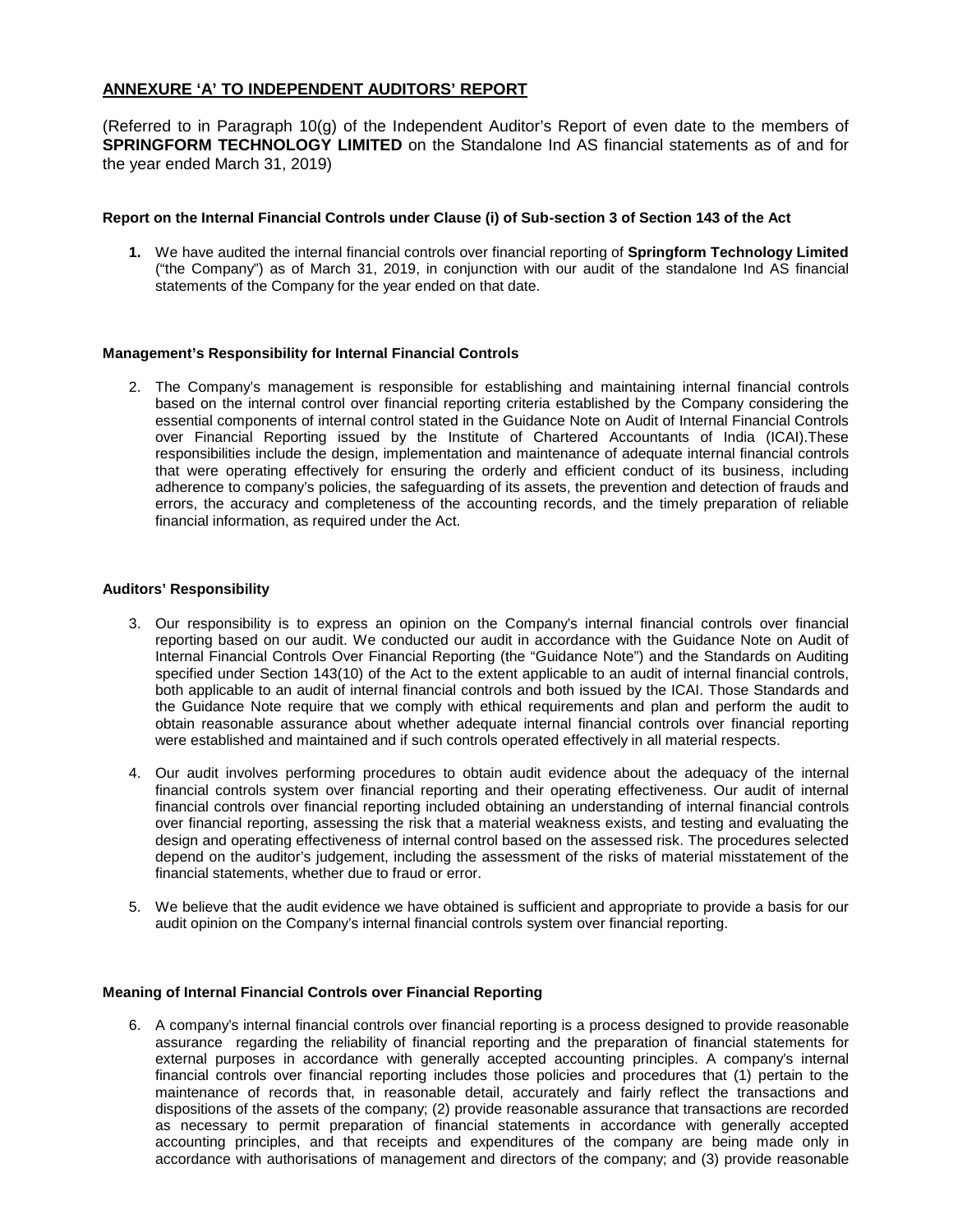## ANNEXURE 'A' TO INDEPENDENT AUDITORS' REPORT

(Referred to in Paragraph 10(g) of the Independent Auditor's Report of even date to the members of **SPRINGFORM TECHNOLOGY LIMITED** on the Standalone Ind AS financial statements as of and for the year ended March 31, 2019)

### Report on the Internal Financial Controls under Clause (i) of Sub-section 3 of Section 143 of the Act

1. We have audited the internal financial controls over financial reporting of **Springform Technology Limited** ("the Company") as of March 31, 2019, in conjunction with our audit of the standalone Ind AS financial statements of the Company for the year ended on that date.

### Management's Responsibility for Internal Financial Controls

2. The Company's management is responsible for establishing and maintaining internal financial controls based on the internal control over financial reporting criteria established by the Company considering the essential components of internal control stated in the Guidance Note on Audit of Internal Financial Controls over Financial Reporting issued by the Institute of Chartered Accountants of India (ICAI).These responsibilities include the design, implementation and maintenance of adequate internal financial controls that were operating effectively for ensuring the orderly and efficient conduct of its business, including adherence to company's policies, the safeguarding of its assets, the prevention and detection of frauds and errors, the accuracy and completeness of the accounting records, and the timely preparation of reliable financial information, as required under the Act.

### Auditors' Responsibility

3. Our responsibility is to express an opinion on the Company's internal financial controls over financial reporting based on our audit. We conducted our audit in accordance with the Guidance Note on Audit of Internal Financial Controls Over Financial Reporting (the "Guidance Note") and the Standards on Auditing specified under Section 143(10) of the Act to the extent applicable to an audit of internal financial controls, both applicable to an audit of internal financial controls and both issued by the ICAI. Those Standards and the Guidance Note require that we comply with ethical requirements and plan and perform the audit to obtain reasonable assurance about whether adequate internal financial controls over financial reporting were established and maintained and if such controls operated effectively in all material respects.

4. Our audit involves performing procedures to obtain audit evidence about the adequacy of the internal financial controls system over financial reporting and their operating effectiveness. Our audit of internal financial controls over financial reporting included obtaining an understanding of internal financial controls over financial reporting, assessing the risk that a material weakness exists, and testing and evaluating the design and operating effectiveness of internal control based on the assessed risk. The procedures selected depend on the auditor's judgement, including the assessment of the risks of material misstatement of the financial statements, whether due to fraud or error.

5. We believe that the audit evidence we have obtained is sufficient and appropriate to provide a basis for our audit opinion on the Company's internal financial controls system over financial reporting.

### Meaning of Internal Financial Controls over Financial Reporting

6. A company's internal financial controls over financial reporting is a process designed to provide reasonable assurance regarding the reliability of financial reporting and the preparation of financial statements for external purposes in accordance with generally accepted accounting principles. A company's internal financial controls over financial reporting includes those policies and procedures that (1) pertain to the maintenance of records that, in reasonable detail, accurately and fairly reflect the transactions and dispositions of the assets of the company; (2) provide reasonable assurance that transactions are recorded as necessary to permit preparation of financial statements in accordance with generally accepted accounting principles, and that receipts and expenditures of the company are being made only in accordance with authorisations of management and directors of the company; and (3) provide reasonable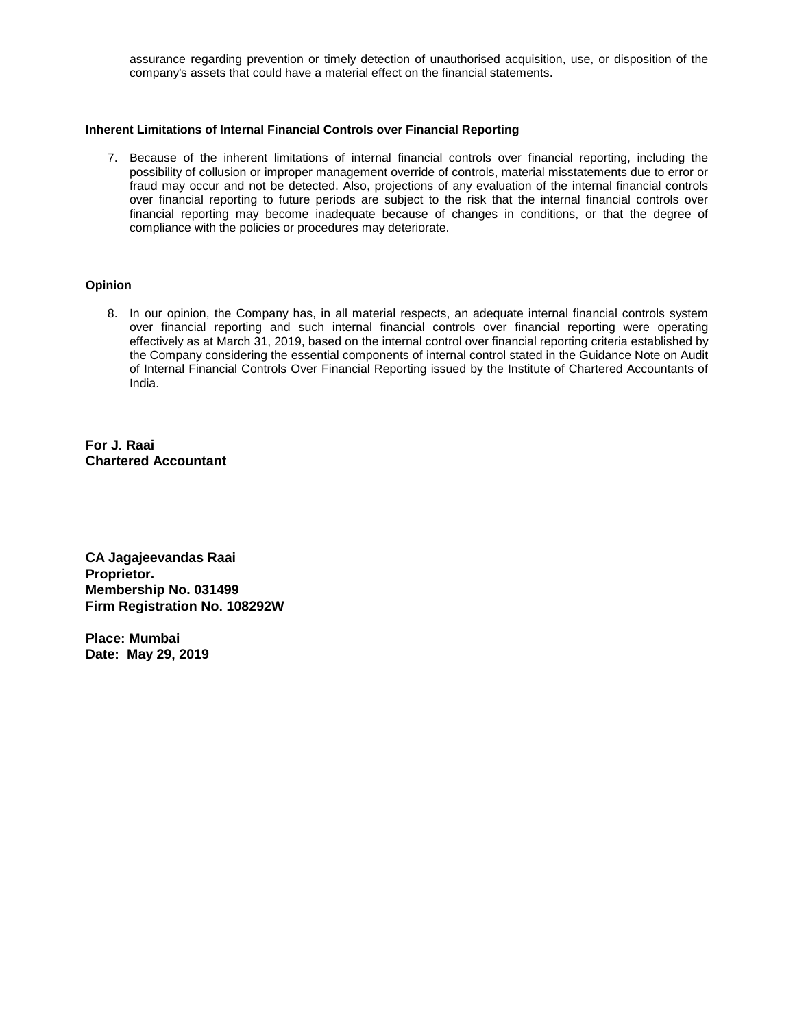assurance regarding prevention or timely detection of unauthorised acquisition, use, or disposition of the company's assets that could have a material effect on the financial statements.

**Inherent Limitations of Internal Financial Controls over Financial Reporting**

7. Because of the inherent limitations of internal financial controls over financial reporting, including the possibility of collusion or improper management override of controls, material misstatements due to error or fraud may occur and not be detected. Also, projections of any evaluation of the internal financial controls over financial reporting to future periods are subject to the risk that the internal financial controls over financial reporting may become inadequate because of changes in conditions, or that the degree of compliance with the policies or procedures may deteriorate.

**Opinion**

8. In our opinion, the Company has, in all material respects, an adequate internal financial controls system over financial reporting and such internal financial controls over financial reporting were operating effectively as at March 31, 2019, based on the internal control over financial reporting criteria established by the Company considering the essential components of internal control stated in the Guidance Note on Audit of Internal Financial Controls Over Financial Reporting issued by the Institute of Chartered Accountants of India.

**For J. Raai**
**Chartered Accountant**

**CA Jagajeevandas Raai**
**Proprietor.**
**Membership No. 031499**
**Firm Registration No. 108292W**

**Place: Mumbai**
**Date: May 29, 2019**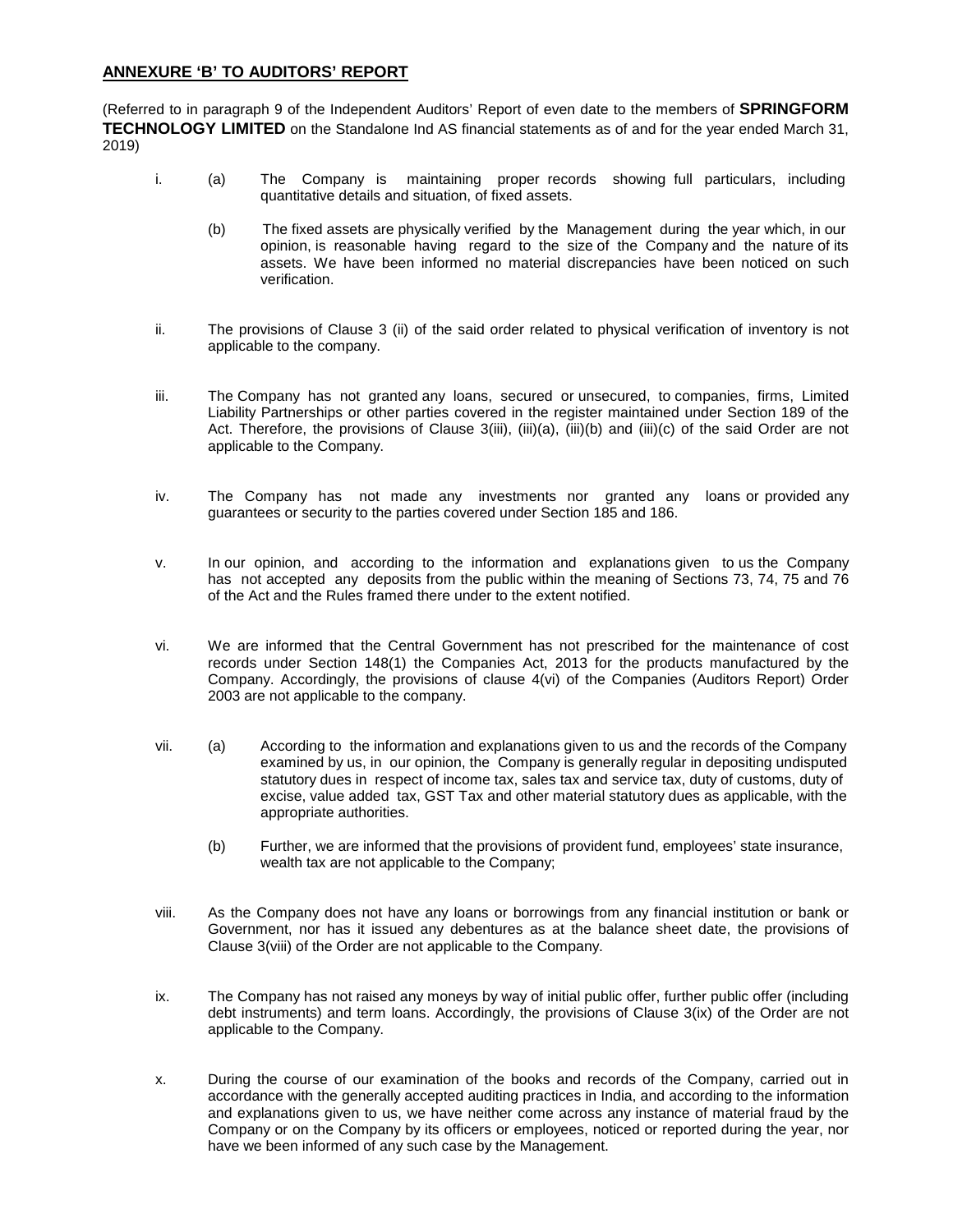## ANNEXURE 'B' TO AUDITORS' REPORT

(Referred to in paragraph 9 of the Independent Auditors' Report of even date to the members of **SPRINGFORM TECHNOLOGY LIMITED** on the Standalone Ind AS financial statements as of and for the year ended March 31, 2019)

i. (a) The Company is maintaining proper records showing full particulars, including quantitative details and situation, of fixed assets.

(b) The fixed assets are physically verified by the Management during the year which, in our opinion, is reasonable having regard to the size of the Company and the nature of its assets. We have been informed no material discrepancies have been noticed on such verification.

ii. The provisions of Clause 3 (ii) of the said order related to physical verification of inventory is not applicable to the company.

iii. The Company has not granted any loans, secured or unsecured, to companies, firms, Limited Liability Partnerships or other parties covered in the register maintained under Section 189 of the Act. Therefore, the provisions of Clause 3(iii), (iii)(a), (iii)(b) and (iii)(c) of the said Order are not applicable to the Company.

iv. The Company has not made any investments nor granted any loans or provided any guarantees or security to the parties covered under Section 185 and 186.

v. In our opinion, and according to the information and explanations given to us the Company has not accepted any deposits from the public within the meaning of Sections 73, 74, 75 and 76 of the Act and the Rules framed there under to the extent notified.

vi. We are informed that the Central Government has not prescribed for the maintenance of cost records under Section 148(1) the Companies Act, 2013 for the products manufactured by the Company. Accordingly, the provisions of clause 4(vi) of the Companies (Auditors Report) Order 2003 are not applicable to the company.

vii. (a) According to the information and explanations given to us and the records of the Company examined by us, in our opinion, the Company is generally regular in depositing undisputed statutory dues in respect of income tax, sales tax and service tax, duty of customs, duty of excise, value added tax, GST Tax and other material statutory dues as applicable, with the appropriate authorities.

(b) Further, we are informed that the provisions of provident fund, employees' state insurance, wealth tax are not applicable to the Company;

viii. As the Company does not have any loans or borrowings from any financial institution or bank or Government, nor has it issued any debentures as at the balance sheet date, the provisions of Clause 3(viii) of the Order are not applicable to the Company.

ix. The Company has not raised any moneys by way of initial public offer, further public offer (including debt instruments) and term loans. Accordingly, the provisions of Clause 3(ix) of the Order are not applicable to the Company.

x. During the course of our examination of the books and records of the Company, carried out in accordance with the generally accepted auditing practices in India, and according to the information and explanations given to us, we have neither come across any instance of material fraud by the Company or on the Company by its officers or employees, noticed or reported during the year, nor have we been informed of any such case by the Management.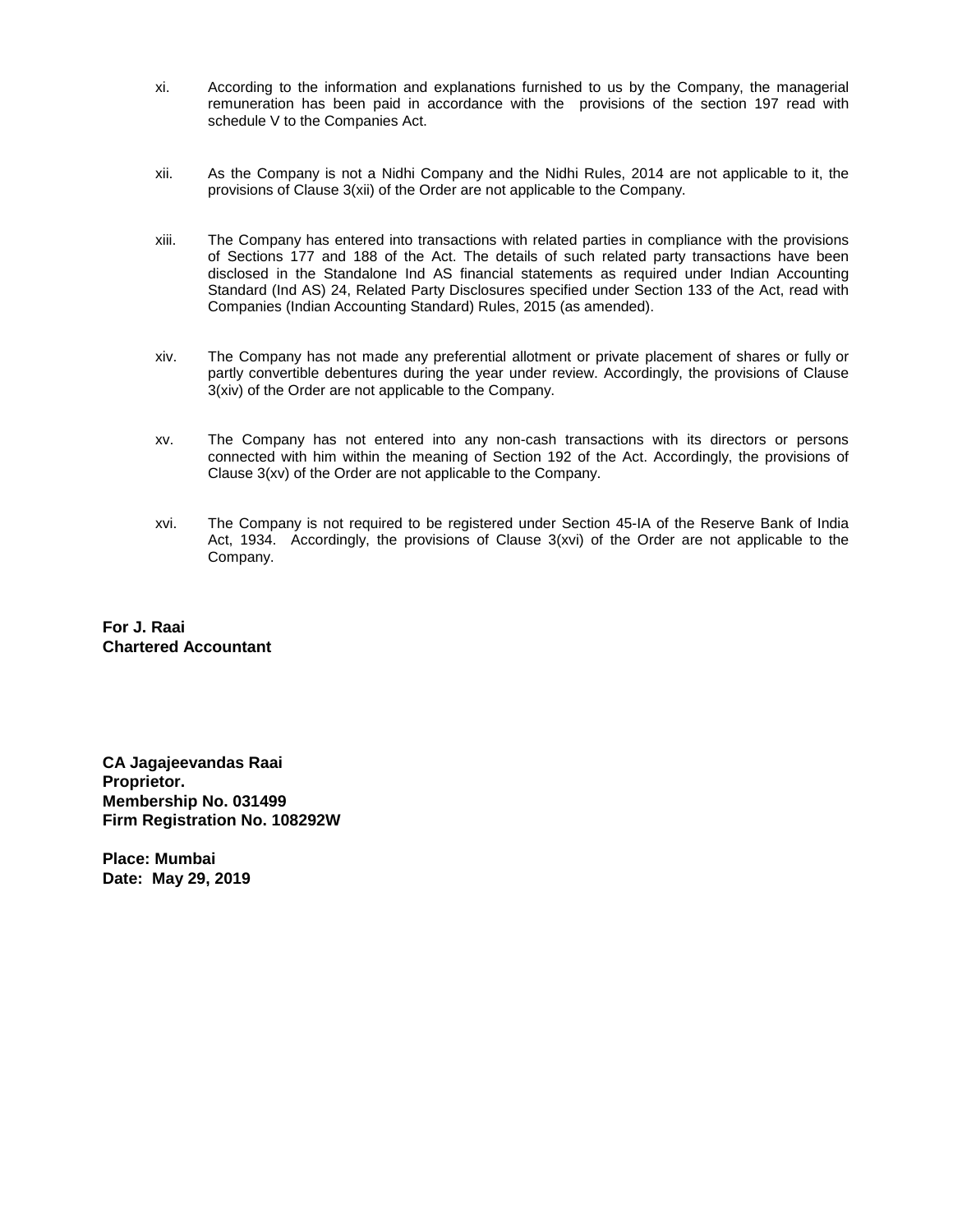xi. According to the information and explanations furnished to us by the Company, the managerial remuneration has been paid in accordance with the provisions of the section 197 read with schedule V to the Companies Act.

xii. As the Company is not a Nidhi Company and the Nidhi Rules, 2014 are not applicable to it, the provisions of Clause 3(xii) of the Order are not applicable to the Company.

xiii. The Company has entered into transactions with related parties in compliance with the provisions of Sections 177 and 188 of the Act. The details of such related party transactions have been disclosed in the Standalone Ind AS financial statements as required under Indian Accounting Standard (Ind AS) 24, Related Party Disclosures specified under Section 133 of the Act, read with Companies (Indian Accounting Standard) Rules, 2015 (as amended).

xiv. The Company has not made any preferential allotment or private placement of shares or fully or partly convertible debentures during the year under review. Accordingly, the provisions of Clause 3(xiv) of the Order are not applicable to the Company.

xv. The Company has not entered into any non-cash transactions with its directors or persons connected with him within the meaning of Section 192 of the Act. Accordingly, the provisions of Clause 3(xv) of the Order are not applicable to the Company.

xvi. The Company is not required to be registered under Section 45-IA of the Reserve Bank of India Act, 1934. Accordingly, the provisions of Clause 3(xvi) of the Order are not applicable to the Company.

**For J. Raai**
**Chartered Accountant**

**CA Jagajeevandas Raai**
**Proprietor.**
**Membership No. 031499**
**Firm Registration No. 108292W**

**Place: Mumbai**
**Date: May 29, 2019**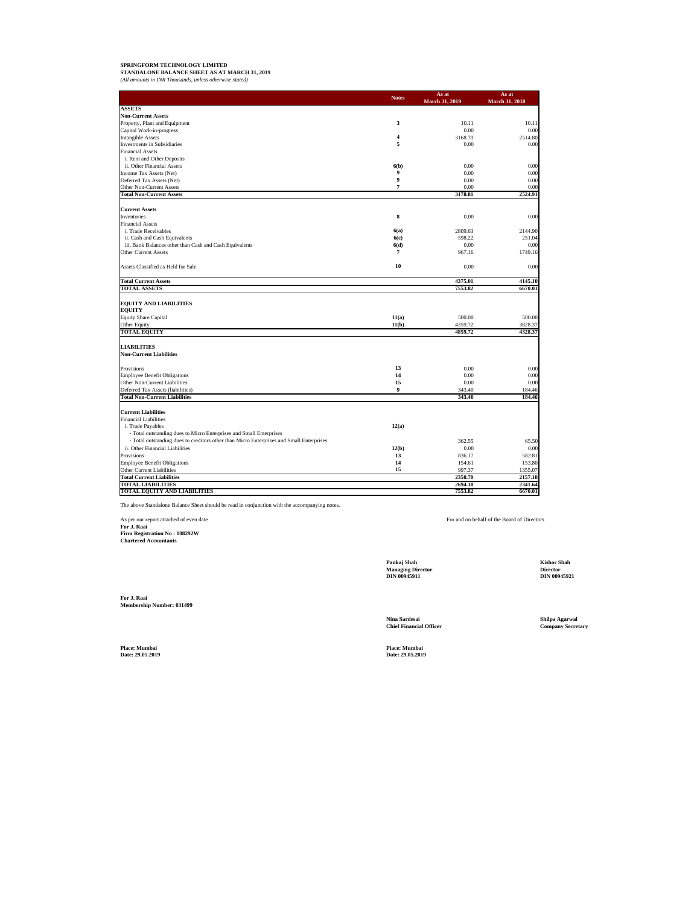**SPRINGFORM TECHNOLOGY LIMITED**
**STANDALONE BALANCE SHEET AS AT MARCH 31, 2019**
*(All amounts in INR Thousands, unless otherwise stated)*

| | Notes | As at March 31, 2019 | As at March 31, 2018 |
|---|---|---|---|
| **ASSETS** | | | |
| **Non-Current Assets** | | | |
| Property, Plant and Equipment | 3 | 10.11 | 10.11 |
| Capital Work-in-progress | | 0.00 | 0.00 |
| Intangible Assets | 4 | 3168.70 | 2514.80 |
| Investments in Subsidiaries | 5 | 0.00 | 0.00 |
| Financial Assets | | | |
| i. Rent and Other Deposits | | | |
| ii. Other Financial Assets | 6(b) | 0.00 | 0.00 |
| Income Tax Assets (Net) | 9 | 0.00 | 0.00 |
| Deferred Tax Assets (Net) | 9 | 0.00 | 0.00 |
| Other Non-Current Assets | 7 | 0.00 | 0.00 |
| **Total Non-Current Assets** | | **3178.81** | **2524.91** |
| **Current Assets** | | | |
| Inventories | 8 | 0.00 | 0.00 |
| Financial Assets | | | |
| i. Trade Receivables | 6(a) | 2809.63 | 2144.90 |
| ii. Cash and Cash Equivalents | 6(c) | 598.22 | 251.04 |
| iii. Bank Balances other than Cash and Cash Equivalents | 6(d) | 0.00 | 0.00 |
| Other Current Assets | 7 | 967.16 | 1749.16 |
| Assets Classified as Held for Sale | 10 | 0.00 | 0.00 |
| **Total Current Assets** | | **4375.01** | **4145.10** |
| **TOTAL ASSETS** | | **7553.82** | **6670.01** |
| **EQUITY AND LIABILITIES** | | | |
| **EQUITY** | | | |
| Equity Share Capital | 11(a) | 500.00 | 500.00 |
| Other Equity | 11(b) | 4359.72 | 3828.37 |
| **TOTAL EQUITY** | | **4859.72** | **4328.37** |
| **LIABILITIES** | | | |
| **Non-Current Liabilities** | | | |
| Provisions | 13 | 0.00 | 0.00 |
| Employee Benefit Obligations | 14 | 0.00 | 0.00 |
| Other Non-Current Liabilities | 15 | 0.00 | 0.00 |
| Deferred Tax Assets (liabilities) | 9 | 343.40 | 184.46 |
| **Total Non-Current Liabilities** | | **343.40** | **184.46** |
| **Current Liabilities** | | | |
| Financial Liabilities | | | |
| i. Trade Payables | 12(a) | | |
| - Total outstanding dues to Micro Enterprises and Small Enterprises | | | |
| - Total outstanding dues to creditors other than Micro Enterprises and Small Enterprises | | 362.55 | 65.50 |
| ii. Other Financial Liabilities | 12(b) | 0.00 | 0.00 |
| Provisions | 13 | 836.17 | 582.81 |
| Employee Benefit Obligations | 14 | 154.61 | 153.80 |
| Other Current Liabilities | 15 | 997.37 | 1355.07 |
| **Total Current Liabilities** | | **2350.70** | **2157.18** |
| **TOTAL LIABILITIES** | | **2694.10** | **2341.64** |
| **TOTAL EQUITY AND LIABILITIES** | | **7553.82** | **6670.01** |

The above Standalone Balance Sheet should be read in conjunction with the accompanying notes.

As per our report attached of even date
**For J. Raai**
**Firm Registration No : 108292W**
**Chartered Accountants**

For and on behalf of the Board of Directors

**Pankaj Shah**
**Managing Director**
**DIN 00945911**

**Kishor Shah**
**Director**
**DIN 00945921**

**For J. Raai**
**Membership Number: 031499**

**Nina Sardesai**
**Chief Financial Officer**

**Shilpa Agarwal**
**Company Secretary**

**Place: Mumbai**
**Date: 29.05.2019**

**Place: Mumbai**
**Date: 29.05.2019**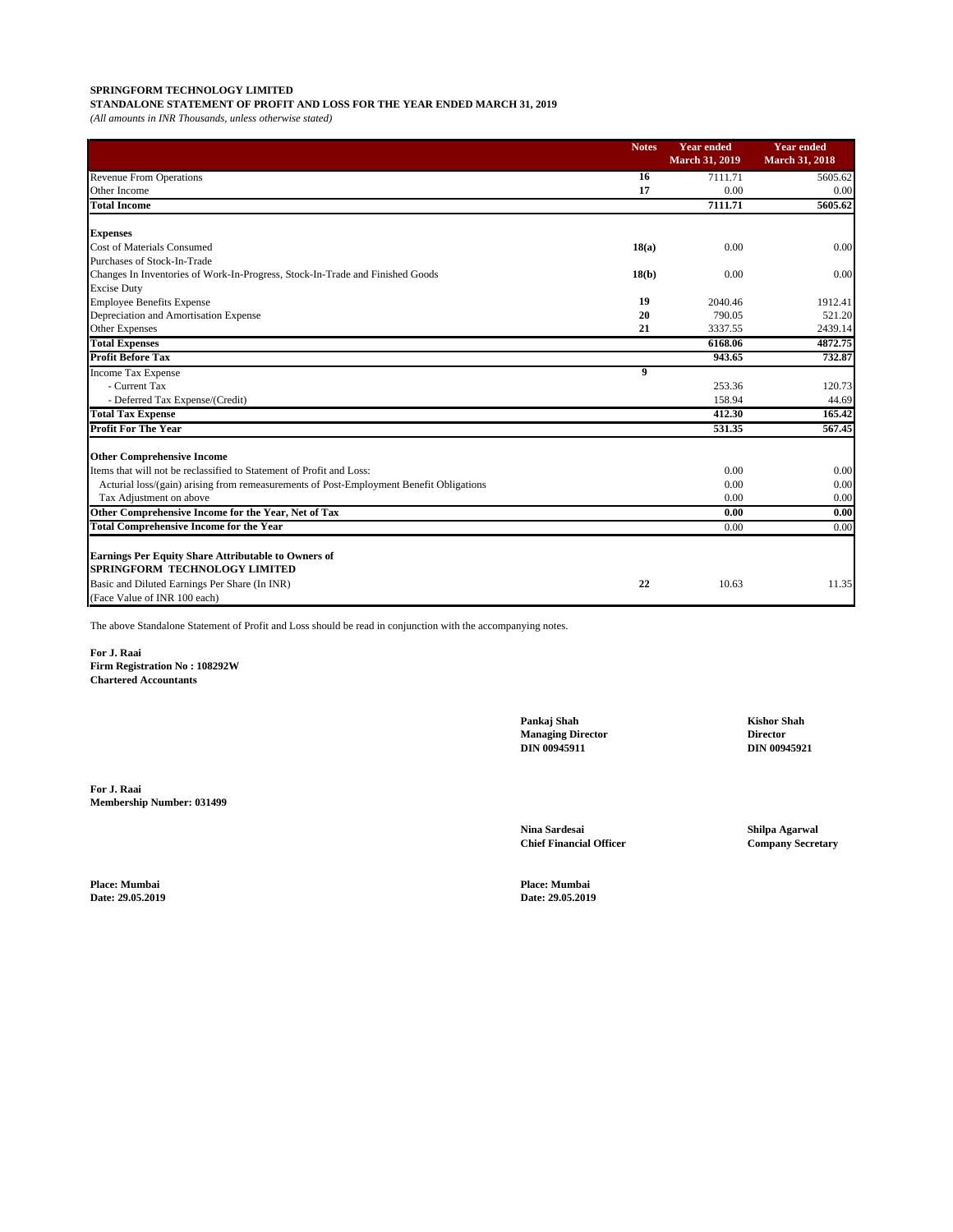**SPRINGFORM TECHNOLOGY LIMITED**

**STANDALONE STATEMENT OF PROFIT AND LOSS FOR THE YEAR ENDED MARCH 31, 2019**

*(All amounts in INR Thousands, unless otherwise stated)*

| | Notes | Year ended March 31, 2019 | Year ended March 31, 2018 |
|---|---|---|---|
| Revenue From Operations | 16 | 7111.71 | 5605.62 |
| Other Income | 17 | 0.00 | 0.00 |
| **Total Income** | | **7111.71** | **5605.62** |
| | | | |
| **Expenses** | | | |
| Cost of Materials Consumed | 18(a) | 0.00 | 0.00 |
| Purchases of Stock-In-Trade | | | |
| Changes In Inventories of Work-In-Progress, Stock-In-Trade and Finished Goods | 18(b) | 0.00 | 0.00 |
| Excise Duty | | | |
| Employee Benefits Expense | 19 | 2040.46 | 1912.41 |
| Depreciation and Amortisation Expense | 20 | 790.05 | 521.20 |
| Other Expenses | 21 | 3337.55 | 2439.14 |
| **Total Expenses** | | **6168.06** | **4872.75** |
| **Profit Before Tax** | | **943.65** | **732.87** |
| Income Tax Expense | 9 | | |
| - Current Tax | | 253.36 | 120.73 |
| - Deferred Tax Expense/(Credit) | | 158.94 | 44.69 |
| **Total Tax Expense** | | **412.30** | **165.42** |
| **Profit For The Year** | | **531.35** | **567.45** |
| | | | |
| **Other Comprehensive Income** | | | |
| Items that will not be reclassified to Statement of Profit and Loss: | | 0.00 | 0.00 |
| Acturial loss/(gain) arising from remeasurements of Post-Employment Benefit Obligations | | 0.00 | 0.00 |
| Tax Adjustment on above | | 0.00 | 0.00 |
| **Other Comprehensive Income for the Year, Net of Tax** | | **0.00** | **0.00** |
| **Total Comprehensive Income for the Year** | | 0.00 | 0.00 |
| | | | |
| **Earnings Per Equity Share Attributable to Owners of SPRINGFORM TECHNOLOGY LIMITED** | | | |
| Basic and Diluted Earnings Per Share (In INR) | 22 | 10.63 | 11.35 |
| (Face Value of INR 100 each) | | | |

The above Standalone Statement of Profit and Loss should be read in conjunction with the accompanying notes.

**For J. Raai**
**Firm Registration No : 108292W**
**Chartered Accountants**

**Pankaj Shah**
**Managing Director**
**DIN 00945911**

**Kishor Shah**
**Director**
**DIN 00945921**

**For J. Raai**
**Membership Number: 031499**

**Nina Sardesai**
**Chief Financial Officer**

**Shilpa Agarwal**
**Company Secretary**

**Place: Mumbai**
**Date: 29.05.2019**

**Place: Mumbai**
**Date: 29.05.2019**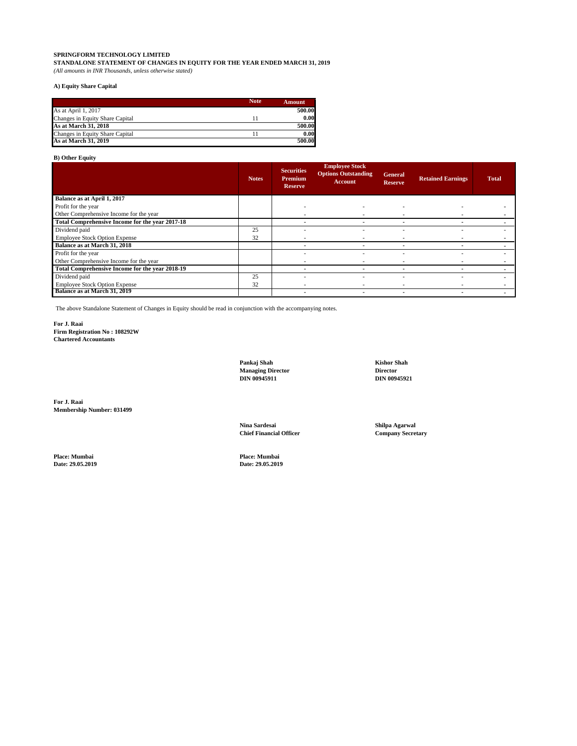**SPRINGFORM TECHNOLOGY LIMITED**

**STANDALONE STATEMENT OF CHANGES IN EQUITY FOR THE YEAR ENDED MARCH 31, 2019**

*(All amounts in INR Thousands, unless otherwise stated)*

**A) Equity Share Capital**

| | Note | Amount |
|---|---|---|
| As at April 1, 2017 | | 500.00 |
| Changes in Equity Share Capital | 11 | 0.00 |
| **As at March 31, 2018** | | **500.00** |
| Changes in Equity Share Capital | 11 | 0.00 |
| **As at March 31, 2019** | | **500.00** |

**B) Other Equity**

| | Notes | Securities Premium Reserve | Employee Stock Options Outstanding Account | General Reserve | Retained Earnings | Total |
|---|---|---|---|---|---|---|
| **Balance as at April 1, 2017** | | | | | | |
| Profit for the year | | - | - | - | - | - |
| Other Comprehensive Income for the year | | - | - | - | - | - |
| **Total Comprehensive Income for the year 2017-18** | | - | - | - | - | - |
| Dividend paid | 25 | - | - | - | - | - |
| Employee Stock Option Expense | 32 | - | - | - | - | - |
| **Balance as at March 31, 2018** | | - | - | - | - | - |
| Profit for the year | | - | - | - | - | - |
| Other Comprehensive Income for the year | | - | - | - | - | - |
| **Total Comprehensive Income for the year 2018-19** | | - | - | - | - | - |
| Dividend paid | 25 | - | - | - | - | - |
| Employee Stock Option Expense | 32 | - | - | - | - | - |
| **Balance as at March 31, 2019** | | - | - | - | - | - |

The above Standalone Statement of Changes in Equity should be read in conjunction with the accompanying notes.

**For J. Raai**
**Firm Registration No : 108292W**
**Chartered Accountants**

**Pankaj Shah**
**Managing Director**
**DIN 00945911**

**Kishor Shah**
**Director**
**DIN 00945921**

**For J. Raai**
**Membership Number: 031499**

**Nina Sardesai**
**Chief Financial Officer**

**Shilpa Agarwal**
**Company Secretary**

**Place: Mumbai**
**Date: 29.05.2019**

**Place: Mumbai**
**Date: 29.05.2019**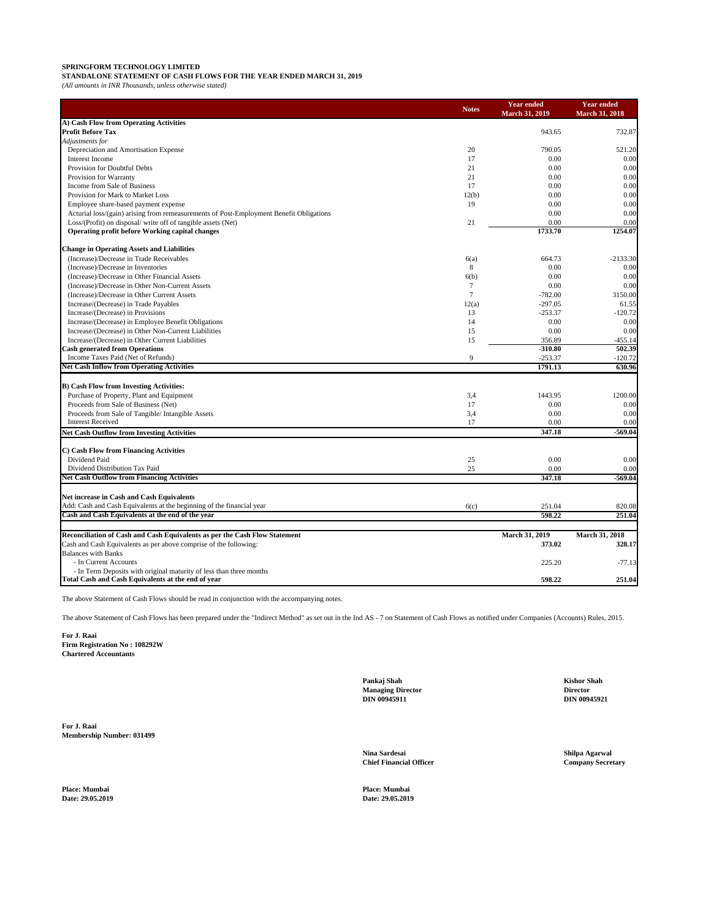**SPRINGFORM TECHNOLOGY LIMITED**

**STANDALONE STATEMENT OF CASH FLOWS FOR THE YEAR ENDED MARCH 31, 2019**

*(All amounts in INR Thousands, unless otherwise stated)*

| | Notes | Year ended March 31, 2019 | Year ended March 31, 2018 |
|---|---|---|---|
| **A) Cash Flow from Operating Activities** | | | |
| **Profit Before Tax** | | 943.65 | 732.87 |
| *Adjustments for* | | | |
| Depreciation and Amortisation Expense | 20 | 790.05 | 521.20 |
| Interest Income | 17 | 0.00 | 0.00 |
| Provision for Doubtful Debts | 21 | 0.00 | 0.00 |
| Provision for Warranty | 21 | 0.00 | 0.00 |
| Income from Sale of Business | 17 | 0.00 | 0.00 |
| Provision for Mark to Market Loss | 12(b) | 0.00 | 0.00 |
| Employee share-based payment expense | 19 | 0.00 | 0.00 |
| Acturial loss/(gain) arising from remeasurements of Post-Employment Benefit Obligations | | 0.00 | 0.00 |
| Loss/(Profit) on disposal/ write off of tangible assets (Net) | 21 | 0.00 | 0.00 |
| **Operating profit before Working capital changes** | | **1733.70** | **1254.07** |
| | | | |
| **Change in Operating Assets and Liabilities** | | | |
| (Increase)/Decrease in Trade Receivables | 6(a) | 664.73 | -2133.30 |
| (Increase)/Decrease in Inventories | 8 | 0.00 | 0.00 |
| (Increase)/Decrease in Other Financial Assets | 6(b) | 0.00 | 0.00 |
| (Increase)/Decrease in Other Non-Current Assets | 7 | 0.00 | 0.00 |
| (Increase)/Decrease in Other Current Assets | 7 | -782.00 | 3150.00 |
| Increase/(Decrease) in Trade Payables | 12(a) | -297.05 | 61.55 |
| Increase/(Decrease) in Provisions | 13 | -253.37 | -120.72 |
| Increase/(Decrease) in Employee Benefit Obligations | 14 | 0.00 | 0.00 |
| Increase/(Decrease) in Other Non-Current Liabilities | 15 | 0.00 | 0.00 |
| Increase/(Decrease) in Other Current Liabilities | 15 | 356.89 | -455.14 |
| **Cash generated from Operations** | | **-310.80** | **502.39** |
| Income Taxes Paid (Net of Refunds) | 9 | -253.37 | -120.72 |
| **Net Cash Inflow from Operating Activities** | | **1791.13** | **630.96** |
| | | | |
| **B) Cash Flow from Investing Activities:** | | | |
| Purchase of Property, Plant and Equipment | 3,4 | 1443.95 | 1200.00 |
| Proceeds from Sale of Business (Net) | 17 | 0.00 | 0.00 |
| Proceeds from Sale of Tangible/ Intangible Assets | 3,4 | 0.00 | 0.00 |
| Interest Received | 17 | 0.00 | 0.00 |
| **Net Cash Outflow from Investing Activities** | | **347.18** | **-569.04** |
| | | | |
| **C) Cash Flow from Financing Activities** | | | |
| Dividend Paid | 25 | 0.00 | 0.00 |
| Dividend Distribution Tax Paid | 25 | 0.00 | 0.00 |
| **Net Cash Outflow from Financing Activities** | | **347.18** | **-569.04** |
| | | | |
| **Net increase in Cash and Cash Equivalents** | | | |
| Add: Cash and Cash Equivalents at the beginning of the financial year | 6(c) | 251.04 | 820.08 |
| **Cash and Cash Equivalents at the end of the year** | | **598.22** | **251.04** |
| | | | |
| **Reconciliation of Cash and Cash Equivalents as per the Cash Flow Statement** | | **March 31, 2019** | **March 31, 2018** |
| Cash and Cash Equivalents as per above comprise of the following: | | **373.02** | **328.17** |
| Balances with Banks | | | |
| - In Current Accounts | | 225.20 | -77.13 |
| - In Term Deposits with original maturity of less than three months | | | |
| **Total Cash and Cash Equivalents at the end of year** | | **598.22** | **251.04** |

The above Statement of Cash Flows should be read in conjunction with the accompanying notes.

The above Statement of Cash Flows has been prepared under the "Indirect Method" as set out in the Ind AS - 7 on Statement of Cash Flows as notified under Companies (Accounts) Rules, 2015.

**For J. Raai**
**Firm Registration No : 108292W**
**Chartered Accountants**

**Pankaj Shah**
**Managing Director**
**DIN 00945911**

**Kishor Shah**
**Director**
**DIN 00945921**

**For J. Raai**
**Membership Number: 031499**

**Nina Sardesai**
**Chief Financial Officer**

**Shilpa Agarwal**
**Company Secretary**

**Place: Mumbai**
**Date: 29.05.2019**

**Place: Mumbai**
**Date: 29.05.2019**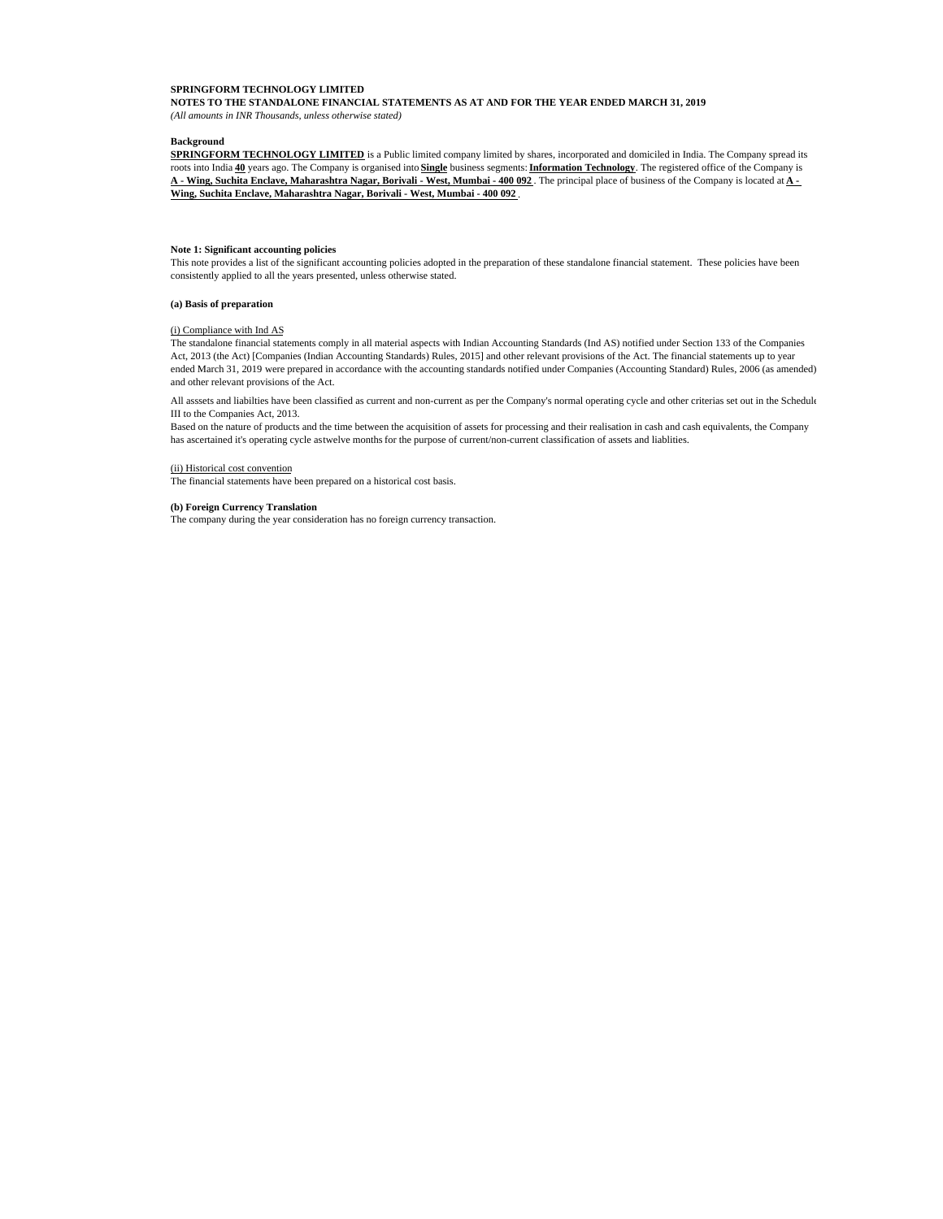**SPRINGFORM TECHNOLOGY LIMITED**

**NOTES TO THE STANDALONE FINANCIAL STATEMENTS AS AT AND FOR THE YEAR ENDED MARCH 31, 2019**

*(All amounts in INR Thousands, unless otherwise stated)*

**Background**

**SPRINGFORM TECHNOLOGY LIMITED** is a Public limited company limited by shares, incorporated and domiciled in India. The Company spread its roots into India **40** years ago. The Company is organised into **Single** business segments: **Information Technology**. The registered office of the Company is **A - Wing, Suchita Enclave, Maharashtra Nagar, Borivali - West, Mumbai - 400 092** . The principal place of business of the Company is located at **A - Wing, Suchita Enclave, Maharashtra Nagar, Borivali - West, Mumbai - 400 092** .

**Note 1: Significant accounting policies**

This note provides a list of the significant accounting policies adopted in the preparation of these standalone financial statement. These policies have been consistently applied to all the years presented, unless otherwise stated.

**(a) Basis of preparation**

(i) Compliance with Ind AS

The standalone financial statements comply in all material aspects with Indian Accounting Standards (Ind AS) notified under Section 133 of the Companies Act, 2013 (the Act) [Companies (Indian Accounting Standards) Rules, 2015] and other relevant provisions of the Act. The financial statements up to year ended March 31, 2019 were prepared in accordance with the accounting standards notified under Companies (Accounting Standard) Rules, 2006 (as amended) and other relevant provisions of the Act.

All asssets and liabilties have been classified as current and non-current as per the Company's normal operating cycle and other criterias set out in the Schedule III to the Companies Act, 2013.

Based on the nature of products and the time between the acquisition of assets for processing and their realisation in cash and cash equivalents, the Company has ascertained it's operating cycle astwelve months for the purpose of current/non-current classification of assets and liablities.

(ii) Historical cost convention

The financial statements have been prepared on a historical cost basis.

**(b) Foreign Currency Translation**

The company during the year consideration has no foreign currency transaction.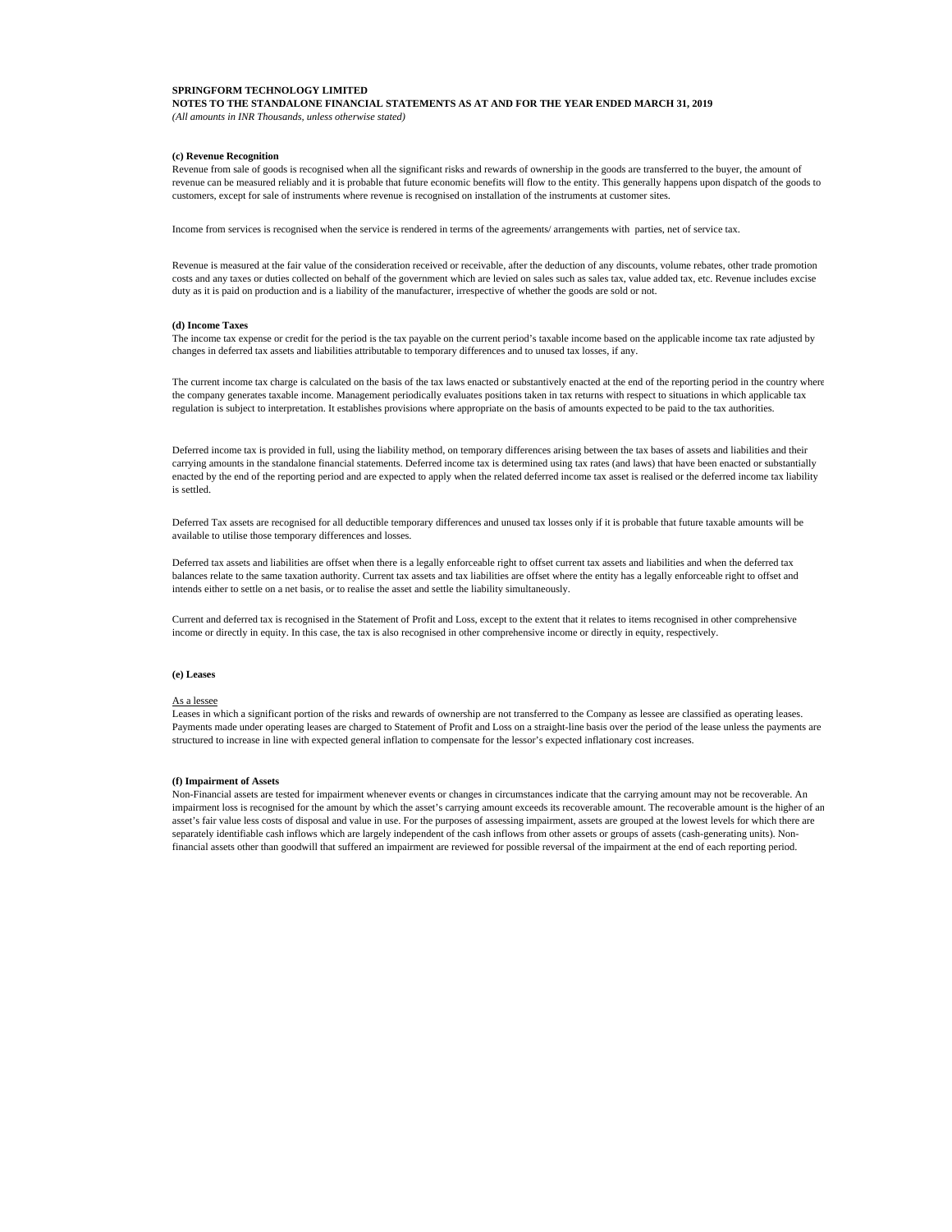**SPRINGFORM TECHNOLOGY LIMITED**
**NOTES TO THE STANDALONE FINANCIAL STATEMENTS AS AT AND FOR THE YEAR ENDED MARCH 31, 2019**
*(All amounts in INR Thousands, unless otherwise stated)*

**(c) Revenue Recognition**

Revenue from sale of goods is recognised when all the significant risks and rewards of ownership in the goods are transferred to the buyer, the amount of revenue can be measured reliably and it is probable that future economic benefits will flow to the entity. This generally happens upon dispatch of the goods to customers, except for sale of instruments where revenue is recognised on installation of the instruments at customer sites.

Income from services is recognised when the service is rendered in terms of the agreements/ arrangements with parties, net of service tax.

Revenue is measured at the fair value of the consideration received or receivable, after the deduction of any discounts, volume rebates, other trade promotion costs and any taxes or duties collected on behalf of the government which are levied on sales such as sales tax, value added tax, etc. Revenue includes excise duty as it is paid on production and is a liability of the manufacturer, irrespective of whether the goods are sold or not.

**(d) Income Taxes**

The income tax expense or credit for the period is the tax payable on the current period's taxable income based on the applicable income tax rate adjusted by changes in deferred tax assets and liabilities attributable to temporary differences and to unused tax losses, if any.

The current income tax charge is calculated on the basis of the tax laws enacted or substantively enacted at the end of the reporting period in the country where the company generates taxable income. Management periodically evaluates positions taken in tax returns with respect to situations in which applicable tax regulation is subject to interpretation. It establishes provisions where appropriate on the basis of amounts expected to be paid to the tax authorities.

Deferred income tax is provided in full, using the liability method, on temporary differences arising between the tax bases of assets and liabilities and their carrying amounts in the standalone financial statements. Deferred income tax is determined using tax rates (and laws) that have been enacted or substantially enacted by the end of the reporting period and are expected to apply when the related deferred income tax asset is realised or the deferred income tax liability is settled.

Deferred Tax assets are recognised for all deductible temporary differences and unused tax losses only if it is probable that future taxable amounts will be available to utilise those temporary differences and losses.

Deferred tax assets and liabilities are offset when there is a legally enforceable right to offset current tax assets and liabilities and when the deferred tax balances relate to the same taxation authority. Current tax assets and tax liabilities are offset where the entity has a legally enforceable right to offset and intends either to settle on a net basis, or to realise the asset and settle the liability simultaneously.

Current and deferred tax is recognised in the Statement of Profit and Loss, except to the extent that it relates to items recognised in other comprehensive income or directly in equity. In this case, the tax is also recognised in other comprehensive income or directly in equity, respectively.

**(e) Leases**

As a lessee

Leases in which a significant portion of the risks and rewards of ownership are not transferred to the Company as lessee are classified as operating leases. Payments made under operating leases are charged to Statement of Profit and Loss on a straight-line basis over the period of the lease unless the payments are structured to increase in line with expected general inflation to compensate for the lessor's expected inflationary cost increases.

**(f) Impairment of Assets**

Non-Financial assets are tested for impairment whenever events or changes in circumstances indicate that the carrying amount may not be recoverable. An impairment loss is recognised for the amount by which the asset's carrying amount exceeds its recoverable amount. The recoverable amount is the higher of an asset's fair value less costs of disposal and value in use. For the purposes of assessing impairment, assets are grouped at the lowest levels for which there are separately identifiable cash inflows which are largely independent of the cash inflows from other assets or groups of assets (cash-generating units). Non-financial assets other than goodwill that suffered an impairment are reviewed for possible reversal of the impairment at the end of each reporting period.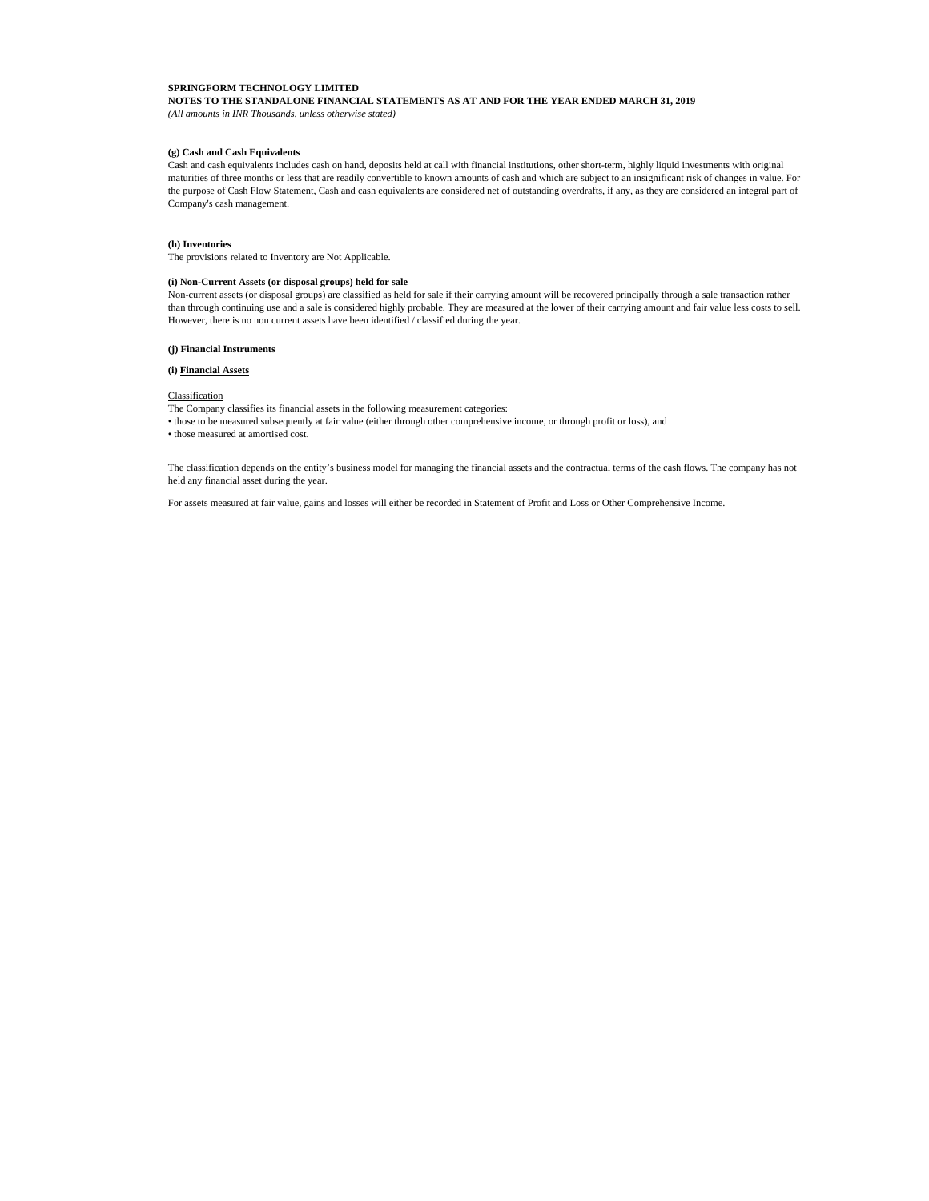**SPRINGFORM TECHNOLOGY LIMITED**
**NOTES TO THE STANDALONE FINANCIAL STATEMENTS AS AT AND FOR THE YEAR ENDED MARCH 31, 2019**
*(All amounts in INR Thousands, unless otherwise stated)*

**(g) Cash and Cash Equivalents**

Cash and cash equivalents includes cash on hand, deposits held at call with financial institutions, other short-term, highly liquid investments with original maturities of three months or less that are readily convertible to known amounts of cash and which are subject to an insignificant risk of changes in value. For the purpose of Cash Flow Statement, Cash and cash equivalents are considered net of outstanding overdrafts, if any, as they are considered an integral part of Company's cash management.

**(h) Inventories**

The provisions related to Inventory are Not Applicable.

**(i) Non-Current Assets (or disposal groups) held for sale**

Non-current assets (or disposal groups) are classified as held for sale if their carrying amount will be recovered principally through a sale transaction rather than through continuing use and a sale is considered highly probable. They are measured at the lower of their carrying amount and fair value less costs to sell. However, there is no non current assets have been identified / classified during the year.

**(j) Financial Instruments**

**(i) Financial Assets**

Classification

The Company classifies its financial assets in the following measurement categories:

• those to be measured subsequently at fair value (either through other comprehensive income, or through profit or loss), and

• those measured at amortised cost.

The classification depends on the entity's business model for managing the financial assets and the contractual terms of the cash flows. The company has not held any financial asset during the year.

For assets measured at fair value, gains and losses will either be recorded in Statement of Profit and Loss or Other Comprehensive Income.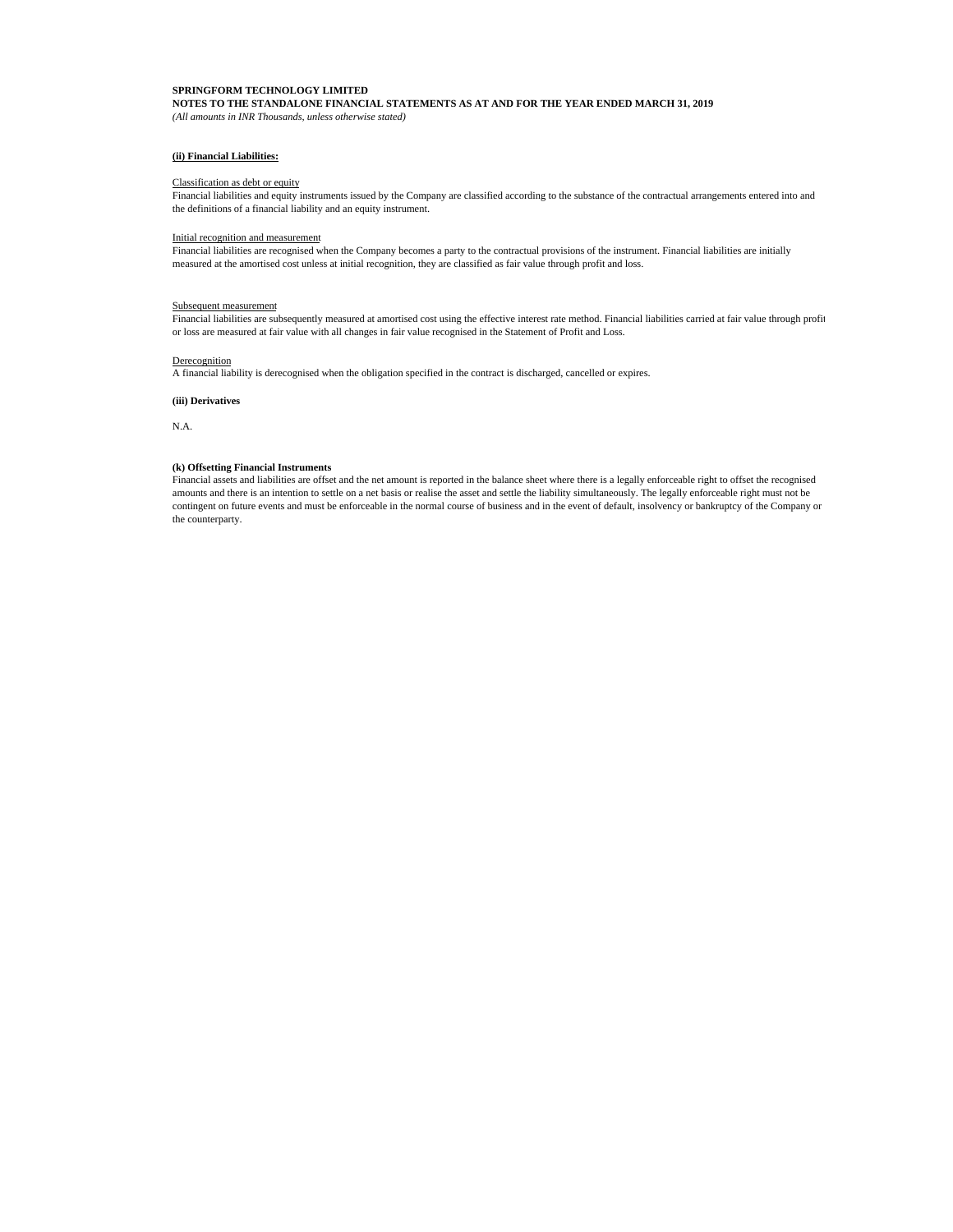**SPRINGFORM TECHNOLOGY LIMITED**
**NOTES TO THE STANDALONE FINANCIAL STATEMENTS AS AT AND FOR THE YEAR ENDED MARCH 31, 2019**
*(All amounts in INR Thousands, unless otherwise stated)*

**(ii) Financial Liabilities:**

Classification as debt or equity
Financial liabilities and equity instruments issued by the Company are classified according to the substance of the contractual arrangements entered into and the definitions of a financial liability and an equity instrument.

Initial recognition and measurement
Financial liabilities are recognised when the Company becomes a party to the contractual provisions of the instrument. Financial liabilities are initially measured at the amortised cost unless at initial recognition, they are classified as fair value through profit and loss.

Subsequent measurement
Financial liabilities are subsequently measured at amortised cost using the effective interest rate method. Financial liabilities carried at fair value through profit or loss are measured at fair value with all changes in fair value recognised in the Statement of Profit and Loss.

Derecognition
A financial liability is derecognised when the obligation specified in the contract is discharged, cancelled or expires.

**(iii) Derivatives**

N.A.

**(k) Offsetting Financial Instruments**
Financial assets and liabilities are offset and the net amount is reported in the balance sheet where there is a legally enforceable right to offset the recognised amounts and there is an intention to settle on a net basis or realise the asset and settle the liability simultaneously. The legally enforceable right must not be contingent on future events and must be enforceable in the normal course of business and in the event of default, insolvency or bankruptcy of the Company or the counterparty.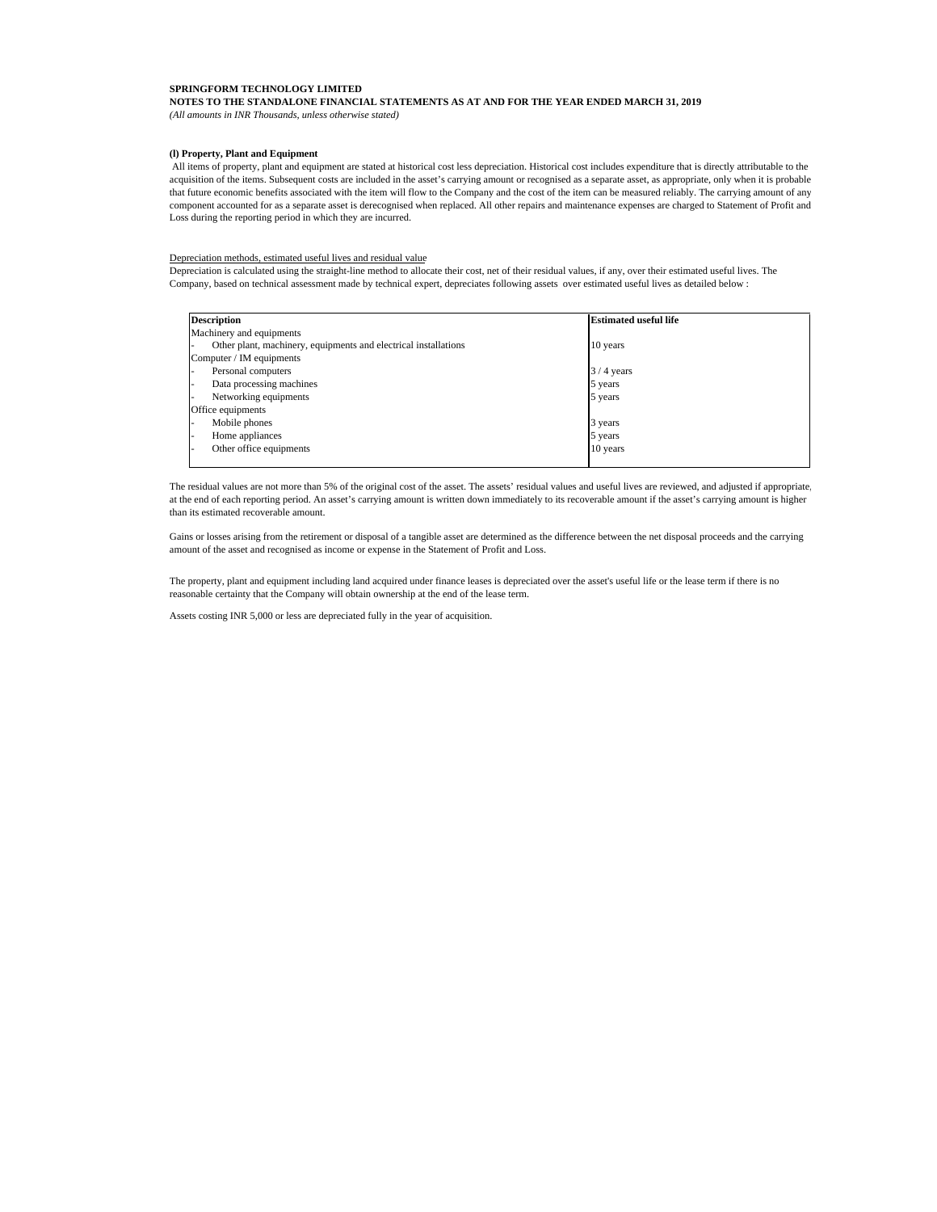**SPRINGFORM TECHNOLOGY LIMITED**

**NOTES TO THE STANDALONE FINANCIAL STATEMENTS AS AT AND FOR THE YEAR ENDED MARCH 31, 2019**

*(All amounts in INR Thousands, unless otherwise stated)*

**(l) Property, Plant and Equipment**

All items of property, plant and equipment are stated at historical cost less depreciation. Historical cost includes expenditure that is directly attributable to the acquisition of the items. Subsequent costs are included in the asset's carrying amount or recognised as a separate asset, as appropriate, only when it is probable that future economic benefits associated with the item will flow to the Company and the cost of the item can be measured reliably. The carrying amount of any component accounted for as a separate asset is derecognised when replaced. All other repairs and maintenance expenses are charged to Statement of Profit and Loss during the reporting period in which they are incurred.

Depreciation methods, estimated useful lives and residual value

Depreciation is calculated using the straight-line method to allocate their cost, net of their residual values, if any, over their estimated useful lives. The Company, based on technical assessment made by technical expert, depreciates following assets over estimated useful lives as detailed below :

| Description | Estimated useful life |
|---|---|
| Machinery and equipments | |
| - Other plant, machinery, equipments and electrical installations | 10 years |
| Computer / IM equipments | |
| - Personal computers | 3 / 4 years |
| - Data processing machines | 5 years |
| - Networking equipments | 5 years |
| Office equipments | |
| - Mobile phones | 3 years |
| - Home appliances | 5 years |
| - Other office equipments | 10 years |

The residual values are not more than 5% of the original cost of the asset. The assets' residual values and useful lives are reviewed, and adjusted if appropriate, at the end of each reporting period. An asset's carrying amount is written down immediately to its recoverable amount if the asset's carrying amount is higher than its estimated recoverable amount.

Gains or losses arising from the retirement or disposal of a tangible asset are determined as the difference between the net disposal proceeds and the carrying amount of the asset and recognised as income or expense in the Statement of Profit and Loss.

The property, plant and equipment including land acquired under finance leases is depreciated over the asset's useful life or the lease term if there is no reasonable certainty that the Company will obtain ownership at the end of the lease term.

Assets costing INR 5,000 or less are depreciated fully in the year of acquisition.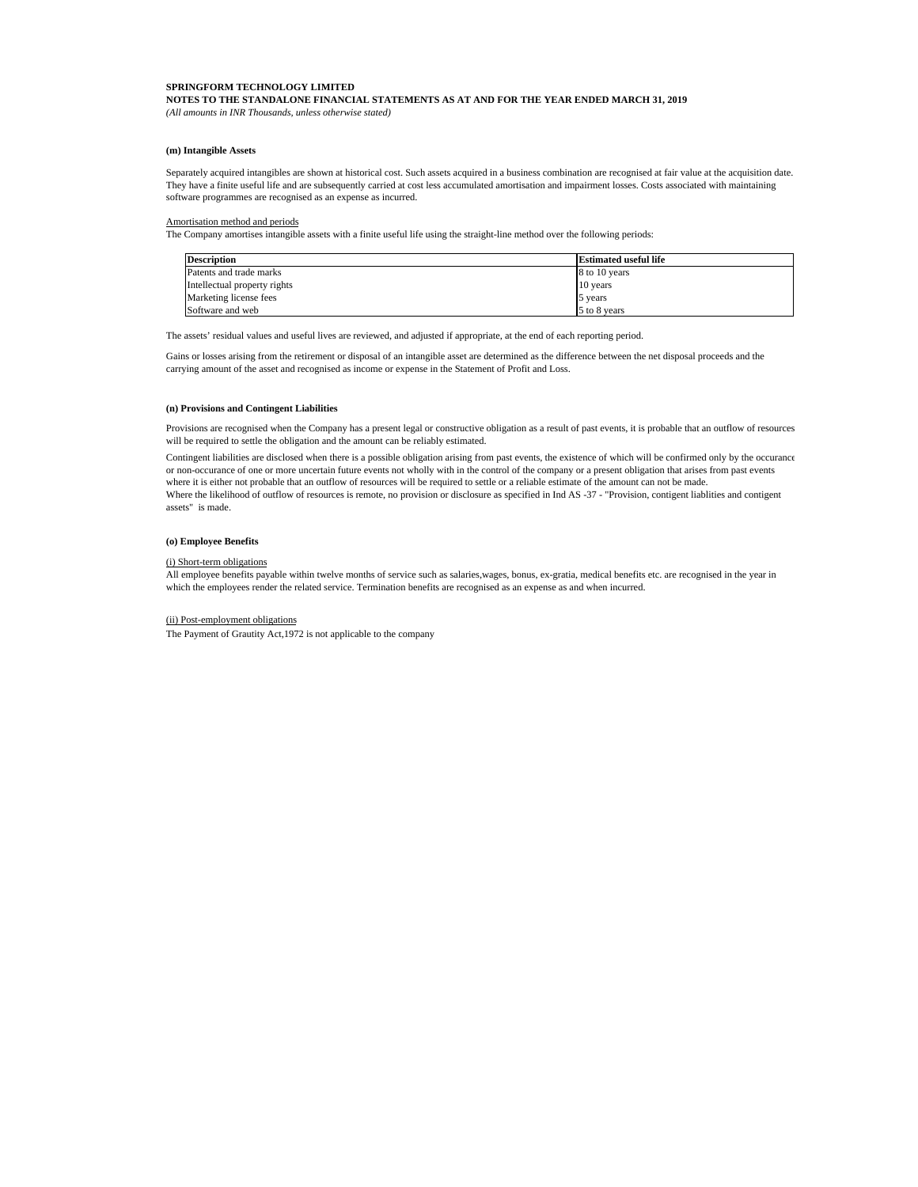**SPRINGFORM TECHNOLOGY LIMITED**

**NOTES TO THE STANDALONE FINANCIAL STATEMENTS AS AT AND FOR THE YEAR ENDED MARCH 31, 2019**

*(All amounts in INR Thousands, unless otherwise stated)*

**(m) Intangible Assets**

Separately acquired intangibles are shown at historical cost. Such assets acquired in a business combination are recognised at fair value at the acquisition date. They have a finite useful life and are subsequently carried at cost less accumulated amortisation and impairment losses. Costs associated with maintaining software programmes are recognised as an expense as incurred.

Amortisation method and periods

The Company amortises intangible assets with a finite useful life using the straight-line method over the following periods:

| Description | Estimated useful life |
|---|---|
| Patents and trade marks | 8 to 10 years |
| Intellectual property rights | 10 years |
| Marketing license fees | 5 years |
| Software and web | 5 to 8 years |

The assets' residual values and useful lives are reviewed, and adjusted if appropriate, at the end of each reporting period.

Gains or losses arising from the retirement or disposal of an intangible asset are determined as the difference between the net disposal proceeds and the carrying amount of the asset and recognised as income or expense in the Statement of Profit and Loss.

**(n) Provisions and Contingent Liabilities**

Provisions are recognised when the Company has a present legal or constructive obligation as a result of past events, it is probable that an outflow of resources will be required to settle the obligation and the amount can be reliably estimated.

Contingent liabilities are disclosed when there is a possible obligation arising from past events, the existence of which will be confirmed only by the occurance or non-occurance of one or more uncertain future events not wholly with in the control of the company or a present obligation that arises from past events where it is either not probable that an outflow of resources will be required to settle or a reliable estimate of the amount can not be made.
Where the likelihood of outflow of resources is remote, no provision or disclosure as specified in Ind AS -37 - "Provision, contigent liablities and contigent assets" is made.

**(o) Employee Benefits**

(i) Short-term obligations

All employee benefits payable within twelve months of service such as salaries,wages, bonus, ex-gratia, medical benefits etc. are recognised in the year in which the employees render the related service. Termination benefits are recognised as an expense as and when incurred.

(ii) Post-employment obligations

The Payment of Grautity Act,1972 is not applicable to the company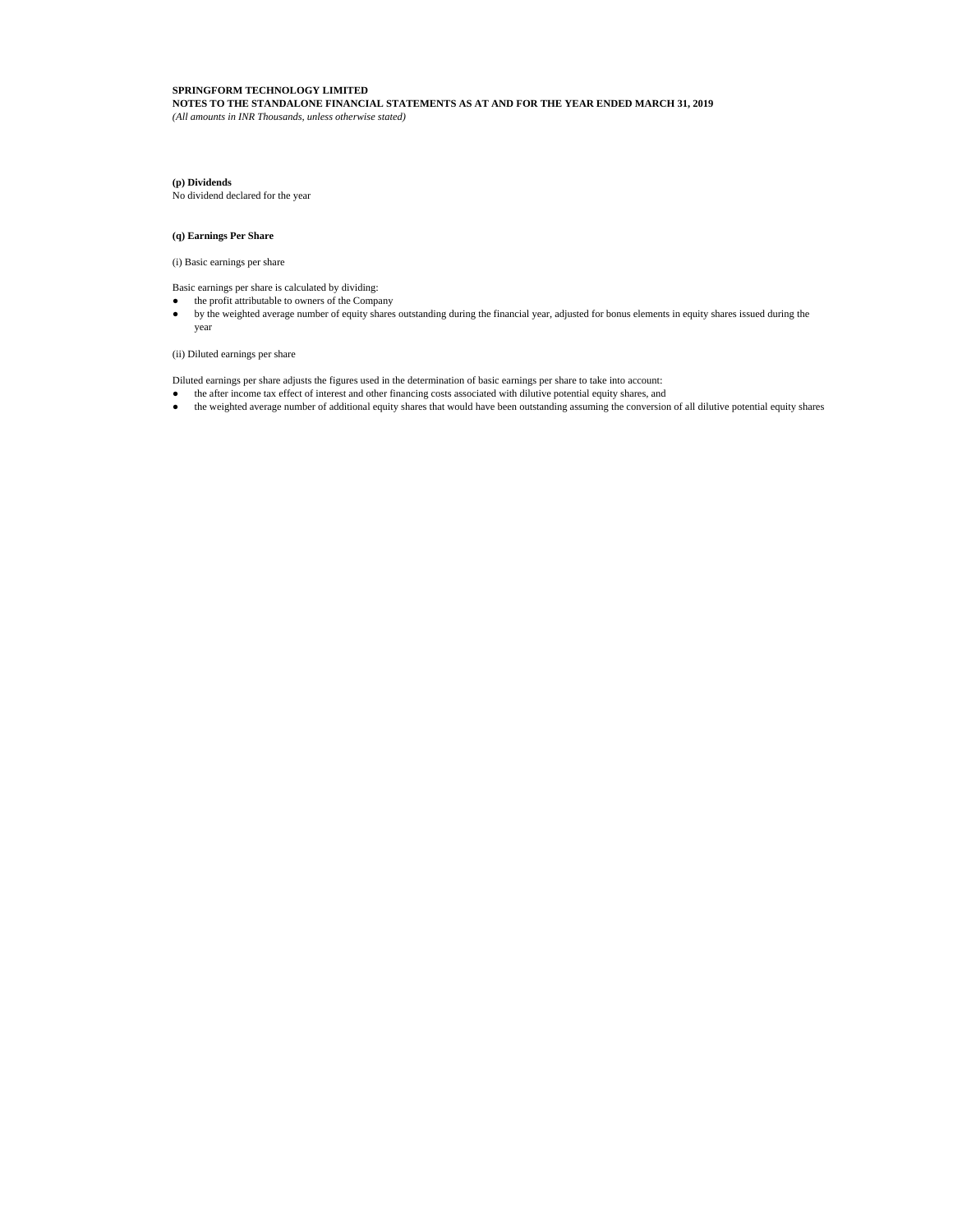**SPRINGFORM TECHNOLOGY LIMITED**
**NOTES TO THE STANDALONE FINANCIAL STATEMENTS AS AT AND FOR THE YEAR ENDED MARCH 31, 2019**
*(All amounts in INR Thousands, unless otherwise stated)*

**(p) Dividends**
No dividend declared for the year

**(q) Earnings Per Share**

(i) Basic earnings per share

Basic earnings per share is calculated by dividing:
- the profit attributable to owners of the Company
- by the weighted average number of equity shares outstanding during the financial year, adjusted for bonus elements in equity shares issued during the year

(ii) Diluted earnings per share

Diluted earnings per share adjusts the figures used in the determination of basic earnings per share to take into account:
- the after income tax effect of interest and other financing costs associated with dilutive potential equity shares, and
- the weighted average number of additional equity shares that would have been outstanding assuming the conversion of all dilutive potential equity shares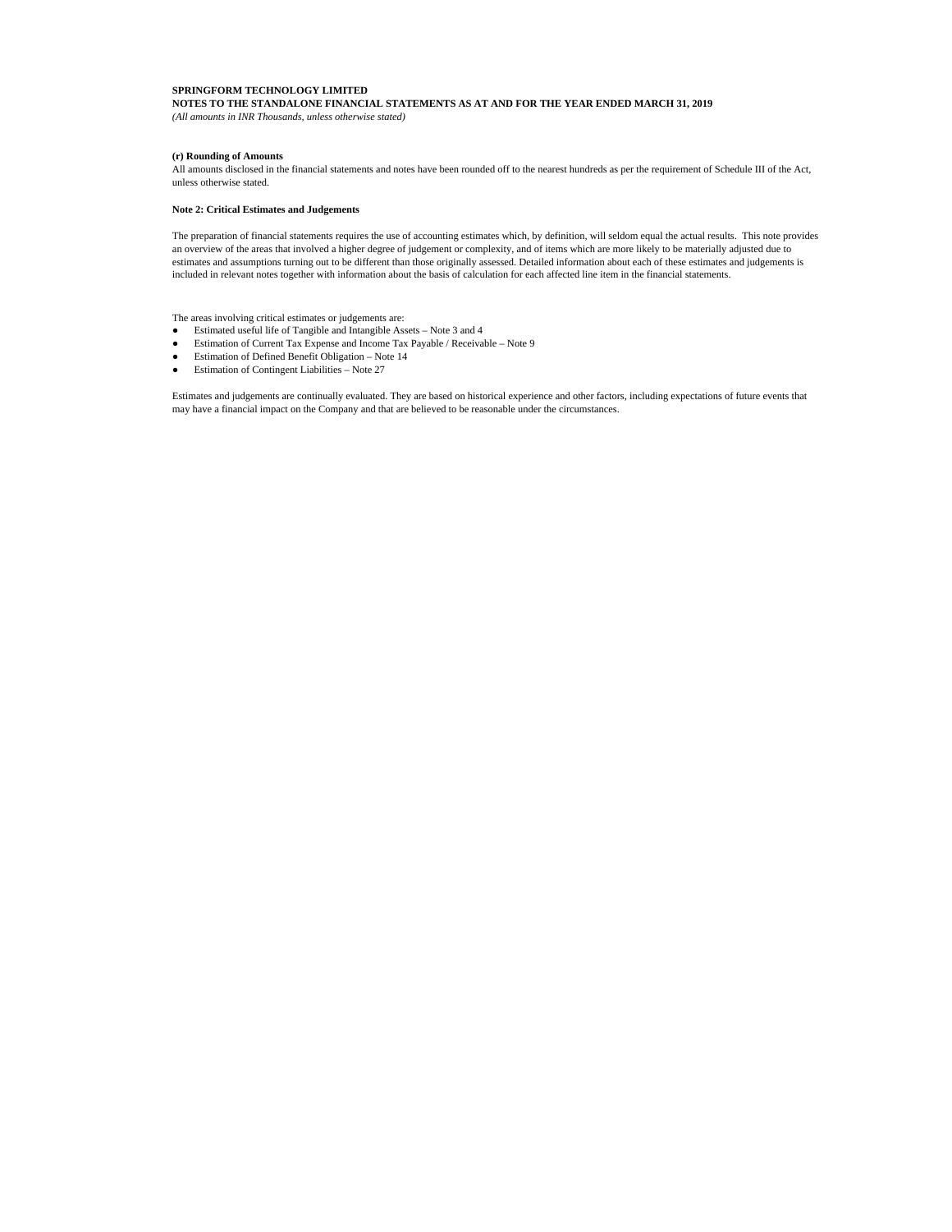**(r) Rounding of Amounts**

All amounts disclosed in the financial statements and notes have been rounded off to the nearest hundreds as per the requirement of Schedule III of the Act, unless otherwise stated.

**Note 2: Critical Estimates and Judgements**

The preparation of financial statements requires the use of accounting estimates which, by definition, will seldom equal the actual results. This note provides an overview of the areas that involved a higher degree of judgement or complexity, and of items which are more likely to be materially adjusted due to estimates and assumptions turning out to be different than those originally assessed. Detailed information about each of these estimates and judgements is included in relevant notes together with information about the basis of calculation for each affected line item in the financial statements.

The areas involving critical estimates or judgements are:

- Estimated useful life of Tangible and Intangible Assets – Note 3 and 4
- Estimation of Current Tax Expense and Income Tax Payable / Receivable – Note 9
- Estimation of Defined Benefit Obligation – Note 14
- Estimation of Contingent Liabilities – Note 27

Estimates and judgements are continually evaluated. They are based on historical experience and other factors, including expectations of future events that may have a financial impact on the Company and that are believed to be reasonable under the circumstances.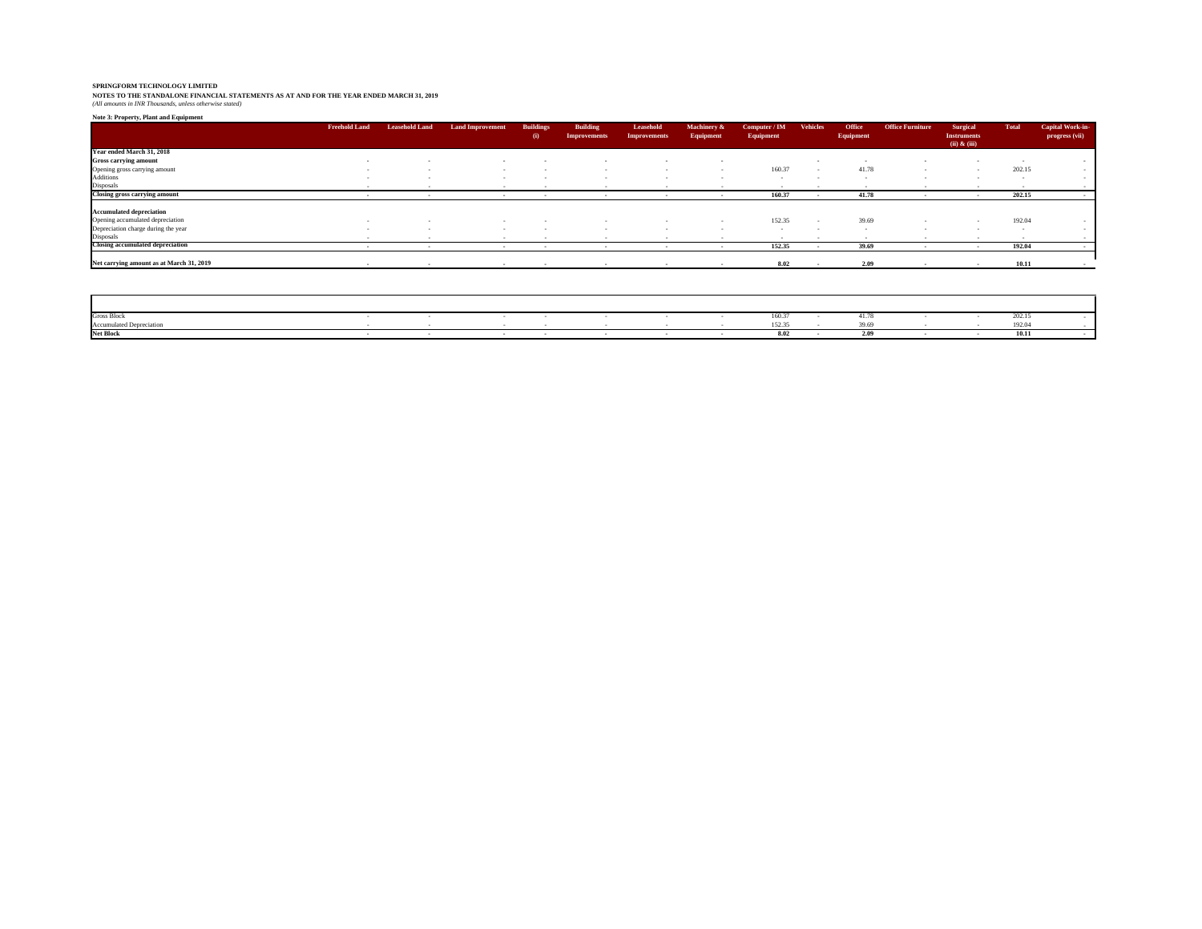**SPRINGFORM TECHNOLOGY LIMITED**

**NOTES TO THE STANDALONE FINANCIAL STATEMENTS AS AT AND FOR THE YEAR ENDED MARCH 31, 2019**

*(All amounts in INR Thousands, unless otherwise stated)*

**Note 3: Property, Plant and Equipment**

| | Freehold Land | Leasehold Land | Land Improvement | Buildings (i) | Building Improvements | Leasehold Improvements | Machinery & Equipment | Computer / IM Equipment | Vehicles | Office Equipment | Office Furniture | Surgical Instruments (ii) & (iii) | Total | Capital Work-in-progress (vii) |
|---|---|---|---|---|---|---|---|---|---|---|---|---|---|---|
| **Year ended March 31, 2018** | | | | | | | | | | | | | | |
| **Gross carrying amount** | - | - | - | - | - | - | - | | - | - | - | - | - | - |
| Opening gross carrying amount | - | - | - | - | - | - | - | 160.37 | - | 41.78 | - | - | 202.15 | - |
| Additions | - | - | - | - | - | - | - | - | - | - | - | - | - | - |
| Disposals | - | - | - | - | - | - | - | - | - | - | - | - | - | - |
| **Closing gross carrying amount** | - | - | - | - | - | - | - | **160.37** | - | **41.78** | - | - | **202.15** | - |
| **Accumulated depreciation** | | | | | | | | | | | | | | |
| Opening accumulated depreciation | - | - | - | - | - | - | - | 152.35 | - | 39.69 | - | - | 192.04 | - |
| Depreciation charge during the year | - | - | - | - | - | - | - | - | - | - | - | - | - | - |
| Disposals | - | - | - | - | - | - | - | - | - | - | - | - | - | - |
| **Closing accumulated depreciation** | - | - | - | - | - | - | - | **152.35** | - | **39.69** | - | - | **192.04** | - |
| **Net carrying amount as at March 31, 2019** | - | - | - | - | - | - | - | **8.02** | - | **2.09** | - | - | **10.11** | - |

| | | | | | | | | | | | | | | |
|---|---|---|---|---|---|---|---|---|---|---|---|---|---|---|
| Gross Block | - | - | - | - | - | - | - | 160.37 | - | 41.78 | - | - | 202.15 | - |
| Accumulated Depreciation | - | - | - | - | - | - | - | 152.35 | - | 39.69 | - | - | 192.04 | - |
| **Net Block** | - | - | - | - | - | - | - | **8.02** | - | **2.09** | - | - | **10.11** | - |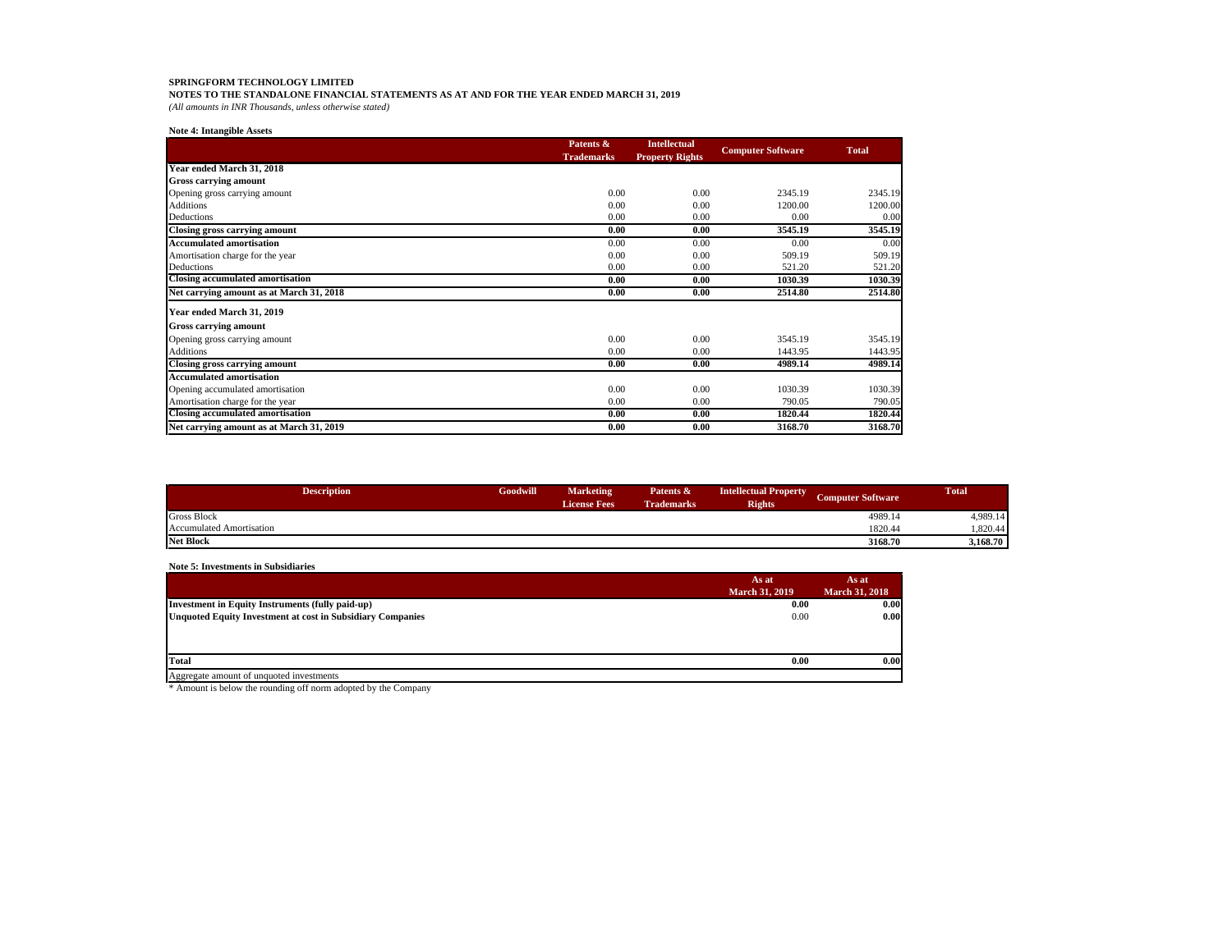**SPRINGFORM TECHNOLOGY LIMITED**

**NOTES TO THE STANDALONE FINANCIAL STATEMENTS AS AT AND FOR THE YEAR ENDED MARCH 31, 2019**

*(All amounts in INR Thousands, unless otherwise stated)*

**Note 4: Intangible Assets**

| | Patents & Trademarks | Intellectual Property Rights | Computer Software | Total |
|---|---|---|---|---|
| **Year ended March 31, 2018** | | | | |
| **Gross carrying amount** | | | | |
| Opening gross carrying amount | 0.00 | 0.00 | 2345.19 | 2345.19 |
| Additions | 0.00 | 0.00 | 1200.00 | 1200.00 |
| Deductions | 0.00 | 0.00 | 0.00 | 0.00 |
| **Closing gross carrying amount** | **0.00** | **0.00** | **3545.19** | **3545.19** |
| **Accumulated amortisation** | 0.00 | 0.00 | 0.00 | 0.00 |
| Amortisation charge for the year | 0.00 | 0.00 | 509.19 | 509.19 |
| Deductions | 0.00 | 0.00 | 521.20 | 521.20 |
| **Closing accumulated amortisation** | **0.00** | **0.00** | **1030.39** | **1030.39** |
| **Net carrying amount as at March 31, 2018** | **0.00** | **0.00** | **2514.80** | **2514.80** |
| **Year ended March 31, 2019** | | | | |
| **Gross carrying amount** | | | | |
| Opening gross carrying amount | 0.00 | 0.00 | 3545.19 | 3545.19 |
| Additions | 0.00 | 0.00 | 1443.95 | 1443.95 |
| **Closing gross carrying amount** | **0.00** | **0.00** | **4989.14** | **4989.14** |
| **Accumulated amortisation** | | | | |
| Opening accumulated amortisation | 0.00 | 0.00 | 1030.39 | 1030.39 |
| Amortisation charge for the year | 0.00 | 0.00 | 790.05 | 790.05 |
| **Closing accumulated amortisation** | **0.00** | **0.00** | **1820.44** | **1820.44** |
| **Net carrying amount as at March 31, 2019** | **0.00** | **0.00** | **3168.70** | **3168.70** |

| Description | Goodwill | Marketing License Fees | Patents & Trademarks | Intellectual Property Rights | Computer Software | Total |
|---|---|---|---|---|---|---|
| Gross Block | | | | | 4989.14 | 4,989.14 |
| Accumulated Amortisation | | | | | 1820.44 | 1,820.44 |
| **Net Block** | | | | | **3168.70** | **3,168.70** |

**Note 5: Investments in Subsidiaries**

| | As at March 31, 2019 | As at March 31, 2018 |
|---|---|---|
| **Investment in Equity Instruments (fully paid-up)** | **0.00** | **0.00** |
| **Unquoted Equity Investment at cost in Subsidiary Companies** | 0.00 | **0.00** |
| **Total** | **0.00** | **0.00** |
| Aggregate amount of unquoted investments | | |

* Amount is below the rounding off norm adopted by the Company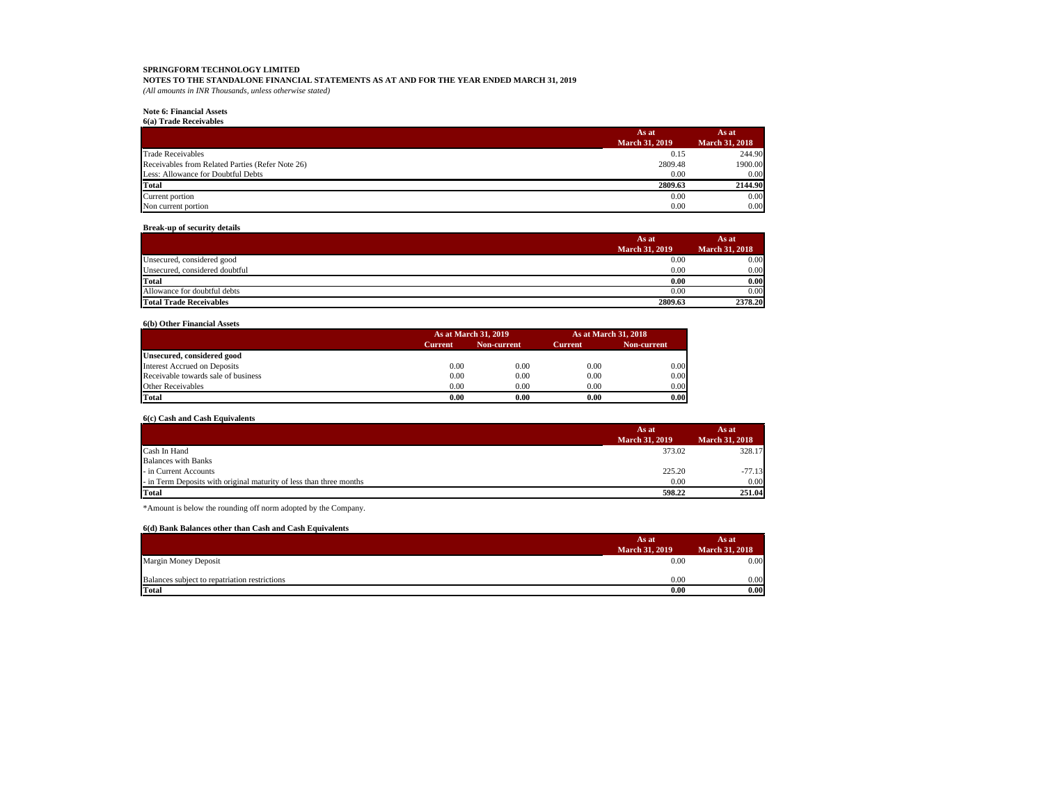**SPRINGFORM TECHNOLOGY LIMITED**

**NOTES TO THE STANDALONE FINANCIAL STATEMENTS AS AT AND FOR THE YEAR ENDED MARCH 31, 2019**

*(All amounts in INR Thousands, unless otherwise stated)*

**Note 6: Financial Assets**

**6(a) Trade Receivables**

| | As at March 31, 2019 | As at March 31, 2018 |
|---|---|---|
| Trade Receivables | 0.15 | 244.90 |
| Receivables from Related Parties (Refer Note 26) | 2809.48 | 1900.00 |
| Less: Allowance for Doubtful Debts | 0.00 | 0.00 |
| **Total** | **2809.63** | **2144.90** |
| Current portion | 0.00 | 0.00 |
| Non current portion | 0.00 | 0.00 |

**Break-up of security details**

| | As at March 31, 2019 | As at March 31, 2018 |
|---|---|---|
| Unsecured, considered good | 0.00 | 0.00 |
| Unsecured, considered doubtful | 0.00 | 0.00 |
| **Total** | **0.00** | **0.00** |
| Allowance for doubtful debts | 0.00 | 0.00 |
| **Total Trade Receivables** | **2809.63** | **2378.20** |

**6(b) Other Financial Assets**

| | As at March 31, 2019 | | As at March 31, 2018 | |
|---|---|---|---|---|
| | Current | Non-current | Current | Non-current |
| **Unsecured, considered good** | | | | |
| Interest Accrued on Deposits | 0.00 | 0.00 | 0.00 | 0.00 |
| Receivable towards sale of business | 0.00 | 0.00 | 0.00 | 0.00 |
| Other Receivables | 0.00 | 0.00 | 0.00 | 0.00 |
| **Total** | **0.00** | **0.00** | **0.00** | **0.00** |

**6(c) Cash and Cash Equivalents**

| | As at March 31, 2019 | As at March 31, 2018 |
|---|---|---|
| Cash In Hand | 373.02 | 328.17 |
| Balances with Banks | | |
| - in Current Accounts | 225.20 | -77.13 |
| - in Term Deposits with original maturity of less than three months | 0.00 | 0.00 |
| **Total** | **598.22** | **251.04** |

*Amount is below the rounding off norm adopted by the Company.

**6(d) Bank Balances other than Cash and Cash Equivalents**

| | As at March 31, 2019 | As at March 31, 2018 |
|---|---|---|
| Margin Money Deposit | 0.00 | 0.00 |
| Balances subject to repatriation restrictions | 0.00 | 0.00 |
| **Total** | **0.00** | **0.00** |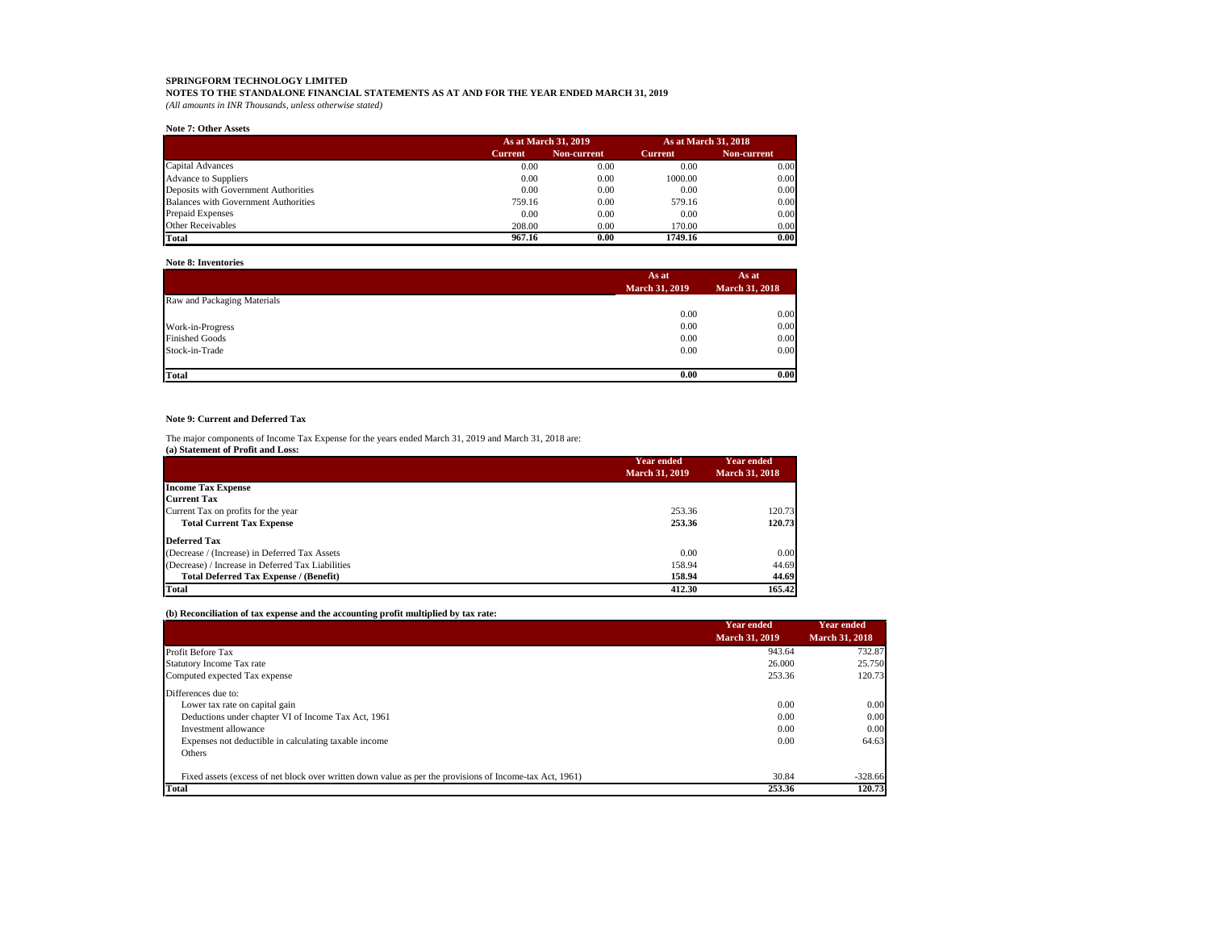**SPRINGFORM TECHNOLOGY LIMITED**

**NOTES TO THE STANDALONE FINANCIAL STATEMENTS AS AT AND FOR THE YEAR ENDED MARCH 31, 2019**

*(All amounts in INR Thousands, unless otherwise stated)*

**Note 7: Other Assets**

| | As at March 31, 2019 | | As at March 31, 2018 | |
|---|---|---|---|---|
| | Current | Non-current | Current | Non-current |
| Capital Advances | 0.00 | 0.00 | 0.00 | 0.00 |
| Advance to Suppliers | 0.00 | 0.00 | 1000.00 | 0.00 |
| Deposits with Government Authorities | 0.00 | 0.00 | 0.00 | 0.00 |
| Balances with Government Authorities | 759.16 | 0.00 | 579.16 | 0.00 |
| Prepaid Expenses | 0.00 | 0.00 | 0.00 | 0.00 |
| Other Receivables | 208.00 | 0.00 | 170.00 | 0.00 |
| **Total** | **967.16** | **0.00** | **1749.16** | **0.00** |

**Note 8: Inventories**

| | As at March 31, 2019 | As at March 31, 2018 |
|---|---|---|
| Raw and Packaging Materials | 0.00 | 0.00 |
| Work-in-Progress | 0.00 | 0.00 |
| Finished Goods | 0.00 | 0.00 |
| Stock-in-Trade | 0.00 | 0.00 |
| **Total** | **0.00** | **0.00** |

**Note 9: Current and Deferred Tax**

The major components of Income Tax Expense for the years ended March 31, 2019 and March 31, 2018 are:

**(a) Statement of Profit and Loss:**

| | Year ended March 31, 2019 | Year ended March 31, 2018 |
|---|---|---|
| **Income Tax Expense** | | |
| **Current Tax** | | |
| Current Tax on profits for the year | 253.36 | 120.73 |
| **Total Current Tax Expense** | **253.36** | **120.73** |
| **Deferred Tax** | | |
| (Decrease / (Increase) in Deferred Tax Assets | 0.00 | 0.00 |
| (Decrease) / Increase in Deferred Tax Liabilities | 158.94 | 44.69 |
| **Total Deferred Tax Expense / (Benefit)** | **158.94** | **44.69** |
| **Total** | **412.30** | **165.42** |

**(b) Reconciliation of tax expense and the accounting profit multiplied by tax rate:**

| | Year ended March 31, 2019 | Year ended March 31, 2018 |
|---|---|---|
| Profit Before Tax | 943.64 | 732.87 |
| Statutory Income Tax rate | 26.000 | 25.750 |
| Computed expected Tax expense | 253.36 | 120.73 |
| Differences due to: | | |
| Lower tax rate on capital gain | 0.00 | 0.00 |
| Deductions under chapter VI of Income Tax Act, 1961 | 0.00 | 0.00 |
| Investment allowance | 0.00 | 0.00 |
| Expenses not deductible in calculating taxable income | 0.00 | 64.63 |
| Others | | |
| Fixed assets (excess of net block over written down value as per the provisions of Income-tax Act, 1961) | 30.84 | -328.66 |
| **Total** | **253.36** | **120.73** |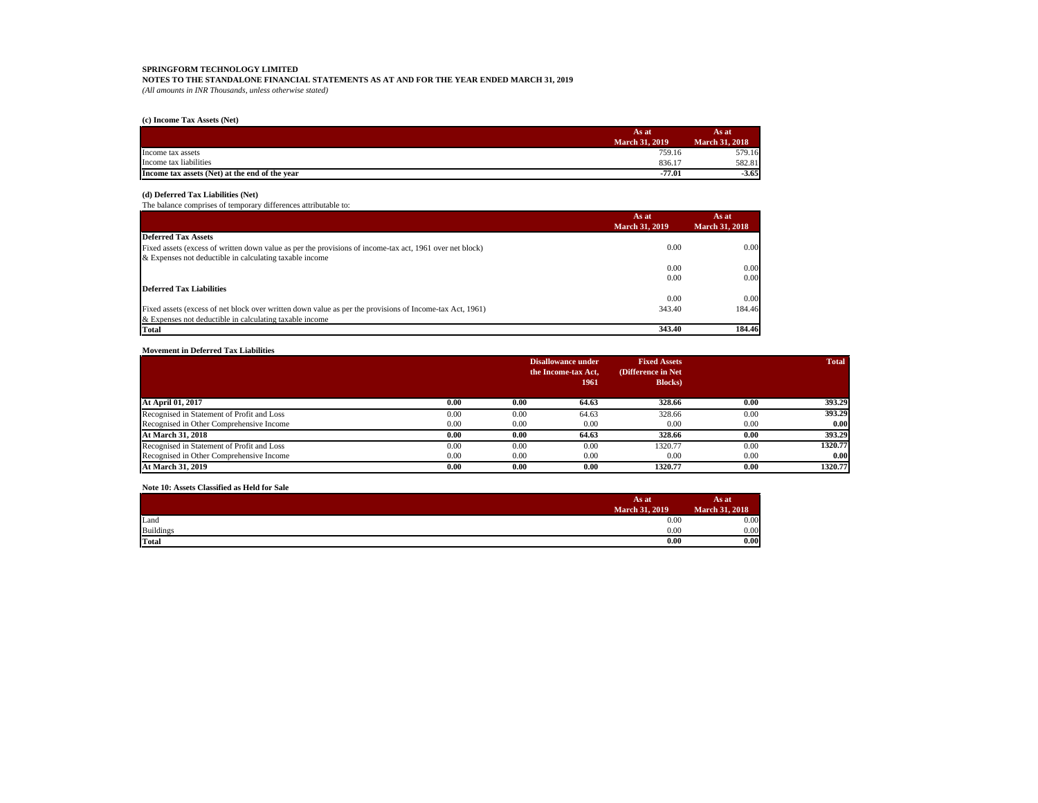**SPRINGFORM TECHNOLOGY LIMITED**

**NOTES TO THE STANDALONE FINANCIAL STATEMENTS AS AT AND FOR THE YEAR ENDED MARCH 31, 2019**

*(All amounts in INR Thousands, unless otherwise stated)*

**(c) Income Tax Assets (Net)**

| | As at March 31, 2019 | As at March 31, 2018 |
|---|---|---|
| Income tax assets | 759.16 | 579.16 |
| Income tax liabilities | 836.17 | 582.81 |
| **Income tax assets (Net) at the end of the year** | **-77.01** | **-3.65** |

**(d) Deferred Tax Liabilities (Net)**

The balance comprises of temporary differences attributable to:

| | As at March 31, 2019 | As at March 31, 2018 |
|---|---|---|
| **Deferred Tax Assets** | | |
| Fixed assets (excess of written down value as per the provisions of income-tax act, 1961 over net block) | 0.00 | 0.00 |
| & Expenses not deductible in calculating taxable income | | |
| | 0.00 | 0.00 |
| | 0.00 | 0.00 |
| **Deferred Tax Liabilities** | | |
| | 0.00 | 0.00 |
| Fixed assets (excess of net block over written down value as per the provisions of Income-tax Act, 1961) | 343.40 | 184.46 |
| & Expenses not deductible in calculating taxable income | | |
| **Total** | **343.40** | **184.46** |

**Movement in Deferred Tax Liabilities**

| | | | Disallowance under the Income-tax Act, 1961 | Fixed Assets (Difference in Net Blocks) | | Total |
|---|---|---|---|---|---|---|
| **At April 01, 2017** | **0.00** | **0.00** | **64.63** | **328.66** | **0.00** | **393.29** |
| Recognised in Statement of Profit and Loss | 0.00 | 0.00 | 64.63 | 328.66 | 0.00 | **393.29** |
| Recognised in Other Comprehensive Income | 0.00 | 0.00 | 0.00 | 0.00 | 0.00 | **0.00** |
| **At March 31, 2018** | **0.00** | **0.00** | **64.63** | **328.66** | **0.00** | **393.29** |
| Recognised in Statement of Profit and Loss | 0.00 | 0.00 | 0.00 | 1320.77 | 0.00 | **1320.77** |
| Recognised in Other Comprehensive Income | 0.00 | 0.00 | 0.00 | 0.00 | 0.00 | **0.00** |
| **At March 31, 2019** | **0.00** | **0.00** | **0.00** | **1320.77** | **0.00** | **1320.77** |

**Note 10: Assets Classified as Held for Sale**

| | As at March 31, 2019 | As at March 31, 2018 |
|---|---|---|
| Land | 0.00 | 0.00 |
| Buildings | 0.00 | 0.00 |
| **Total** | **0.00** | **0.00** |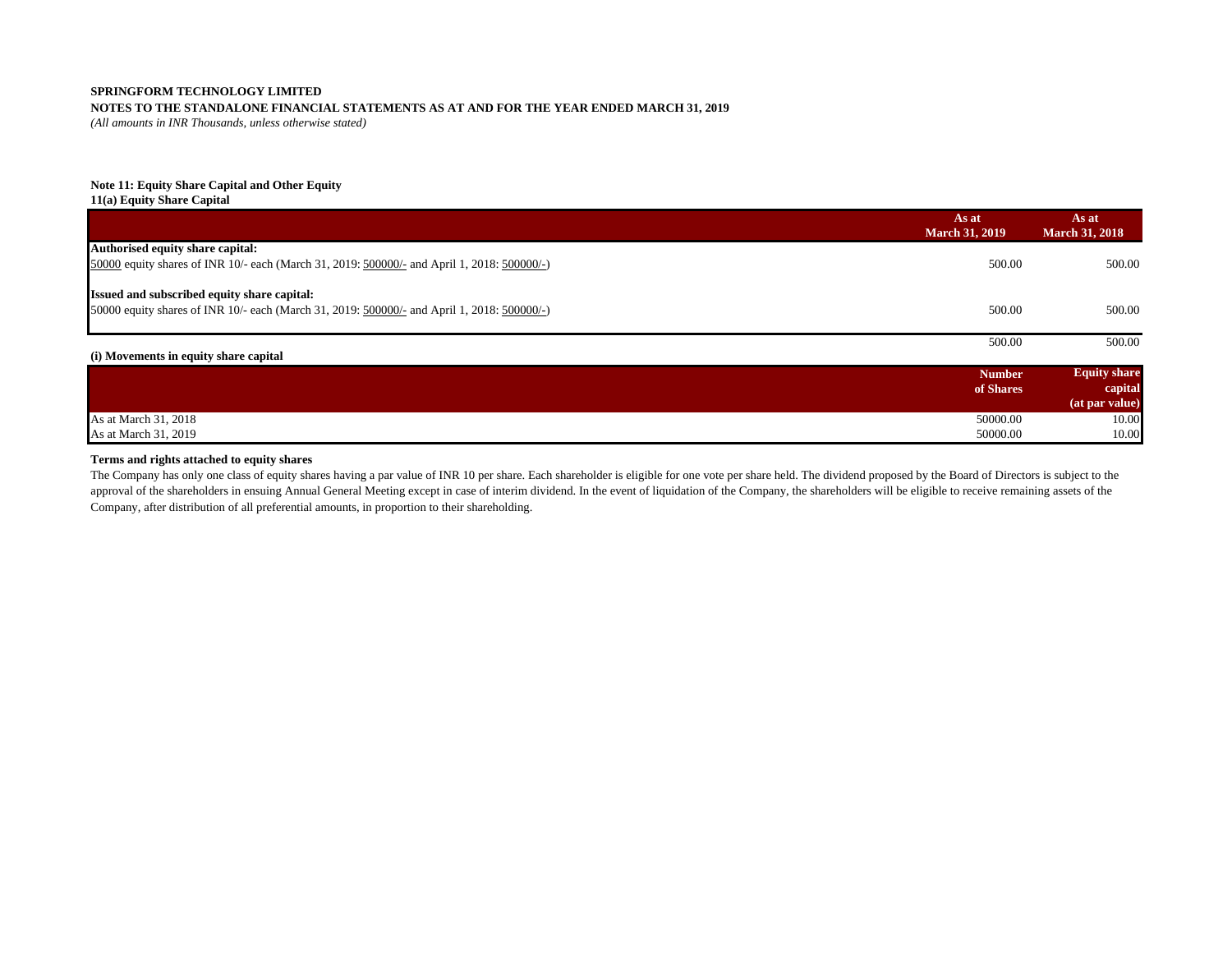**SPRINGFORM TECHNOLOGY LIMITED**

**NOTES TO THE STANDALONE FINANCIAL STATEMENTS AS AT AND FOR THE YEAR ENDED MARCH 31, 2019**

*(All amounts in INR Thousands, unless otherwise stated)*

**Note 11: Equity Share Capital and Other Equity**

**11(a) Equity Share Capital**

| | As at March 31, 2019 | As at March 31, 2018 |
|---|---|---|
| **Authorised equity share capital:** | | |
| 50000 equity shares of INR 10/- each (March 31, 2019: 500000/- and April 1, 2018: 500000/-) | 500.00 | 500.00 |
| | | |
| **Issued and subscribed equity share capital:** | | |
| 50000 equity shares of INR 10/- each (March 31, 2019: 500000/- and April 1, 2018: 500000/-) | 500.00 | 500.00 |
| | | |
| | 500.00 | 500.00 |

**(i) Movements in equity share capital**

| | Number of Shares | Equity share capital (at par value) |
|---|---|---|
| As at March 31, 2018 | 50000.00 | 10.00 |
| As at March 31, 2019 | 50000.00 | 10.00 |

**Terms and rights attached to equity shares**

The Company has only one class of equity shares having a par value of INR 10 per share. Each shareholder is eligible for one vote per share held. The dividend proposed by the Board of Directors is subject to the approval of the shareholders in ensuing Annual General Meeting except in case of interim dividend. In the event of liquidation of the Company, the shareholders will be eligible to receive remaining assets of the Company, after distribution of all preferential amounts, in proportion to their shareholding.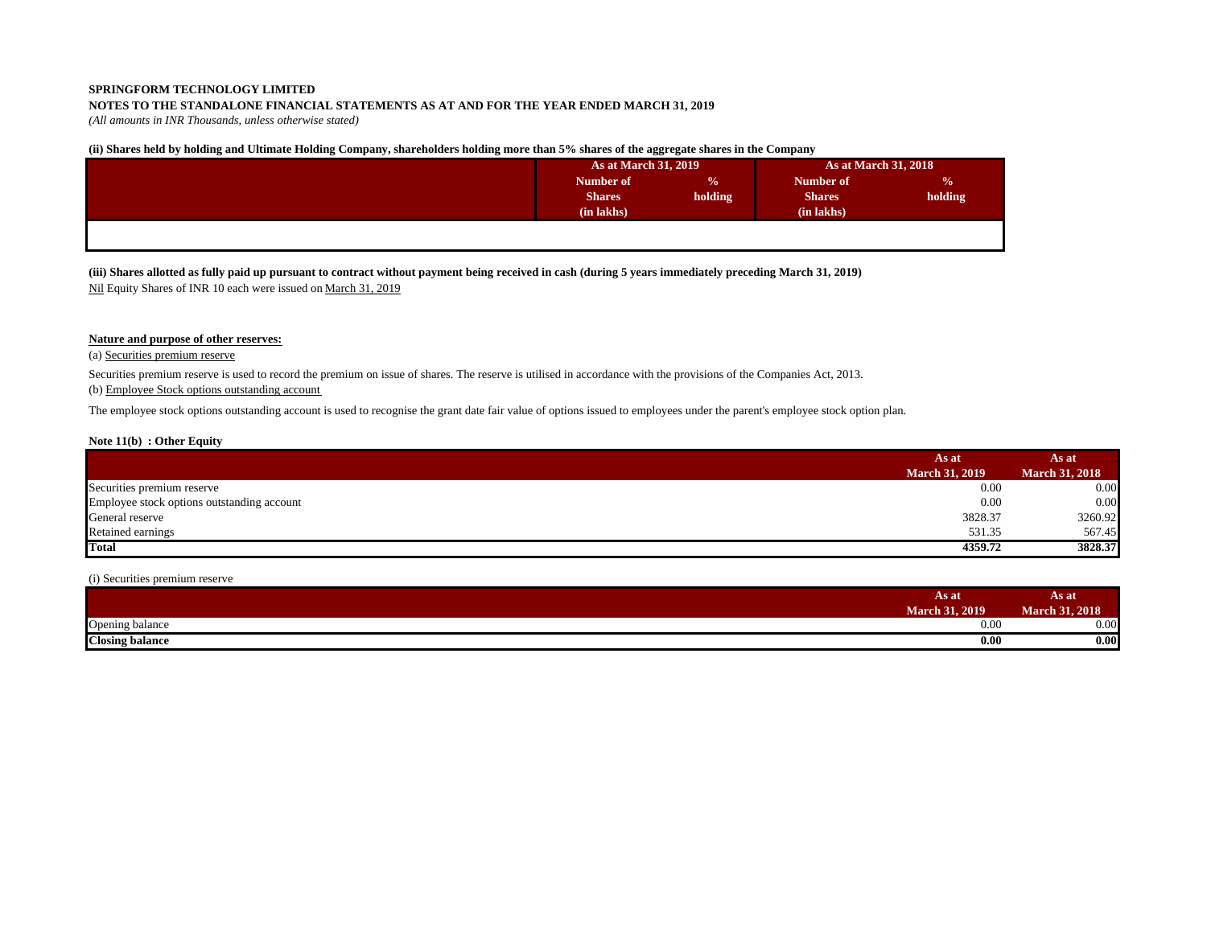**SPRINGFORM TECHNOLOGY LIMITED**

**NOTES TO THE STANDALONE FINANCIAL STATEMENTS AS AT AND FOR THE YEAR ENDED MARCH 31, 2019**

*(All amounts in INR Thousands, unless otherwise stated)*

**(ii) Shares held by holding and Ultimate Holding Company, shareholders holding more than 5% shares of the aggregate shares in the Company**

| | As at March 31, 2019 | | As at March 31, 2018 | |
|---|---|---|---|---|
| | Number of Shares (in lakhs) | % holding | Number of Shares (in lakhs) | % holding |
| | | | | |

**(iii) Shares allotted as fully paid up pursuant to contract without payment being received in cash (during 5 years immediately preceding March 31, 2019)**

Nil Equity Shares of INR 10 each were issued on March 31, 2019

**Nature and purpose of other reserves:**

(a) Securities premium reserve

Securities premium reserve is used to record the premium on issue of shares. The reserve is utilised in accordance with the provisions of the Companies Act, 2013.

(b) Employee Stock options outstanding account

The employee stock options outstanding account is used to recognise the grant date fair value of options issued to employees under the parent's employee stock option plan.

**Note 11(b) : Other Equity**

| | As at March 31, 2019 | As at March 31, 2018 |
|---|---|---|
| Securities premium reserve | 0.00 | 0.00 |
| Employee stock options outstanding account | 0.00 | 0.00 |
| General reserve | 3828.37 | 3260.92 |
| Retained earnings | 531.35 | 567.45 |
| **Total** | **4359.72** | **3828.37** |

(i) Securities premium reserve

| | As at March 31, 2019 | As at March 31, 2018 |
|---|---|---|
| Opening balance | 0.00 | 0.00 |
| **Closing balance** | **0.00** | **0.00** |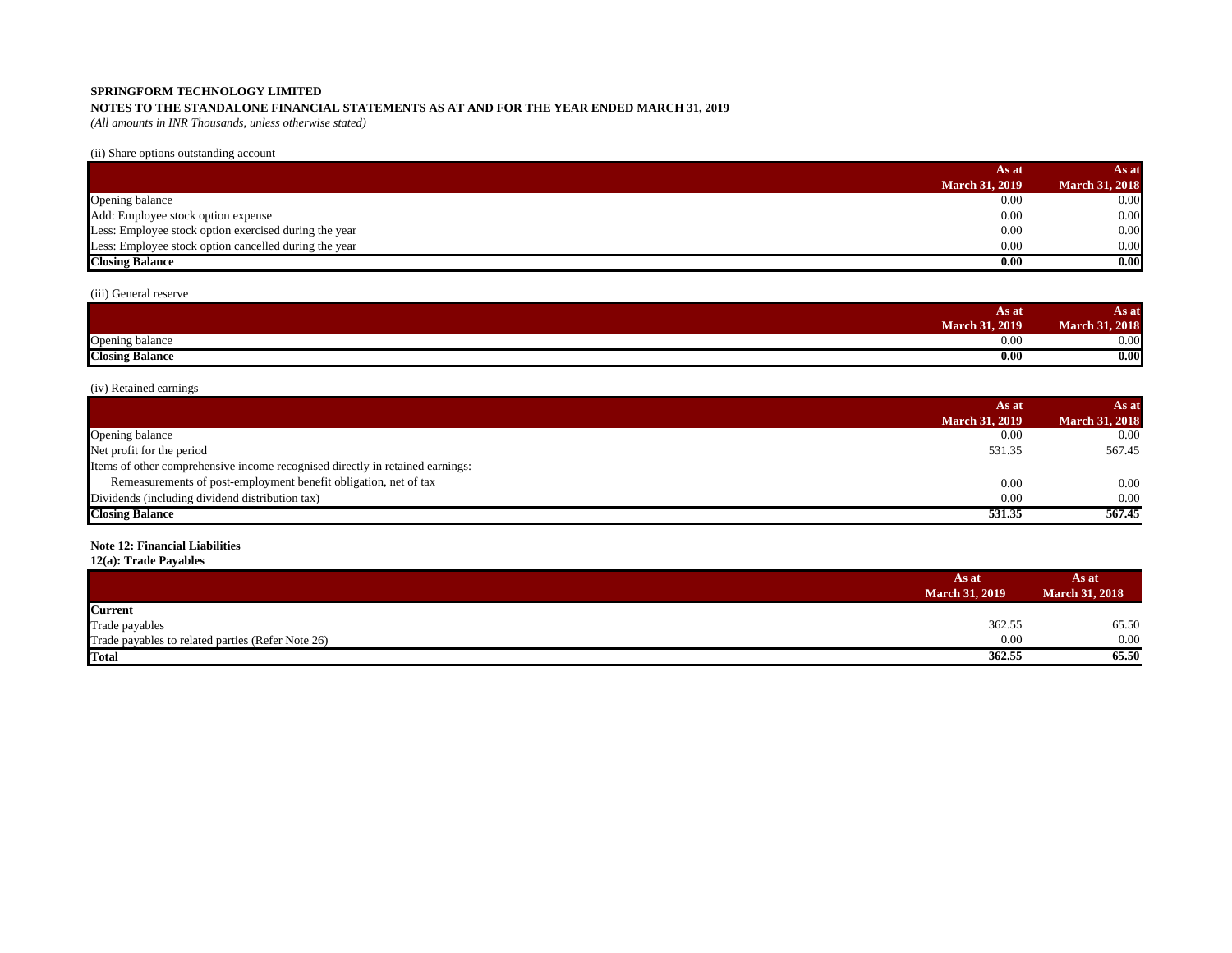**SPRINGFORM TECHNOLOGY LIMITED**

**NOTES TO THE STANDALONE FINANCIAL STATEMENTS AS AT AND FOR THE YEAR ENDED MARCH 31, 2019**

*(All amounts in INR Thousands, unless otherwise stated)*

(ii) Share options outstanding account

| | As at March 31, 2019 | As at March 31, 2018 |
|---|---|---|
| Opening balance | 0.00 | 0.00 |
| Add: Employee stock option expense | 0.00 | 0.00 |
| Less: Employee stock option exercised during the year | 0.00 | 0.00 |
| Less: Employee stock option cancelled during the year | 0.00 | 0.00 |
| **Closing Balance** | **0.00** | **0.00** |

(iii) General reserve

| | As at March 31, 2019 | As at March 31, 2018 |
|---|---|---|
| Opening balance | 0.00 | 0.00 |
| **Closing Balance** | **0.00** | **0.00** |

(iv) Retained earnings

| | As at March 31, 2019 | As at March 31, 2018 |
|---|---|---|
| Opening balance | 0.00 | 0.00 |
| Net profit for the period | 531.35 | 567.45 |
| Items of other comprehensive income recognised directly in retained earnings: | | |
| Remeasurements of post-employment benefit obligation, net of tax | 0.00 | 0.00 |
| Dividends (including dividend distribution tax) | 0.00 | 0.00 |
| **Closing Balance** | **531.35** | **567.45** |

**Note 12: Financial Liabilities**

**12(a): Trade Payables**

| | As at March 31, 2019 | As at March 31, 2018 |
|---|---|---|
| **Current** | | |
| Trade payables | 362.55 | 65.50 |
| Trade payables to related parties (Refer Note 26) | 0.00 | 0.00 |
| **Total** | **362.55** | **65.50** |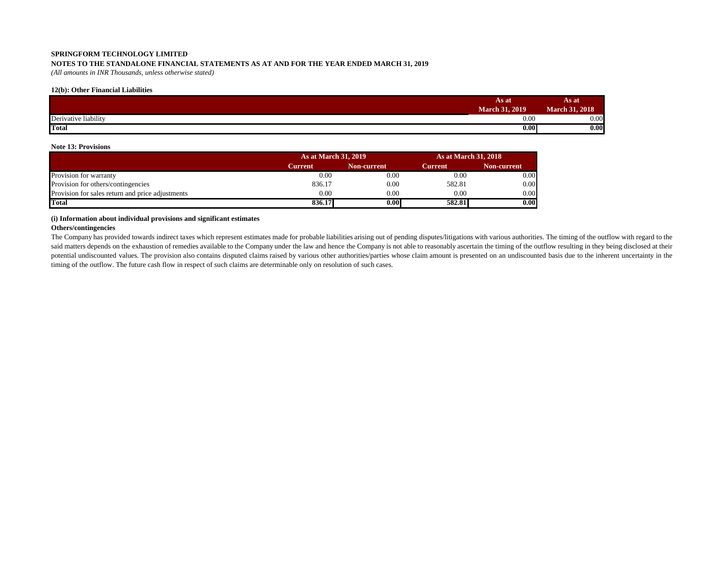**SPRINGFORM TECHNOLOGY LIMITED**

**NOTES TO THE STANDALONE FINANCIAL STATEMENTS AS AT AND FOR THE YEAR ENDED MARCH 31, 2019**

*(All amounts in INR Thousands, unless otherwise stated)*

**12(b): Other Financial Liabilities**

| | As at March 31, 2019 | As at March 31, 2018 |
|---|---|---|
| Derivative liability | 0.00 | 0.00 |
| **Total** | **0.00** | **0.00** |

**Note 13: Provisions**

| | As at March 31, 2019 | | As at March 31, 2018 | |
|---|---|---|---|---|
| | Current | Non-current | Current | Non-current |
| Provision for warranty | 0.00 | 0.00 | 0.00 | 0.00 |
| Provision for others/contingencies | 836.17 | 0.00 | 582.81 | 0.00 |
| Provision for sales return and price adjustments | 0.00 | 0.00 | 0.00 | 0.00 |
| **Total** | **836.17** | **0.00** | **582.81** | **0.00** |

**(i) Information about individual provisions and significant estimates**

**Others/contingencies**

The Company has provided towards indirect taxes which represent estimates made for probable liabilities arising out of pending disputes/litigations with various authorities. The timing of the outflow with regard to the said matters depends on the exhaustion of remedies available to the Company under the law and hence the Company is not able to reasonably ascertain the timing of the outflow resulting in they being disclosed at their potential undiscounted values. The provision also contains disputed claims raised by various other authorities/parties whose claim amount is presented on an undiscounted basis due to the inherent uncertainty in the timing of the outflow. The future cash flow in respect of such claims are determinable only on resolution of such cases.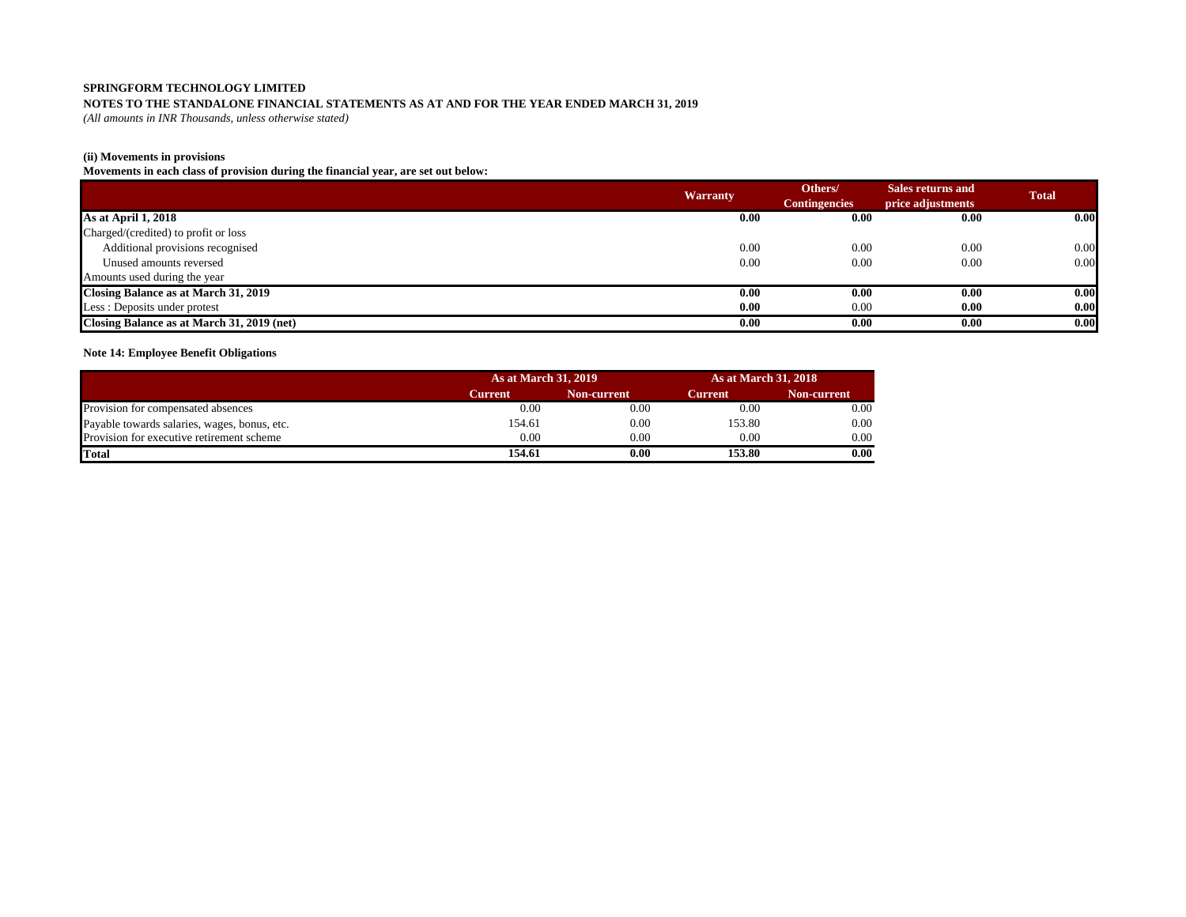**SPRINGFORM TECHNOLOGY LIMITED**

**NOTES TO THE STANDALONE FINANCIAL STATEMENTS AS AT AND FOR THE YEAR ENDED MARCH 31, 2019**

*(All amounts in INR Thousands, unless otherwise stated)*

**(ii) Movements in provisions**

**Movements in each class of provision during the financial year, are set out below:**

| | Warranty | Others/ Contingencies | Sales returns and price adjustments | Total |
|---|---|---|---|---|
| **As at April 1, 2018** | **0.00** | **0.00** | **0.00** | **0.00** |
| Charged/(credited) to profit or loss | | | | |
| Additional provisions recognised | 0.00 | 0.00 | 0.00 | 0.00 |
| Unused amounts reversed | 0.00 | 0.00 | 0.00 | 0.00 |
| Amounts used during the year | | | | |
| **Closing Balance as at March 31, 2019** | **0.00** | **0.00** | **0.00** | **0.00** |
| Less : Deposits under protest | **0.00** | 0.00 | **0.00** | **0.00** |
| **Closing Balance as at March 31, 2019 (net)** | **0.00** | **0.00** | **0.00** | **0.00** |

**Note 14: Employee Benefit Obligations**

| | As at March 31, 2019 | | As at March 31, 2018 | |
|---|---|---|---|---|
| | Current | Non-current | Current | Non-current |
| Provision for compensated absences | 0.00 | 0.00 | 0.00 | 0.00 |
| Payable towards salaries, wages, bonus, etc. | 154.61 | 0.00 | 153.80 | 0.00 |
| Provision for executive retirement scheme | 0.00 | 0.00 | 0.00 | 0.00 |
| **Total** | **154.61** | **0.00** | **153.80** | **0.00** |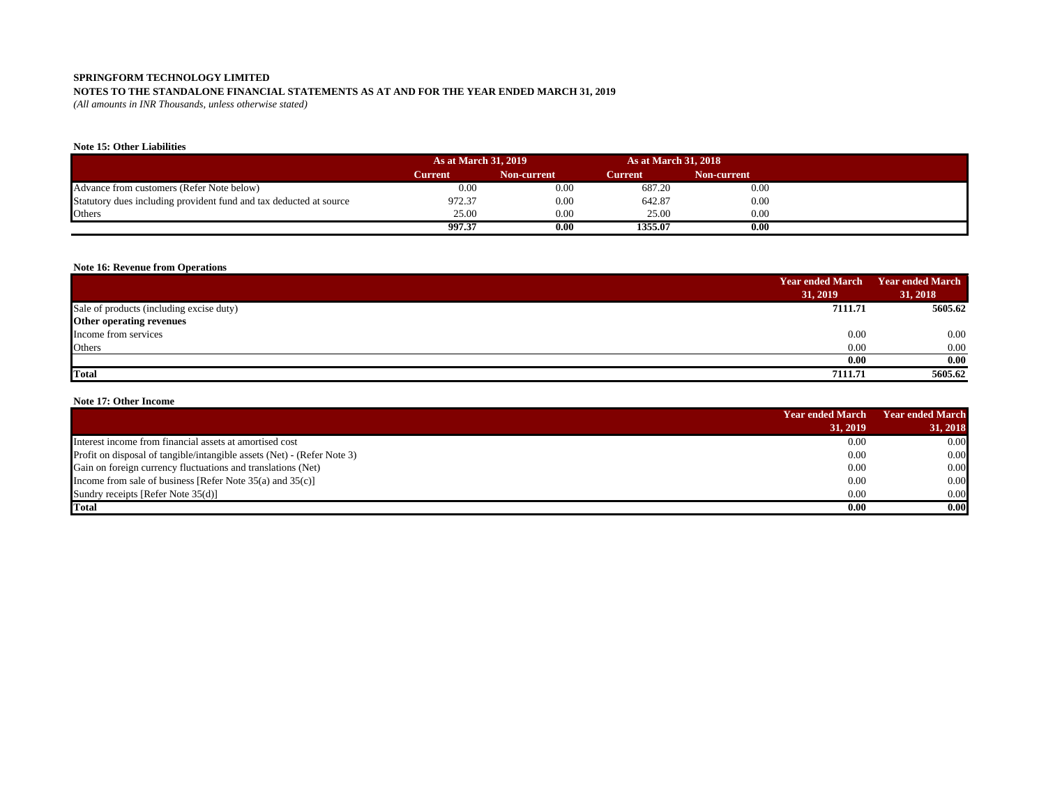**SPRINGFORM TECHNOLOGY LIMITED**

**NOTES TO THE STANDALONE FINANCIAL STATEMENTS AS AT AND FOR THE YEAR ENDED MARCH 31, 2019**

*(All amounts in INR Thousands, unless otherwise stated)*

**Note 15: Other Liabilities**

| | As at March 31, 2019 | | As at March 31, 2018 | |
|---|---|---|---|---|
| | Current | Non-current | Current | Non-current |
| Advance from customers (Refer Note below) | 0.00 | 0.00 | 687.20 | 0.00 |
| Statutory dues including provident fund and tax deducted at source | 972.37 | 0.00 | 642.87 | 0.00 |
| Others | 25.00 | 0.00 | 25.00 | 0.00 |
| | **997.37** | **0.00** | **1355.07** | **0.00** |

**Note 16: Revenue from Operations**

| | Year ended March 31, 2019 | Year ended March 31, 2018 |
|---|---|---|
| Sale of products (including excise duty) | **7111.71** | **5605.62** |
| **Other operating revenues** | | |
| Income from services | 0.00 | 0.00 |
| Others | 0.00 | 0.00 |
| | **0.00** | **0.00** |
| **Total** | **7111.71** | **5605.62** |

**Note 17: Other Income**

| | Year ended March 31, 2019 | Year ended March 31, 2018 |
|---|---|---|
| Interest income from financial assets at amortised cost | 0.00 | 0.00 |
| Profit on disposal of tangible/intangible assets (Net) - (Refer Note 3) | 0.00 | 0.00 |
| Gain on foreign currency fluctuations and translations (Net) | 0.00 | 0.00 |
| Income from sale of business [Refer Note 35(a) and 35(c)] | 0.00 | 0.00 |
| Sundry receipts [Refer Note 35(d)] | 0.00 | 0.00 |
| **Total** | **0.00** | **0.00** |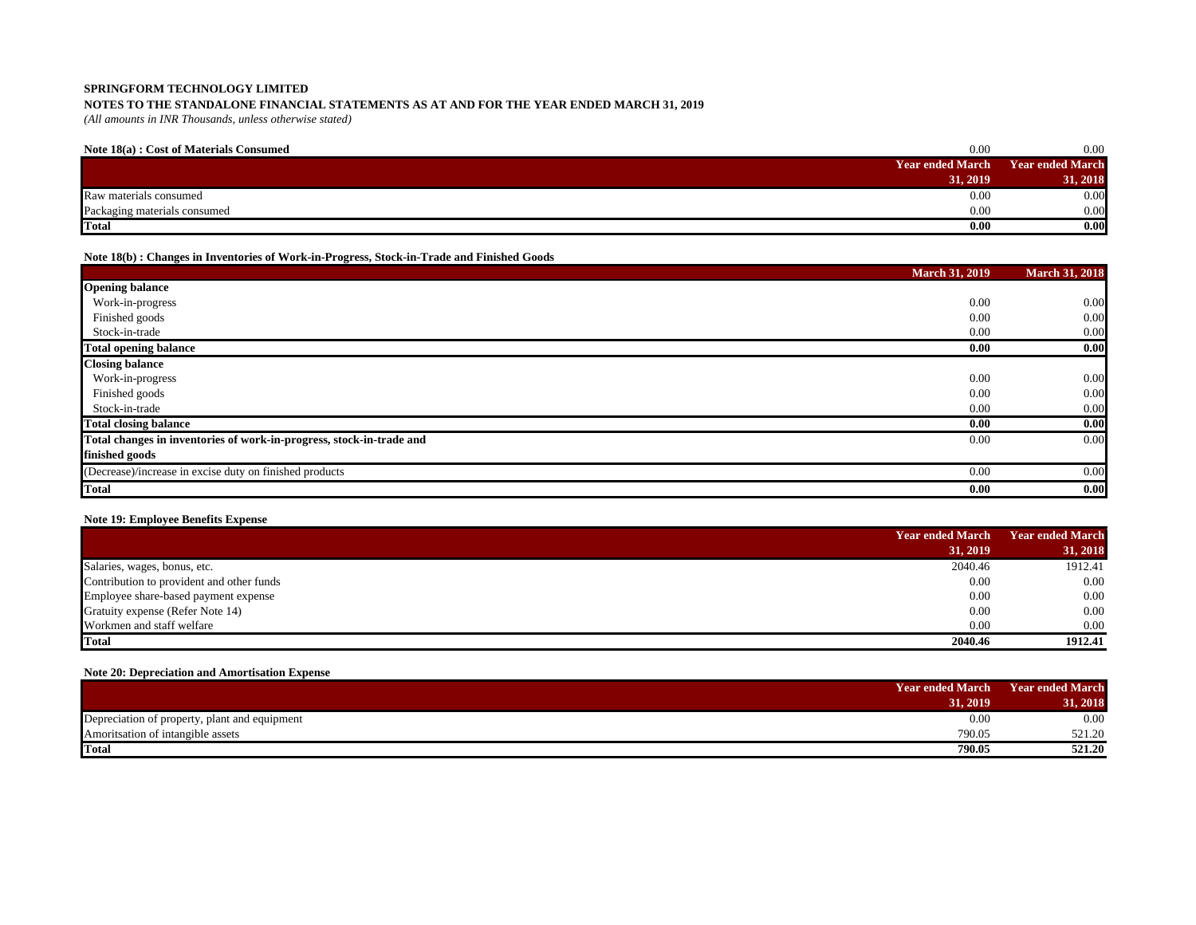**SPRINGFORM TECHNOLOGY LIMITED**

**NOTES TO THE STANDALONE FINANCIAL STATEMENTS AS AT AND FOR THE YEAR ENDED MARCH 31, 2019**

*(All amounts in INR Thousands, unless otherwise stated)*

**Note 18(a) : Cost of Materials Consumed**

| | Year ended March 31, 2019 | Year ended March 31, 2018 |
|---|---|---|
| Raw materials consumed | 0.00 | 0.00 |
| Packaging materials consumed | 0.00 | 0.00 |
| **Total** | **0.00** | **0.00** |

**Note 18(b) : Changes in Inventories of Work-in-Progress, Stock-in-Trade and Finished Goods**

| | March 31, 2019 | March 31, 2018 |
|---|---|---|
| **Opening balance** | | |
| Work-in-progress | 0.00 | 0.00 |
| Finished goods | 0.00 | 0.00 |
| Stock-in-trade | 0.00 | 0.00 |
| **Total opening balance** | **0.00** | **0.00** |
| **Closing balance** | | |
| Work-in-progress | 0.00 | 0.00 |
| Finished goods | 0.00 | 0.00 |
| Stock-in-trade | 0.00 | 0.00 |
| **Total closing balance** | **0.00** | **0.00** |
| **Total changes in inventories of work-in-progress, stock-in-trade and finished goods** | 0.00 | 0.00 |
| (Decrease)/increase in excise duty on finished products | 0.00 | 0.00 |
| **Total** | **0.00** | **0.00** |

**Note 19: Employee Benefits Expense**

| | Year ended March 31, 2019 | Year ended March 31, 2018 |
|---|---|---|
| Salaries, wages, bonus, etc. | 2040.46 | 1912.41 |
| Contribution to provident and other funds | 0.00 | 0.00 |
| Employee share-based payment expense | 0.00 | 0.00 |
| Gratuity expense (Refer Note 14) | 0.00 | 0.00 |
| Workmen and staff welfare | 0.00 | 0.00 |
| **Total** | **2040.46** | **1912.41** |

**Note 20: Depreciation and Amortisation Expense**

| | Year ended March 31, 2019 | Year ended March 31, 2018 |
|---|---|---|
| Depreciation of property, plant and equipment | 0.00 | 0.00 |
| Amoritsation of intangible assets | 790.05 | 521.20 |
| **Total** | **790.05** | **521.20** |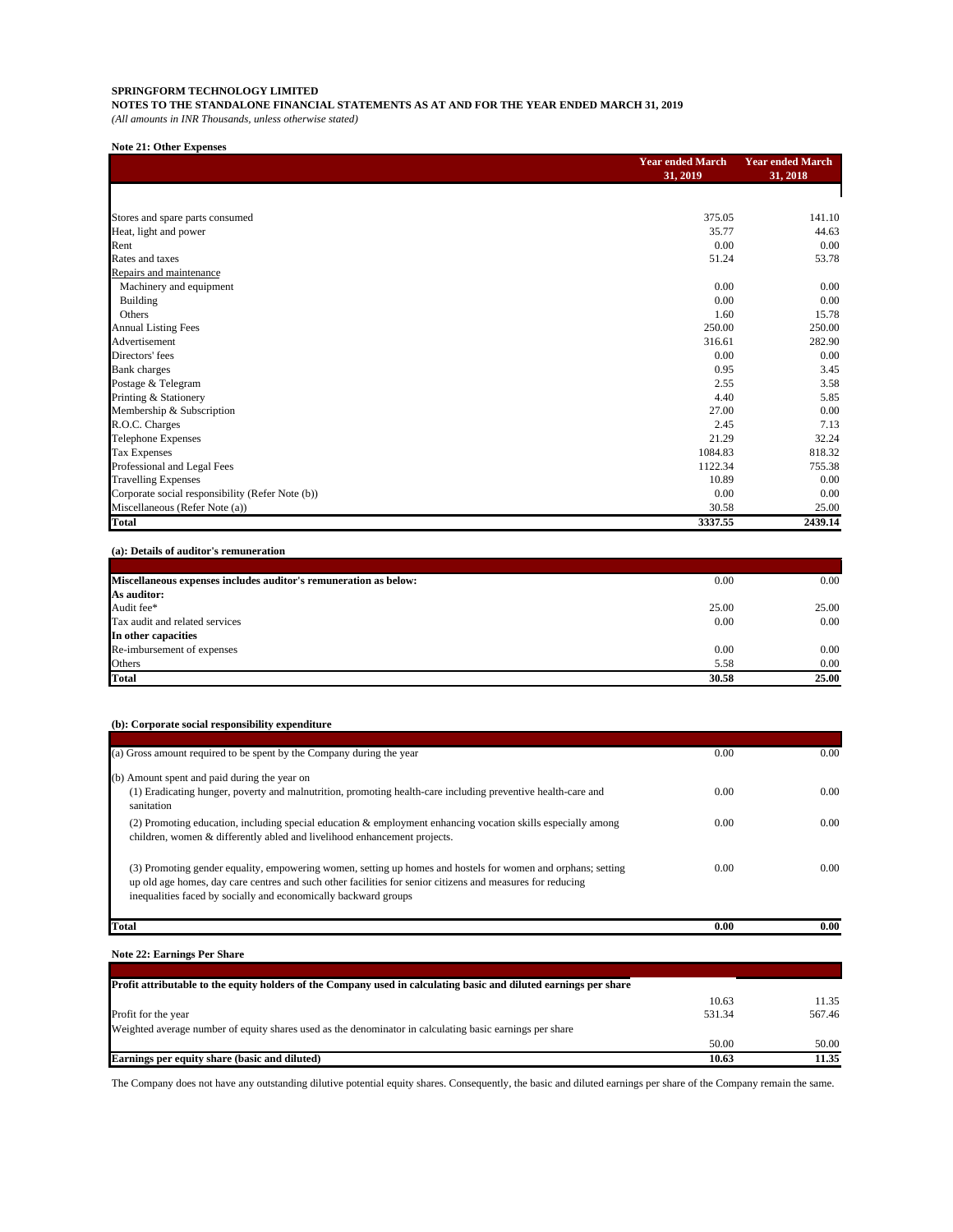**SPRINGFORM TECHNOLOGY LIMITED**

**NOTES TO THE STANDALONE FINANCIAL STATEMENTS AS AT AND FOR THE YEAR ENDED MARCH 31, 2019**

*(All amounts in INR Thousands, unless otherwise stated)*

**Note 21: Other Expenses**

| | Year ended March 31, 2019 | Year ended March 31, 2018 |
|---|---|---|
| Stores and spare parts consumed | 375.05 | 141.10 |
| Heat, light and power | 35.77 | 44.63 |
| Rent | 0.00 | 0.00 |
| Rates and taxes | 51.24 | 53.78 |
| Repairs and maintenance | | |
| Machinery and equipment | 0.00 | 0.00 |
| Building | 0.00 | 0.00 |
| Others | 1.60 | 15.78 |
| Annual Listing Fees | 250.00 | 250.00 |
| Advertisement | 316.61 | 282.90 |
| Directors' fees | 0.00 | 0.00 |
| Bank charges | 0.95 | 3.45 |
| Postage & Telegram | 2.55 | 3.58 |
| Printing & Stationery | 4.40 | 5.85 |
| Membership & Subscription | 27.00 | 0.00 |
| R.O.C. Charges | 2.45 | 7.13 |
| Telephone Expenses | 21.29 | 32.24 |
| Tax Expenses | 1084.83 | 818.32 |
| Professional and Legal Fees | 1122.34 | 755.38 |
| Travelling Expenses | 10.89 | 0.00 |
| Corporate social responsibility (Refer Note (b)) | 0.00 | 0.00 |
| Miscellaneous (Refer Note (a)) | 30.58 | 25.00 |
| **Total** | **3337.55** | **2439.14** |

**(a): Details of auditor's remuneration**

| | | |
|---|---|---|
| **Miscellaneous expenses includes auditor's remuneration as below:** | 0.00 | 0.00 |
| **As auditor:** | | |
| Audit fee* | 25.00 | 25.00 |
| Tax audit and related services | 0.00 | 0.00 |
| **In other capacities** | | |
| Re-imbursement of expenses | 0.00 | 0.00 |
| Others | 5.58 | 0.00 |
| **Total** | **30.58** | **25.00** |

**(b): Corporate social responsibility expenditure**

| | | |
|---|---|---|
| (a) Gross amount required to be spent by the Company during the year | 0.00 | 0.00 |
| (b) Amount spent and paid during the year on | | |
| (1) Eradicating hunger, poverty and malnutrition, promoting health-care including preventive health-care and sanitation | 0.00 | 0.00 |
| (2) Promoting education, including special education & employment enhancing vocation skills especially among children, women & differently abled and livelihood enhancement projects. | 0.00 | 0.00 |
| (3) Promoting gender equality, empowering women, setting up homes and hostels for women and orphans; setting up old age homes, day care centres and such other facilities for senior citizens and measures for reducing inequalities faced by socially and economically backward groups | 0.00 | 0.00 |
| **Total** | **0.00** | **0.00** |

**Note 22: Earnings Per Share**

| | | |
|---|---|---|
| **Profit attributable to the equity holders of the Company used in calculating basic and diluted earnings per share** | 10.63 | 11.35 |
| Profit for the year | 531.34 | 567.46 |
| Weighted average number of equity shares used as the denominator in calculating basic earnings per share | 50.00 | 50.00 |
| **Earnings per equity share (basic and diluted)** | **10.63** | **11.35** |

The Company does not have any outstanding dilutive potential equity shares. Consequently, the basic and diluted earnings per share of the Company remain the same.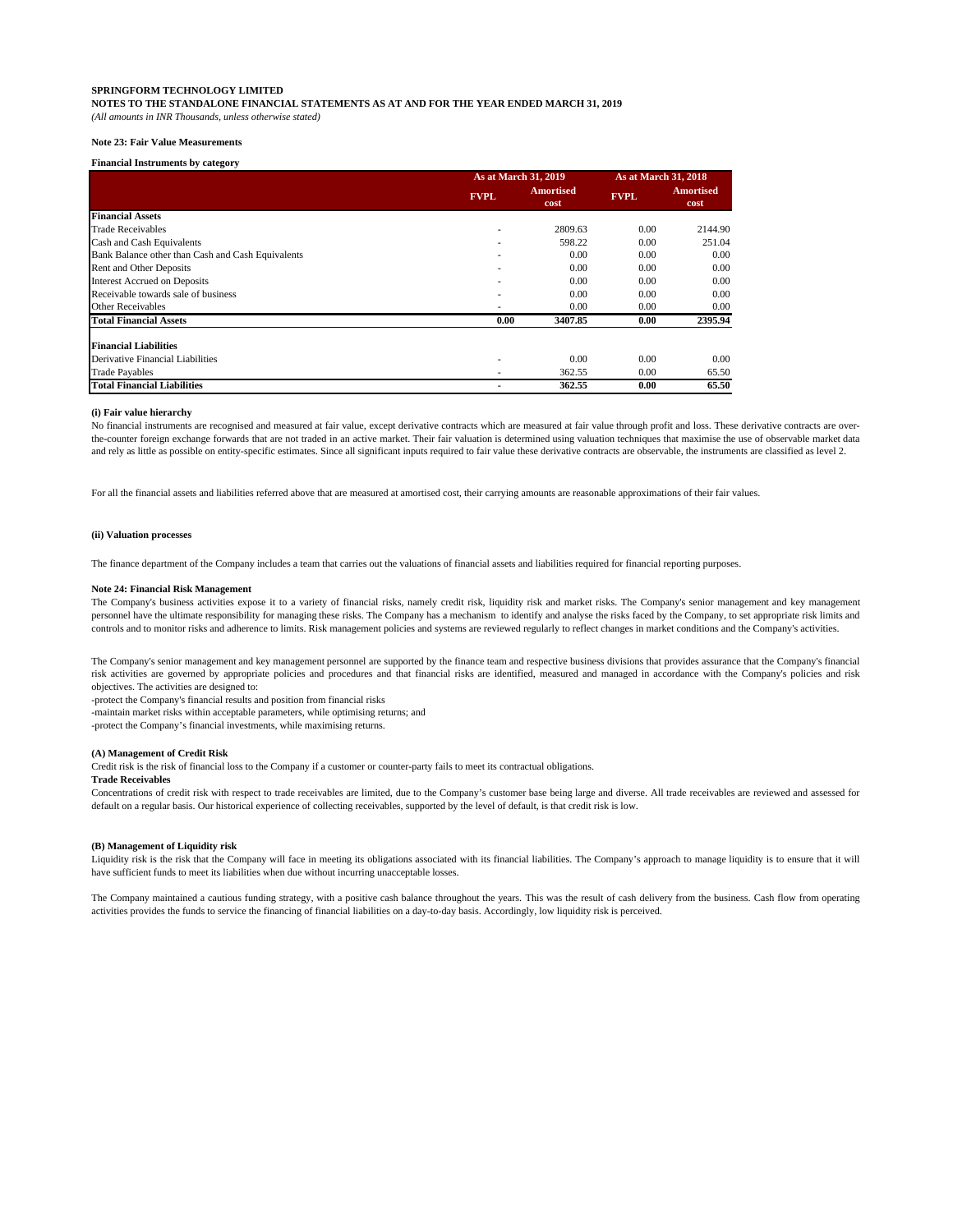**SPRINGFORM TECHNOLOGY LIMITED**

**NOTES TO THE STANDALONE FINANCIAL STATEMENTS AS AT AND FOR THE YEAR ENDED MARCH 31, 2019**

*(All amounts in INR Thousands, unless otherwise stated)*

**Note 23: Fair Value Measurements**

**Financial Instruments by category**

| | As at March 31, 2019 | | As at March 31, 2018 | |
|---|---|---|---|---|
| | FVPL | Amortised cost | FVPL | Amortised cost |
| **Financial Assets** | | | | |
| Trade Receivables | - | 2809.63 | 0.00 | 2144.90 |
| Cash and Cash Equivalents | - | 598.22 | 0.00 | 251.04 |
| Bank Balance other than Cash and Cash Equivalents | - | 0.00 | 0.00 | 0.00 |
| Rent and Other Deposits | - | 0.00 | 0.00 | 0.00 |
| Interest Accrued on Deposits | - | 0.00 | 0.00 | 0.00 |
| Receivable towards sale of business | - | 0.00 | 0.00 | 0.00 |
| Other Receivables | - | 0.00 | 0.00 | 0.00 |
| **Total Financial Assets** | **0.00** | **3407.85** | **0.00** | **2395.94** |
| **Financial Liabilities** | | | | |
| Derivative Financial Liabilities | - | 0.00 | 0.00 | 0.00 |
| Trade Payables | - | 362.55 | 0.00 | 65.50 |
| **Total Financial Liabilities** | **-** | **362.55** | **0.00** | **65.50** |

**(i) Fair value hierarchy**

No financial instruments are recognised and measured at fair value, except derivative contracts which are measured at fair value through profit and loss. These derivative contracts are over-the-counter foreign exchange forwards that are not traded in an active market. Their fair valuation is determined using valuation techniques that maximise the use of observable market data and rely as little as possible on entity-specific estimates. Since all significant inputs required to fair value these derivative contracts are observable, the instruments are classified as level 2.

For all the financial assets and liabilities referred above that are measured at amortised cost, their carrying amounts are reasonable approximations of their fair values.

**(ii) Valuation processes**

The finance department of the Company includes a team that carries out the valuations of financial assets and liabilities required for financial reporting purposes.

**Note 24: Financial Risk Management**

The Company's business activities expose it to a variety of financial risks, namely credit risk, liquidity risk and market risks. The Company's senior management and key management personnel have the ultimate responsibility for managing these risks. The Company has a mechanism to identify and analyse the risks faced by the Company, to set appropriate risk limits and controls and to monitor risks and adherence to limits. Risk management policies and systems are reviewed regularly to reflect changes in market conditions and the Company's activities.

The Company's senior management and key management personnel are supported by the finance team and respective business divisions that provides assurance that the Company's financial risk activities are governed by appropriate policies and procedures and that financial risks are identified, measured and managed in accordance with the Company's policies and risk objectives. The activities are designed to:

-protect the Company's financial results and position from financial risks

-maintain market risks within acceptable parameters, while optimising returns; and

-protect the Company's financial investments, while maximising returns.

**(A) Management of Credit Risk**

Credit risk is the risk of financial loss to the Company if a customer or counter-party fails to meet its contractual obligations.

**Trade Receivables**

Concentrations of credit risk with respect to trade receivables are limited, due to the Company's customer base being large and diverse. All trade receivables are reviewed and assessed for default on a regular basis. Our historical experience of collecting receivables, supported by the level of default, is that credit risk is low.

**(B) Management of Liquidity risk**

Liquidity risk is the risk that the Company will face in meeting its obligations associated with its financial liabilities. The Company's approach to manage liquidity is to ensure that it will have sufficient funds to meet its liabilities when due without incurring unacceptable losses.

The Company maintained a cautious funding strategy, with a positive cash balance throughout the years. This was the result of cash delivery from the business. Cash flow from operating activities provides the funds to service the financing of financial liabilities on a day-to-day basis. Accordingly, low liquidity risk is perceived.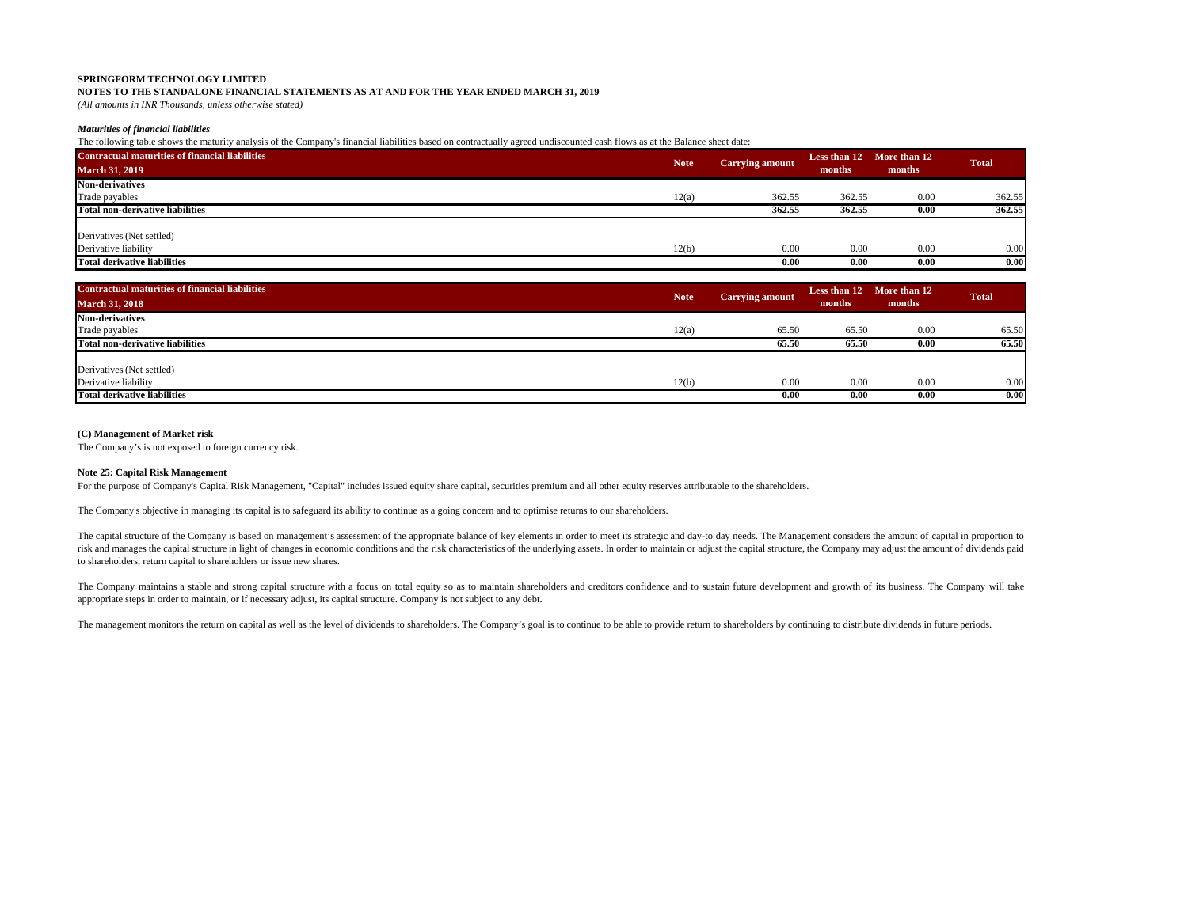**SPRINGFORM TECHNOLOGY LIMITED**

**NOTES TO THE STANDALONE FINANCIAL STATEMENTS AS AT AND FOR THE YEAR ENDED MARCH 31, 2019**

*(All amounts in INR Thousands, unless otherwise stated)*

***Maturities of financial liabilities***

The following table shows the maturity analysis of the Company's financial liabilities based on contractually agreed undiscounted cash flows as at the Balance sheet date:

| Contractual maturities of financial liabilities March 31, 2019 | Note | Carrying amount | Less than 12 months | More than 12 months | Total |
|---|---|---|---|---|---|
| **Non-derivatives** | | | | | |
| Trade payables | 12(a) | 362.55 | 362.55 | 0.00 | 362.55 |
| **Total non-derivative liabilities** | | **362.55** | **362.55** | **0.00** | **362.55** |
| Derivatives (Net settled) | | | | | |
| Derivative liability | 12(b) | 0.00 | 0.00 | 0.00 | 0.00 |
| **Total derivative liabilities** | | **0.00** | **0.00** | **0.00** | **0.00** |

| Contractual maturities of financial liabilities March 31, 2018 | Note | Carrying amount | Less than 12 months | More than 12 months | Total |
|---|---|---|---|---|---|
| **Non-derivatives** | | | | | |
| Trade payables | 12(a) | 65.50 | 65.50 | 0.00 | 65.50 |
| **Total non-derivative liabilities** | | **65.50** | **65.50** | **0.00** | **65.50** |
| Derivatives (Net settled) | | | | | |
| Derivative liability | 12(b) | 0.00 | 0.00 | 0.00 | 0.00 |
| **Total derivative liabilities** | | **0.00** | **0.00** | **0.00** | **0.00** |

**(C) Management of Market risk**

The Company's is not exposed to foreign currency risk.

**Note 25: Capital Risk Management**

For the purpose of Company's Capital Risk Management, "Capital" includes issued equity share capital, securities premium and all other equity reserves attributable to the shareholders.

The Company's objective in managing its capital is to safeguard its ability to continue as a going concern and to optimise returns to our shareholders.

The capital structure of the Company is based on management's assessment of the appropriate balance of key elements in order to meet its strategic and day-to day needs. The Management considers the amount of capital in proportion to risk and manages the capital structure in light of changes in economic conditions and the risk characteristics of the underlying assets. In order to maintain or adjust the capital structure, the Company may adjust the amount of dividends paid to shareholders, return capital to shareholders or issue new shares.

The Company maintains a stable and strong capital structure with a focus on total equity so as to maintain shareholders and creditors confidence and to sustain future development and growth of its business. The Company will take appropriate steps in order to maintain, or if necessary adjust, its capital structure. Company is not subject to any debt.

The management monitors the return on capital as well as the level of dividends to shareholders. The Company's goal is to continue to be able to provide return to shareholders by continuing to distribute dividends in future periods.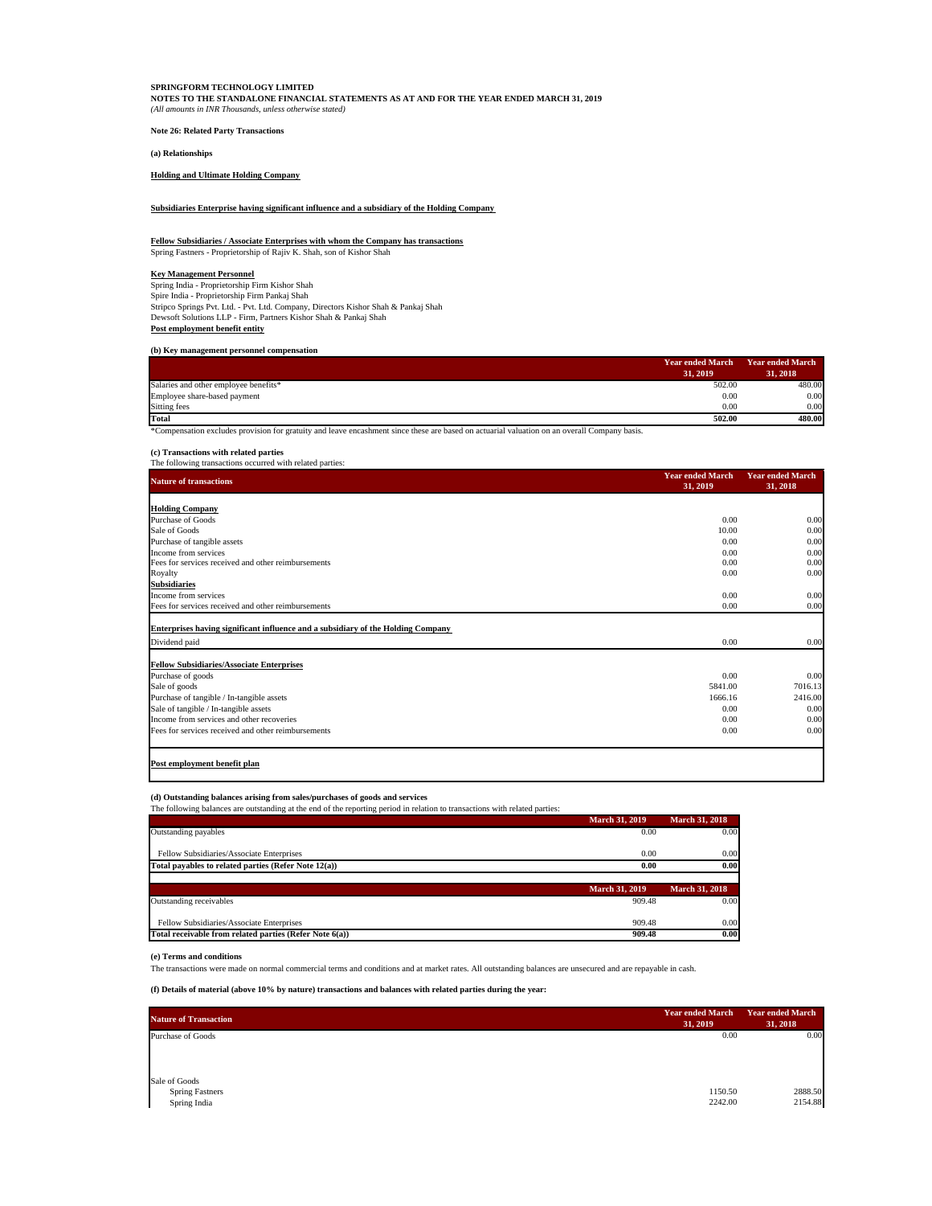**SPRINGFORM TECHNOLOGY LIMITED**
**NOTES TO THE STANDALONE FINANCIAL STATEMENTS AS AT AND FOR THE YEAR ENDED MARCH 31, 2019**
*(All amounts in INR Thousands, unless otherwise stated)*

**Note 26: Related Party Transactions**

**(a) Relationships**

**Holding and Ultimate Holding Company**

**Subsidiaries Enterprise having significant influence and a subsidiary of the Holding Company**

**Fellow Subsidiaries / Associate Enterprises with whom the Company has transactions**
Spring Fastners - Proprietorship of Rajiv K. Shah, son of Kishor Shah

**Key Management Personnel**
Spring India - Proprietorship Firm Kishor Shah
Spire India - Proprietorship Firm Pankaj Shah
Stripco Springs Pvt. Ltd. - Pvt. Ltd. Company, Directors Kishor Shah & Pankaj Shah
Dewsoft Solutions LLP - Firm, Partners Kishor Shah & Pankaj Shah
**Post employment benefit entity**

**(b) Key management personnel compensation**

| | Year ended March 31, 2019 | Year ended March 31, 2018 |
|---|---|---|
| Salaries and other employee benefits* | 502.00 | 480.00 |
| Employee share-based payment | 0.00 | 0.00 |
| Sitting fees | 0.00 | 0.00 |
| **Total** | **502.00** | **480.00** |

*Compensation excludes provision for gratuity and leave encashment since these are based on actuarial valuation on an overall Company basis.

**(c) Transactions with related parties**
The following transactions occurred with related parties:

| Nature of transactions | Year ended March 31, 2019 | Year ended March 31, 2018 |
|---|---|---|
| **Holding Company** | | |
| Purchase of Goods | 0.00 | 0.00 |
| Sale of Goods | 10.00 | 0.00 |
| Purchase of tangible assets | 0.00 | 0.00 |
| Income from services | 0.00 | 0.00 |
| Fees for services received and other reimbursements | 0.00 | 0.00 |
| Royalty | 0.00 | 0.00 |
| **Subsidiaries** | | |
| Income from services | 0.00 | 0.00 |
| Fees for services received and other reimbursements | 0.00 | 0.00 |
| **Enterprises having significant influence and a subsidiary of the Holding Company** | | |
| Dividend paid | 0.00 | 0.00 |
| **Fellow Subsidiaries/Associate Enterprises** | | |
| Purchase of goods | 0.00 | 0.00 |
| Sale of goods | 5841.00 | 7016.13 |
| Purchase of tangible / In-tangible assets | 1666.16 | 2416.00 |
| Sale of tangible / In-tangible assets | 0.00 | 0.00 |
| Income from services and other recoveries | 0.00 | 0.00 |
| Fees for services received and other reimbursements | 0.00 | 0.00 |
| **Post employment benefit plan** | | |

**(d) Outstanding balances arising from sales/purchases of goods and services**
The following balances are outstanding at the end of the reporting period in relation to transactions with related parties:

| | March 31, 2019 | March 31, 2018 |
|---|---|---|
| Outstanding payables | 0.00 | 0.00 |
| Fellow Subsidiaries/Associate Enterprises | 0.00 | 0.00 |
| **Total payables to related parties (Refer Note 12(a))** | **0.00** | **0.00** |

| | March 31, 2019 | March 31, 2018 |
|---|---|---|
| Outstanding receivables | 909.48 | 0.00 |
| Fellow Subsidiaries/Associate Enterprises | 909.48 | 0.00 |
| **Total receivable from related parties (Refer Note 6(a))** | **909.48** | **0.00** |

**(e) Terms and conditions**
The transactions were made on normal commercial terms and conditions and at market rates. All outstanding balances are unsecured and are repayable in cash.

**(f) Details of material (above 10% by nature) transactions and balances with related parties during the year:**

| Nature of Transaction | Year ended March 31, 2019 | Year ended March 31, 2018 |
|---|---|---|
| Purchase of Goods | 0.00 | 0.00 |
| Sale of Goods | | |
| Spring Fastners | 1150.50 | 2888.50 |
| Spring India | 2242.00 | 2154.88 |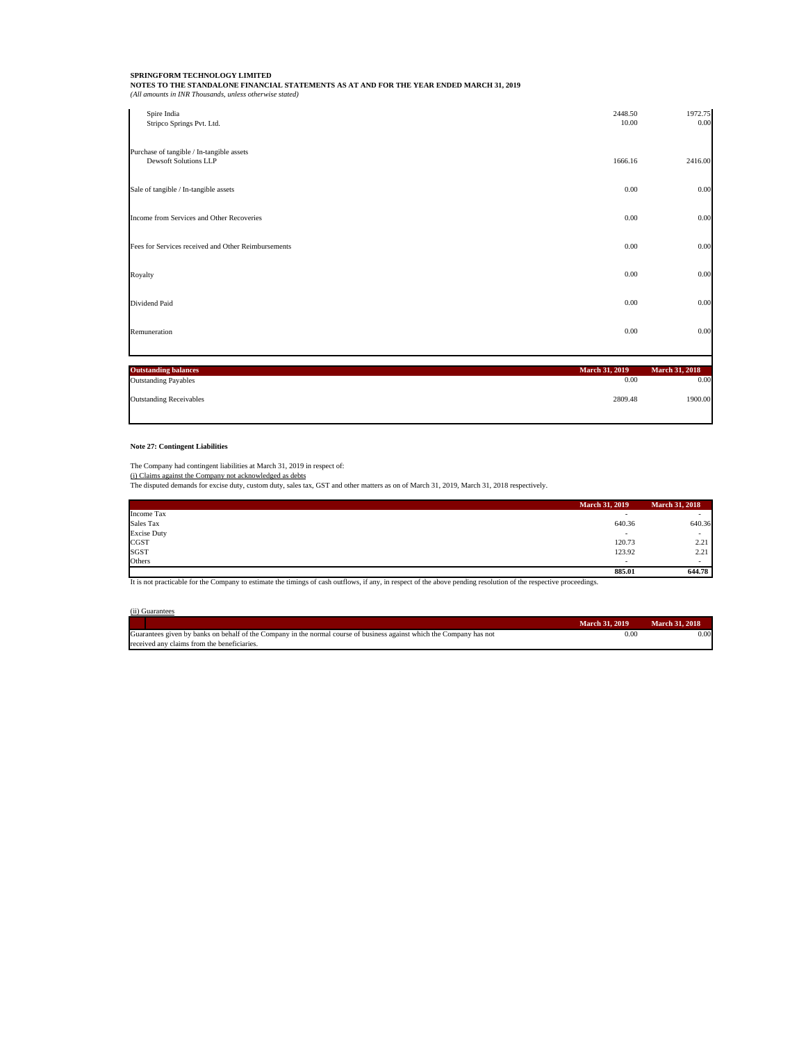**SPRINGFORM TECHNOLOGY LIMITED**
**NOTES TO THE STANDALONE FINANCIAL STATEMENTS AS AT AND FOR THE YEAR ENDED MARCH 31, 2019**
*(All amounts in INR Thousands, unless otherwise stated)*

| | | |
|---|---|---|
| Spire India | 2448.50 | 1972.75 |
| Stripco Springs Pvt. Ltd. | 10.00 | 0.00 |
| Purchase of tangible / In-tangible assets | | |
| Dewsoft Solutions LLP | 1666.16 | 2416.00 |
| Sale of tangible / In-tangible assets | 0.00 | 0.00 |
| Income from Services and Other Recoveries | 0.00 | 0.00 |
| Fees for Services received and Other Reimbursements | 0.00 | 0.00 |
| Royalty | 0.00 | 0.00 |
| Dividend Paid | 0.00 | 0.00 |
| Remuneration | 0.00 | 0.00 |

| Outstanding balances | March 31, 2019 | March 31, 2018 |
|---|---|---|
| Outstanding Payables | 0.00 | 0.00 |
| Outstanding Receivables | 2809.48 | 1900.00 |

**Note 27: Contingent Liabilities**

The Company had contingent liabilities at March 31, 2019 in respect of:

(i) Claims against the Company not acknowledged as debts

The disputed demands for excise duty, custom duty, sales tax, GST and other matters as on of March 31, 2019, March 31, 2018 respectively.

| | March 31, 2019 | March 31, 2018 |
|---|---|---|
| Income Tax | - | - |
| Sales Tax | 640.36 | 640.36 |
| Excise Duty | - | - |
| CGST | 120.73 | 2.21 |
| SGST | 123.92 | 2.21 |
| Others | - | - |
| | **885.01** | **644.78** |

It is not practicable for the Company to estimate the timings of cash outflows, if any, in respect of the above pending resolution of the respective proceedings.

(ii) Guarantees

| | March 31, 2019 | March 31, 2018 |
|---|---|---|
| Guarantees given by banks on behalf of the Company in the normal course of business against which the Company has not received any claims from the beneficiaries. | 0.00 | 0.00 |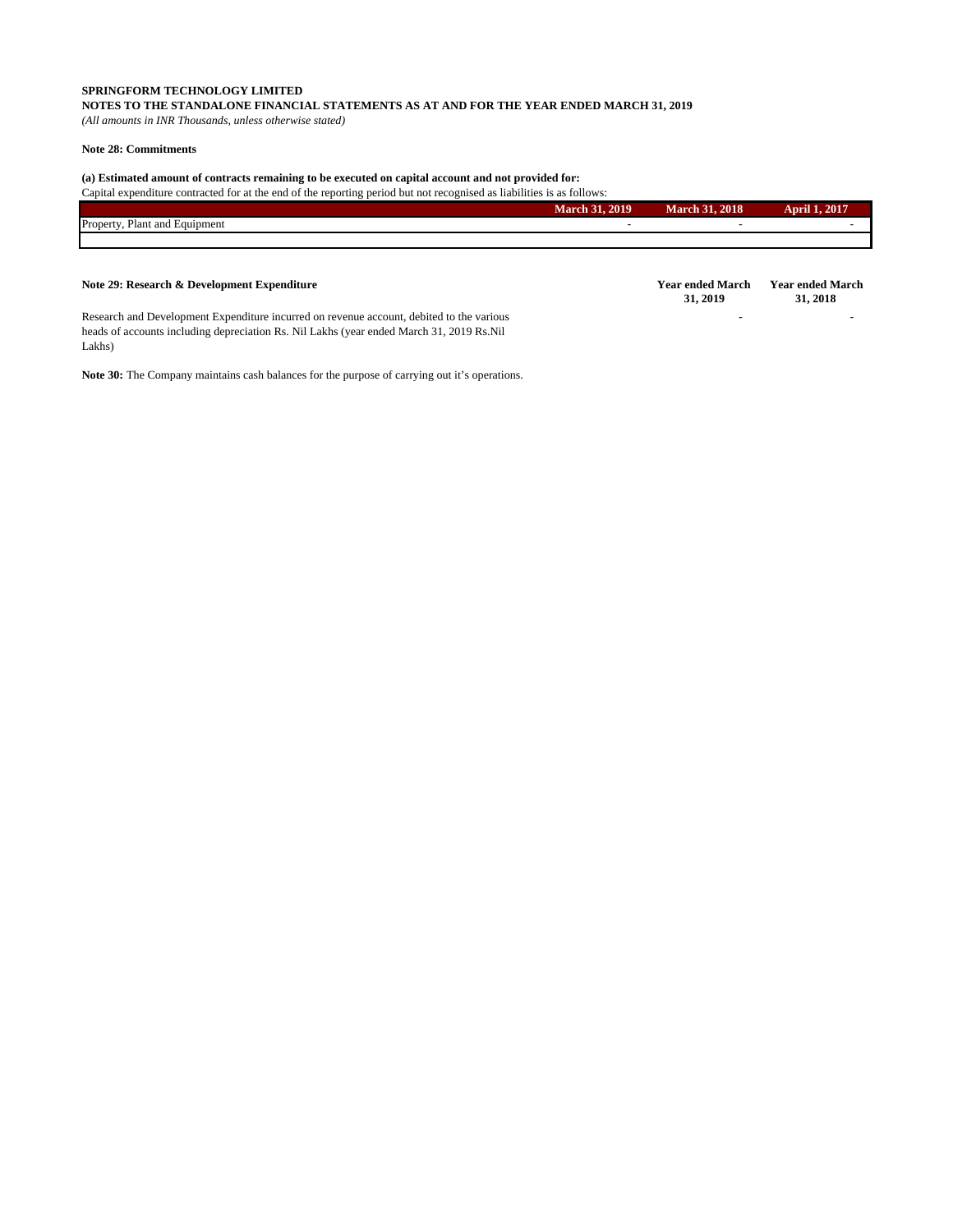**SPRINGFORM TECHNOLOGY LIMITED**

**NOTES TO THE STANDALONE FINANCIAL STATEMENTS AS AT AND FOR THE YEAR ENDED MARCH 31, 2019**

*(All amounts in INR Thousands, unless otherwise stated)*

**Note 28: Commitments**

**(a) Estimated amount of contracts remaining to be executed on capital account and not provided for:**

Capital expenditure contracted for at the end of the reporting period but not recognised as liabilities is as follows:

| | March 31, 2019 | March 31, 2018 | April 1, 2017 |
|---|---|---|---|
| Property, Plant and Equipment | - | - | - |
| | | | |

**Note 29: Research & Development Expenditure**

| | Year ended March 31, 2019 | Year ended March 31, 2018 |
|---|---|---|
| Research and Development Expenditure incurred on revenue account, debited to the various heads of accounts including depreciation Rs. Nil Lakhs (year ended March 31, 2019 Rs.Nil Lakhs) | - | - |

**Note 30:** The Company maintains cash balances for the purpose of carrying out it's operations.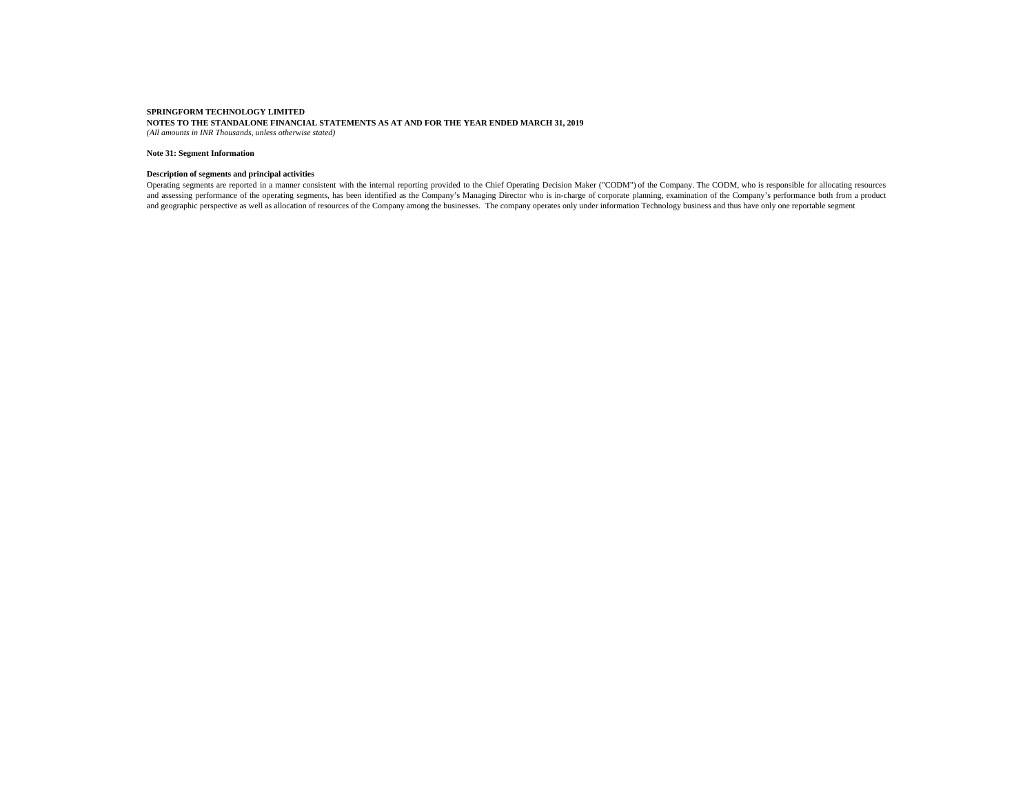**SPRINGFORM TECHNOLOGY LIMITED**
**NOTES TO THE STANDALONE FINANCIAL STATEMENTS AS AT AND FOR THE YEAR ENDED MARCH 31, 2019**
*(All amounts in INR Thousands, unless otherwise stated)*

**Note 31: Segment Information**

**Description of segments and principal activities**

Operating segments are reported in a manner consistent with the internal reporting provided to the Chief Operating Decision Maker ("CODM") of the Company. The CODM, who is responsible for allocating resources and assessing performance of the operating segments, has been identified as the Company's Managing Director who is in-charge of corporate planning, examination of the Company's performance both from a product and geographic perspective as well as allocation of resources of the Company among the businesses. The company operates only under information Technology business and thus have only one reportable segment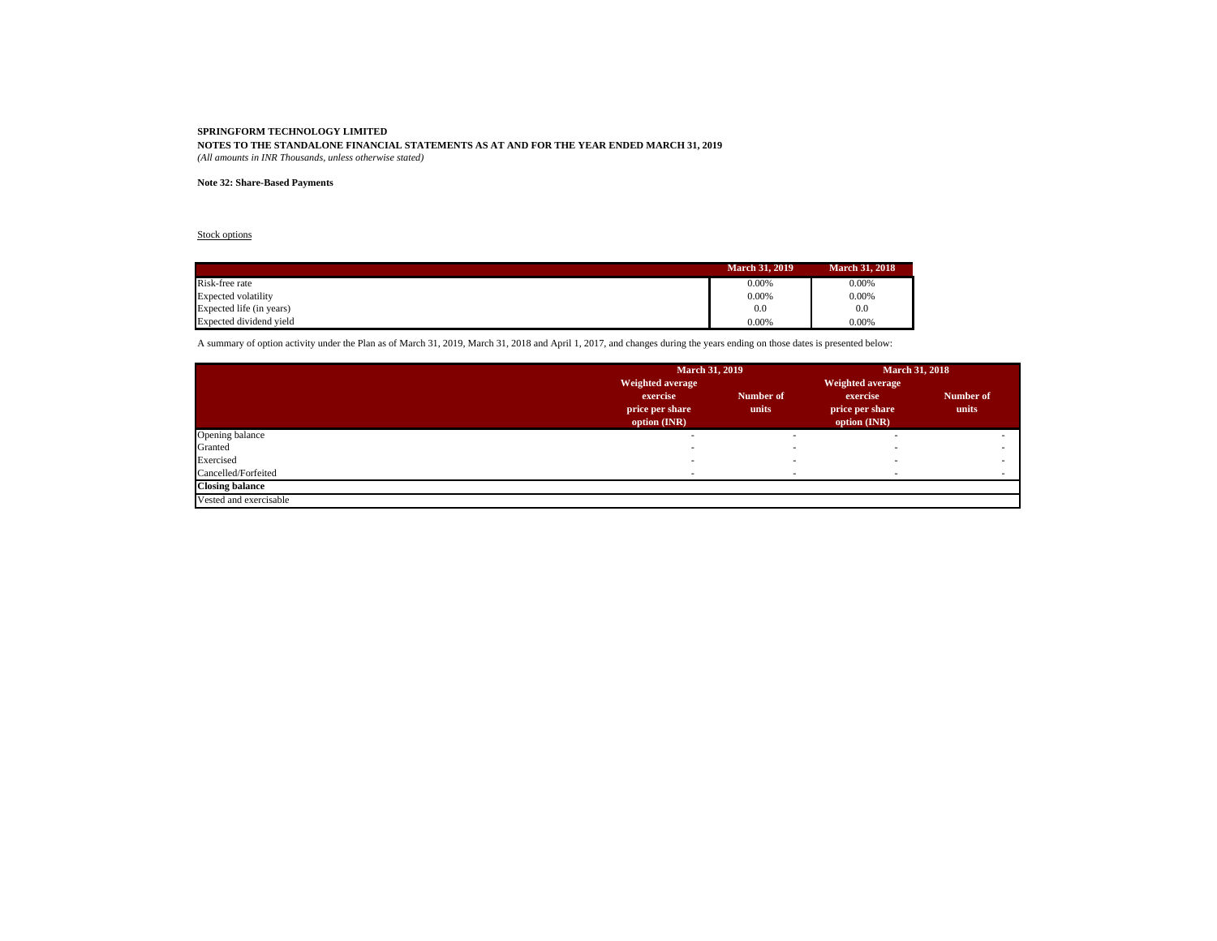**SPRINGFORM TECHNOLOGY LIMITED**
**NOTES TO THE STANDALONE FINANCIAL STATEMENTS AS AT AND FOR THE YEAR ENDED MARCH 31, 2019**
*(All amounts in INR Thousands, unless otherwise stated)*

**Note 32: Share-Based Payments**

Stock options

| | March 31, 2019 | March 31, 2018 |
|---|---|---|
| Risk-free rate | 0.00% | 0.00% |
| Expected volatility | 0.00% | 0.00% |
| Expected life (in years) | 0.0 | 0.0 |
| Expected dividend yield | 0.00% | 0.00% |

A summary of option activity under the Plan as of March 31, 2019, March 31, 2018 and April 1, 2017, and changes during the years ending on those dates is presented below:

| | March 31, 2019 | | March 31, 2018 | |
|---|---|---|---|---|
| | Weighted average exercise price per share option (INR) | Number of units | Weighted average exercise price per share option (INR) | Number of units |
| Opening balance | - | - | - | - |
| Granted | - | - | - | - |
| Exercised | - | - | - | - |
| Cancelled/Forfeited | - | - | - | - |
| **Closing balance** | | | | |
| Vested and exercisable | | | | |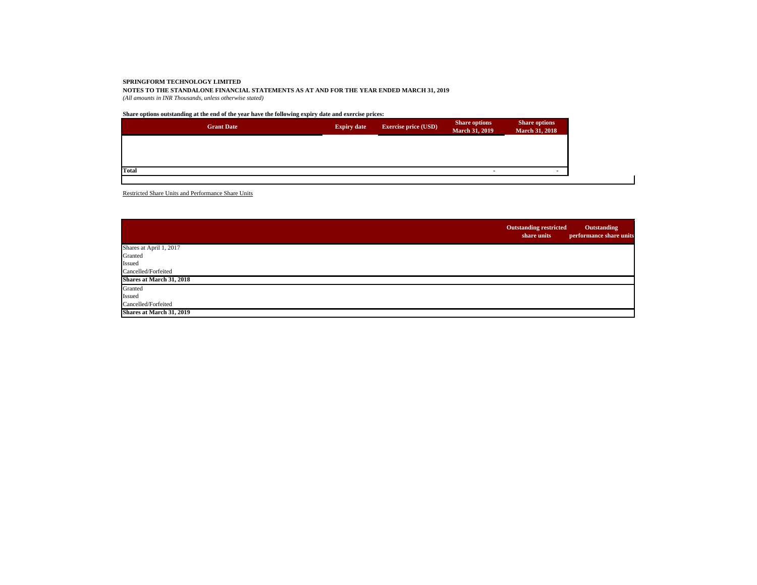**SPRINGFORM TECHNOLOGY LIMITED**

**NOTES TO THE STANDALONE FINANCIAL STATEMENTS AS AT AND FOR THE YEAR ENDED MARCH 31, 2019**

*(All amounts in INR Thousands, unless otherwise stated)*

**Share options outstanding at the end of the year have the following expiry date and exercise prices:**

| Grant Date | Expiry date | Exercise price (USD) | Share options March 31, 2019 | Share options March 31, 2018 |
|---|---|---|---|---|
| | | | | |
| **Total** | | | - | - |

Restricted Share Units and Performance Share Units

| | Outstanding restricted share units | Outstanding performance share units |
|---|---|---|
| Shares at April 1, 2017 | | |
| Granted | | |
| Issued | | |
| Cancelled/Forfeited | | |
| **Shares at March 31, 2018** | | |
| Granted | | |
| Issued | | |
| Cancelled/Forfeited | | |
| **Shares at March 31, 2019** | | |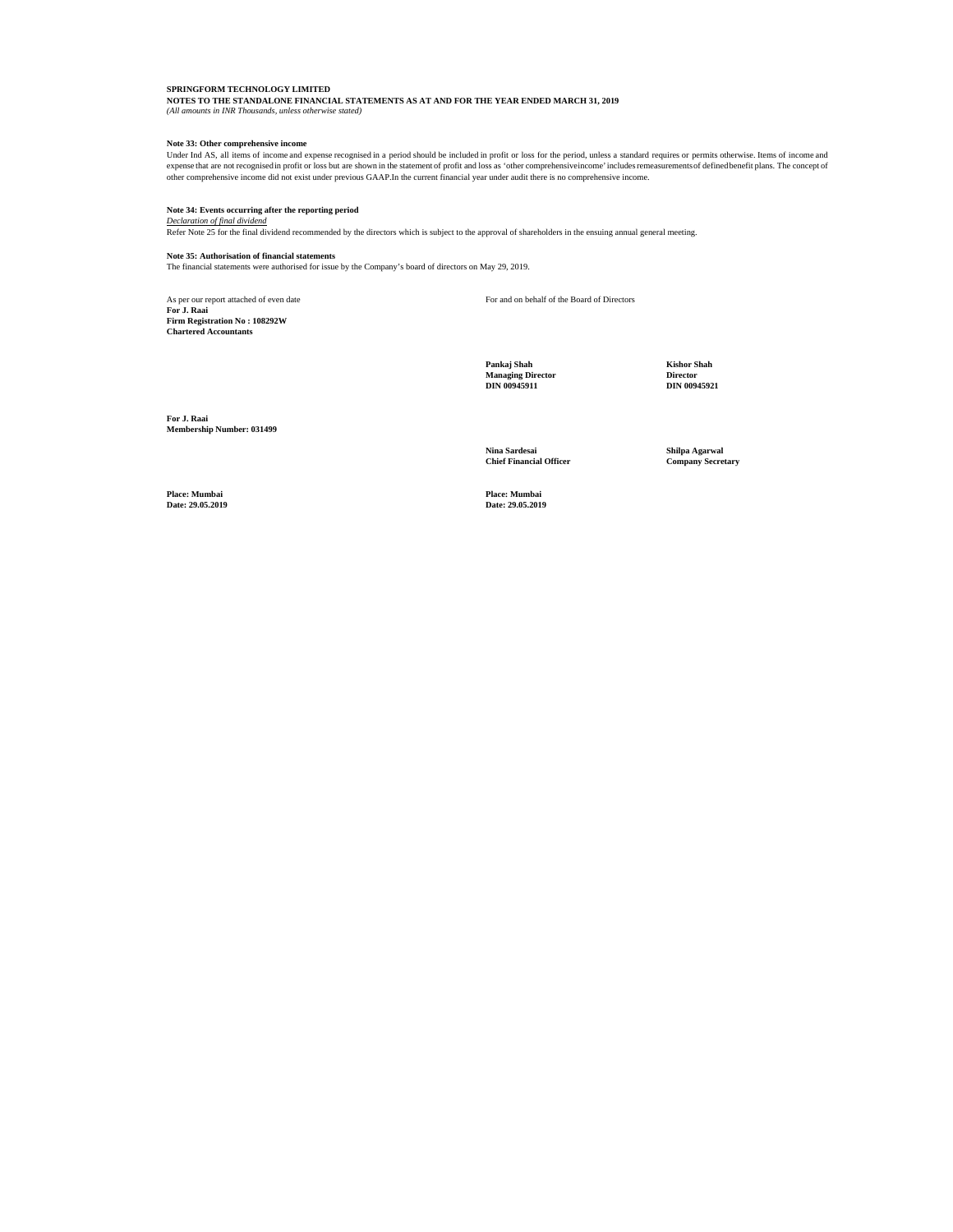**SPRINGFORM TECHNOLOGY LIMITED**
**NOTES TO THE STANDALONE FINANCIAL STATEMENTS AS AT AND FOR THE YEAR ENDED MARCH 31, 2019**
*(All amounts in INR Thousands, unless otherwise stated)*

**Note 33: Other comprehensive income**

Under Ind AS, all items of income and expense recognised in a period should be included in profit or loss for the period, unless a standard requires or permits otherwise. Items of income and expense that are not recognised in profit or loss but are shown in the statement of profit and loss as 'other comprehensiveincome' includes remeasurements of defined benefit plans. The concept of other comprehensive income did not exist under previous GAAP.In the current financial year under audit there is no comprehensive income.

**Note 34: Events occurring after the reporting period**

*Declaration of final dividend*

Refer Note 25 for the final dividend recommended by the directors which is subject to the approval of shareholders in the ensuing annual general meeting.

**Note 35: Authorisation of financial statements**

The financial statements were authorised for issue by the Company's board of directors on May 29, 2019.

As per our report attached of even date
**For J. Raai**
**Firm Registration No : 108292W**
**Chartered Accountants**

For and on behalf of the Board of Directors

**Pankaj Shah**
**Managing Director**
**DIN 00945911**

**Kishor Shah**
**Director**
**DIN 00945921**

**For J. Raai**
**Membership Number: 031499**

**Nina Sardesai**
**Chief Financial Officer**

**Shilpa Agarwal**
**Company Secretary**

**Place: Mumbai**
**Date: 29.05.2019**

**Place: Mumbai**
**Date: 29.05.2019**